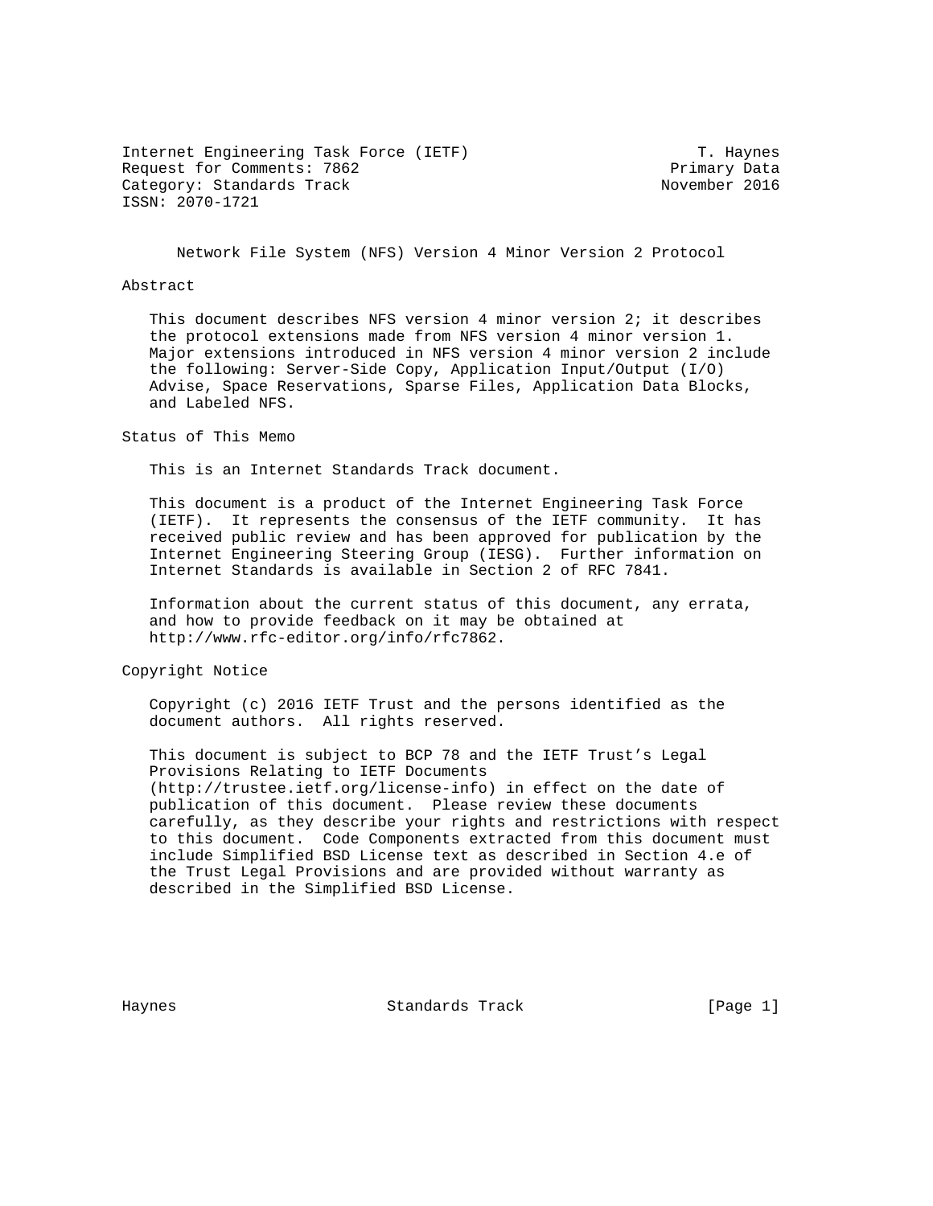Internet Engineering Task Force (IETF) T. Haynes
Request for Comments: 7862 Primary Data
Category: Standards Track November 2016
ISSN: 2070-1721

# Network File System (NFS) Version 4 Minor Version 2 Protocol

## Abstract

This document describes NFS version 4 minor version 2; it describes the protocol extensions made from NFS version 4 minor version 1. Major extensions introduced in NFS version 4 minor version 2 include the following: Server-Side Copy, Application Input/Output (I/O) Advise, Space Reservations, Sparse Files, Application Data Blocks, and Labeled NFS.

## Status of This Memo

This is an Internet Standards Track document.

This document is a product of the Internet Engineering Task Force (IETF). It represents the consensus of the IETF community. It has received public review and has been approved for publication by the Internet Engineering Steering Group (IESG). Further information on Internet Standards is available in Section 2 of RFC 7841.

Information about the current status of this document, any errata, and how to provide feedback on it may be obtained at http://www.rfc-editor.org/info/rfc7862.

## Copyright Notice

Copyright (c) 2016 IETF Trust and the persons identified as the document authors. All rights reserved.

This document is subject to BCP 78 and the IETF Trust's Legal Provisions Relating to IETF Documents (http://trustee.ietf.org/license-info) in effect on the date of publication of this document. Please review these documents carefully, as they describe your rights and restrictions with respect to this document. Code Components extracted from this document must include Simplified BSD License text as described in Section 4.e of the Trust Legal Provisions and are provided without warranty as described in the Simplified BSD License.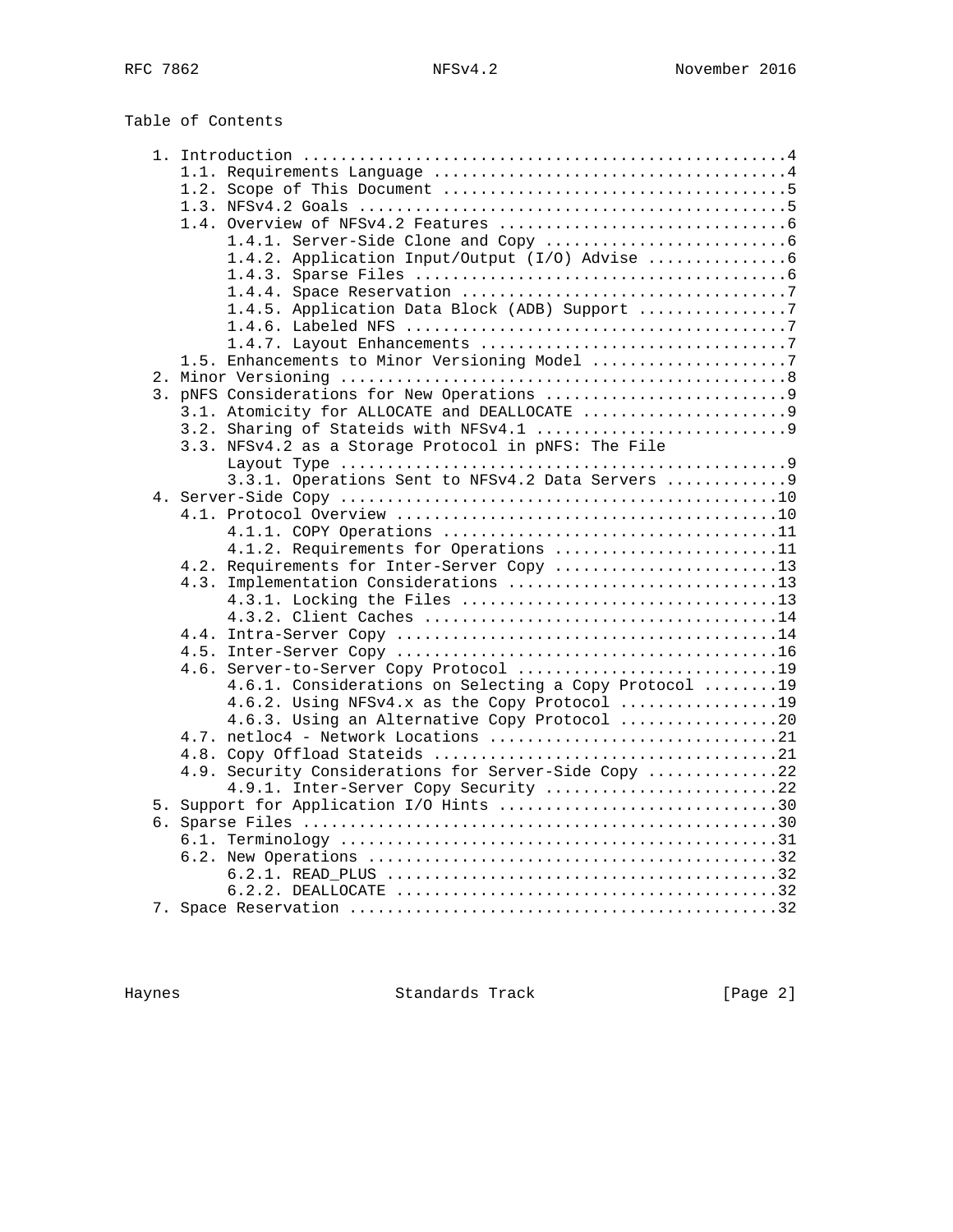# Table of Contents

```
   1. Introduction ....................................................4
      1.1. Requirements Language ......................................4
      1.2. Scope of This Document .....................................5
      1.3. NFSv4.2 Goals ..............................................5
      1.4. Overview of NFSv4.2 Features ...............................6
           1.4.1. Server-Side Clone and Copy ..........................6
           1.4.2. Application Input/Output (I/O) Advise ...............6
           1.4.3. Sparse Files ........................................6
           1.4.4. Space Reservation ...................................7
           1.4.5. Application Data Block (ADB) Support ................7
           1.4.6. Labeled NFS .........................................7
           1.4.7. Layout Enhancements .................................7
      1.5. Enhancements to Minor Versioning Model .....................7
   2. Minor Versioning ................................................8
   3. pNFS Considerations for New Operations ..........................9
      3.1. Atomicity for ALLOCATE and DEALLOCATE ......................9
      3.2. Sharing of Stateids with NFSv4.1 ...........................9
      3.3. NFSv4.2 as a Storage Protocol in pNFS: The File
           Layout Type ................................................9
           3.3.1. Operations Sent to NFSv4.2 Data Servers .............9
   4. Server-Side Copy ...............................................10
      4.1. Protocol Overview .........................................10
           4.1.1. COPY Operations ....................................11
           4.1.2. Requirements for Operations ........................11
      4.2. Requirements for Inter-Server Copy ........................13
      4.3. Implementation Considerations .............................13
           4.3.1. Locking the Files ..................................13
           4.3.2. Client Caches ......................................14
      4.4. Intra-Server Copy .........................................14
      4.5. Inter-Server Copy .........................................16
      4.6. Server-to-Server Copy Protocol ............................19
           4.6.1. Considerations on Selecting a Copy Protocol ........19
           4.6.2. Using NFSv4.x as the Copy Protocol .................19
           4.6.3. Using an Alternative Copy Protocol .................20
      4.7. netloc4 - Network Locations ...............................21
      4.8. Copy Offload Stateids .....................................21
      4.9. Security Considerations for Server-Side Copy ..............22
           4.9.1. Inter-Server Copy Security .........................22
   5. Support for Application I/O Hints ..............................30
   6. Sparse Files ...................................................30
      6.1. Terminology ...............................................31
      6.2. New Operations ............................................32
           6.2.1. READ_PLUS ..........................................32
           6.2.2. DEALLOCATE .........................................32
   7. Space Reservation ..............................................32
```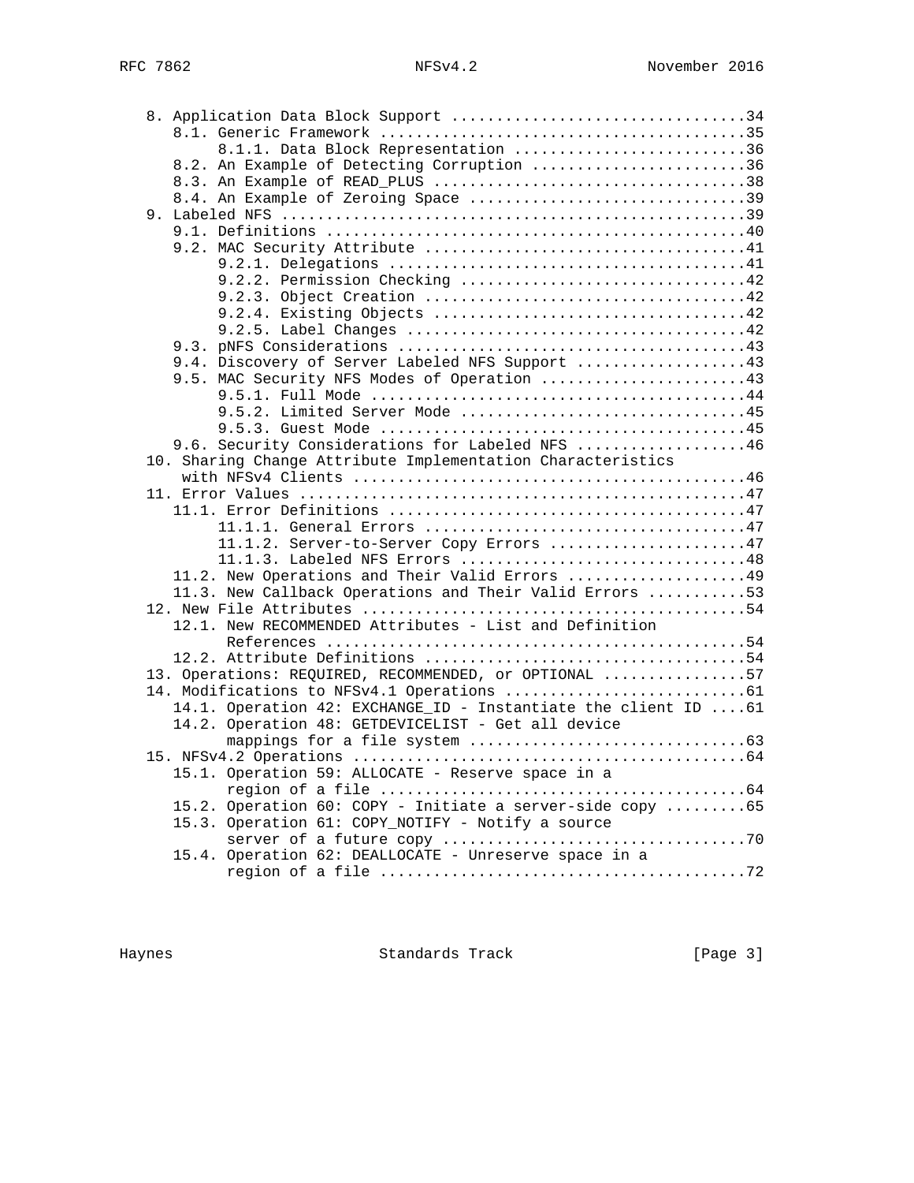```
   8. Application Data Block Support ................................34
      8.1. Generic Framework ........................................35
           8.1.1. Data Block Representation ..........................36
      8.2. An Example of Detecting Corruption ........................36
      8.3. An Example of READ_PLUS ...................................38
      8.4. An Example of Zeroing Space ...............................39
   9. Labeled NFS ....................................................39
      9.1. Definitions ...............................................40
      9.2. MAC Security Attribute ....................................41
           9.2.1. Delegations ........................................41
           9.2.2. Permission Checking ................................42
           9.2.3. Object Creation ....................................42
           9.2.4. Existing Objects ...................................42
           9.2.5. Label Changes ......................................42
      9.3. pNFS Considerations .......................................43
      9.4. Discovery of Server Labeled NFS Support ...................43
      9.5. MAC Security NFS Modes of Operation .......................43
           9.5.1. Full Mode ..........................................44
           9.5.2. Limited Server Mode ................................45
           9.5.3. Guest Mode .........................................45
      9.6. Security Considerations for Labeled NFS ...................46
   10. Sharing Change Attribute Implementation Characteristics
       with NFSv4 Clients ............................................46
   11. Error Values ..................................................47
      11.1. Error Definitions ........................................47
           11.1.1. General Errors ....................................47
           11.1.2. Server-to-Server Copy Errors ......................47
           11.1.3. Labeled NFS Errors ................................48
      11.2. New Operations and Their Valid Errors ....................49
      11.3. New Callback Operations and Their Valid Errors ...........53
   12. New File Attributes ...........................................54
      12.1. New RECOMMENDED Attributes - List and Definition
            References ...............................................54
      12.2. Attribute Definitions ....................................54
   13. Operations: REQUIRED, RECOMMENDED, or OPTIONAL ................57
   14. Modifications to NFSv4.1 Operations ...........................61
      14.1. Operation 42: EXCHANGE_ID - Instantiate the client ID ....61
      14.2. Operation 48: GETDEVICELIST - Get all device
            mappings for a file system ...............................63
   15. NFSv4.2 Operations ............................................64
      15.1. Operation 59: ALLOCATE - Reserve space in a
            region of a file .........................................64
      15.2. Operation 60: COPY - Initiate a server-side copy .........65
      15.3. Operation 61: COPY_NOTIFY - Notify a source
            server of a future copy ..................................70
      15.4. Operation 62: DEALLOCATE - Unreserve space in a
            region of a file .........................................72
```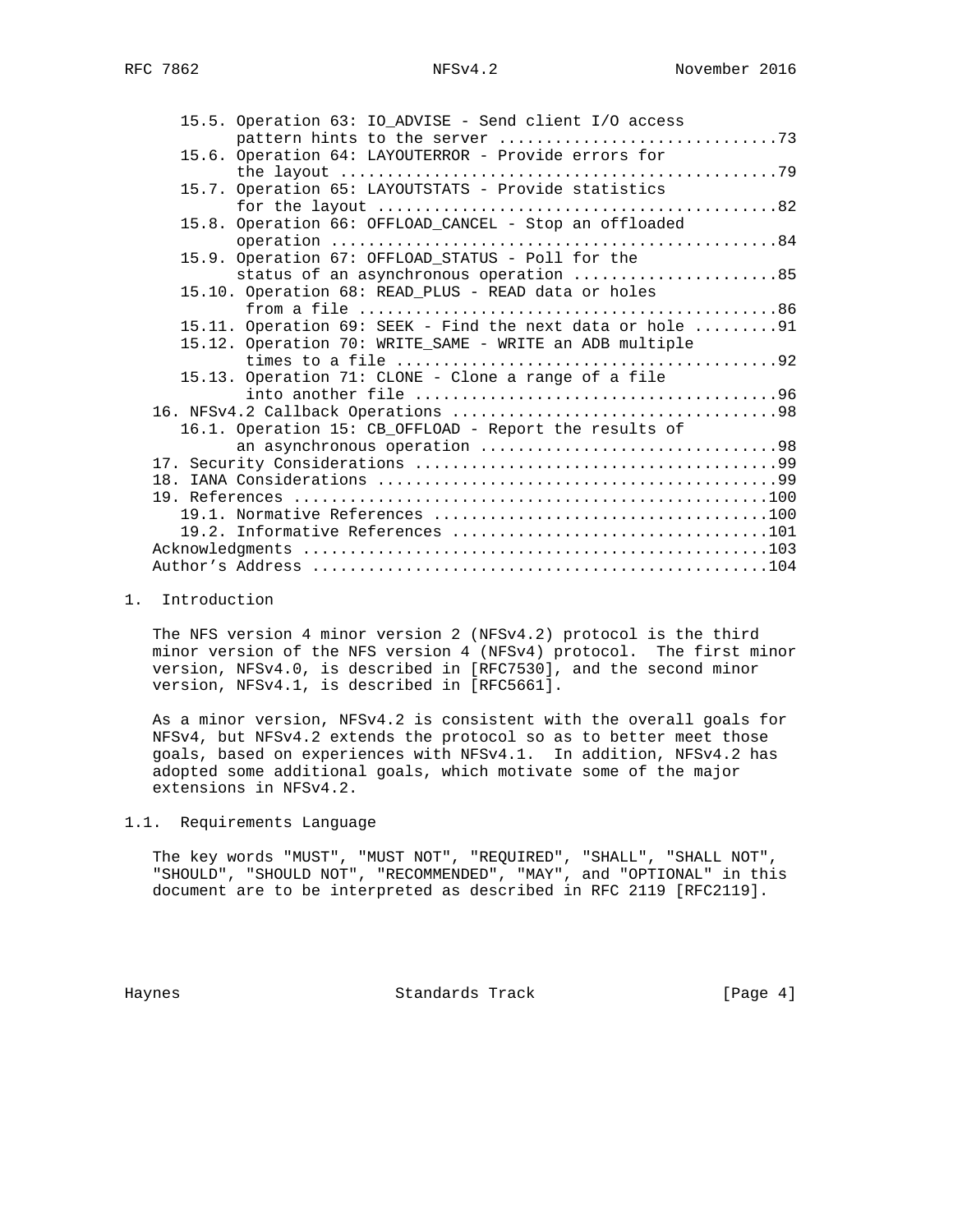15.5. Operation 63: IO_ADVISE - Send client I/O access pattern hints to the server .............................73
15.6. Operation 64: LAYOUTERROR - Provide errors for the layout ...............................................79
15.7. Operation 65: LAYOUTSTATS - Provide statistics for the layout ..........................................82
15.8. Operation 66: OFFLOAD_CANCEL - Stop an offloaded operation ...............................................84
15.9. Operation 67: OFFLOAD_STATUS - Poll for the status of an asynchronous operation ......................85
15.10. Operation 68: READ_PLUS - READ data or holes from a file ............................................86
15.11. Operation 69: SEEK - Find the next data or hole .........91
15.12. Operation 70: WRITE_SAME - WRITE an ADB multiple times to a file .......................................92
15.13. Operation 71: CLONE - Clone a range of a file into another file ......................................96
16. NFSv4.2 Callback Operations ..................................98
16.1. Operation 15: CB_OFFLOAD - Report the results of an asynchronous operation ................................98
17. Security Considerations ......................................99
18. IANA Considerations ..........................................99
19. References ..................................................100
19.1. Normative References ...................................100
19.2. Informative References .................................101
Acknowledgments .................................................103
Author's Address ................................................104

# 1. Introduction

The NFS version 4 minor version 2 (NFSv4.2) protocol is the third minor version of the NFS version 4 (NFSv4) protocol. The first minor version, NFSv4.0, is described in [RFC7530], and the second minor version, NFSv4.1, is described in [RFC5661].

As a minor version, NFSv4.2 is consistent with the overall goals for NFSv4, but NFSv4.2 extends the protocol so as to better meet those goals, based on experiences with NFSv4.1. In addition, NFSv4.2 has adopted some additional goals, which motivate some of the major extensions in NFSv4.2.

## 1.1. Requirements Language

The key words "MUST", "MUST NOT", "REQUIRED", "SHALL", "SHALL NOT", "SHOULD", "SHOULD NOT", "RECOMMENDED", "MAY", and "OPTIONAL" in this document are to be interpreted as described in RFC 2119 [RFC2119].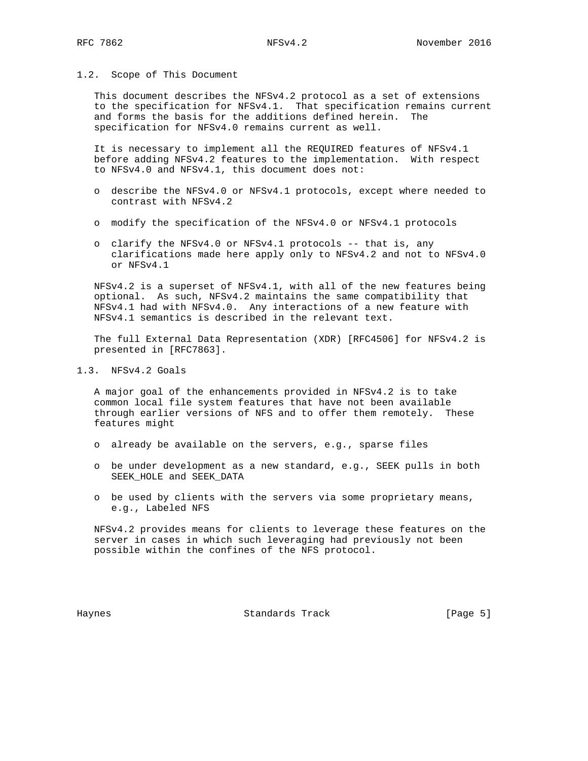## 1.2. Scope of This Document

This document describes the NFSv4.2 protocol as a set of extensions to the specification for NFSv4.1. That specification remains current and forms the basis for the additions defined herein. The specification for NFSv4.0 remains current as well.

It is necessary to implement all the REQUIRED features of NFSv4.1 before adding NFSv4.2 features to the implementation. With respect to NFSv4.0 and NFSv4.1, this document does not:

- describe the NFSv4.0 or NFSv4.1 protocols, except where needed to contrast with NFSv4.2
- modify the specification of the NFSv4.0 or NFSv4.1 protocols
- clarify the NFSv4.0 or NFSv4.1 protocols -- that is, any clarifications made here apply only to NFSv4.2 and not to NFSv4.0 or NFSv4.1

NFSv4.2 is a superset of NFSv4.1, with all of the new features being optional. As such, NFSv4.2 maintains the same compatibility that NFSv4.1 had with NFSv4.0. Any interactions of a new feature with NFSv4.1 semantics is described in the relevant text.

The full External Data Representation (XDR) [RFC4506] for NFSv4.2 is presented in [RFC7863].

## 1.3. NFSv4.2 Goals

A major goal of the enhancements provided in NFSv4.2 is to take common local file system features that have not been available through earlier versions of NFS and to offer them remotely. These features might

- already be available on the servers, e.g., sparse files
- be under development as a new standard, e.g., SEEK pulls in both SEEK_HOLE and SEEK_DATA
- be used by clients with the servers via some proprietary means, e.g., Labeled NFS

NFSv4.2 provides means for clients to leverage these features on the server in cases in which such leveraging had previously not been possible within the confines of the NFS protocol.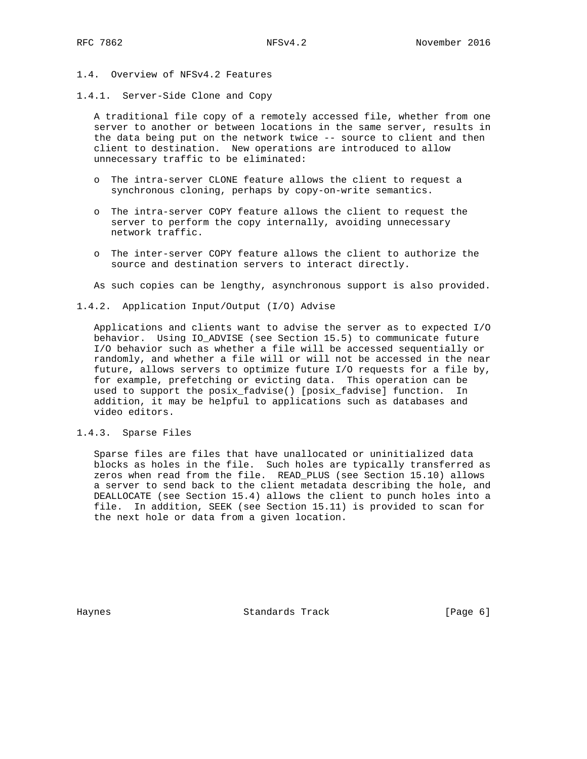### 1.4. Overview of NFSv4.2 Features

#### 1.4.1. Server-Side Clone and Copy

A traditional file copy of a remotely accessed file, whether from one server to another or between locations in the same server, results in the data being put on the network twice -- source to client and then client to destination. New operations are introduced to allow unnecessary traffic to be eliminated:

- The intra-server CLONE feature allows the client to request a synchronous cloning, perhaps by copy-on-write semantics.
- The intra-server COPY feature allows the client to request the server to perform the copy internally, avoiding unnecessary network traffic.
- The inter-server COPY feature allows the client to authorize the source and destination servers to interact directly.

As such copies can be lengthy, asynchronous support is also provided.

#### 1.4.2. Application Input/Output (I/O) Advise

Applications and clients want to advise the server as to expected I/O behavior. Using IO_ADVISE (see Section 15.5) to communicate future I/O behavior such as whether a file will be accessed sequentially or randomly, and whether a file will or will not be accessed in the near future, allows servers to optimize future I/O requests for a file by, for example, prefetching or evicting data. This operation can be used to support the posix_fadvise() [posix_fadvise] function. In addition, it may be helpful to applications such as databases and video editors.

#### 1.4.3. Sparse Files

Sparse files are files that have unallocated or uninitialized data blocks as holes in the file. Such holes are typically transferred as zeros when read from the file. READ_PLUS (see Section 15.10) allows a server to send back to the client metadata describing the hole, and DEALLOCATE (see Section 15.4) allows the client to punch holes into a file. In addition, SEEK (see Section 15.11) is provided to scan for the next hole or data from a given location.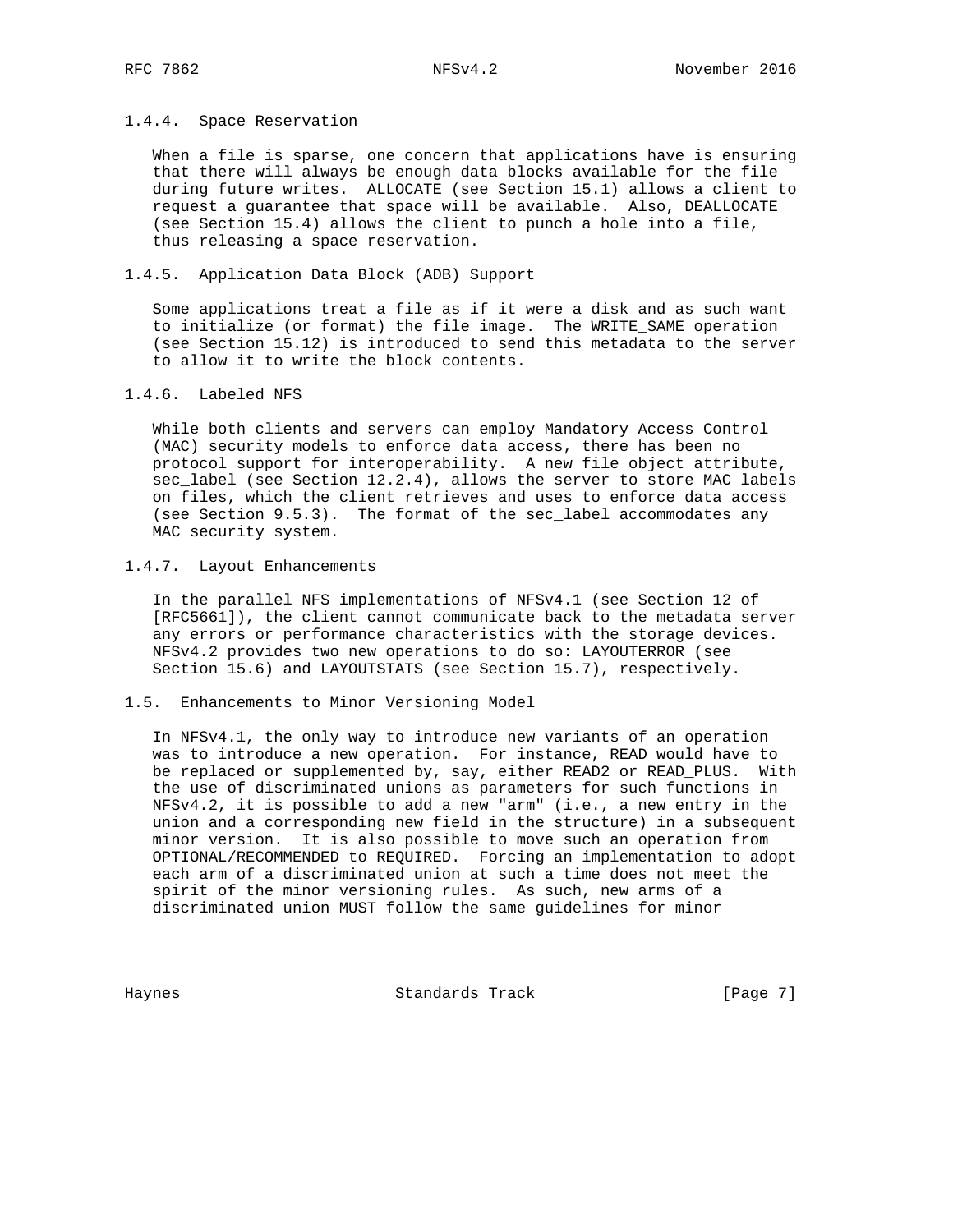### 1.4.4. Space Reservation

When a file is sparse, one concern that applications have is ensuring that there will always be enough data blocks available for the file during future writes. ALLOCATE (see Section 15.1) allows a client to request a guarantee that space will be available. Also, DEALLOCATE (see Section 15.4) allows the client to punch a hole into a file, thus releasing a space reservation.

### 1.4.5. Application Data Block (ADB) Support

Some applications treat a file as if it were a disk and as such want to initialize (or format) the file image. The WRITE_SAME operation (see Section 15.12) is introduced to send this metadata to the server to allow it to write the block contents.

### 1.4.6. Labeled NFS

While both clients and servers can employ Mandatory Access Control (MAC) security models to enforce data access, there has been no protocol support for interoperability. A new file object attribute, sec_label (see Section 12.2.4), allows the server to store MAC labels on files, which the client retrieves and uses to enforce data access (see Section 9.5.3). The format of the sec_label accommodates any MAC security system.

### 1.4.7. Layout Enhancements

In the parallel NFS implementations of NFSv4.1 (see Section 12 of [RFC5661]), the client cannot communicate back to the metadata server any errors or performance characteristics with the storage devices. NFSv4.2 provides two new operations to do so: LAYOUTERROR (see Section 15.6) and LAYOUTSTATS (see Section 15.7), respectively.

## 1.5. Enhancements to Minor Versioning Model

In NFSv4.1, the only way to introduce new variants of an operation was to introduce a new operation. For instance, READ would have to be replaced or supplemented by, say, either READ2 or READ_PLUS. With the use of discriminated unions as parameters for such functions in NFSv4.2, it is possible to add a new "arm" (i.e., a new entry in the union and a corresponding new field in the structure) in a subsequent minor version. It is also possible to move such an operation from OPTIONAL/RECOMMENDED to REQUIRED. Forcing an implementation to adopt each arm of a discriminated union at such a time does not meet the spirit of the minor versioning rules. As such, new arms of a discriminated union MUST follow the same guidelines for minor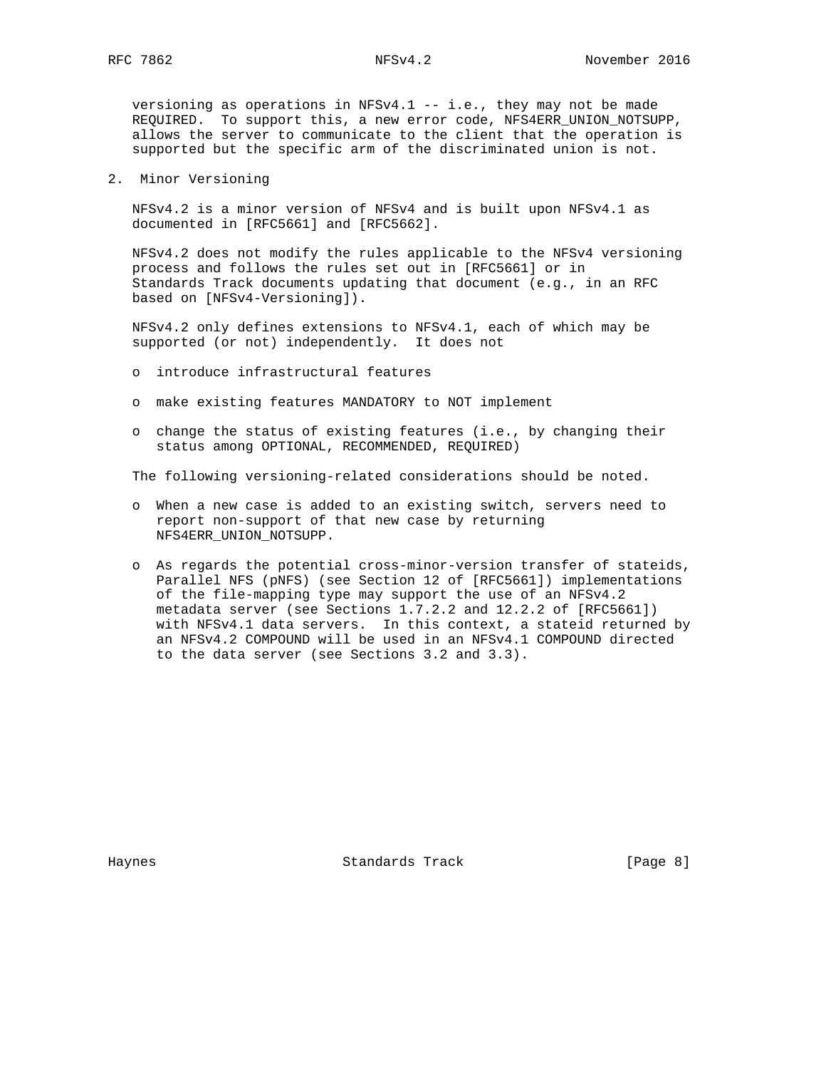versioning as operations in NFSv4.1 -- i.e., they may not be made REQUIRED. To support this, a new error code, NFS4ERR_UNION_NOTSUPP, allows the server to communicate to the client that the operation is supported but the specific arm of the discriminated union is not.

## 2. Minor Versioning

NFSv4.2 is a minor version of NFSv4 and is built upon NFSv4.1 as documented in [RFC5661] and [RFC5662].

NFSv4.2 does not modify the rules applicable to the NFSv4 versioning process and follows the rules set out in [RFC5661] or in Standards Track documents updating that document (e.g., in an RFC based on [NFSv4-Versioning]).

NFSv4.2 only defines extensions to NFSv4.1, each of which may be supported (or not) independently. It does not

- introduce infrastructural features
- make existing features MANDATORY to NOT implement
- change the status of existing features (i.e., by changing their status among OPTIONAL, RECOMMENDED, REQUIRED)

The following versioning-related considerations should be noted.

- When a new case is added to an existing switch, servers need to report non-support of that new case by returning NFS4ERR_UNION_NOTSUPP.
- As regards the potential cross-minor-version transfer of stateids, Parallel NFS (pNFS) (see Section 12 of [RFC5661]) implementations of the file-mapping type may support the use of an NFSv4.2 metadata server (see Sections 1.7.2.2 and 12.2.2 of [RFC5661]) with NFSv4.1 data servers. In this context, a stateid returned by an NFSv4.2 COMPOUND will be used in an NFSv4.1 COMPOUND directed to the data server (see Sections 3.2 and 3.3).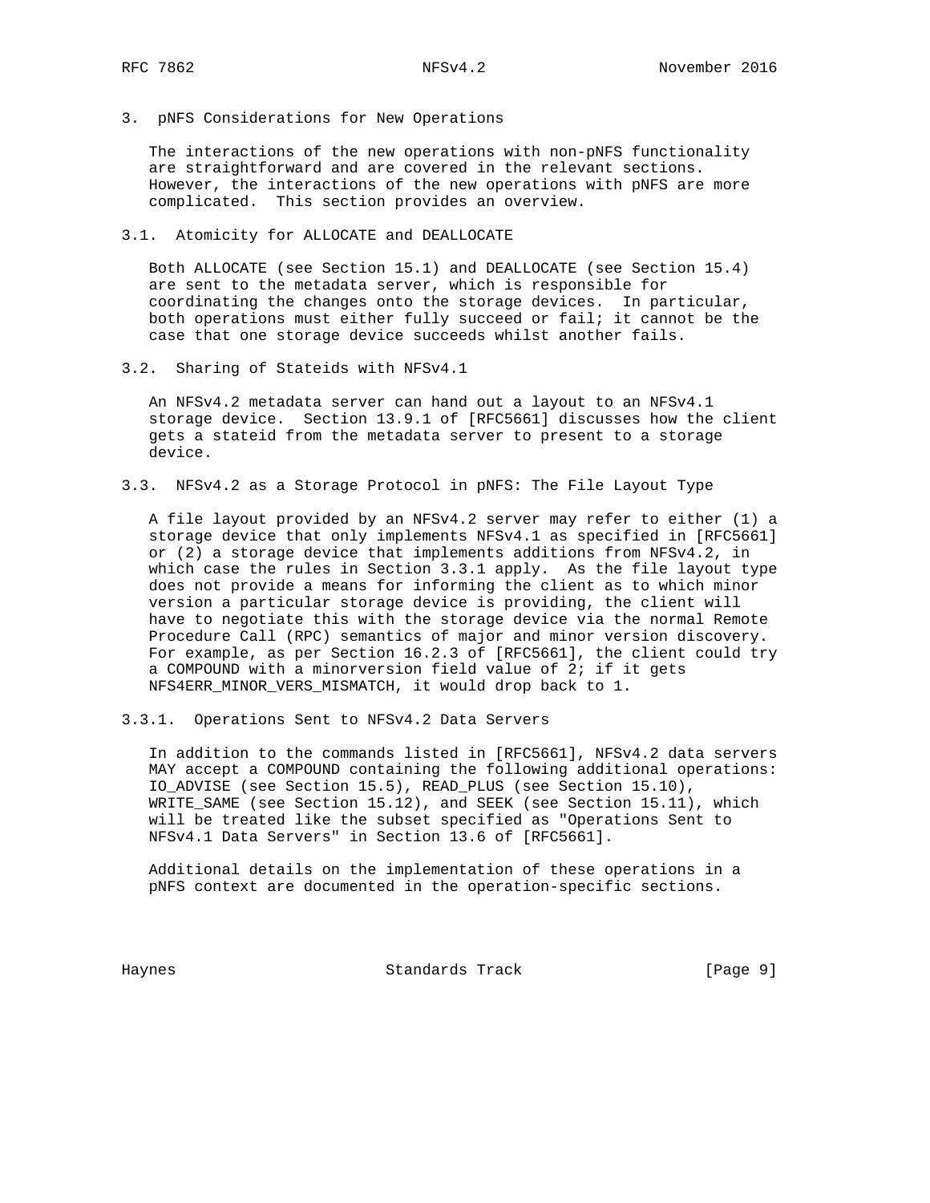# 3. pNFS Considerations for New Operations

The interactions of the new operations with non-pNFS functionality are straightforward and are covered in the relevant sections. However, the interactions of the new operations with pNFS are more complicated. This section provides an overview.

## 3.1. Atomicity for ALLOCATE and DEALLOCATE

Both ALLOCATE (see Section 15.1) and DEALLOCATE (see Section 15.4) are sent to the metadata server, which is responsible for coordinating the changes onto the storage devices. In particular, both operations must either fully succeed or fail; it cannot be the case that one storage device succeeds whilst another fails.

## 3.2. Sharing of Stateids with NFSv4.1

An NFSv4.2 metadata server can hand out a layout to an NFSv4.1 storage device. Section 13.9.1 of [RFC5661] discusses how the client gets a stateid from the metadata server to present to a storage device.

## 3.3. NFSv4.2 as a Storage Protocol in pNFS: The File Layout Type

A file layout provided by an NFSv4.2 server may refer to either (1) a storage device that only implements NFSv4.1 as specified in [RFC5661] or (2) a storage device that implements additions from NFSv4.2, in which case the rules in Section 3.3.1 apply. As the file layout type does not provide a means for informing the client as to which minor version a particular storage device is providing, the client will have to negotiate this with the storage device via the normal Remote Procedure Call (RPC) semantics of major and minor version discovery. For example, as per Section 16.2.3 of [RFC5661], the client could try a COMPOUND with a minorversion field value of 2; if it gets NFS4ERR_MINOR_VERS_MISMATCH, it would drop back to 1.

### 3.3.1. Operations Sent to NFSv4.2 Data Servers

In addition to the commands listed in [RFC5661], NFSv4.2 data servers MAY accept a COMPOUND containing the following additional operations: IO_ADVISE (see Section 15.5), READ_PLUS (see Section 15.10), WRITE_SAME (see Section 15.12), and SEEK (see Section 15.11), which will be treated like the subset specified as "Operations Sent to NFSv4.1 Data Servers" in Section 13.6 of [RFC5661].

Additional details on the implementation of these operations in a pNFS context are documented in the operation-specific sections.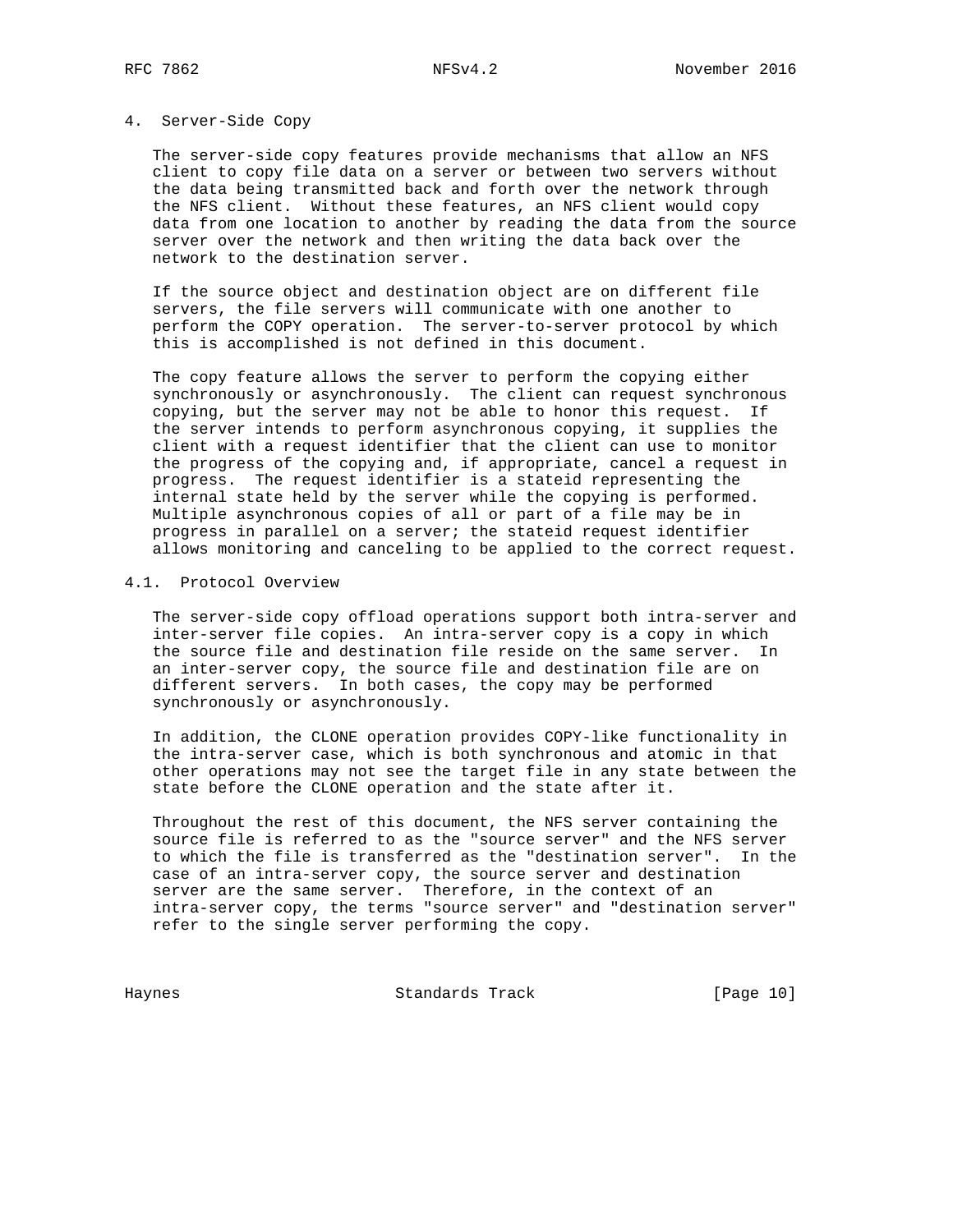# 4. Server-Side Copy

The server-side copy features provide mechanisms that allow an NFS client to copy file data on a server or between two servers without the data being transmitted back and forth over the network through the NFS client. Without these features, an NFS client would copy data from one location to another by reading the data from the source server over the network and then writing the data back over the network to the destination server.

If the source object and destination object are on different file servers, the file servers will communicate with one another to perform the COPY operation. The server-to-server protocol by which this is accomplished is not defined in this document.

The copy feature allows the server to perform the copying either synchronously or asynchronously. The client can request synchronous copying, but the server may not be able to honor this request. If the server intends to perform asynchronous copying, it supplies the client with a request identifier that the client can use to monitor the progress of the copying and, if appropriate, cancel a request in progress. The request identifier is a stateid representing the internal state held by the server while the copying is performed. Multiple asynchronous copies of all or part of a file may be in progress in parallel on a server; the stateid request identifier allows monitoring and canceling to be applied to the correct request.

## 4.1. Protocol Overview

The server-side copy offload operations support both intra-server and inter-server file copies. An intra-server copy is a copy in which the source file and destination file reside on the same server. In an inter-server copy, the source file and destination file are on different servers. In both cases, the copy may be performed synchronously or asynchronously.

In addition, the CLONE operation provides COPY-like functionality in the intra-server case, which is both synchronous and atomic in that other operations may not see the target file in any state between the state before the CLONE operation and the state after it.

Throughout the rest of this document, the NFS server containing the source file is referred to as the "source server" and the NFS server to which the file is transferred as the "destination server". In the case of an intra-server copy, the source server and destination server are the same server. Therefore, in the context of an intra-server copy, the terms "source server" and "destination server" refer to the single server performing the copy.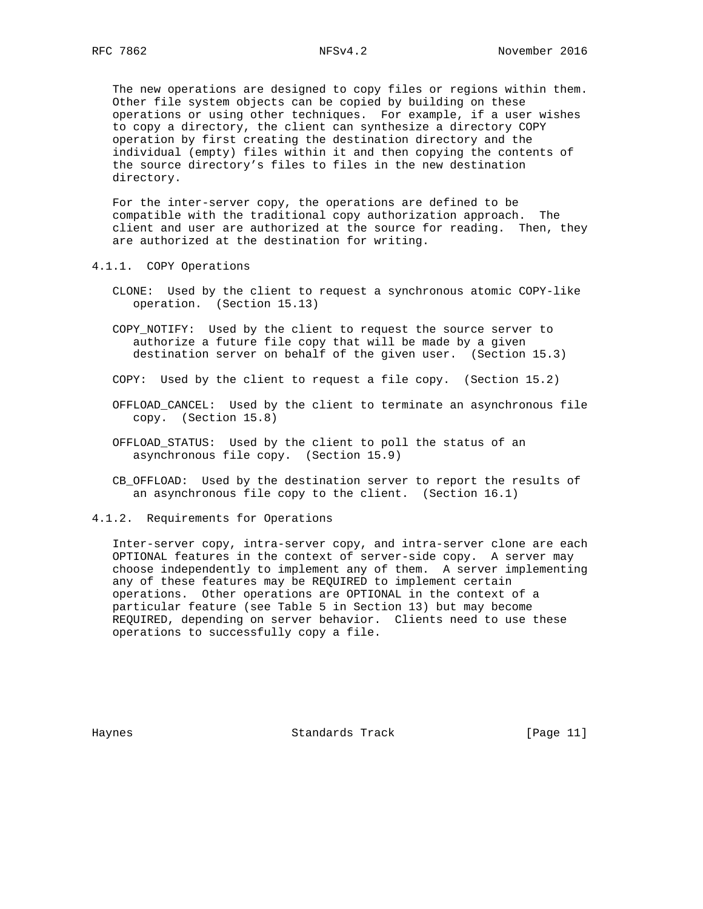The new operations are designed to copy files or regions within them. Other file system objects can be copied by building on these operations or using other techniques. For example, if a user wishes to copy a directory, the client can synthesize a directory COPY operation by first creating the destination directory and the individual (empty) files within it and then copying the contents of the source directory's files to files in the new destination directory.

For the inter-server copy, the operations are defined to be compatible with the traditional copy authorization approach. The client and user are authorized at the source for reading. Then, they are authorized at the destination for writing.

### 4.1.1. COPY Operations

CLONE: Used by the client to request a synchronous atomic COPY-like operation. (Section 15.13)

COPY_NOTIFY: Used by the client to request the source server to authorize a future file copy that will be made by a given destination server on behalf of the given user. (Section 15.3)

COPY: Used by the client to request a file copy. (Section 15.2)

OFFLOAD_CANCEL: Used by the client to terminate an asynchronous file copy. (Section 15.8)

OFFLOAD_STATUS: Used by the client to poll the status of an asynchronous file copy. (Section 15.9)

CB_OFFLOAD: Used by the destination server to report the results of an asynchronous file copy to the client. (Section 16.1)

### 4.1.2. Requirements for Operations

Inter-server copy, intra-server copy, and intra-server clone are each OPTIONAL features in the context of server-side copy. A server may choose independently to implement any of them. A server implementing any of these features may be REQUIRED to implement certain operations. Other operations are OPTIONAL in the context of a particular feature (see Table 5 in Section 13) but may become REQUIRED, depending on server behavior. Clients need to use these operations to successfully copy a file.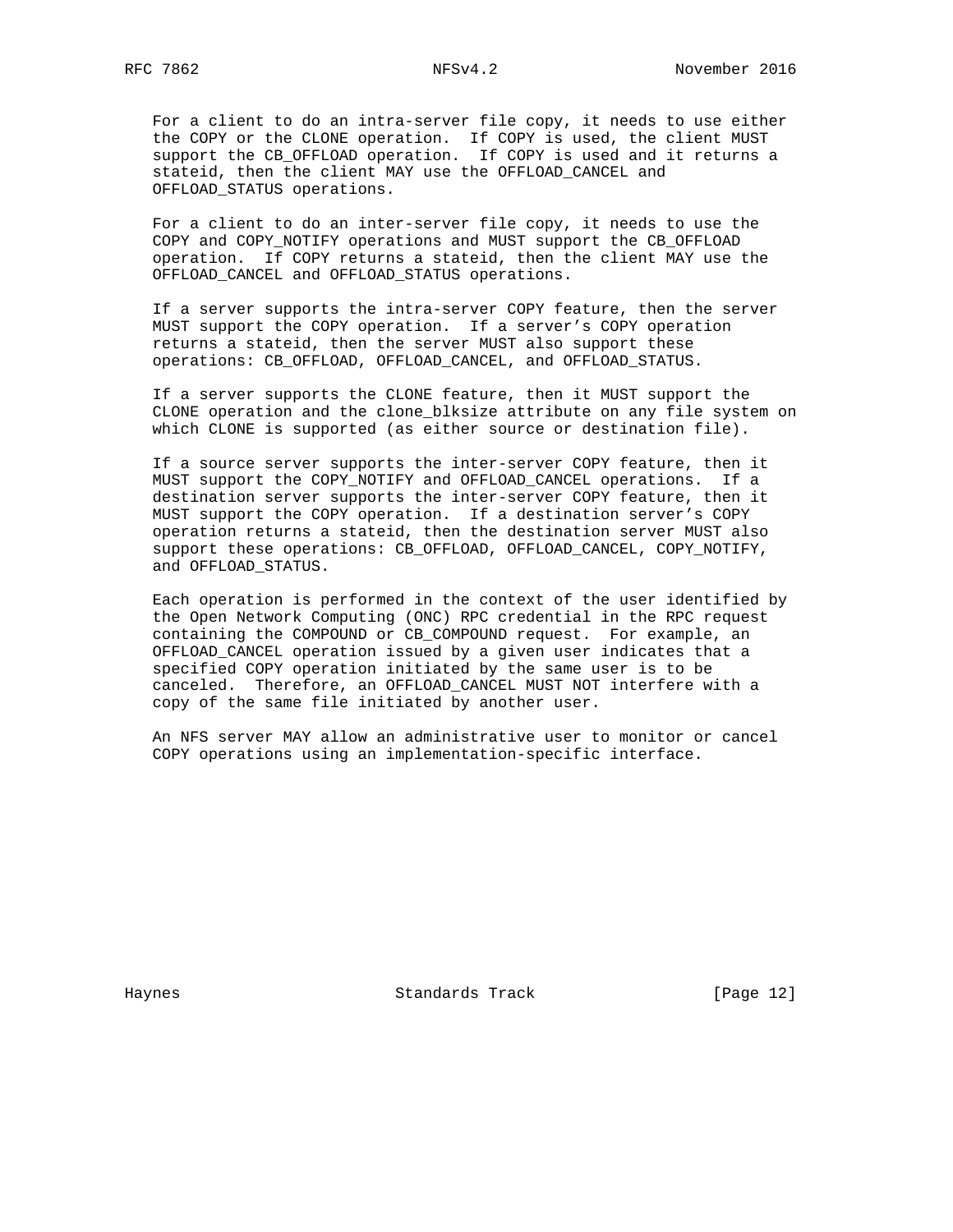For a client to do an intra-server file copy, it needs to use either the COPY or the CLONE operation. If COPY is used, the client MUST support the CB_OFFLOAD operation. If COPY is used and it returns a stateid, then the client MAY use the OFFLOAD_CANCEL and OFFLOAD_STATUS operations.

For a client to do an inter-server file copy, it needs to use the COPY and COPY_NOTIFY operations and MUST support the CB_OFFLOAD operation. If COPY returns a stateid, then the client MAY use the OFFLOAD_CANCEL and OFFLOAD_STATUS operations.

If a server supports the intra-server COPY feature, then the server MUST support the COPY operation. If a server's COPY operation returns a stateid, then the server MUST also support these operations: CB_OFFLOAD, OFFLOAD_CANCEL, and OFFLOAD_STATUS.

If a server supports the CLONE feature, then it MUST support the CLONE operation and the clone_blksize attribute on any file system on which CLONE is supported (as either source or destination file).

If a source server supports the inter-server COPY feature, then it MUST support the COPY_NOTIFY and OFFLOAD_CANCEL operations. If a destination server supports the inter-server COPY feature, then it MUST support the COPY operation. If a destination server's COPY operation returns a stateid, then the destination server MUST also support these operations: CB_OFFLOAD, OFFLOAD_CANCEL, COPY_NOTIFY, and OFFLOAD_STATUS.

Each operation is performed in the context of the user identified by the Open Network Computing (ONC) RPC credential in the RPC request containing the COMPOUND or CB_COMPOUND request. For example, an OFFLOAD_CANCEL operation issued by a given user indicates that a specified COPY operation initiated by the same user is to be canceled. Therefore, an OFFLOAD_CANCEL MUST NOT interfere with a copy of the same file initiated by another user.

An NFS server MAY allow an administrative user to monitor or cancel COPY operations using an implementation-specific interface.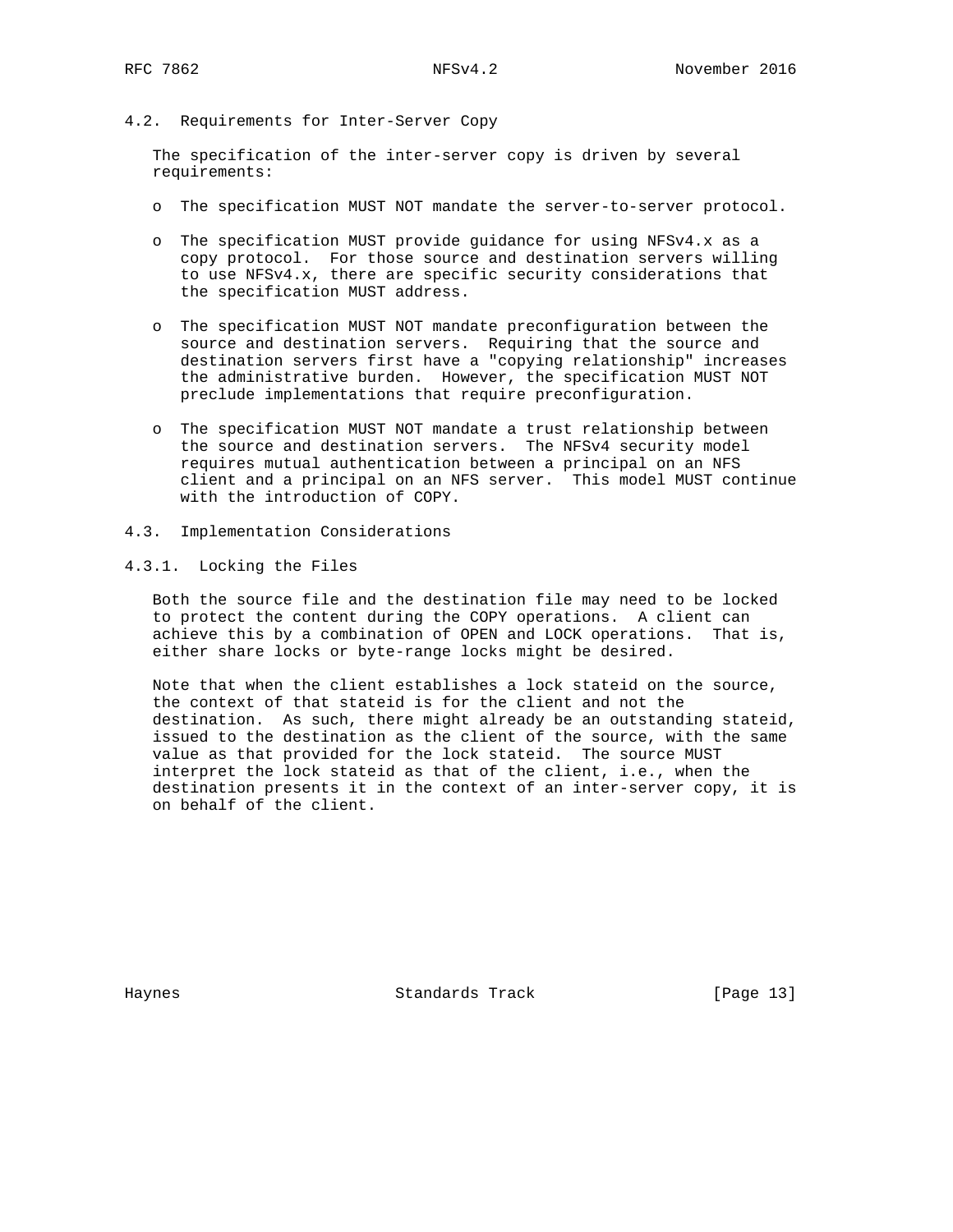## 4.2. Requirements for Inter-Server Copy

The specification of the inter-server copy is driven by several requirements:

- The specification MUST NOT mandate the server-to-server protocol.
- The specification MUST provide guidance for using NFSv4.x as a copy protocol. For those source and destination servers willing to use NFSv4.x, there are specific security considerations that the specification MUST address.
- The specification MUST NOT mandate preconfiguration between the source and destination servers. Requiring that the source and destination servers first have a "copying relationship" increases the administrative burden. However, the specification MUST NOT preclude implementations that require preconfiguration.
- The specification MUST NOT mandate a trust relationship between the source and destination servers. The NFSv4 security model requires mutual authentication between a principal on an NFS client and a principal on an NFS server. This model MUST continue with the introduction of COPY.

## 4.3. Implementation Considerations

### 4.3.1. Locking the Files

Both the source file and the destination file may need to be locked to protect the content during the COPY operations. A client can achieve this by a combination of OPEN and LOCK operations. That is, either share locks or byte-range locks might be desired.

Note that when the client establishes a lock stateid on the source, the context of that stateid is for the client and not the destination. As such, there might already be an outstanding stateid, issued to the destination as the client of the source, with the same value as that provided for the lock stateid. The source MUST interpret the lock stateid as that of the client, i.e., when the destination presents it in the context of an inter-server copy, it is on behalf of the client.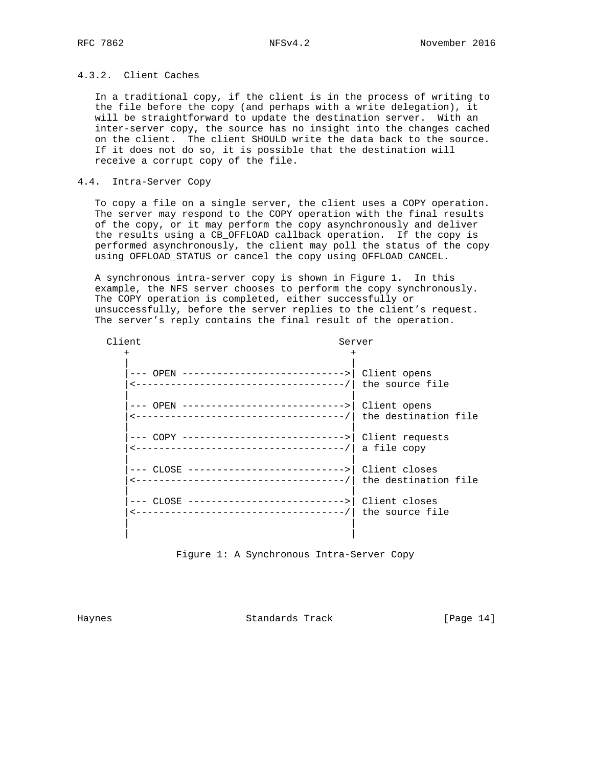### 4.3.2. Client Caches

In a traditional copy, if the client is in the process of writing to the file before the copy (and perhaps with a write delegation), it will be straightforward to update the destination server. With an inter-server copy, the source has no insight into the changes cached on the client. The client SHOULD write the data back to the source. If it does not do so, it is possible that the destination will receive a corrupt copy of the file.

## 4.4. Intra-Server Copy

To copy a file on a single server, the client uses a COPY operation. The server may respond to the COPY operation with the final results of the copy, or it may perform the copy asynchronously and deliver the results using a CB_OFFLOAD callback operation. If the copy is performed asynchronously, the client may poll the status of the copy using OFFLOAD_STATUS or cancel the copy using OFFLOAD_CANCEL.

A synchronous intra-server copy is shown in Figure 1. In this example, the NFS server chooses to perform the copy synchronously. The COPY operation is completed, either successfully or unsuccessfully, before the server replies to the client's request. The server's reply contains the final result of the operation.

```
  Client                                  Server
     +                                      +
     |                                      |
     |--- OPEN ---------------------------->| Client opens
     |<------------------------------------/| the source file
     |                                      |
     |--- OPEN ---------------------------->| Client opens
     |<------------------------------------/| the destination file
     |                                      |
     |--- COPY ---------------------------->| Client requests
     |<------------------------------------/| a file copy
     |                                      |
     |--- CLOSE --------------------------->| Client closes
     |<------------------------------------/| the destination file
     |                                      |
     |--- CLOSE --------------------------->| Client closes
     |<------------------------------------/| the source file
     |                                      |
     |                                      |
```

Figure 1: A Synchronous Intra-Server Copy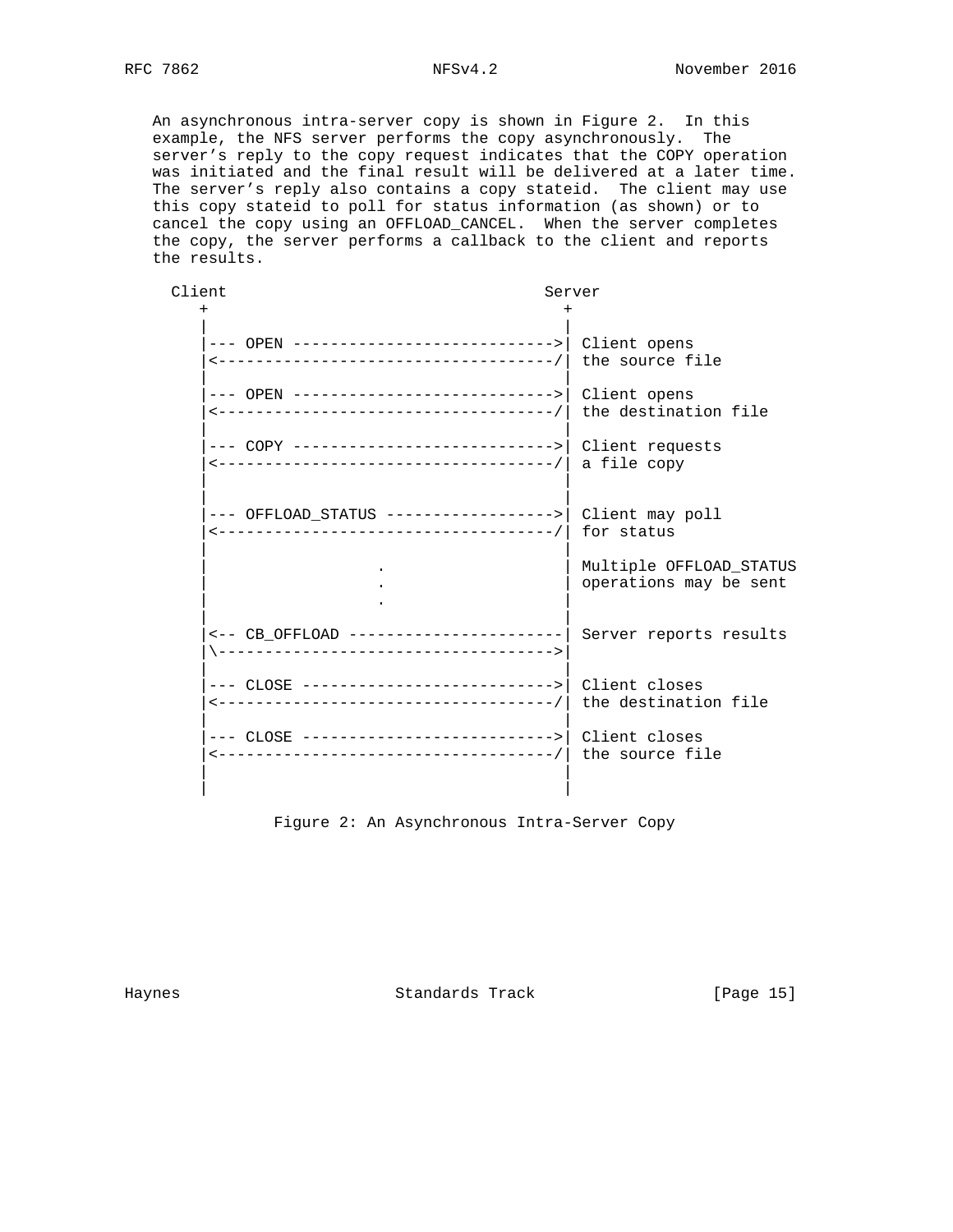An asynchronous intra-server copy is shown in Figure 2. In this example, the NFS server performs the copy asynchronously. The server's reply to the copy request indicates that the COPY operation was initiated and the final result will be delivered at a later time. The server's reply also contains a copy stateid. The client may use this copy stateid to poll for status information (as shown) or to cancel the copy using an OFFLOAD_CANCEL. When the server completes the copy, the server performs a callback to the client and reports the results.

```
  Client                                  Server
     +                                      +
     |                                      |
     |--- OPEN ---------------------------->| Client opens
     |<------------------------------------/| the source file
     |                                      |
     |--- OPEN ---------------------------->| Client opens
     |<------------------------------------/| the destination file
     |                                      |
     |--- COPY ---------------------------->| Client requests
     |<------------------------------------/| a file copy
     |                                      |
     |                                      |
     |--- OFFLOAD_STATUS ------------------>| Client may poll
     |<------------------------------------/| for status
     |                                      |
     |                  .                   | Multiple OFFLOAD_STATUS
     |                  .                   | operations may be sent
     |                  .                   |
     |                                      |
     |<-- CB_OFFLOAD -----------------------| Server reports results
     |\------------------------------------>|
     |                                      |
     |--- CLOSE --------------------------->| Client closes
     |<------------------------------------/| the destination file
     |                                      |
     |--- CLOSE --------------------------->| Client closes
     |<------------------------------------/| the source file
     |                                      |
     |                                      |
```

Figure 2: An Asynchronous Intra-Server Copy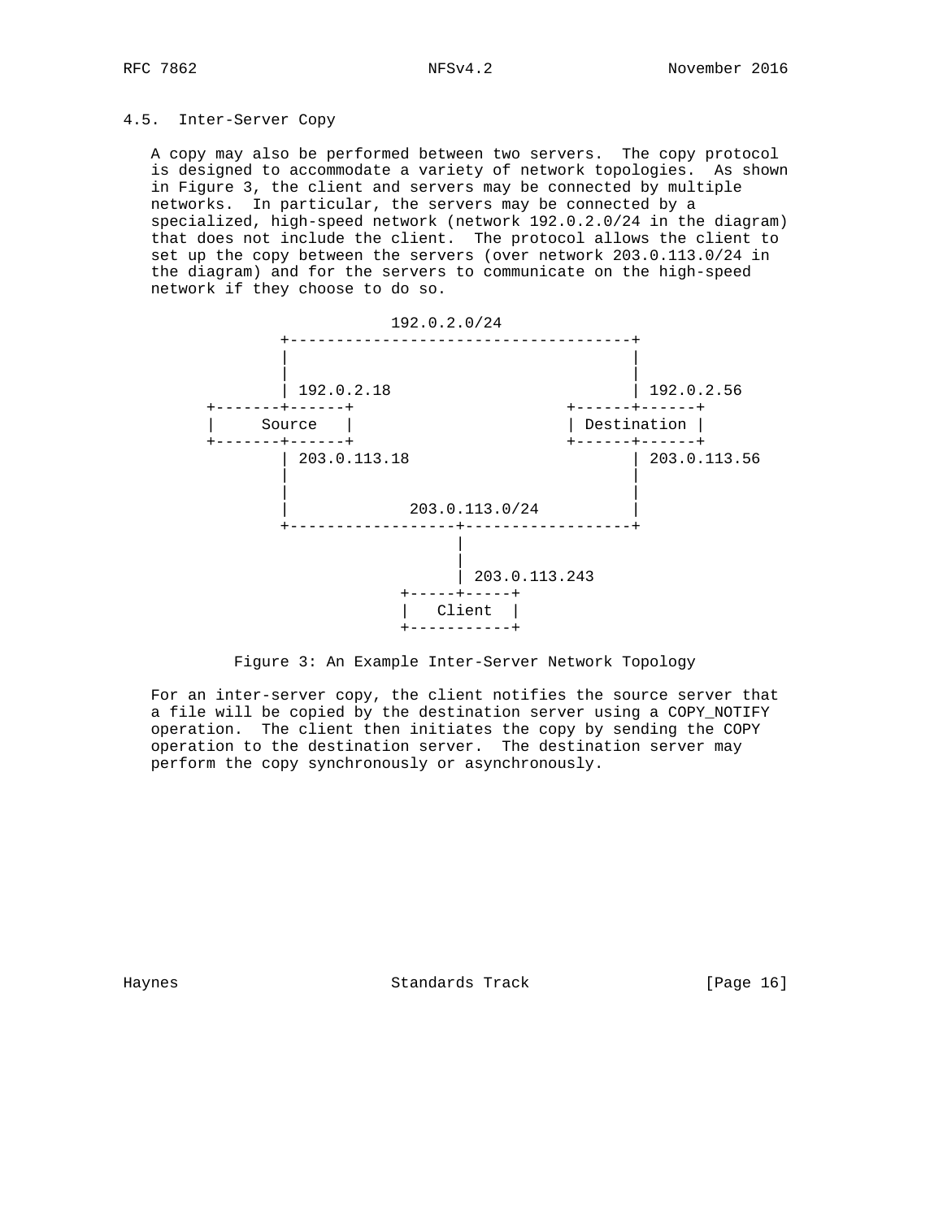### 4.5. Inter-Server Copy

A copy may also be performed between two servers. The copy protocol is designed to accommodate a variety of network topologies. As shown in Figure 3, the client and servers may be connected by multiple networks. In particular, the servers may be connected by a specialized, high-speed network (network 192.0.2.0/24 in the diagram) that does not include the client. The protocol allows the client to set up the copy between the servers (over network 203.0.113.0/24 in the diagram) and for the servers to communicate on the high-speed network if they choose to do so.

```
                       192.0.2.0/24
           +-------------------------------------+
           |                                     |
           |                                     |
           | 192.0.2.18                          | 192.0.2.56
   +-------+------+                       +------+------+
   |     Source   |                       | Destination |
   +-------+------+                       +------+------+
           | 203.0.113.18                        | 203.0.113.56
           |                                     |
           |                                     |
           |              203.0.113.0/24         |
           +------------------+------------------+
                              |
                              |
                              | 203.0.113.243
                        +-----+-----+
                        |   Client  |
                        +-----------+
```

Figure 3: An Example Inter-Server Network Topology

For an inter-server copy, the client notifies the source server that a file will be copied by the destination server using a COPY_NOTIFY operation. The client then initiates the copy by sending the COPY operation to the destination server. The destination server may perform the copy synchronously or asynchronously.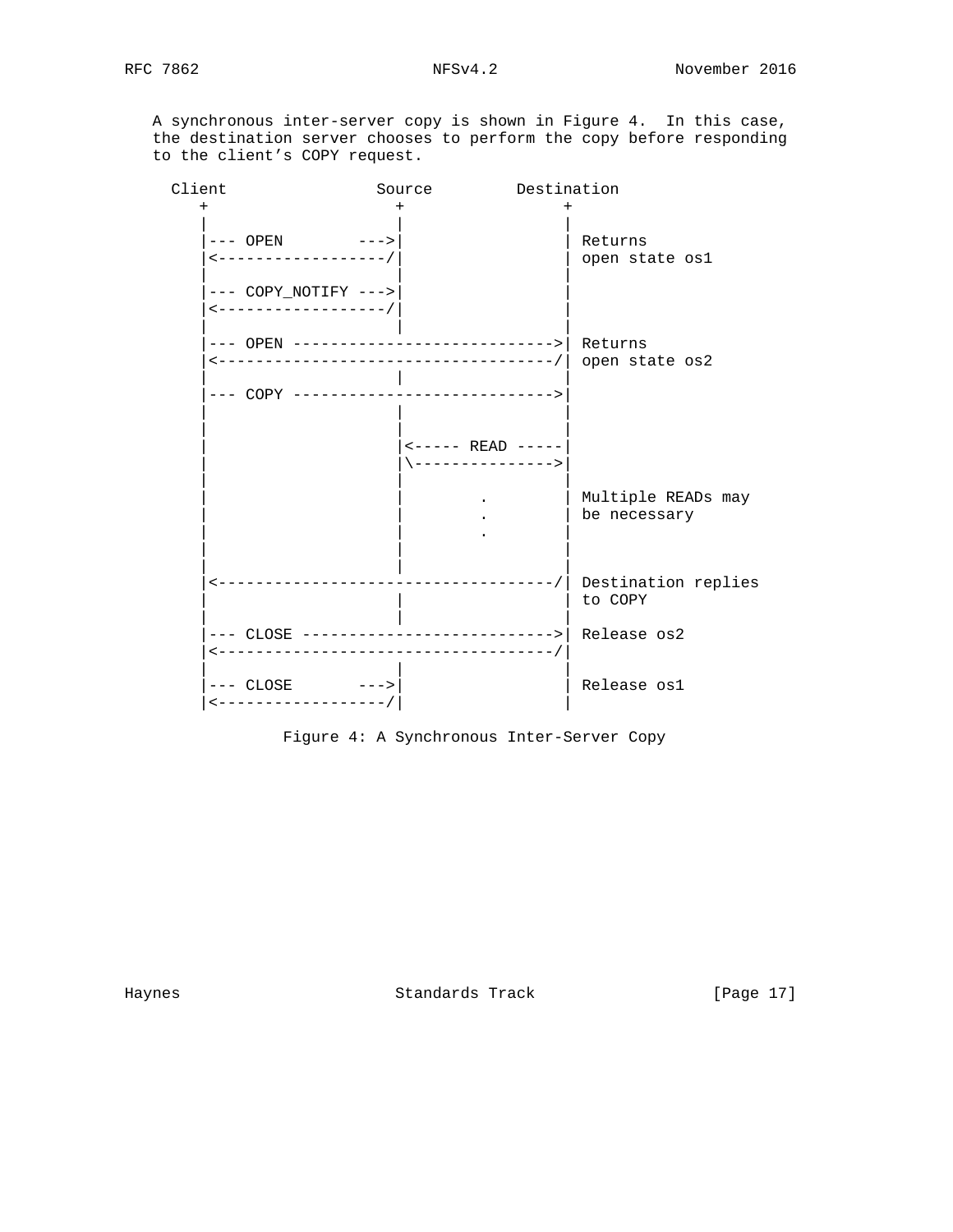A synchronous inter-server copy is shown in Figure 4. In this case, the destination server chooses to perform the copy before responding to the client's COPY request.

```
  Client                Source         Destination
     +                    +                 +
     |                    |                 |
     |--- OPEN        --->|                 | Returns
     |<------------------/|                 | open state os1
     |                    |                 |
     |--- COPY_NOTIFY --->|                 |
     |<------------------/|                 |
     |                    |                 |
     |--- OPEN ---------------------------->| Returns
     |<------------------------------------/| open state os2
     |                    |                 |
     |--- COPY ---------------------------->|
     |                    |                 |
     |                    |                 |
     |                    |<----- READ -----|
     |                    |\--------------->|
     |                    |                 |
     |                    |        .        | Multiple READs may
     |                    |        .        | be necessary
     |                    |        .        |
     |                    |                 |
     |                    |                 |
     |<------------------------------------/| Destination replies
     |                    |                 | to COPY
     |                    |                 |
     |--- CLOSE --------------------------->| Release os2
     |<------------------------------------/|
     |                    |                 |
     |--- CLOSE       --->|                 | Release os1
     |<------------------/|                 |
```

Figure 4: A Synchronous Inter-Server Copy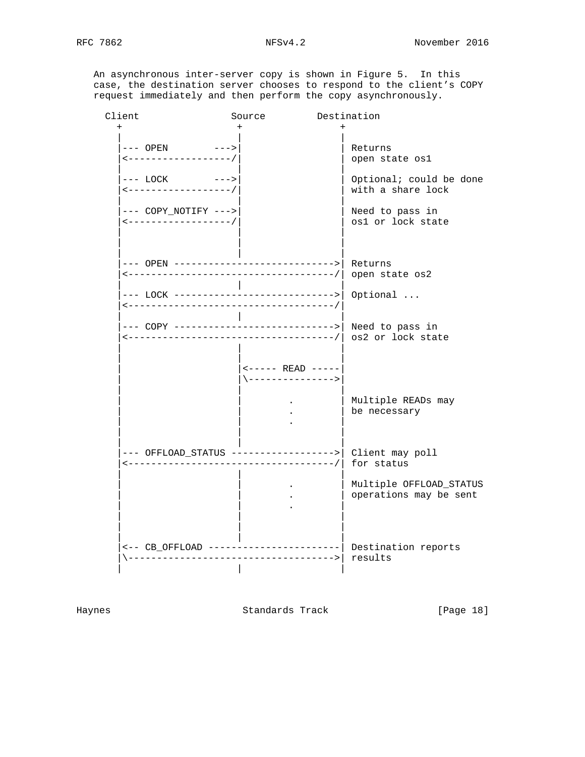An asynchronous inter-server copy is shown in Figure 5. In this case, the destination server chooses to respond to the client's COPY request immediately and then perform the copy asynchronously.

```
  Client                Source         Destination
     +                     +                 +
     |                     |                 |
     |--- OPEN        --->|                 | Returns
     |<------------------/|                 | open state os1
     |                     |                 |
     |--- LOCK        --->|                 | Optional; could be done
     |<------------------/|                 | with a share lock
     |                     |                 |
     |--- COPY_NOTIFY --->|                 | Need to pass in
     |<------------------/|                 | os1 or lock state
     |                     |                 |
     |                     |                 |
     |                     |                 |
     |--- OPEN ---------------------------->| Returns
     |<------------------------------------/| open state os2
     |                     |                 |
     |--- LOCK ---------------------------->| Optional ...
     |<------------------------------------/|
     |                     |                 |
     |--- COPY ---------------------------->| Need to pass in
     |<------------------------------------/| os2 or lock state
     |                     |                 |
     |                     |                 |
     |                     |<----- READ -----|
     |                     |\--------------->|
     |                     |                 |
     |                     |       .         | Multiple READs may
     |                     |       .         | be necessary
     |                     |       .         |
     |                     |                 |
     |                     |                 |
     |--- OFFLOAD_STATUS ------------------>| Client may poll
     |<------------------------------------/| for status
     |                     |                 |
     |                     |       .         | Multiple OFFLOAD_STATUS
     |                     |       .         | operations may be sent
     |                     |       .         |
     |                     |                 |
     |                     |                 |
     |                     |                 |
     |<-- CB_OFFLOAD -----------------------| Destination reports
     |\------------------------------------>| results
     |                     |                 |
```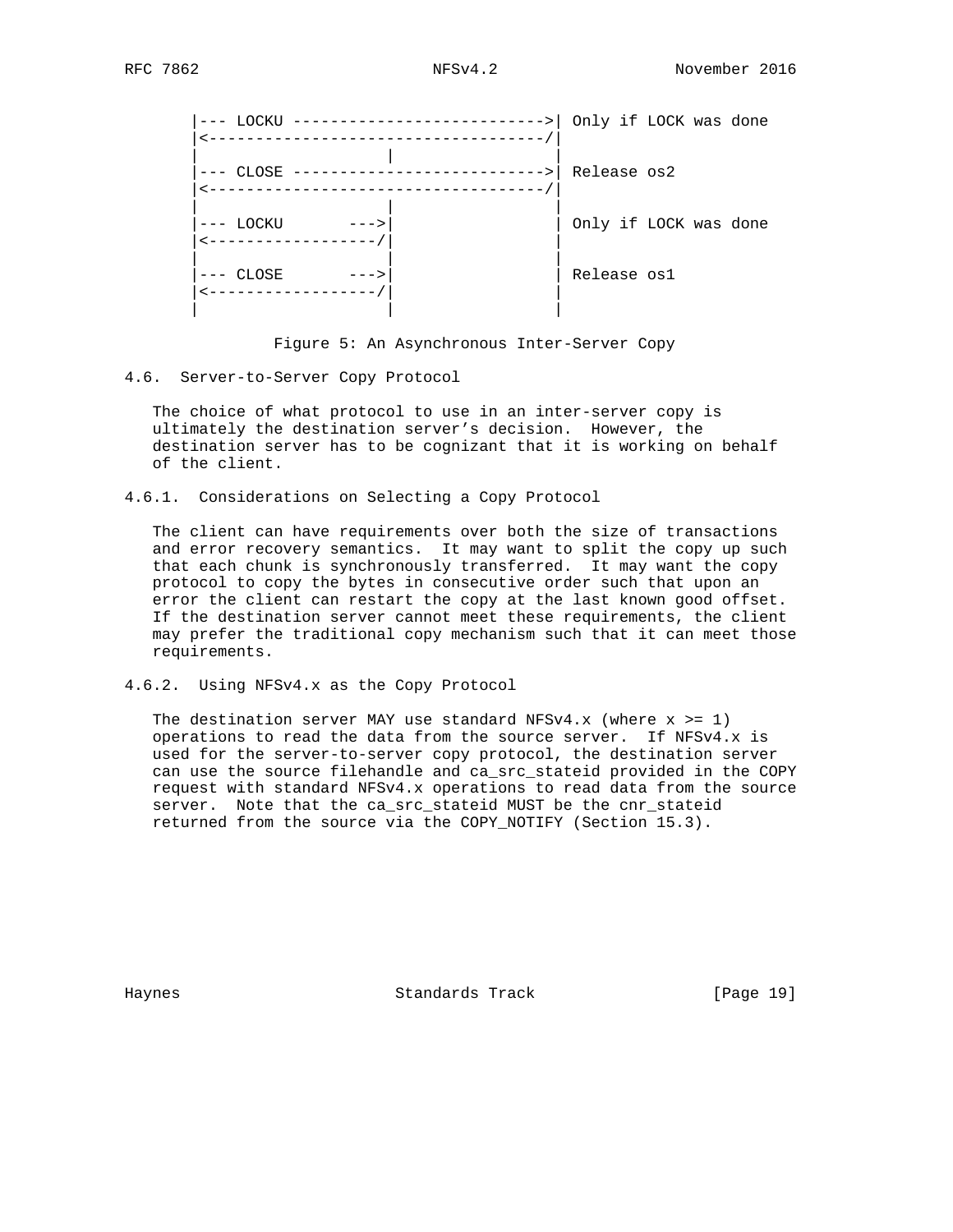```
     |--- LOCKU --------------------------->| Only if LOCK was done
     |<------------------------------------/|
     |                  |                   |
     |--- CLOSE --------------------------->| Release os2
     |<------------------------------------/|
     |                  |                   |
     |--- LOCKU      --->|                  | Only if LOCK was done
     |<------------------/|                 |
     |                  |                   |
     |--- CLOSE      --->|                  | Release os1
     |<------------------/|                 |
     |                  |                   |
```

Figure 5: An Asynchronous Inter-Server Copy

## 4.6. Server-to-Server Copy Protocol

The choice of what protocol to use in an inter-server copy is ultimately the destination server's decision. However, the destination server has to be cognizant that it is working on behalf of the client.

### 4.6.1. Considerations on Selecting a Copy Protocol

The client can have requirements over both the size of transactions and error recovery semantics. It may want to split the copy up such that each chunk is synchronously transferred. It may want the copy protocol to copy the bytes in consecutive order such that upon an error the client can restart the copy at the last known good offset. If the destination server cannot meet these requirements, the client may prefer the traditional copy mechanism such that it can meet those requirements.

### 4.6.2. Using NFSv4.x as the Copy Protocol

The destination server MAY use standard NFSv4.x (where x >= 1) operations to read the data from the source server. If NFSv4.x is used for the server-to-server copy protocol, the destination server can use the source filehandle and ca_src_stateid provided in the COPY request with standard NFSv4.x operations to read data from the source server. Note that the ca_src_stateid MUST be the cnr_stateid returned from the source via the COPY_NOTIFY (Section 15.3).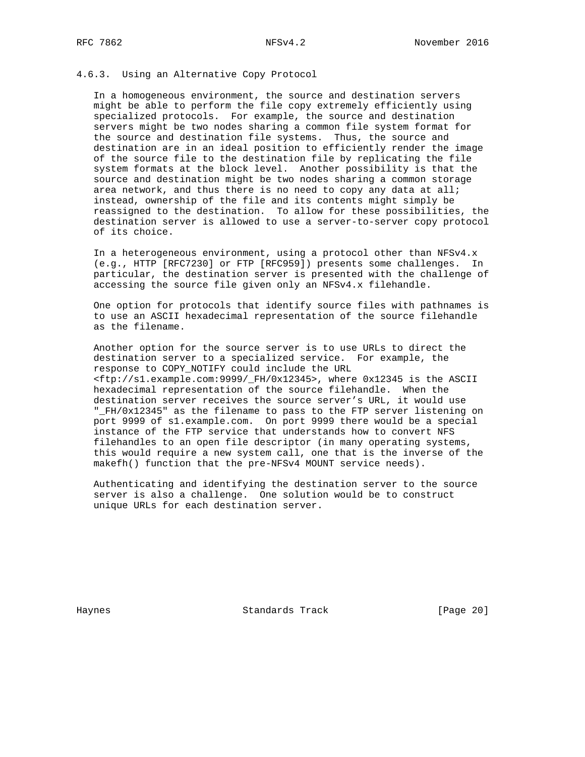### 4.6.3. Using an Alternative Copy Protocol

In a homogeneous environment, the source and destination servers might be able to perform the file copy extremely efficiently using specialized protocols. For example, the source and destination servers might be two nodes sharing a common file system format for the source and destination file systems. Thus, the source and destination are in an ideal position to efficiently render the image of the source file to the destination file by replicating the file system formats at the block level. Another possibility is that the source and destination might be two nodes sharing a common storage area network, and thus there is no need to copy any data at all; instead, ownership of the file and its contents might simply be reassigned to the destination. To allow for these possibilities, the destination server is allowed to use a server-to-server copy protocol of its choice.

In a heterogeneous environment, using a protocol other than NFSv4.x (e.g., HTTP [RFC7230] or FTP [RFC959]) presents some challenges. In particular, the destination server is presented with the challenge of accessing the source file given only an NFSv4.x filehandle.

One option for protocols that identify source files with pathnames is to use an ASCII hexadecimal representation of the source filehandle as the filename.

Another option for the source server is to use URLs to direct the destination server to a specialized service. For example, the response to COPY_NOTIFY could include the URL <ftp://s1.example.com:9999/_FH/0x12345>, where 0x12345 is the ASCII hexadecimal representation of the source filehandle. When the destination server receives the source server's URL, it would use "_FH/0x12345" as the filename to pass to the FTP server listening on port 9999 of s1.example.com. On port 9999 there would be a special instance of the FTP service that understands how to convert NFS filehandles to an open file descriptor (in many operating systems, this would require a new system call, one that is the inverse of the makefh() function that the pre-NFSv4 MOUNT service needs).

Authenticating and identifying the destination server to the source server is also a challenge. One solution would be to construct unique URLs for each destination server.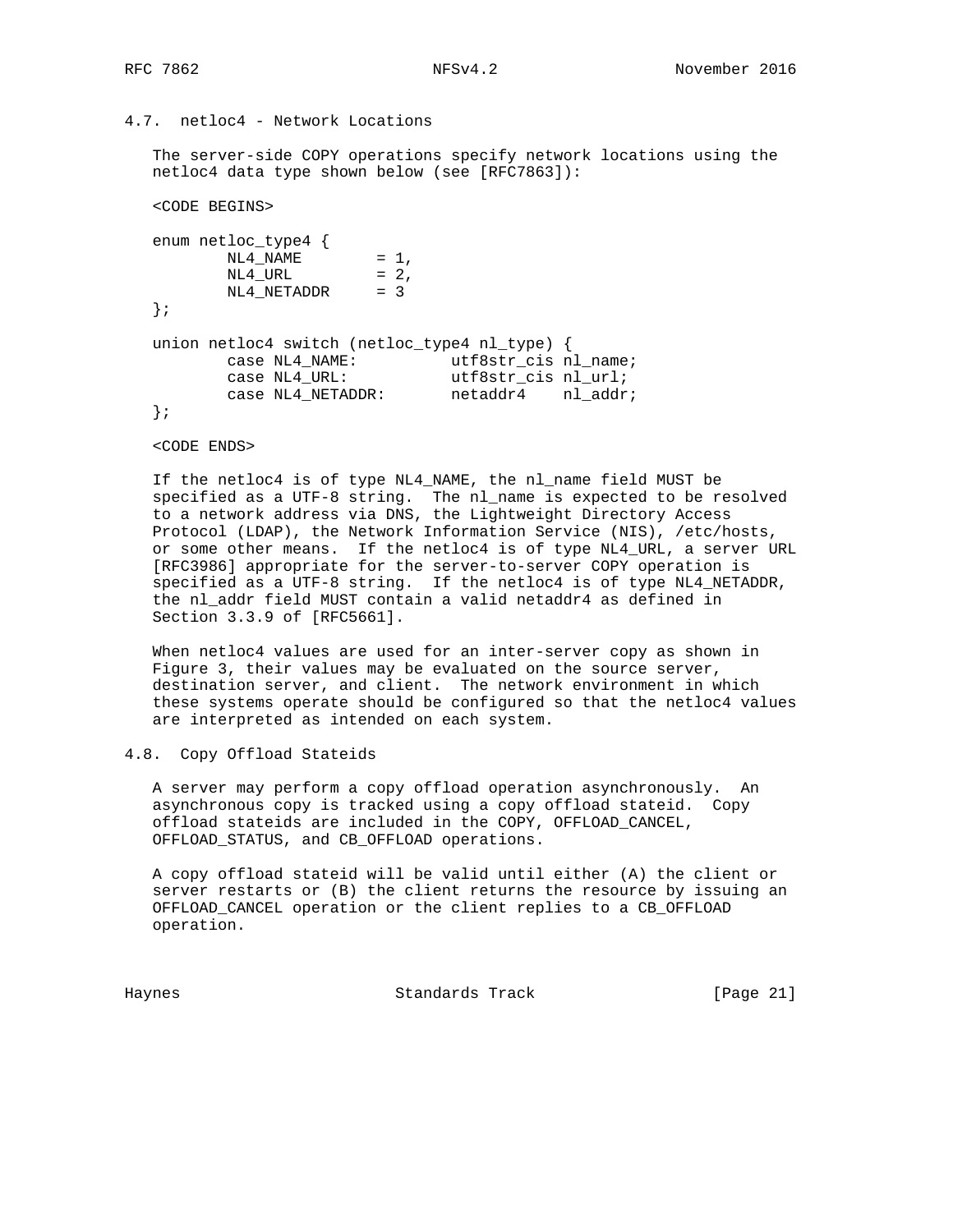### 4.7. netloc4 - Network Locations

The server-side COPY operations specify network locations using the netloc4 data type shown below (see [RFC7863]):

```
<CODE BEGINS>

enum netloc_type4 {
        NL4_NAME        = 1,
        NL4_URL         = 2,
        NL4_NETADDR     = 3
};

union netloc4 switch (netloc_type4 nl_type) {
        case NL4_NAME:          utf8str_cis nl_name;
        case NL4_URL:           utf8str_cis nl_url;
        case NL4_NETADDR:       netaddr4    nl_addr;
};

<CODE ENDS>
```

If the netloc4 is of type NL4_NAME, the nl_name field MUST be specified as a UTF-8 string. The nl_name is expected to be resolved to a network address via DNS, the Lightweight Directory Access Protocol (LDAP), the Network Information Service (NIS), /etc/hosts, or some other means. If the netloc4 is of type NL4_URL, a server URL [RFC3986] appropriate for the server-to-server COPY operation is specified as a UTF-8 string. If the netloc4 is of type NL4_NETADDR, the nl_addr field MUST contain a valid netaddr4 as defined in Section 3.3.9 of [RFC5661].

When netloc4 values are used for an inter-server copy as shown in Figure 3, their values may be evaluated on the source server, destination server, and client. The network environment in which these systems operate should be configured so that the netloc4 values are interpreted as intended on each system.

### 4.8. Copy Offload Stateids

A server may perform a copy offload operation asynchronously. An asynchronous copy is tracked using a copy offload stateid. Copy offload stateids are included in the COPY, OFFLOAD_CANCEL, OFFLOAD_STATUS, and CB_OFFLOAD operations.

A copy offload stateid will be valid until either (A) the client or server restarts or (B) the client returns the resource by issuing an OFFLOAD_CANCEL operation or the client replies to a CB_OFFLOAD operation.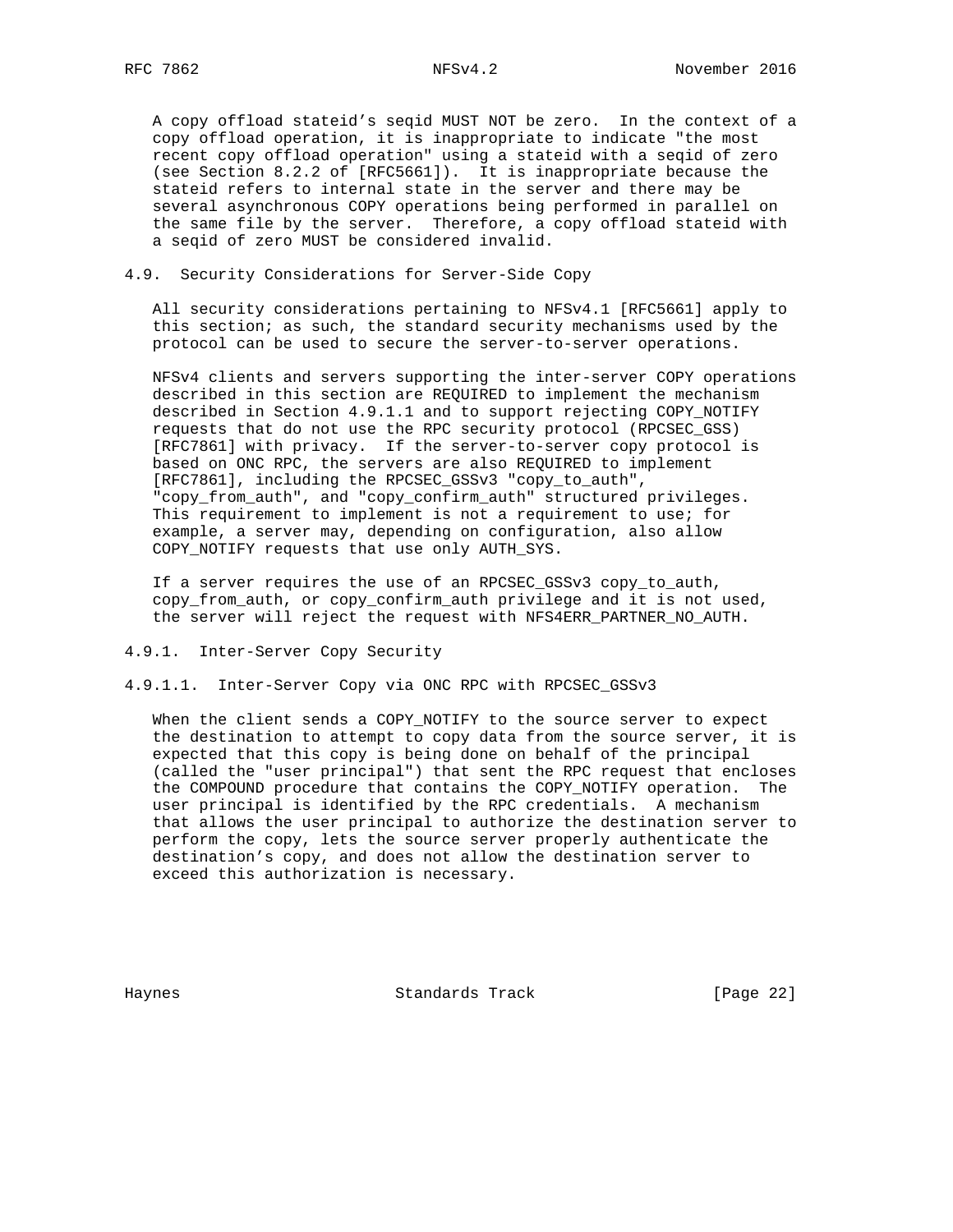A copy offload stateid's seqid MUST NOT be zero. In the context of a copy offload operation, it is inappropriate to indicate "the most recent copy offload operation" using a stateid with a seqid of zero (see Section 8.2.2 of [RFC5661]). It is inappropriate because the stateid refers to internal state in the server and there may be several asynchronous COPY operations being performed in parallel on the same file by the server. Therefore, a copy offload stateid with a seqid of zero MUST be considered invalid.

## 4.9. Security Considerations for Server-Side Copy

All security considerations pertaining to NFSv4.1 [RFC5661] apply to this section; as such, the standard security mechanisms used by the protocol can be used to secure the server-to-server operations.

NFSv4 clients and servers supporting the inter-server COPY operations described in this section are REQUIRED to implement the mechanism described in Section 4.9.1.1 and to support rejecting COPY_NOTIFY requests that do not use the RPC security protocol (RPCSEC_GSS) [RFC7861] with privacy. If the server-to-server copy protocol is based on ONC RPC, the servers are also REQUIRED to implement [RFC7861], including the RPCSEC_GSSv3 "copy_to_auth", "copy_from_auth", and "copy_confirm_auth" structured privileges. This requirement to implement is not a requirement to use; for example, a server may, depending on configuration, also allow COPY_NOTIFY requests that use only AUTH_SYS.

If a server requires the use of an RPCSEC_GSSv3 copy_to_auth, copy_from_auth, or copy_confirm_auth privilege and it is not used, the server will reject the request with NFS4ERR_PARTNER_NO_AUTH.

### 4.9.1. Inter-Server Copy Security

#### 4.9.1.1. Inter-Server Copy via ONC RPC with RPCSEC_GSSv3

When the client sends a COPY_NOTIFY to the source server to expect the destination to attempt to copy data from the source server, it is expected that this copy is being done on behalf of the principal (called the "user principal") that sent the RPC request that encloses the COMPOUND procedure that contains the COPY_NOTIFY operation. The user principal is identified by the RPC credentials. A mechanism that allows the user principal to authorize the destination server to perform the copy, lets the source server properly authenticate the destination's copy, and does not allow the destination server to exceed this authorization is necessary.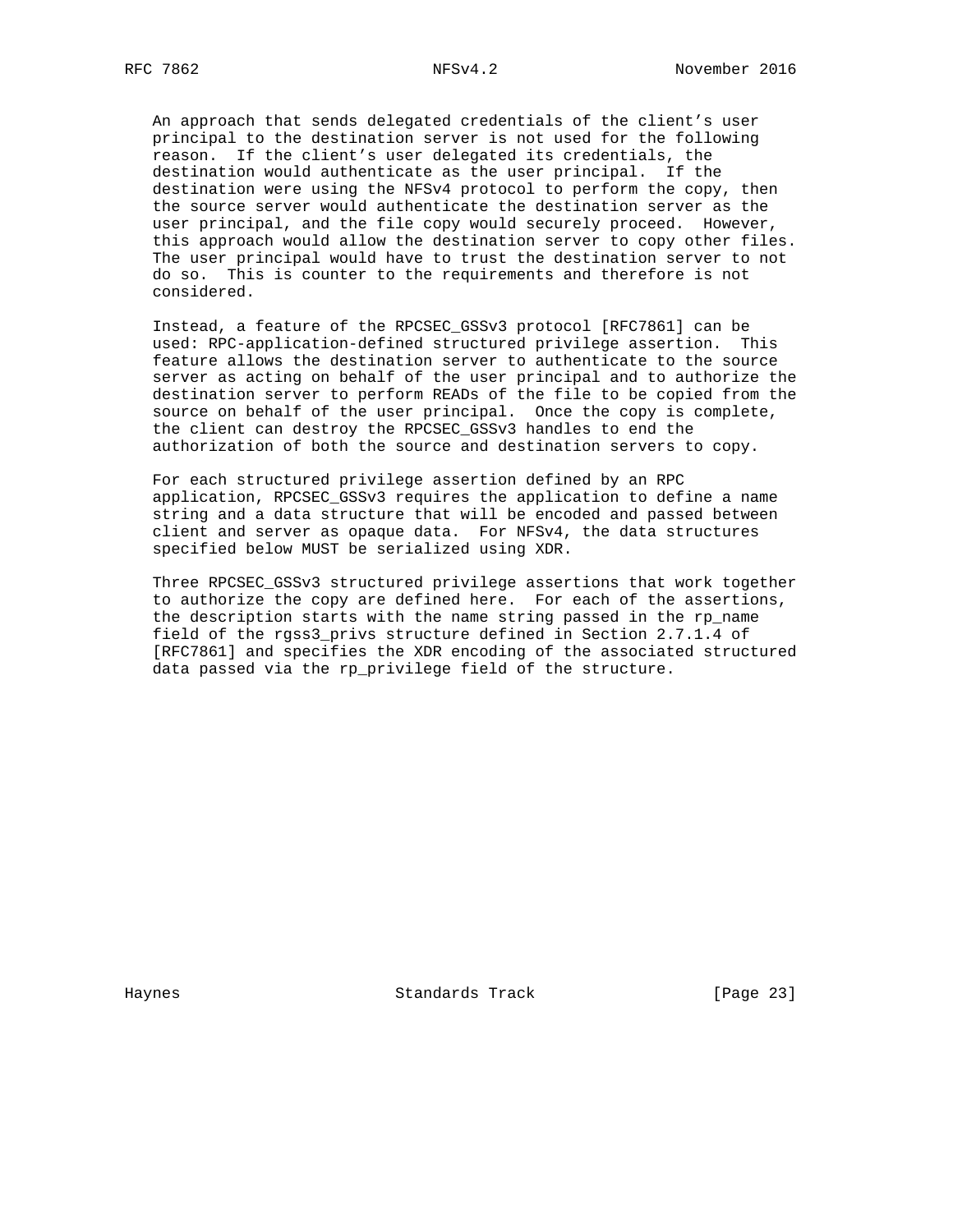An approach that sends delegated credentials of the client's user principal to the destination server is not used for the following reason. If the client's user delegated its credentials, the destination would authenticate as the user principal. If the destination were using the NFSv4 protocol to perform the copy, then the source server would authenticate the destination server as the user principal, and the file copy would securely proceed. However, this approach would allow the destination server to copy other files. The user principal would have to trust the destination server to not do so. This is counter to the requirements and therefore is not considered.

Instead, a feature of the RPCSEC_GSSv3 protocol [RFC7861] can be used: RPC-application-defined structured privilege assertion. This feature allows the destination server to authenticate to the source server as acting on behalf of the user principal and to authorize the destination server to perform READs of the file to be copied from the source on behalf of the user principal. Once the copy is complete, the client can destroy the RPCSEC_GSSv3 handles to end the authorization of both the source and destination servers to copy.

For each structured privilege assertion defined by an RPC application, RPCSEC_GSSv3 requires the application to define a name string and a data structure that will be encoded and passed between client and server as opaque data. For NFSv4, the data structures specified below MUST be serialized using XDR.

Three RPCSEC_GSSv3 structured privilege assertions that work together to authorize the copy are defined here. For each of the assertions, the description starts with the name string passed in the rp_name field of the rgss3_privs structure defined in Section 2.7.1.4 of [RFC7861] and specifies the XDR encoding of the associated structured data passed via the rp_privilege field of the structure.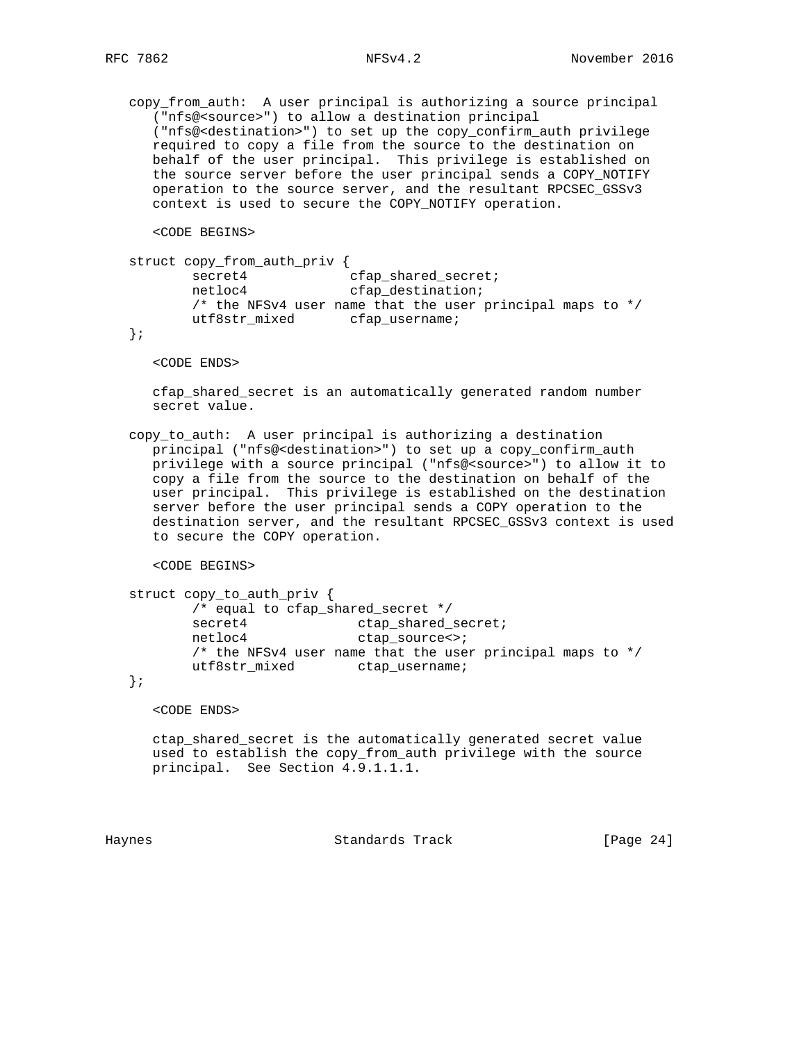copy_from_auth: A user principal is authorizing a source principal ("nfs@<source>") to allow a destination principal ("nfs@<destination>") to set up the copy_confirm_auth privilege required to copy a file from the source to the destination on behalf of the user principal. This privilege is established on the source server before the user principal sends a COPY_NOTIFY operation to the source server, and the resultant RPCSEC_GSSv3 context is used to secure the COPY_NOTIFY operation.

<CODE BEGINS>

```
struct copy_from_auth_priv {
        secret4             cfap_shared_secret;
        netloc4             cfap_destination;
        /* the NFSv4 user name that the user principal maps to */
        utf8str_mixed       cfap_username;
};
```

<CODE ENDS>

cfap_shared_secret is an automatically generated random number secret value.

copy_to_auth: A user principal is authorizing a destination principal ("nfs@<destination>") to set up a copy_confirm_auth privilege with a source principal ("nfs@<source>") to allow it to copy a file from the source to the destination on behalf of the user principal. This privilege is established on the destination server before the user principal sends a COPY operation to the destination server, and the resultant RPCSEC_GSSv3 context is used to secure the COPY operation.

<CODE BEGINS>

```
struct copy_to_auth_priv {
        /* equal to cfap_shared_secret */
        secret4              ctap_shared_secret;
        netloc4              ctap_source<>;
        /* the NFSv4 user name that the user principal maps to */
        utf8str_mixed        ctap_username;
};
```

<CODE ENDS>

ctap_shared_secret is the automatically generated secret value used to establish the copy_from_auth privilege with the source principal. See Section 4.9.1.1.1.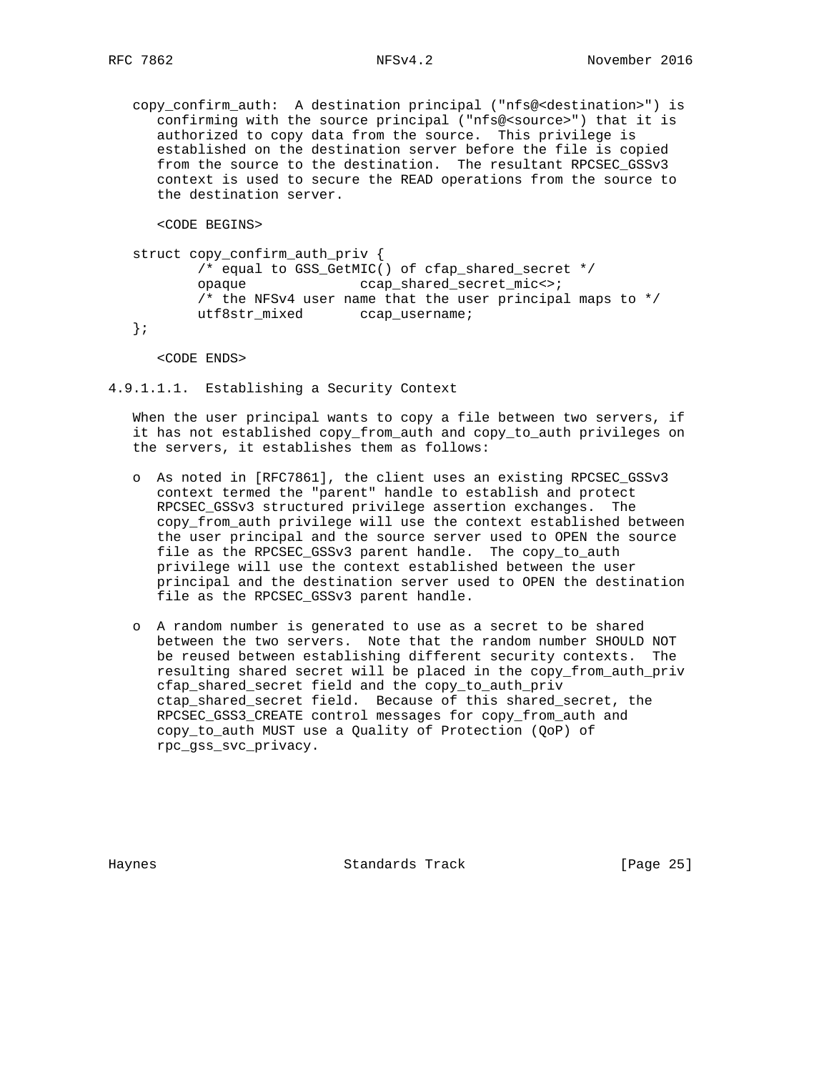copy_confirm_auth: A destination principal ("nfs@<destination>") is confirming with the source principal ("nfs@<source>") that it is authorized to copy data from the source. This privilege is established on the destination server before the file is copied from the source to the destination. The resultant RPCSEC_GSSv3 context is used to secure the READ operations from the source to the destination server.

<CODE BEGINS>

```
struct copy_confirm_auth_priv {
        /* equal to GSS_GetMIC() of cfap_shared_secret */
        opaque              ccap_shared_secret_mic<>;
        /* the NFSv4 user name that the user principal maps to */
        utf8str_mixed       ccap_username;
};
```

<CODE ENDS>

#### 4.9.1.1.1. Establishing a Security Context

When the user principal wants to copy a file between two servers, if it has not established copy_from_auth and copy_to_auth privileges on the servers, it establishes them as follows:

- As noted in [RFC7861], the client uses an existing RPCSEC_GSSv3 context termed the "parent" handle to establish and protect RPCSEC_GSSv3 structured privilege assertion exchanges. The copy_from_auth privilege will use the context established between the user principal and the source server used to OPEN the source file as the RPCSEC_GSSv3 parent handle. The copy_to_auth privilege will use the context established between the user principal and the destination server used to OPEN the destination file as the RPCSEC_GSSv3 parent handle.

- A random number is generated to use as a secret to be shared between the two servers. Note that the random number SHOULD NOT be reused between establishing different security contexts. The resulting shared secret will be placed in the copy_from_auth_priv cfap_shared_secret field and the copy_to_auth_priv ctap_shared_secret field. Because of this shared_secret, the RPCSEC_GSS3_CREATE control messages for copy_from_auth and copy_to_auth MUST use a Quality of Protection (QoP) of rpc_gss_svc_privacy.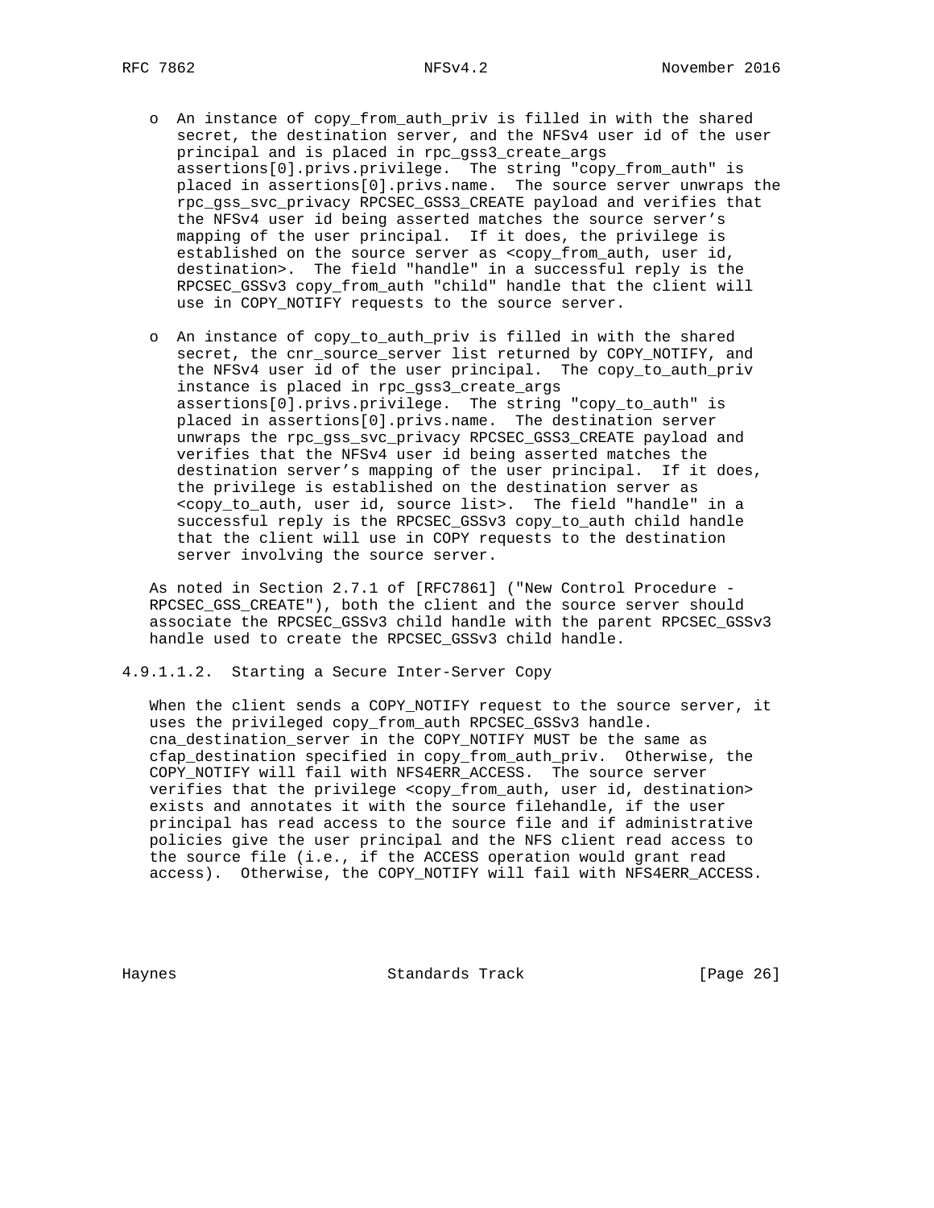- An instance of copy_from_auth_priv is filled in with the shared secret, the destination server, and the NFSv4 user id of the user principal and is placed in rpc_gss3_create_args assertions[0].privs.privilege. The string "copy_from_auth" is placed in assertions[0].privs.name. The source server unwraps the rpc_gss_svc_privacy RPCSEC_GSS3_CREATE payload and verifies that the NFSv4 user id being asserted matches the source server's mapping of the user principal. If it does, the privilege is established on the source server as <copy_from_auth, user id, destination>. The field "handle" in a successful reply is the RPCSEC_GSSv3 copy_from_auth "child" handle that the client will use in COPY_NOTIFY requests to the source server.

- An instance of copy_to_auth_priv is filled in with the shared secret, the cnr_source_server list returned by COPY_NOTIFY, and the NFSv4 user id of the user principal. The copy_to_auth_priv instance is placed in rpc_gss3_create_args assertions[0].privs.privilege. The string "copy_to_auth" is placed in assertions[0].privs.name. The destination server unwraps the rpc_gss_svc_privacy RPCSEC_GSS3_CREATE payload and verifies that the NFSv4 user id being asserted matches the destination server's mapping of the user principal. If it does, the privilege is established on the destination server as <copy_to_auth, user id, source list>. The field "handle" in a successful reply is the RPCSEC_GSSv3 copy_to_auth child handle that the client will use in COPY requests to the destination server involving the source server.

As noted in Section 2.7.1 of [RFC7861] ("New Control Procedure - RPCSEC_GSS_CREATE"), both the client and the source server should associate the RPCSEC_GSSv3 child handle with the parent RPCSEC_GSSv3 handle used to create the RPCSEC_GSSv3 child handle.

##### 4.9.1.1.2. Starting a Secure Inter-Server Copy

When the client sends a COPY_NOTIFY request to the source server, it uses the privileged copy_from_auth RPCSEC_GSSv3 handle. cna_destination_server in the COPY_NOTIFY MUST be the same as cfap_destination specified in copy_from_auth_priv. Otherwise, the COPY_NOTIFY will fail with NFS4ERR_ACCESS. The source server verifies that the privilege <copy_from_auth, user id, destination> exists and annotates it with the source filehandle, if the user principal has read access to the source file and if administrative policies give the user principal and the NFS client read access to the source file (i.e., if the ACCESS operation would grant read access). Otherwise, the COPY_NOTIFY will fail with NFS4ERR_ACCESS.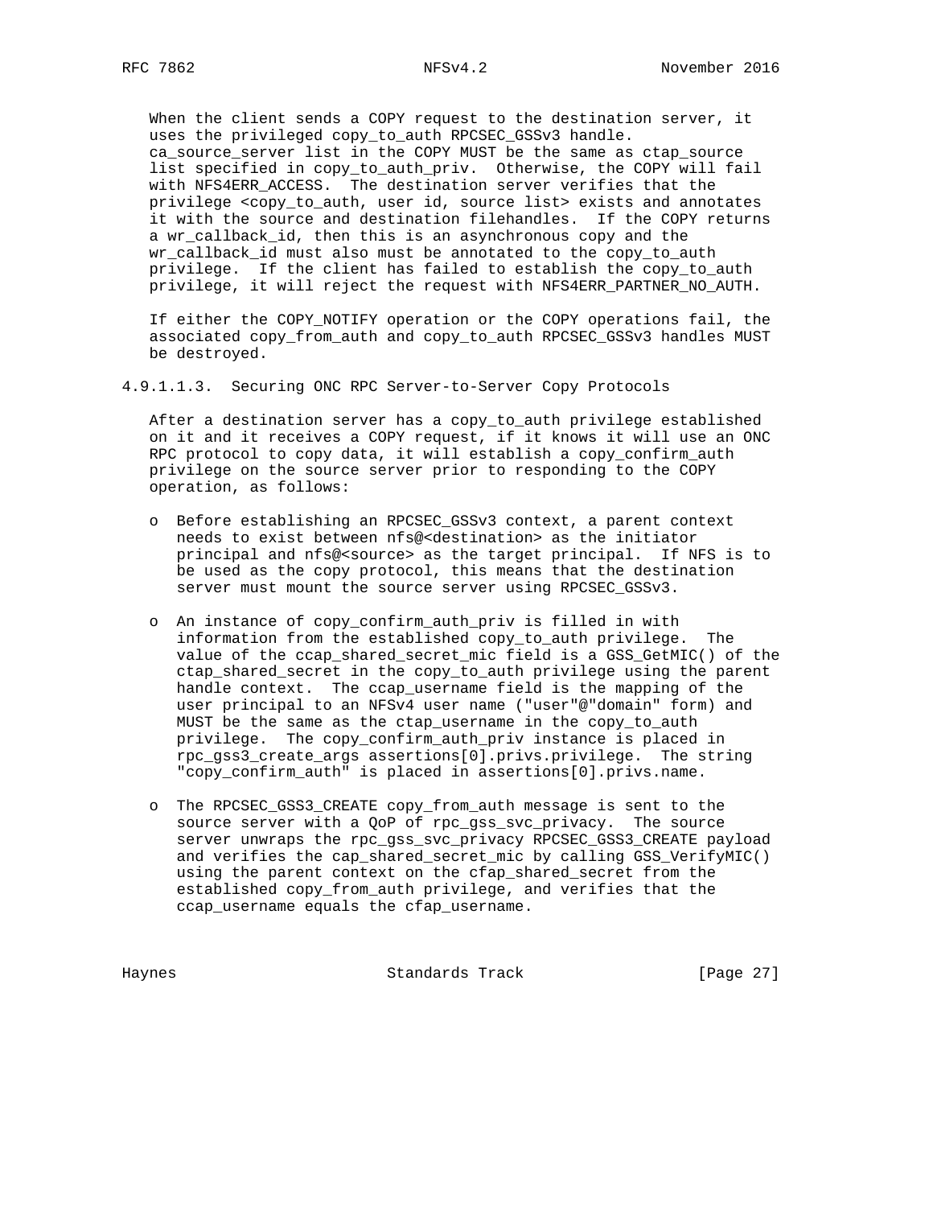When the client sends a COPY request to the destination server, it uses the privileged copy_to_auth RPCSEC_GSSv3 handle. ca_source_server list in the COPY MUST be the same as ctap_source list specified in copy_to_auth_priv. Otherwise, the COPY will fail with NFS4ERR_ACCESS. The destination server verifies that the privilege <copy_to_auth, user id, source list> exists and annotates it with the source and destination filehandles. If the COPY returns a wr_callback_id, then this is an asynchronous copy and the wr_callback_id must also must be annotated to the copy_to_auth privilege. If the client has failed to establish the copy_to_auth privilege, it will reject the request with NFS4ERR_PARTNER_NO_AUTH.

If either the COPY_NOTIFY operation or the COPY operations fail, the associated copy_from_auth and copy_to_auth RPCSEC_GSSv3 handles MUST be destroyed.

#### 4.9.1.1.3. Securing ONC RPC Server-to-Server Copy Protocols

After a destination server has a copy_to_auth privilege established on it and it receives a COPY request, if it knows it will use an ONC RPC protocol to copy data, it will establish a copy_confirm_auth privilege on the source server prior to responding to the COPY operation, as follows:

- Before establishing an RPCSEC_GSSv3 context, a parent context needs to exist between nfs@<destination> as the initiator principal and nfs@<source> as the target principal. If NFS is to be used as the copy protocol, this means that the destination server must mount the source server using RPCSEC_GSSv3.

- An instance of copy_confirm_auth_priv is filled in with information from the established copy_to_auth privilege. The value of the ccap_shared_secret_mic field is a GSS_GetMIC() of the ctap_shared_secret in the copy_to_auth privilege using the parent handle context. The ccap_username field is the mapping of the user principal to an NFSv4 user name ("user"@"domain" form) and MUST be the same as the ctap_username in the copy_to_auth privilege. The copy_confirm_auth_priv instance is placed in rpc_gss3_create_args assertions[0].privs.privilege. The string "copy_confirm_auth" is placed in assertions[0].privs.name.

- The RPCSEC_GSS3_CREATE copy_from_auth message is sent to the source server with a QoP of rpc_gss_svc_privacy. The source server unwraps the rpc_gss_svc_privacy RPCSEC_GSS3_CREATE payload and verifies the cap_shared_secret_mic by calling GSS_VerifyMIC() using the parent context on the cfap_shared_secret from the established copy_from_auth privilege, and verifies that the ccap_username equals the cfap_username.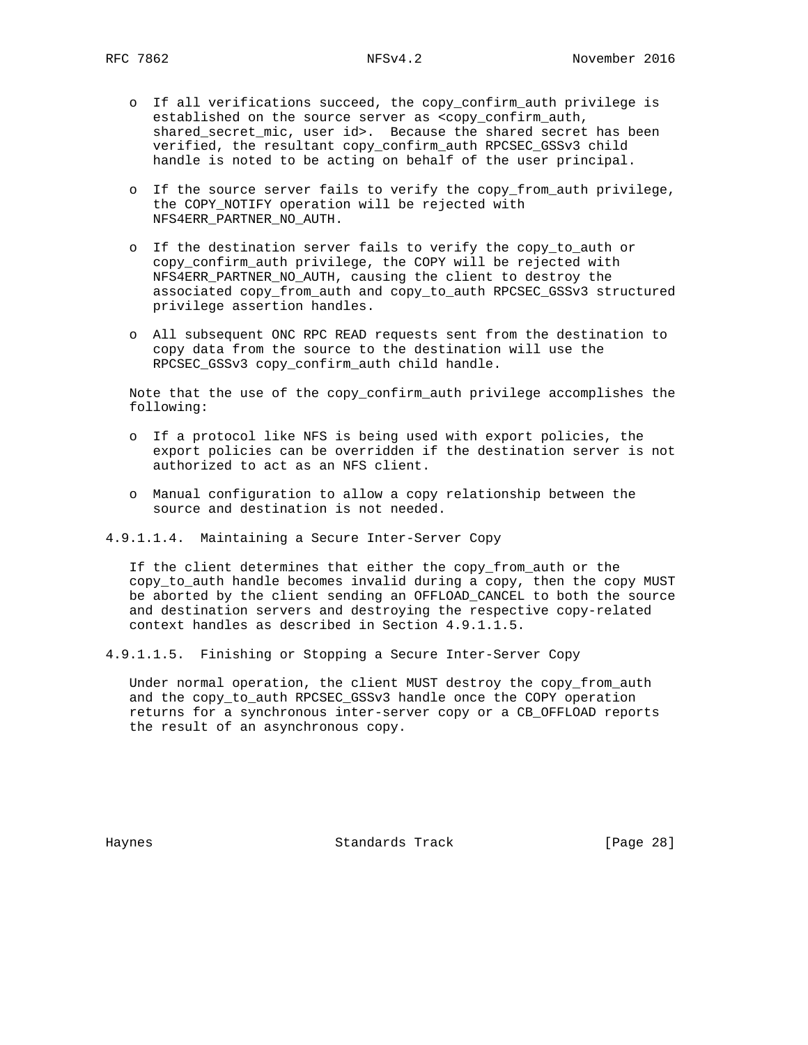- If all verifications succeed, the copy_confirm_auth privilege is established on the source server as <copy_confirm_auth, shared_secret_mic, user id>. Because the shared secret has been verified, the resultant copy_confirm_auth RPCSEC_GSSv3 child handle is noted to be acting on behalf of the user principal.

- If the source server fails to verify the copy_from_auth privilege, the COPY_NOTIFY operation will be rejected with NFS4ERR_PARTNER_NO_AUTH.

- If the destination server fails to verify the copy_to_auth or copy_confirm_auth privilege, the COPY will be rejected with NFS4ERR_PARTNER_NO_AUTH, causing the client to destroy the associated copy_from_auth and copy_to_auth RPCSEC_GSSv3 structured privilege assertion handles.

- All subsequent ONC RPC READ requests sent from the destination to copy data from the source to the destination will use the RPCSEC_GSSv3 copy_confirm_auth child handle.

Note that the use of the copy_confirm_auth privilege accomplishes the following:

- If a protocol like NFS is being used with export policies, the export policies can be overridden if the destination server is not authorized to act as an NFS client.

- Manual configuration to allow a copy relationship between the source and destination is not needed.

##### 4.9.1.1.4. Maintaining a Secure Inter-Server Copy

If the client determines that either the copy_from_auth or the copy_to_auth handle becomes invalid during a copy, then the copy MUST be aborted by the client sending an OFFLOAD_CANCEL to both the source and destination servers and destroying the respective copy-related context handles as described in Section 4.9.1.1.5.

##### 4.9.1.1.5. Finishing or Stopping a Secure Inter-Server Copy

Under normal operation, the client MUST destroy the copy_from_auth and the copy_to_auth RPCSEC_GSSv3 handle once the COPY operation returns for a synchronous inter-server copy or a CB_OFFLOAD reports the result of an asynchronous copy.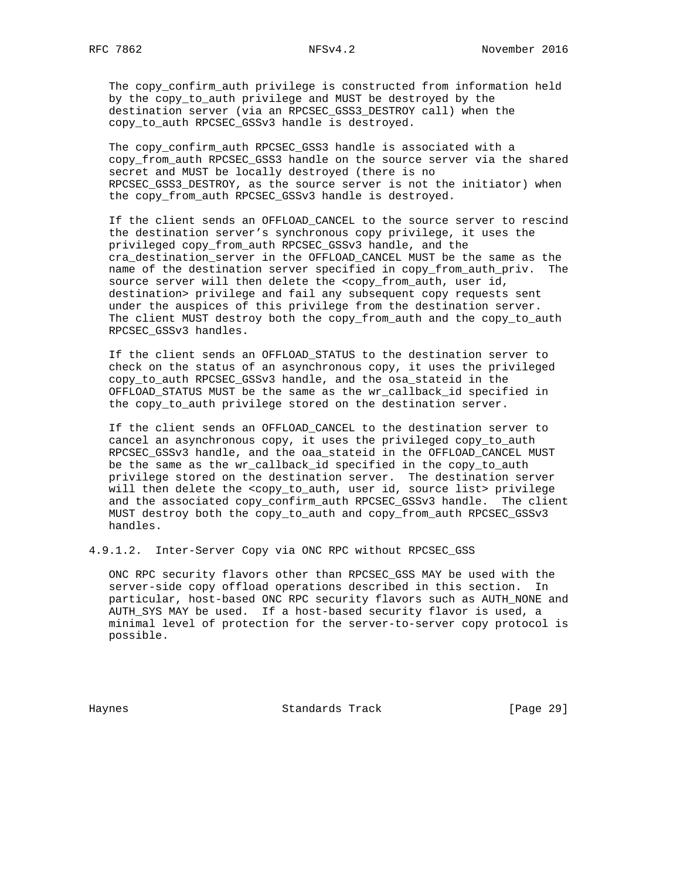The copy_confirm_auth privilege is constructed from information held by the copy_to_auth privilege and MUST be destroyed by the destination server (via an RPCSEC_GSS3_DESTROY call) when the copy_to_auth RPCSEC_GSSv3 handle is destroyed.

The copy_confirm_auth RPCSEC_GSS3 handle is associated with a copy_from_auth RPCSEC_GSS3 handle on the source server via the shared secret and MUST be locally destroyed (there is no RPCSEC_GSS3_DESTROY, as the source server is not the initiator) when the copy_from_auth RPCSEC_GSSv3 handle is destroyed.

If the client sends an OFFLOAD_CANCEL to the source server to rescind the destination server's synchronous copy privilege, it uses the privileged copy_from_auth RPCSEC_GSSv3 handle, and the cra_destination_server in the OFFLOAD_CANCEL MUST be the same as the name of the destination server specified in copy_from_auth_priv. The source server will then delete the <copy_from_auth, user id, destination> privilege and fail any subsequent copy requests sent under the auspices of this privilege from the destination server. The client MUST destroy both the copy_from_auth and the copy_to_auth RPCSEC_GSSv3 handles.

If the client sends an OFFLOAD_STATUS to the destination server to check on the status of an asynchronous copy, it uses the privileged copy_to_auth RPCSEC_GSSv3 handle, and the osa_stateid in the OFFLOAD_STATUS MUST be the same as the wr_callback_id specified in the copy_to_auth privilege stored on the destination server.

If the client sends an OFFLOAD_CANCEL to the destination server to cancel an asynchronous copy, it uses the privileged copy_to_auth RPCSEC_GSSv3 handle, and the oaa_stateid in the OFFLOAD_CANCEL MUST be the same as the wr_callback_id specified in the copy_to_auth privilege stored on the destination server. The destination server will then delete the <copy_to_auth, user id, source list> privilege and the associated copy_confirm_auth RPCSEC_GSSv3 handle. The client MUST destroy both the copy_to_auth and copy_from_auth RPCSEC_GSSv3 handles.

#### 4.9.1.2. Inter-Server Copy via ONC RPC without RPCSEC_GSS

ONC RPC security flavors other than RPCSEC_GSS MAY be used with the server-side copy offload operations described in this section. In particular, host-based ONC RPC security flavors such as AUTH_NONE and AUTH_SYS MAY be used. If a host-based security flavor is used, a minimal level of protection for the server-to-server copy protocol is possible.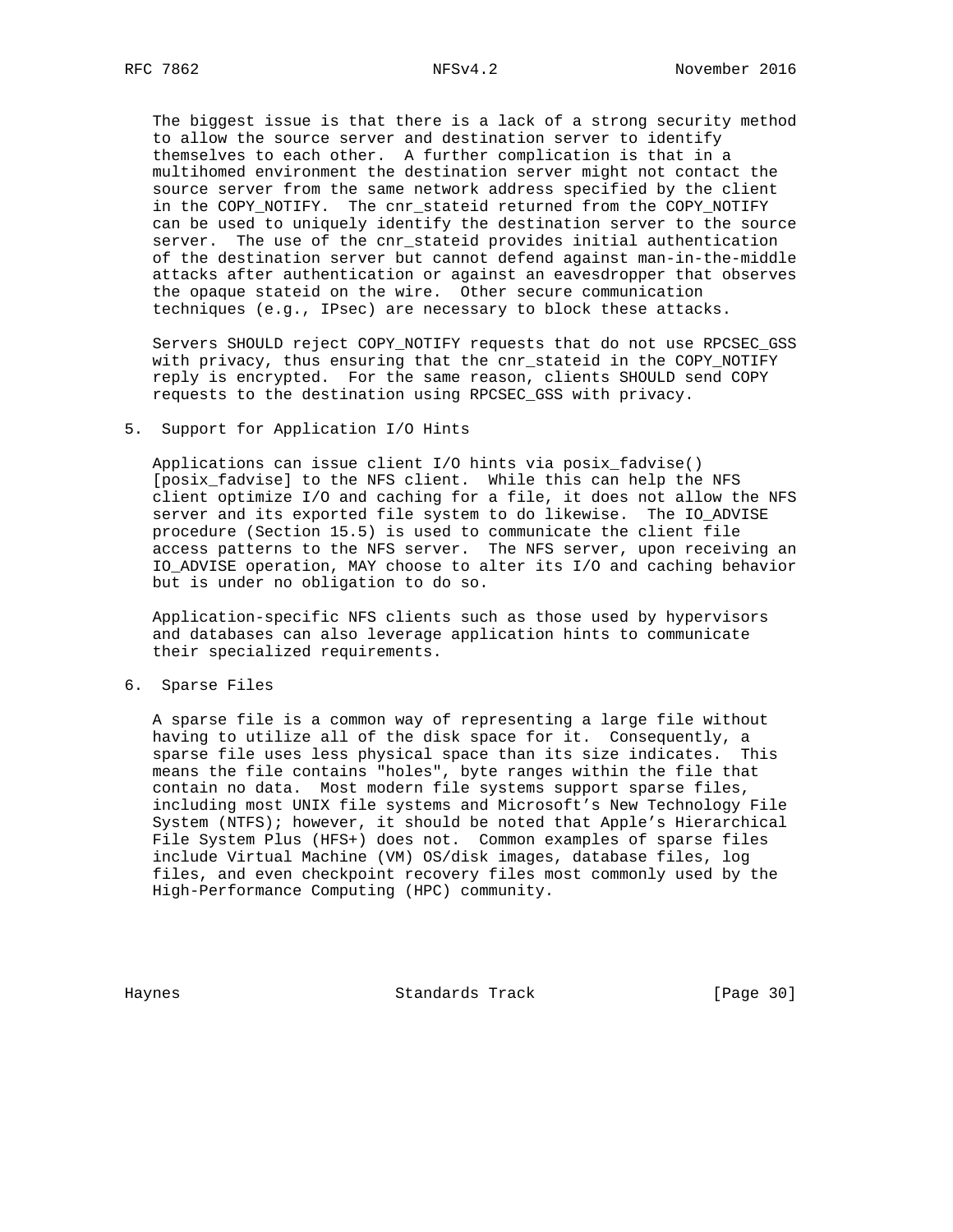The biggest issue is that there is a lack of a strong security method to allow the source server and destination server to identify themselves to each other. A further complication is that in a multihomed environment the destination server might not contact the source server from the same network address specified by the client in the COPY_NOTIFY. The cnr_stateid returned from the COPY_NOTIFY can be used to uniquely identify the destination server to the source server. The use of the cnr_stateid provides initial authentication of the destination server but cannot defend against man-in-the-middle attacks after authentication or against an eavesdropper that observes the opaque stateid on the wire. Other secure communication techniques (e.g., IPsec) are necessary to block these attacks.

Servers SHOULD reject COPY_NOTIFY requests that do not use RPCSEC_GSS with privacy, thus ensuring that the cnr_stateid in the COPY_NOTIFY reply is encrypted. For the same reason, clients SHOULD send COPY requests to the destination using RPCSEC_GSS with privacy.

## 5. Support for Application I/O Hints

Applications can issue client I/O hints via posix_fadvise() [posix_fadvise] to the NFS client. While this can help the NFS client optimize I/O and caching for a file, it does not allow the NFS server and its exported file system to do likewise. The IO_ADVISE procedure (Section 15.5) is used to communicate the client file access patterns to the NFS server. The NFS server, upon receiving an IO_ADVISE operation, MAY choose to alter its I/O and caching behavior but is under no obligation to do so.

Application-specific NFS clients such as those used by hypervisors and databases can also leverage application hints to communicate their specialized requirements.

## 6. Sparse Files

A sparse file is a common way of representing a large file without having to utilize all of the disk space for it. Consequently, a sparse file uses less physical space than its size indicates. This means the file contains "holes", byte ranges within the file that contain no data. Most modern file systems support sparse files, including most UNIX file systems and Microsoft's New Technology File System (NTFS); however, it should be noted that Apple's Hierarchical File System Plus (HFS+) does not. Common examples of sparse files include Virtual Machine (VM) OS/disk images, database files, log files, and even checkpoint recovery files most commonly used by the High-Performance Computing (HPC) community.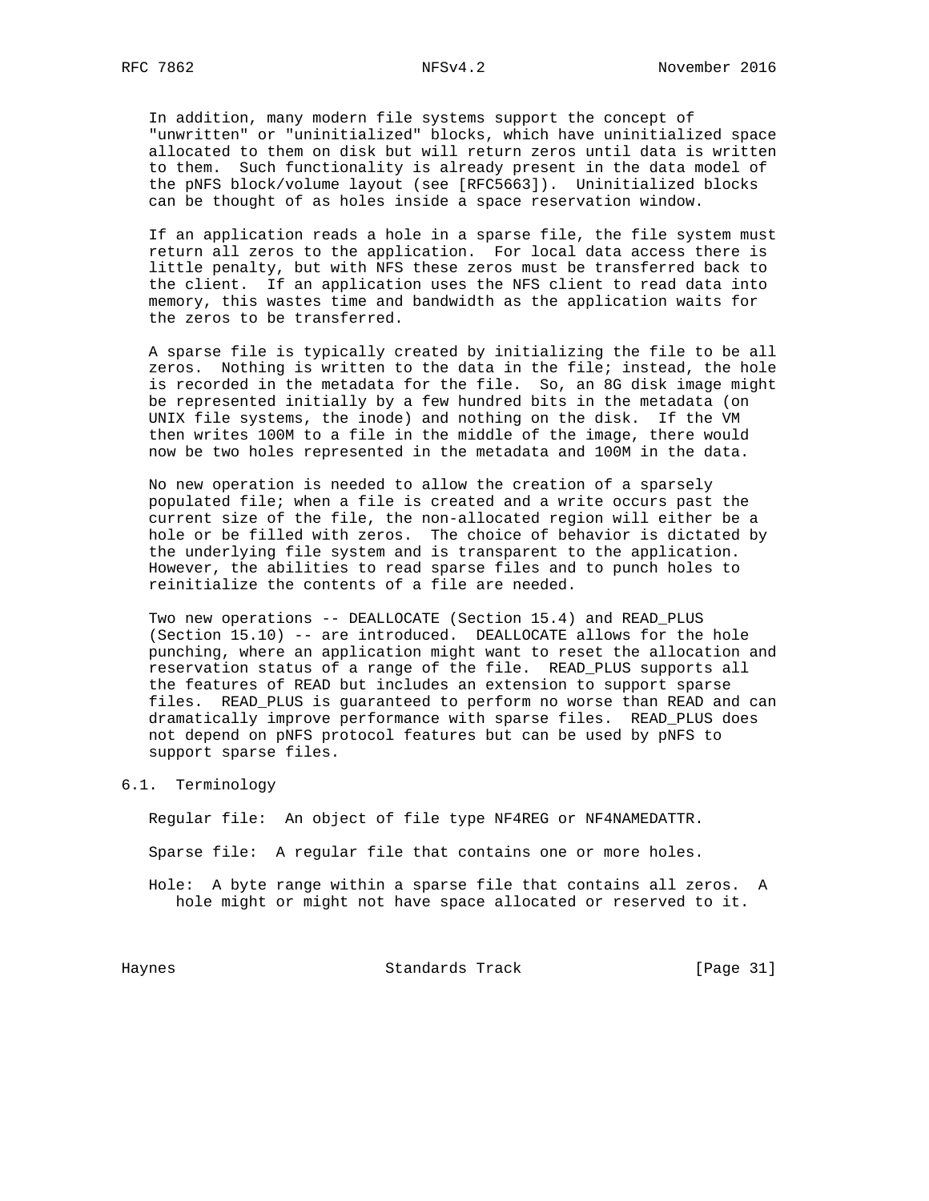In addition, many modern file systems support the concept of "unwritten" or "uninitialized" blocks, which have uninitialized space allocated to them on disk but will return zeros until data is written to them. Such functionality is already present in the data model of the pNFS block/volume layout (see [RFC5663]). Uninitialized blocks can be thought of as holes inside a space reservation window.

If an application reads a hole in a sparse file, the file system must return all zeros to the application. For local data access there is little penalty, but with NFS these zeros must be transferred back to the client. If an application uses the NFS client to read data into memory, this wastes time and bandwidth as the application waits for the zeros to be transferred.

A sparse file is typically created by initializing the file to be all zeros. Nothing is written to the data in the file; instead, the hole is recorded in the metadata for the file. So, an 8G disk image might be represented initially by a few hundred bits in the metadata (on UNIX file systems, the inode) and nothing on the disk. If the VM then writes 100M to a file in the middle of the image, there would now be two holes represented in the metadata and 100M in the data.

No new operation is needed to allow the creation of a sparsely populated file; when a file is created and a write occurs past the current size of the file, the non-allocated region will either be a hole or be filled with zeros. The choice of behavior is dictated by the underlying file system and is transparent to the application. However, the abilities to read sparse files and to punch holes to reinitialize the contents of a file are needed.

Two new operations -- DEALLOCATE (Section 15.4) and READ_PLUS (Section 15.10) -- are introduced. DEALLOCATE allows for the hole punching, where an application might want to reset the allocation and reservation status of a range of the file. READ_PLUS supports all the features of READ but includes an extension to support sparse files. READ_PLUS is guaranteed to perform no worse than READ and can dramatically improve performance with sparse files. READ_PLUS does not depend on pNFS protocol features but can be used by pNFS to support sparse files.

## 6.1. Terminology

Regular file: An object of file type NF4REG or NF4NAMEDATTR.

Sparse file: A regular file that contains one or more holes.

Hole: A byte range within a sparse file that contains all zeros. A hole might or might not have space allocated or reserved to it.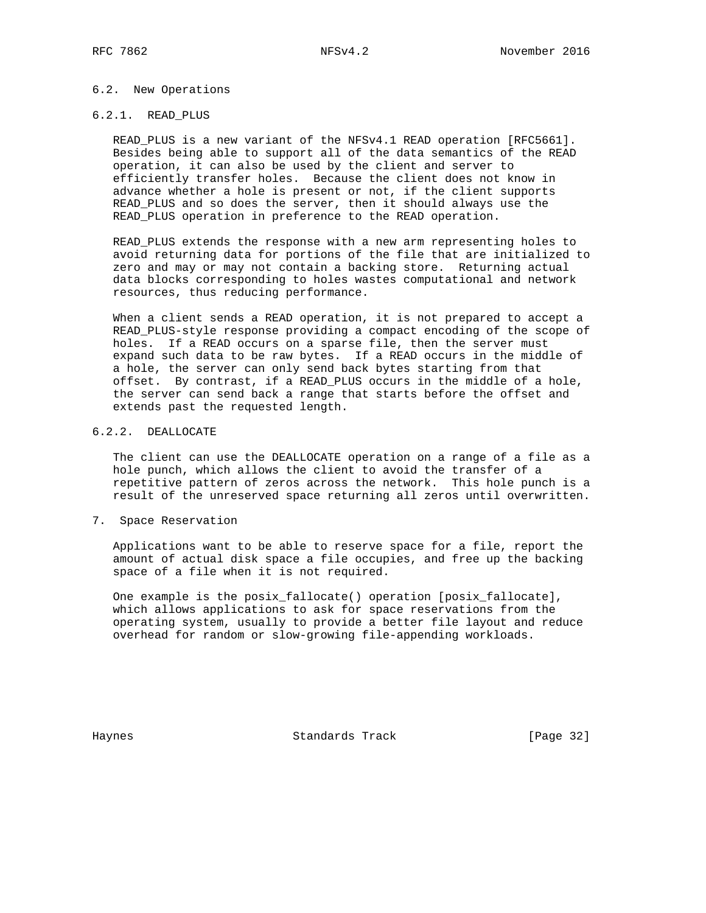### 6.2. New Operations

#### 6.2.1. READ_PLUS

READ_PLUS is a new variant of the NFSv4.1 READ operation [RFC5661]. Besides being able to support all of the data semantics of the READ operation, it can also be used by the client and server to efficiently transfer holes. Because the client does not know in advance whether a hole is present or not, if the client supports READ_PLUS and so does the server, then it should always use the READ_PLUS operation in preference to the READ operation.

READ_PLUS extends the response with a new arm representing holes to avoid returning data for portions of the file that are initialized to zero and may or may not contain a backing store. Returning actual data blocks corresponding to holes wastes computational and network resources, thus reducing performance.

When a client sends a READ operation, it is not prepared to accept a READ_PLUS-style response providing a compact encoding of the scope of holes. If a READ occurs on a sparse file, then the server must expand such data to be raw bytes. If a READ occurs in the middle of a hole, the server can only send back bytes starting from that offset. By contrast, if a READ_PLUS occurs in the middle of a hole, the server can send back a range that starts before the offset and extends past the requested length.

#### 6.2.2. DEALLOCATE

The client can use the DEALLOCATE operation on a range of a file as a hole punch, which allows the client to avoid the transfer of a repetitive pattern of zeros across the network. This hole punch is a result of the unreserved space returning all zeros until overwritten.

## 7. Space Reservation

Applications want to be able to reserve space for a file, report the amount of actual disk space a file occupies, and free up the backing space of a file when it is not required.

One example is the posix_fallocate() operation [posix_fallocate], which allows applications to ask for space reservations from the operating system, usually to provide a better file layout and reduce overhead for random or slow-growing file-appending workloads.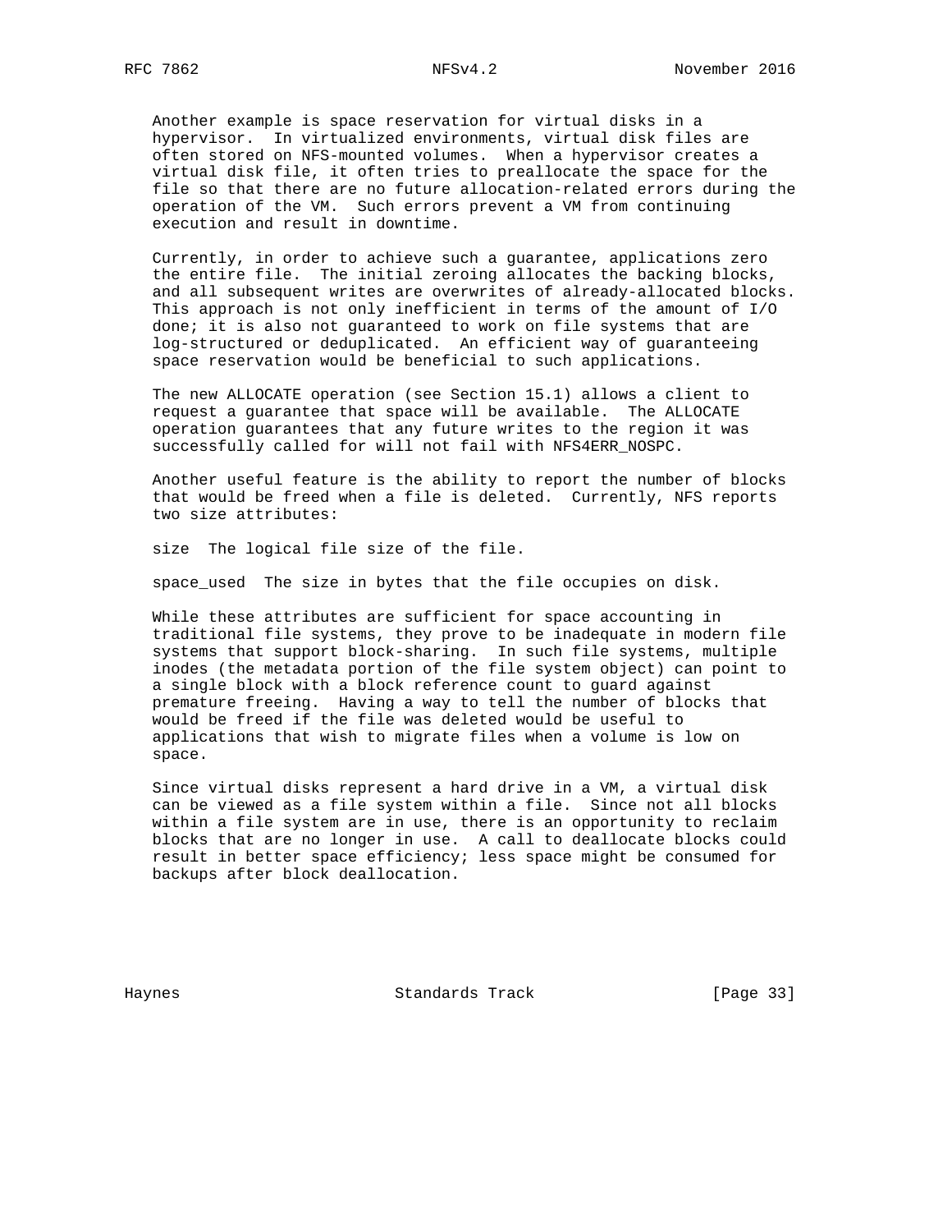Another example is space reservation for virtual disks in a hypervisor. In virtualized environments, virtual disk files are often stored on NFS-mounted volumes. When a hypervisor creates a virtual disk file, it often tries to preallocate the space for the file so that there are no future allocation-related errors during the operation of the VM. Such errors prevent a VM from continuing execution and result in downtime.

Currently, in order to achieve such a guarantee, applications zero the entire file. The initial zeroing allocates the backing blocks, and all subsequent writes are overwrites of already-allocated blocks. This approach is not only inefficient in terms of the amount of I/O done; it is also not guaranteed to work on file systems that are log-structured or deduplicated. An efficient way of guaranteeing space reservation would be beneficial to such applications.

The new ALLOCATE operation (see Section 15.1) allows a client to request a guarantee that space will be available. The ALLOCATE operation guarantees that any future writes to the region it was successfully called for will not fail with NFS4ERR_NOSPC.

Another useful feature is the ability to report the number of blocks that would be freed when a file is deleted. Currently, NFS reports two size attributes:

size  The logical file size of the file.

space_used  The size in bytes that the file occupies on disk.

While these attributes are sufficient for space accounting in traditional file systems, they prove to be inadequate in modern file systems that support block-sharing. In such file systems, multiple inodes (the metadata portion of the file system object) can point to a single block with a block reference count to guard against premature freeing. Having a way to tell the number of blocks that would be freed if the file was deleted would be useful to applications that wish to migrate files when a volume is low on space.

Since virtual disks represent a hard drive in a VM, a virtual disk can be viewed as a file system within a file. Since not all blocks within a file system are in use, there is an opportunity to reclaim blocks that are no longer in use. A call to deallocate blocks could result in better space efficiency; less space might be consumed for backups after block deallocation.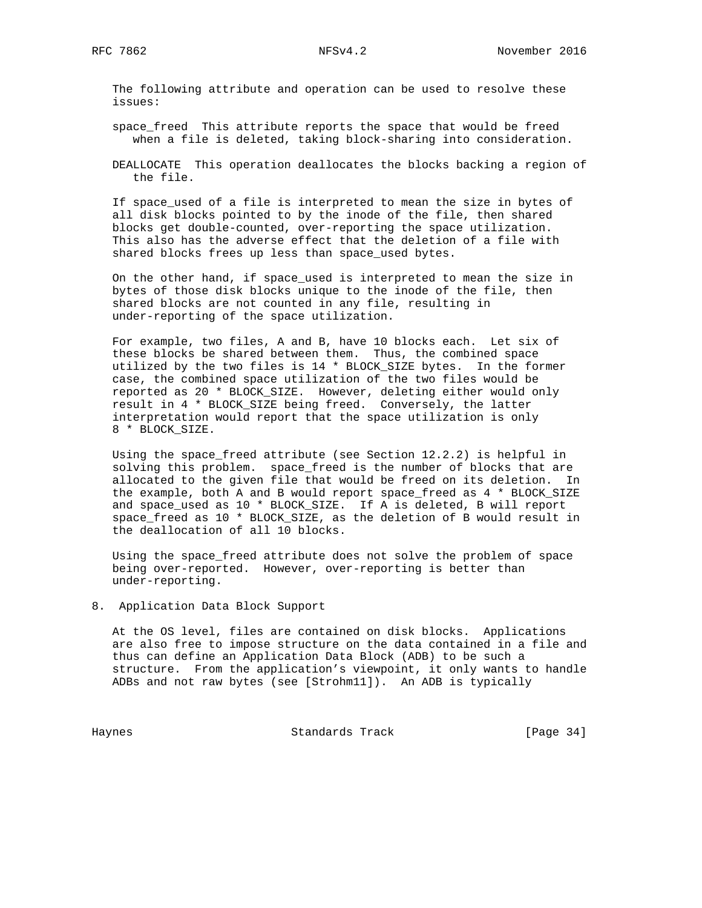The following attribute and operation can be used to resolve these issues:

space_freed This attribute reports the space that would be freed when a file is deleted, taking block-sharing into consideration.

DEALLOCATE This operation deallocates the blocks backing a region of the file.

If space_used of a file is interpreted to mean the size in bytes of all disk blocks pointed to by the inode of the file, then shared blocks get double-counted, over-reporting the space utilization. This also has the adverse effect that the deletion of a file with shared blocks frees up less than space_used bytes.

On the other hand, if space_used is interpreted to mean the size in bytes of those disk blocks unique to the inode of the file, then shared blocks are not counted in any file, resulting in under-reporting of the space utilization.

For example, two files, A and B, have 10 blocks each. Let six of these blocks be shared between them. Thus, the combined space utilized by the two files is 14 * BLOCK_SIZE bytes. In the former case, the combined space utilization of the two files would be reported as 20 * BLOCK_SIZE. However, deleting either would only result in 4 * BLOCK_SIZE being freed. Conversely, the latter interpretation would report that the space utilization is only 8 * BLOCK_SIZE.

Using the space_freed attribute (see Section 12.2.2) is helpful in solving this problem. space_freed is the number of blocks that are allocated to the given file that would be freed on its deletion. In the example, both A and B would report space_freed as 4 * BLOCK_SIZE and space_used as 10 * BLOCK_SIZE. If A is deleted, B will report space_freed as 10 * BLOCK_SIZE, as the deletion of B would result in the deallocation of all 10 blocks.

Using the space_freed attribute does not solve the problem of space being over-reported. However, over-reporting is better than under-reporting.

## 8. Application Data Block Support

At the OS level, files are contained on disk blocks. Applications are also free to impose structure on the data contained in a file and thus can define an Application Data Block (ADB) to be such a structure. From the application's viewpoint, it only wants to handle ADBs and not raw bytes (see [Strohm11]). An ADB is typically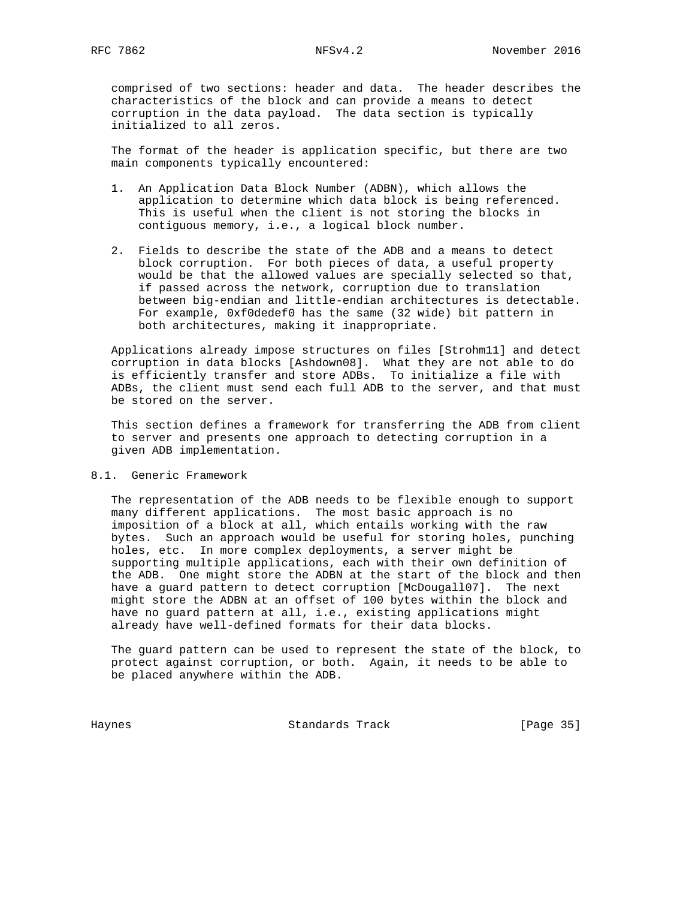comprised of two sections: header and data. The header describes the characteristics of the block and can provide a means to detect corruption in the data payload. The data section is typically initialized to all zeros.

The format of the header is application specific, but there are two main components typically encountered:

1. An Application Data Block Number (ADBN), which allows the application to determine which data block is being referenced. This is useful when the client is not storing the blocks in contiguous memory, i.e., a logical block number.

2. Fields to describe the state of the ADB and a means to detect block corruption. For both pieces of data, a useful property would be that the allowed values are specially selected so that, if passed across the network, corruption due to translation between big-endian and little-endian architectures is detectable. For example, 0xf0dedef0 has the same (32 wide) bit pattern in both architectures, making it inappropriate.

Applications already impose structures on files [Strohm11] and detect corruption in data blocks [Ashdown08]. What they are not able to do is efficiently transfer and store ADBs. To initialize a file with ADBs, the client must send each full ADB to the server, and that must be stored on the server.

This section defines a framework for transferring the ADB from client to server and presents one approach to detecting corruption in a given ADB implementation.

## 8.1. Generic Framework

The representation of the ADB needs to be flexible enough to support many different applications. The most basic approach is no imposition of a block at all, which entails working with the raw bytes. Such an approach would be useful for storing holes, punching holes, etc. In more complex deployments, a server might be supporting multiple applications, each with their own definition of the ADB. One might store the ADBN at the start of the block and then have a guard pattern to detect corruption [McDougall07]. The next might store the ADBN at an offset of 100 bytes within the block and have no guard pattern at all, i.e., existing applications might already have well-defined formats for their data blocks.

The guard pattern can be used to represent the state of the block, to protect against corruption, or both. Again, it needs to be able to be placed anywhere within the ADB.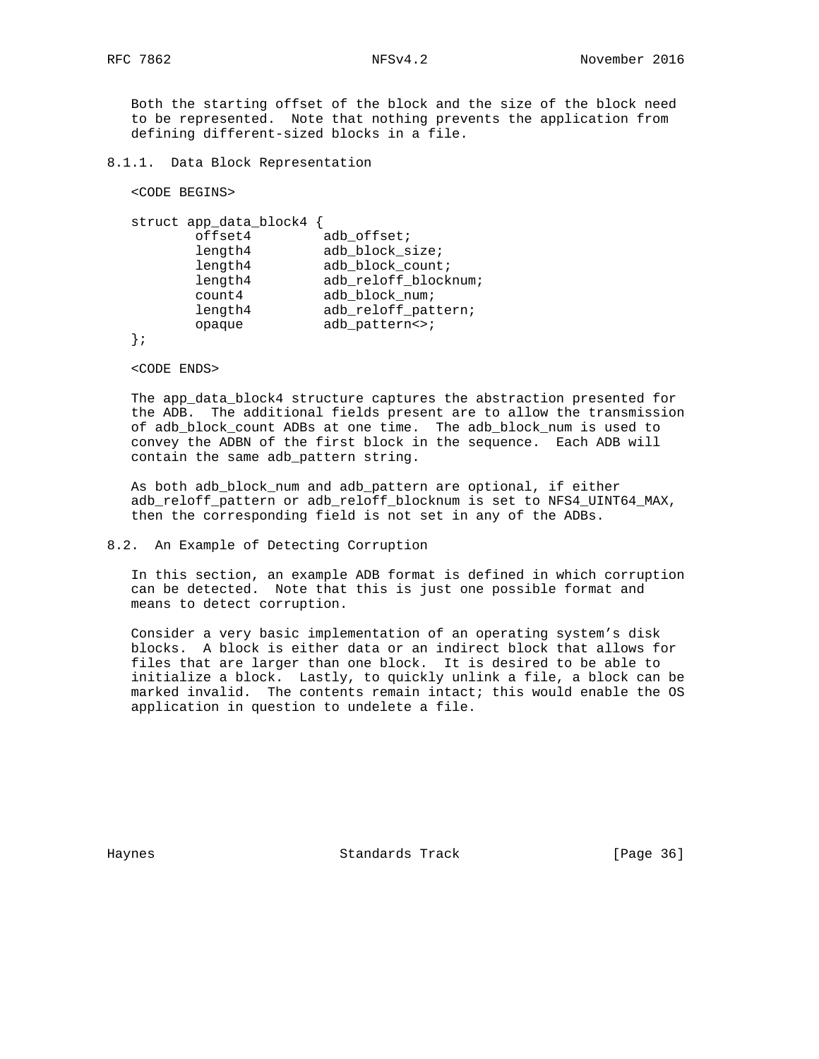Both the starting offset of the block and the size of the block need to be represented. Note that nothing prevents the application from defining different-sized blocks in a file.

### 8.1.1. Data Block Representation

<CODE BEGINS>

```
struct app_data_block4 {
        offset4         adb_offset;
        length4         adb_block_size;
        length4         adb_block_count;
        length4         adb_reloff_blocknum;
        count4          adb_block_num;
        length4         adb_reloff_pattern;
        opaque          adb_pattern<>;
};
```

<CODE ENDS>

The app_data_block4 structure captures the abstraction presented for the ADB. The additional fields present are to allow the transmission of adb_block_count ADBs at one time. The adb_block_num is used to convey the ADBN of the first block in the sequence. Each ADB will contain the same adb_pattern string.

As both adb_block_num and adb_pattern are optional, if either adb_reloff_pattern or adb_reloff_blocknum is set to NFS4_UINT64_MAX, then the corresponding field is not set in any of the ADBs.

## 8.2. An Example of Detecting Corruption

In this section, an example ADB format is defined in which corruption can be detected. Note that this is just one possible format and means to detect corruption.

Consider a very basic implementation of an operating system's disk blocks. A block is either data or an indirect block that allows for files that are larger than one block. It is desired to be able to initialize a block. Lastly, to quickly unlink a file, a block can be marked invalid. The contents remain intact; this would enable the OS application in question to undelete a file.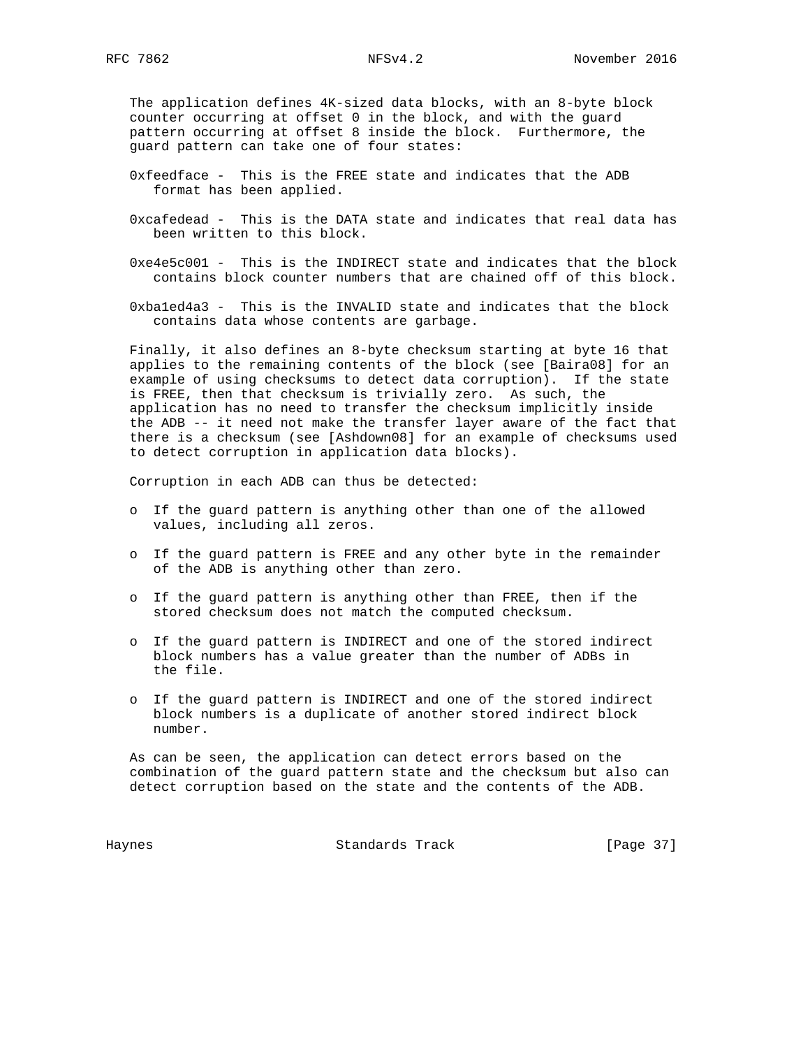The application defines 4K-sized data blocks, with an 8-byte block counter occurring at offset 0 in the block, and with the guard pattern occurring at offset 8 inside the block. Furthermore, the guard pattern can take one of four states:

0xfeedface - This is the FREE state and indicates that the ADB format has been applied.

0xcafedead - This is the DATA state and indicates that real data has been written to this block.

0xe4e5c001 - This is the INDIRECT state and indicates that the block contains block counter numbers that are chained off of this block.

0xba1ed4a3 - This is the INVALID state and indicates that the block contains data whose contents are garbage.

Finally, it also defines an 8-byte checksum starting at byte 16 that applies to the remaining contents of the block (see [Baira08] for an example of using checksums to detect data corruption). If the state is FREE, then that checksum is trivially zero. As such, the application has no need to transfer the checksum implicitly inside the ADB -- it need not make the transfer layer aware of the fact that there is a checksum (see [Ashdown08] for an example of checksums used to detect corruption in application data blocks).

Corruption in each ADB can thus be detected:

- If the guard pattern is anything other than one of the allowed values, including all zeros.
- If the guard pattern is FREE and any other byte in the remainder of the ADB is anything other than zero.
- If the guard pattern is anything other than FREE, then if the stored checksum does not match the computed checksum.
- If the guard pattern is INDIRECT and one of the stored indirect block numbers has a value greater than the number of ADBs in the file.
- If the guard pattern is INDIRECT and one of the stored indirect block numbers is a duplicate of another stored indirect block number.

As can be seen, the application can detect errors based on the combination of the guard pattern state and the checksum but also can detect corruption based on the state and the contents of the ADB.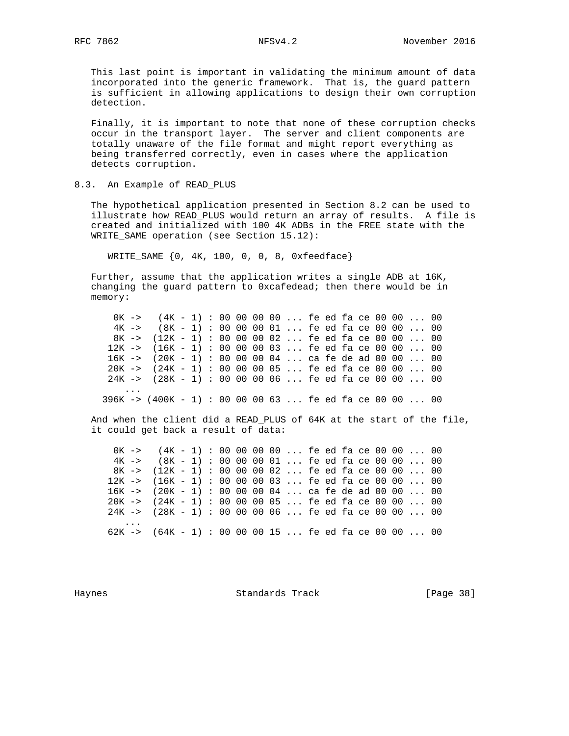This last point is important in validating the minimum amount of data incorporated into the generic framework. That is, the guard pattern is sufficient in allowing applications to design their own corruption detection.

Finally, it is important to note that none of these corruption checks occur in the transport layer. The server and client components are totally unaware of the file format and might report everything as being transferred correctly, even in cases where the application detects corruption.

## 8.3. An Example of READ_PLUS

The hypothetical application presented in Section 8.2 can be used to illustrate how READ_PLUS would return an array of results. A file is created and initialized with 100 4K ADBs in the FREE state with the WRITE_SAME operation (see Section 15.12):

```
WRITE_SAME {0, 4K, 100, 0, 0, 8, 0xfeedface}
```

Further, assume that the application writes a single ADB at 16K, changing the guard pattern to 0xcafedead; then there would be in memory:

```
  0K ->   (4K - 1) : 00 00 00 00 ... fe ed fa ce 00 00 ... 00
  4K ->   (8K - 1) : 00 00 00 01 ... fe ed fa ce 00 00 ... 00
  8K ->  (12K - 1) : 00 00 00 02 ... fe ed fa ce 00 00 ... 00
 12K ->  (16K - 1) : 00 00 00 03 ... fe ed fa ce 00 00 ... 00
 16K ->  (20K - 1) : 00 00 00 04 ... ca fe de ad 00 00 ... 00
 20K ->  (24K - 1) : 00 00 00 05 ... fe ed fa ce 00 00 ... 00
 24K ->  (28K - 1) : 00 00 00 06 ... fe ed fa ce 00 00 ... 00
   ...
396K -> (400K - 1) : 00 00 00 63 ... fe ed fa ce 00 00 ... 00
```

And when the client did a READ_PLUS of 64K at the start of the file, it could get back a result of data:

```
  0K ->   (4K - 1) : 00 00 00 00 ... fe ed fa ce 00 00 ... 00
  4K ->   (8K - 1) : 00 00 00 01 ... fe ed fa ce 00 00 ... 00
  8K ->  (12K - 1) : 00 00 00 02 ... fe ed fa ce 00 00 ... 00
 12K ->  (16K - 1) : 00 00 00 03 ... fe ed fa ce 00 00 ... 00
 16K ->  (20K - 1) : 00 00 00 04 ... ca fe de ad 00 00 ... 00
 20K ->  (24K - 1) : 00 00 00 05 ... fe ed fa ce 00 00 ... 00
 24K ->  (28K - 1) : 00 00 00 06 ... fe ed fa ce 00 00 ... 00
   ...
 62K ->  (64K - 1) : 00 00 00 15 ... fe ed fa ce 00 00 ... 00
```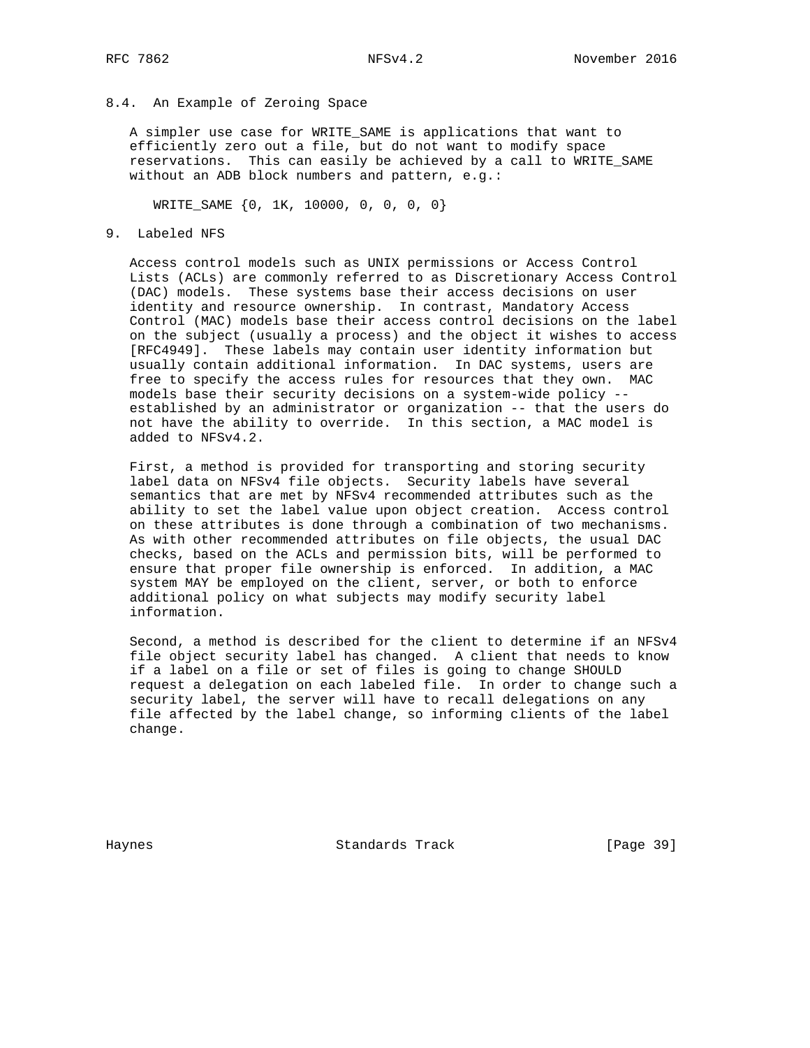### 8.4. An Example of Zeroing Space

A simpler use case for WRITE_SAME is applications that want to efficiently zero out a file, but do not want to modify space reservations. This can easily be achieved by a call to WRITE_SAME without an ADB block numbers and pattern, e.g.:

```
WRITE_SAME {0, 1K, 10000, 0, 0, 0, 0}
```

## 9. Labeled NFS

Access control models such as UNIX permissions or Access Control Lists (ACLs) are commonly referred to as Discretionary Access Control (DAC) models. These systems base their access decisions on user identity and resource ownership. In contrast, Mandatory Access Control (MAC) models base their access control decisions on the label on the subject (usually a process) and the object it wishes to access [RFC4949]. These labels may contain user identity information but usually contain additional information. In DAC systems, users are free to specify the access rules for resources that they own. MAC models base their security decisions on a system-wide policy -- established by an administrator or organization -- that the users do not have the ability to override. In this section, a MAC model is added to NFSv4.2.

First, a method is provided for transporting and storing security label data on NFSv4 file objects. Security labels have several semantics that are met by NFSv4 recommended attributes such as the ability to set the label value upon object creation. Access control on these attributes is done through a combination of two mechanisms. As with other recommended attributes on file objects, the usual DAC checks, based on the ACLs and permission bits, will be performed to ensure that proper file ownership is enforced. In addition, a MAC system MAY be employed on the client, server, or both to enforce additional policy on what subjects may modify security label information.

Second, a method is described for the client to determine if an NFSv4 file object security label has changed. A client that needs to know if a label on a file or set of files is going to change SHOULD request a delegation on each labeled file. In order to change such a security label, the server will have to recall delegations on any file affected by the label change, so informing clients of the label change.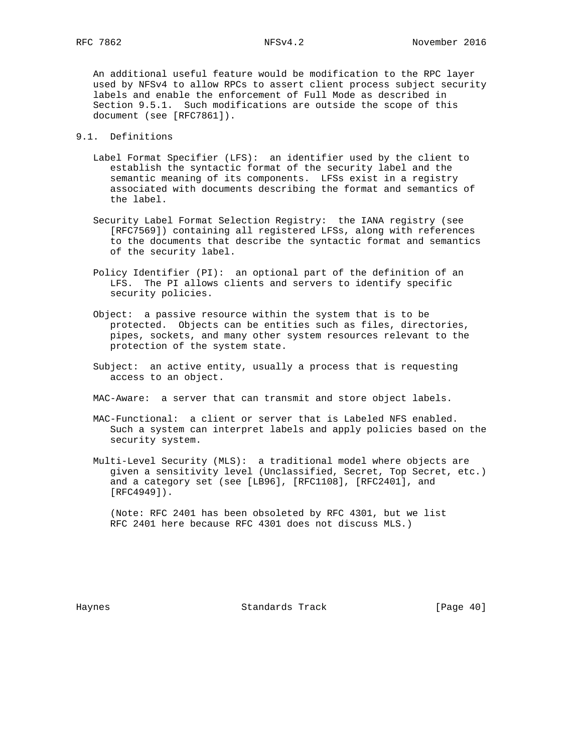An additional useful feature would be modification to the RPC layer used by NFSv4 to allow RPCs to assert client process subject security labels and enable the enforcement of Full Mode as described in Section 9.5.1. Such modifications are outside the scope of this document (see [RFC7861]).

## 9.1. Definitions

Label Format Specifier (LFS): an identifier used by the client to establish the syntactic format of the security label and the semantic meaning of its components. LFSs exist in a registry associated with documents describing the format and semantics of the label.

Security Label Format Selection Registry: the IANA registry (see [RFC7569]) containing all registered LFSs, along with references to the documents that describe the syntactic format and semantics of the security label.

Policy Identifier (PI): an optional part of the definition of an LFS. The PI allows clients and servers to identify specific security policies.

Object: a passive resource within the system that is to be protected. Objects can be entities such as files, directories, pipes, sockets, and many other system resources relevant to the protection of the system state.

Subject: an active entity, usually a process that is requesting access to an object.

MAC-Aware: a server that can transmit and store object labels.

MAC-Functional: a client or server that is Labeled NFS enabled. Such a system can interpret labels and apply policies based on the security system.

Multi-Level Security (MLS): a traditional model where objects are given a sensitivity level (Unclassified, Secret, Top Secret, etc.) and a category set (see [LB96], [RFC1108], [RFC2401], and [RFC4949]).

(Note: RFC 2401 has been obsoleted by RFC 4301, but we list RFC 2401 here because RFC 4301 does not discuss MLS.)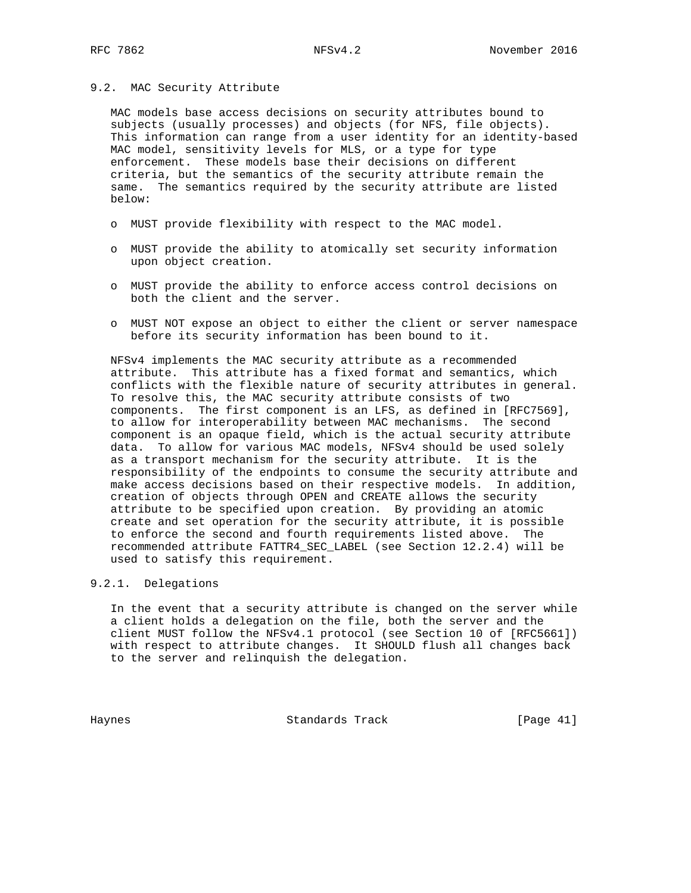## 9.2. MAC Security Attribute

MAC models base access decisions on security attributes bound to subjects (usually processes) and objects (for NFS, file objects). This information can range from a user identity for an identity-based MAC model, sensitivity levels for MLS, or a type for type enforcement. These models base their decisions on different criteria, but the semantics of the security attribute remain the same. The semantics required by the security attribute are listed below:

- MUST provide flexibility with respect to the MAC model.
- MUST provide the ability to atomically set security information upon object creation.
- MUST provide the ability to enforce access control decisions on both the client and the server.
- MUST NOT expose an object to either the client or server namespace before its security information has been bound to it.

NFSv4 implements the MAC security attribute as a recommended attribute. This attribute has a fixed format and semantics, which conflicts with the flexible nature of security attributes in general. To resolve this, the MAC security attribute consists of two components. The first component is an LFS, as defined in [RFC7569], to allow for interoperability between MAC mechanisms. The second component is an opaque field, which is the actual security attribute data. To allow for various MAC models, NFSv4 should be used solely as a transport mechanism for the security attribute. It is the responsibility of the endpoints to consume the security attribute and make access decisions based on their respective models. In addition, creation of objects through OPEN and CREATE allows the security attribute to be specified upon creation. By providing an atomic create and set operation for the security attribute, it is possible to enforce the second and fourth requirements listed above. The recommended attribute FATTR4_SEC_LABEL (see Section 12.2.4) will be used to satisfy this requirement.

### 9.2.1. Delegations

In the event that a security attribute is changed on the server while a client holds a delegation on the file, both the server and the client MUST follow the NFSv4.1 protocol (see Section 10 of [RFC5661]) with respect to attribute changes. It SHOULD flush all changes back to the server and relinquish the delegation.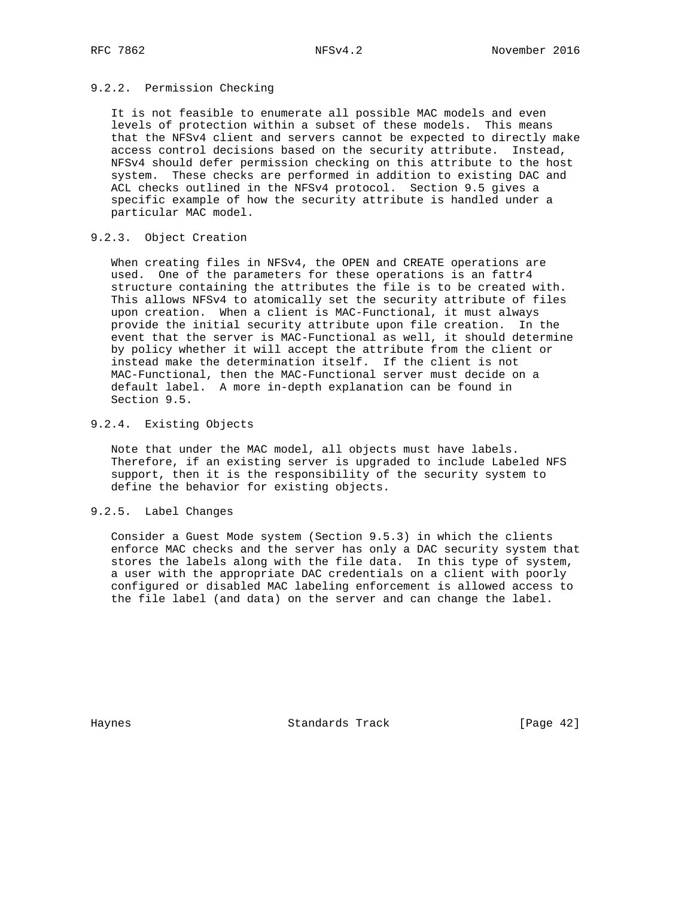### 9.2.2. Permission Checking

It is not feasible to enumerate all possible MAC models and even levels of protection within a subset of these models. This means that the NFSv4 client and servers cannot be expected to directly make access control decisions based on the security attribute. Instead, NFSv4 should defer permission checking on this attribute to the host system. These checks are performed in addition to existing DAC and ACL checks outlined in the NFSv4 protocol. Section 9.5 gives a specific example of how the security attribute is handled under a particular MAC model.

### 9.2.3. Object Creation

When creating files in NFSv4, the OPEN and CREATE operations are used. One of the parameters for these operations is an fattr4 structure containing the attributes the file is to be created with. This allows NFSv4 to atomically set the security attribute of files upon creation. When a client is MAC-Functional, it must always provide the initial security attribute upon file creation. In the event that the server is MAC-Functional as well, it should determine by policy whether it will accept the attribute from the client or instead make the determination itself. If the client is not MAC-Functional, then the MAC-Functional server must decide on a default label. A more in-depth explanation can be found in Section 9.5.

### 9.2.4. Existing Objects

Note that under the MAC model, all objects must have labels. Therefore, if an existing server is upgraded to include Labeled NFS support, then it is the responsibility of the security system to define the behavior for existing objects.

### 9.2.5. Label Changes

Consider a Guest Mode system (Section 9.5.3) in which the clients enforce MAC checks and the server has only a DAC security system that stores the labels along with the file data. In this type of system, a user with the appropriate DAC credentials on a client with poorly configured or disabled MAC labeling enforcement is allowed access to the file label (and data) on the server and can change the label.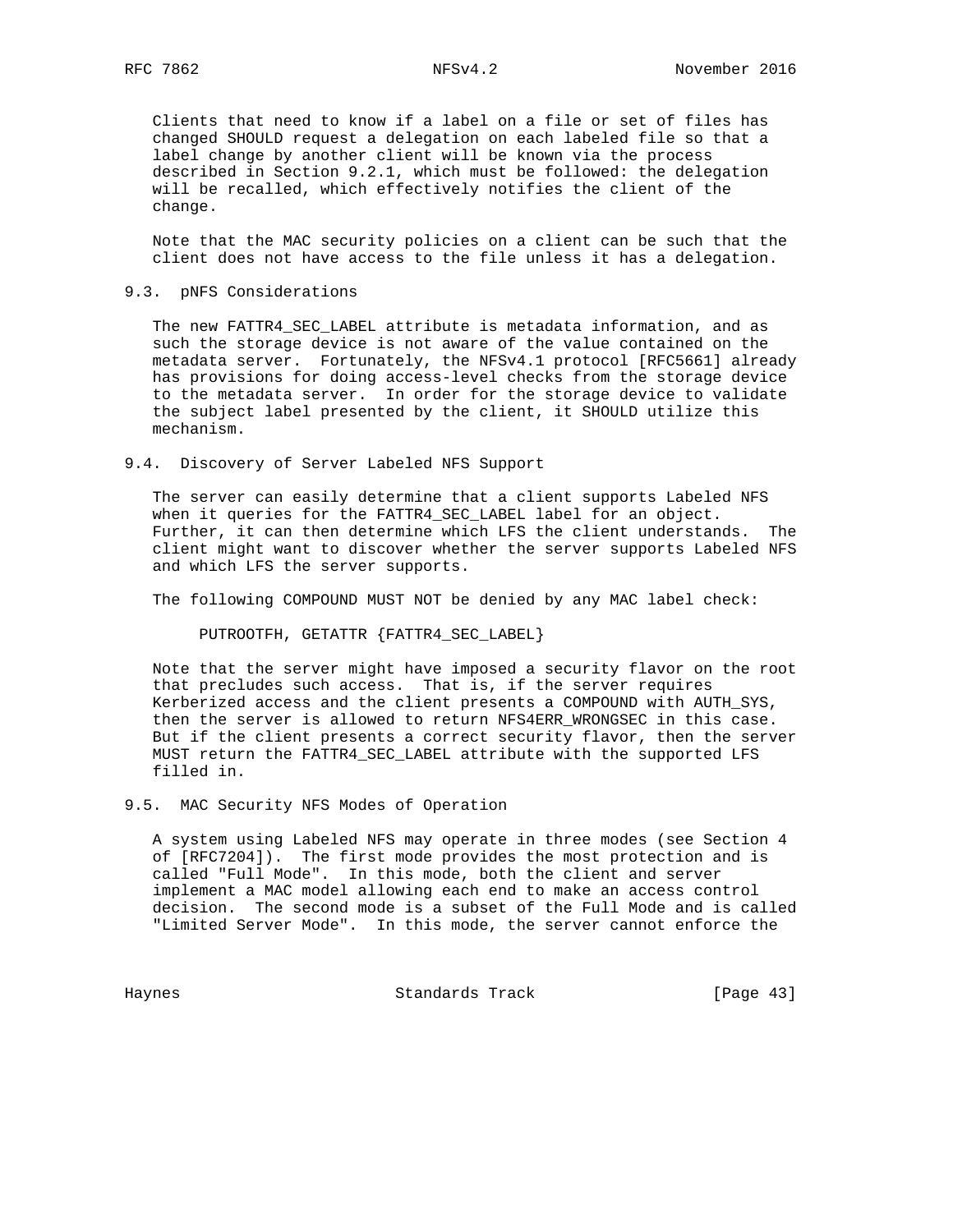Clients that need to know if a label on a file or set of files has changed SHOULD request a delegation on each labeled file so that a label change by another client will be known via the process described in Section 9.2.1, which must be followed: the delegation will be recalled, which effectively notifies the client of the change.

Note that the MAC security policies on a client can be such that the client does not have access to the file unless it has a delegation.

### 9.3. pNFS Considerations

The new FATTR4_SEC_LABEL attribute is metadata information, and as such the storage device is not aware of the value contained on the metadata server. Fortunately, the NFSv4.1 protocol [RFC5661] already has provisions for doing access-level checks from the storage device to the metadata server. In order for the storage device to validate the subject label presented by the client, it SHOULD utilize this mechanism.

### 9.4. Discovery of Server Labeled NFS Support

The server can easily determine that a client supports Labeled NFS when it queries for the FATTR4_SEC_LABEL label for an object. Further, it can then determine which LFS the client understands. The client might want to discover whether the server supports Labeled NFS and which LFS the server supports.

The following COMPOUND MUST NOT be denied by any MAC label check:

```
PUTROOTFH, GETATTR {FATTR4_SEC_LABEL}
```

Note that the server might have imposed a security flavor on the root that precludes such access. That is, if the server requires Kerberized access and the client presents a COMPOUND with AUTH_SYS, then the server is allowed to return NFS4ERR_WRONGSEC in this case. But if the client presents a correct security flavor, then the server MUST return the FATTR4_SEC_LABEL attribute with the supported LFS filled in.

### 9.5. MAC Security NFS Modes of Operation

A system using Labeled NFS may operate in three modes (see Section 4 of [RFC7204]). The first mode provides the most protection and is called "Full Mode". In this mode, both the client and server implement a MAC model allowing each end to make an access control decision. The second mode is a subset of the Full Mode and is called "Limited Server Mode". In this mode, the server cannot enforce the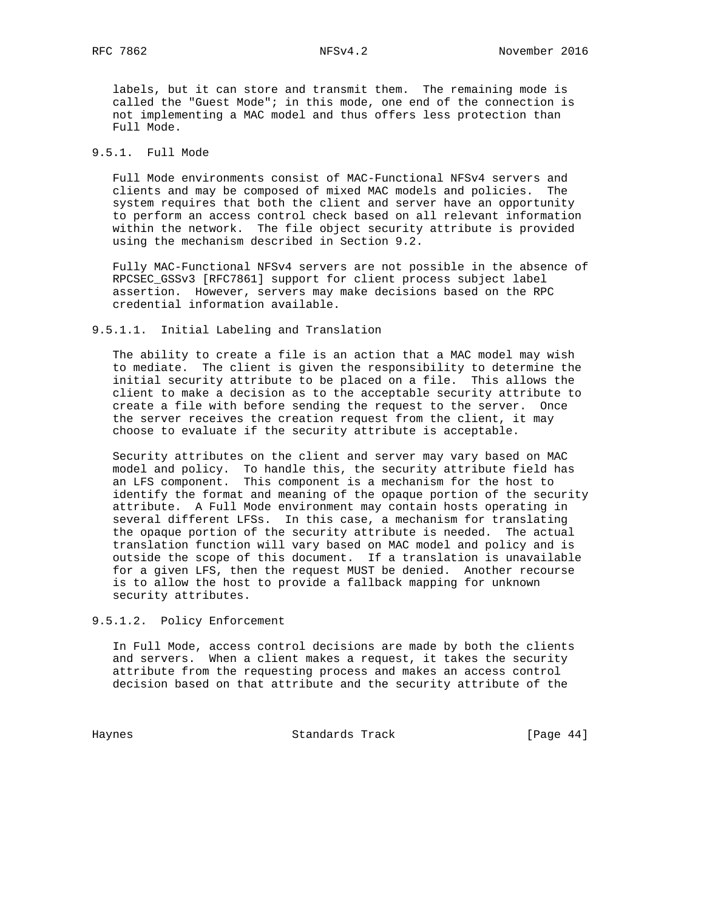labels, but it can store and transmit them. The remaining mode is called the "Guest Mode"; in this mode, one end of the connection is not implementing a MAC model and thus offers less protection than Full Mode.

### 9.5.1. Full Mode

Full Mode environments consist of MAC-Functional NFSv4 servers and clients and may be composed of mixed MAC models and policies. The system requires that both the client and server have an opportunity to perform an access control check based on all relevant information within the network. The file object security attribute is provided using the mechanism described in Section 9.2.

Fully MAC-Functional NFSv4 servers are not possible in the absence of RPCSEC_GSSv3 [RFC7861] support for client process subject label assertion. However, servers may make decisions based on the RPC credential information available.

#### 9.5.1.1. Initial Labeling and Translation

The ability to create a file is an action that a MAC model may wish to mediate. The client is given the responsibility to determine the initial security attribute to be placed on a file. This allows the client to make a decision as to the acceptable security attribute to create a file with before sending the request to the server. Once the server receives the creation request from the client, it may choose to evaluate if the security attribute is acceptable.

Security attributes on the client and server may vary based on MAC model and policy. To handle this, the security attribute field has an LFS component. This component is a mechanism for the host to identify the format and meaning of the opaque portion of the security attribute. A Full Mode environment may contain hosts operating in several different LFSs. In this case, a mechanism for translating the opaque portion of the security attribute is needed. The actual translation function will vary based on MAC model and policy and is outside the scope of this document. If a translation is unavailable for a given LFS, then the request MUST be denied. Another recourse is to allow the host to provide a fallback mapping for unknown security attributes.

#### 9.5.1.2. Policy Enforcement

In Full Mode, access control decisions are made by both the clients and servers. When a client makes a request, it takes the security attribute from the requesting process and makes an access control decision based on that attribute and the security attribute of the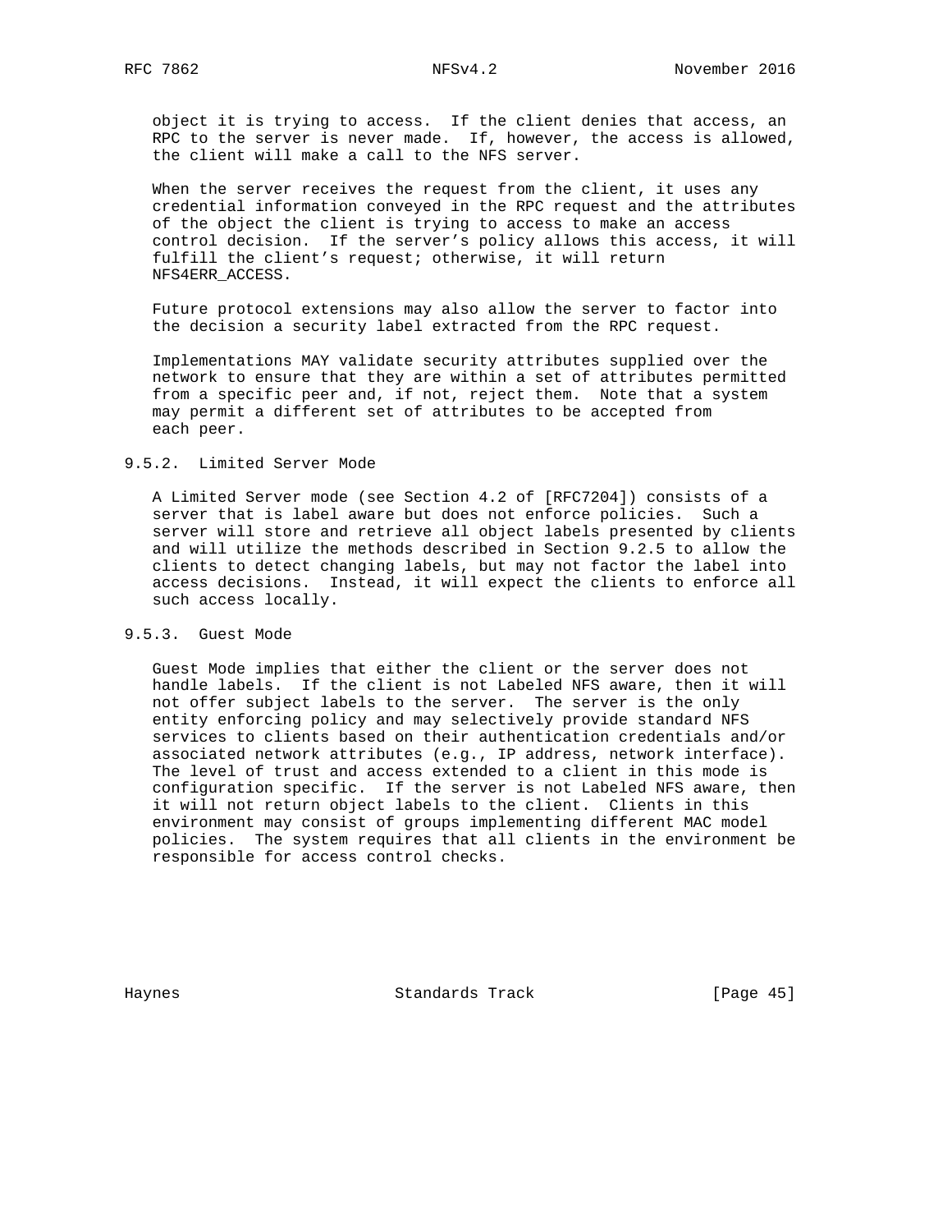object it is trying to access. If the client denies that access, an RPC to the server is never made. If, however, the access is allowed, the client will make a call to the NFS server.

When the server receives the request from the client, it uses any credential information conveyed in the RPC request and the attributes of the object the client is trying to access to make an access control decision. If the server's policy allows this access, it will fulfill the client's request; otherwise, it will return NFS4ERR_ACCESS.

Future protocol extensions may also allow the server to factor into the decision a security label extracted from the RPC request.

Implementations MAY validate security attributes supplied over the network to ensure that they are within a set of attributes permitted from a specific peer and, if not, reject them. Note that a system may permit a different set of attributes to be accepted from each peer.

### 9.5.2. Limited Server Mode

A Limited Server mode (see Section 4.2 of [RFC7204]) consists of a server that is label aware but does not enforce policies. Such a server will store and retrieve all object labels presented by clients and will utilize the methods described in Section 9.2.5 to allow the clients to detect changing labels, but may not factor the label into access decisions. Instead, it will expect the clients to enforce all such access locally.

### 9.5.3. Guest Mode

Guest Mode implies that either the client or the server does not handle labels. If the client is not Labeled NFS aware, then it will not offer subject labels to the server. The server is the only entity enforcing policy and may selectively provide standard NFS services to clients based on their authentication credentials and/or associated network attributes (e.g., IP address, network interface). The level of trust and access extended to a client in this mode is configuration specific. If the server is not Labeled NFS aware, then it will not return object labels to the client. Clients in this environment may consist of groups implementing different MAC model policies. The system requires that all clients in the environment be responsible for access control checks.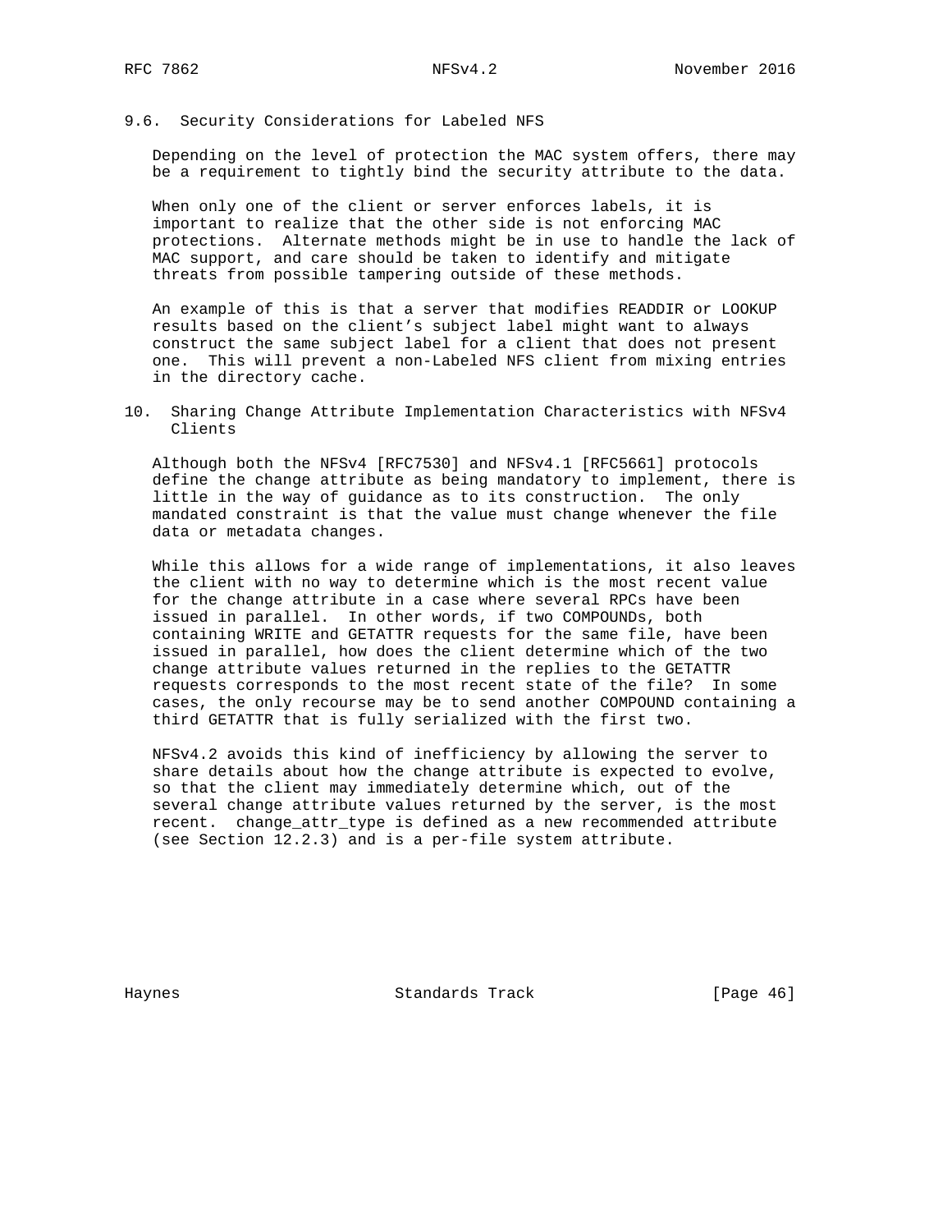### 9.6. Security Considerations for Labeled NFS

Depending on the level of protection the MAC system offers, there may be a requirement to tightly bind the security attribute to the data.

When only one of the client or server enforces labels, it is important to realize that the other side is not enforcing MAC protections. Alternate methods might be in use to handle the lack of MAC support, and care should be taken to identify and mitigate threats from possible tampering outside of these methods.

An example of this is that a server that modifies READDIR or LOOKUP results based on the client's subject label might want to always construct the same subject label for a client that does not present one. This will prevent a non-Labeled NFS client from mixing entries in the directory cache.

## 10. Sharing Change Attribute Implementation Characteristics with NFSv4 Clients

Although both the NFSv4 [RFC7530] and NFSv4.1 [RFC5661] protocols define the change attribute as being mandatory to implement, there is little in the way of guidance as to its construction. The only mandated constraint is that the value must change whenever the file data or metadata changes.

While this allows for a wide range of implementations, it also leaves the client with no way to determine which is the most recent value for the change attribute in a case where several RPCs have been issued in parallel. In other words, if two COMPOUNDs, both containing WRITE and GETATTR requests for the same file, have been issued in parallel, how does the client determine which of the two change attribute values returned in the replies to the GETATTR requests corresponds to the most recent state of the file? In some cases, the only recourse may be to send another COMPOUND containing a third GETATTR that is fully serialized with the first two.

NFSv4.2 avoids this kind of inefficiency by allowing the server to share details about how the change attribute is expected to evolve, so that the client may immediately determine which, out of the several change attribute values returned by the server, is the most recent. change_attr_type is defined as a new recommended attribute (see Section 12.2.3) and is a per-file system attribute.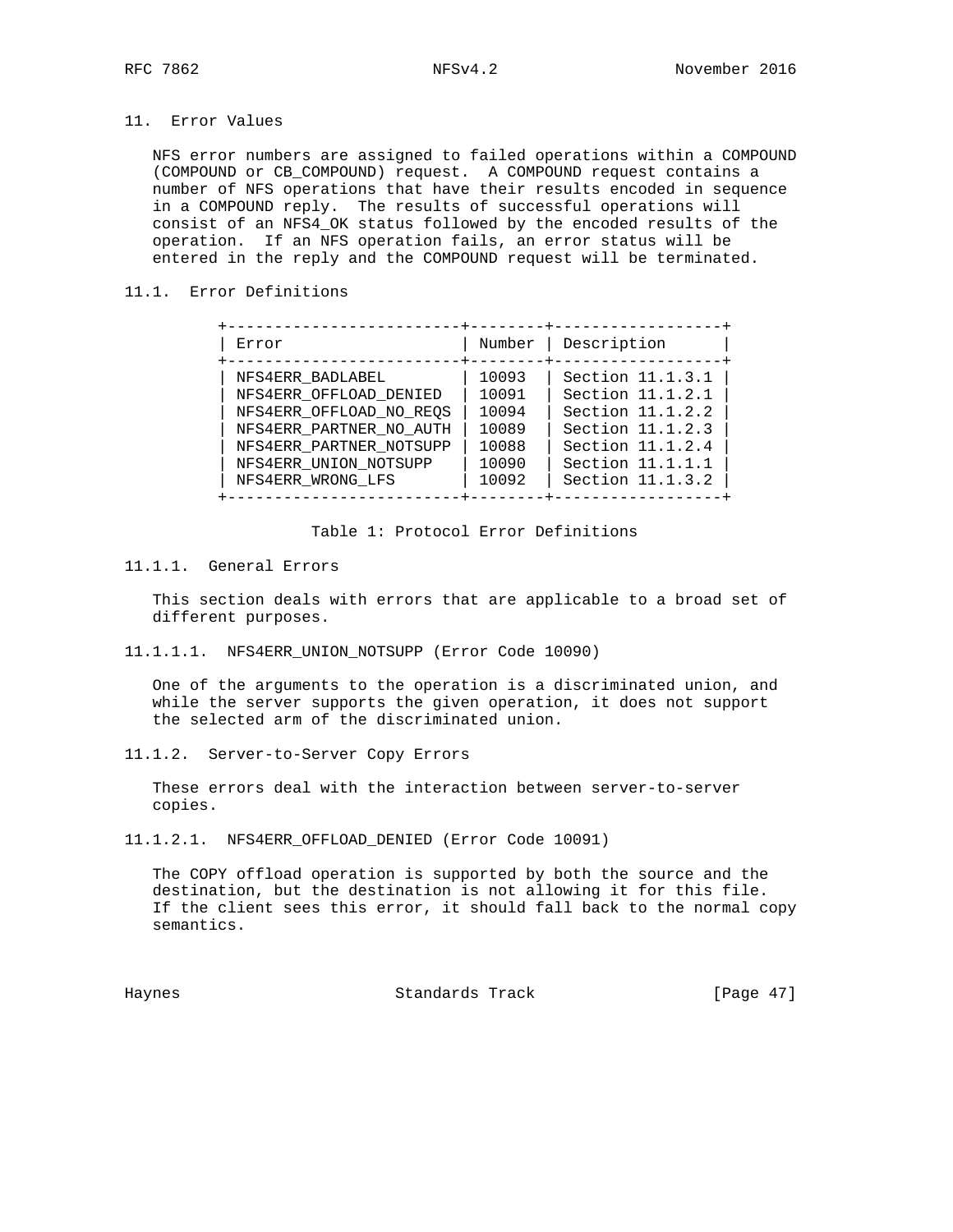## 11. Error Values

NFS error numbers are assigned to failed operations within a COMPOUND (COMPOUND or CB_COMPOUND) request. A COMPOUND request contains a number of NFS operations that have their results encoded in sequence in a COMPOUND reply. The results of successful operations will consist of an NFS4_OK status followed by the encoded results of the operation. If an NFS operation fails, an error status will be entered in the reply and the COMPOUND request will be terminated.

### 11.1. Error Definitions

| Error | Number | Description |
|---|---|---|
| NFS4ERR_BADLABEL | 10093 | Section 11.1.3.1 |
| NFS4ERR_OFFLOAD_DENIED | 10091 | Section 11.1.2.1 |
| NFS4ERR_OFFLOAD_NO_REQS | 10094 | Section 11.1.2.2 |
| NFS4ERR_PARTNER_NO_AUTH | 10089 | Section 11.1.2.3 |
| NFS4ERR_PARTNER_NOTSUPP | 10088 | Section 11.1.2.4 |
| NFS4ERR_UNION_NOTSUPP | 10090 | Section 11.1.1.1 |
| NFS4ERR_WRONG_LFS | 10092 | Section 11.1.3.2 |

Table 1: Protocol Error Definitions

#### 11.1.1. General Errors

This section deals with errors that are applicable to a broad set of different purposes.

##### 11.1.1.1. NFS4ERR_UNION_NOTSUPP (Error Code 10090)

One of the arguments to the operation is a discriminated union, and while the server supports the given operation, it does not support the selected arm of the discriminated union.

#### 11.1.2. Server-to-Server Copy Errors

These errors deal with the interaction between server-to-server copies.

##### 11.1.2.1. NFS4ERR_OFFLOAD_DENIED (Error Code 10091)

The COPY offload operation is supported by both the source and the destination, but the destination is not allowing it for this file. If the client sees this error, it should fall back to the normal copy semantics.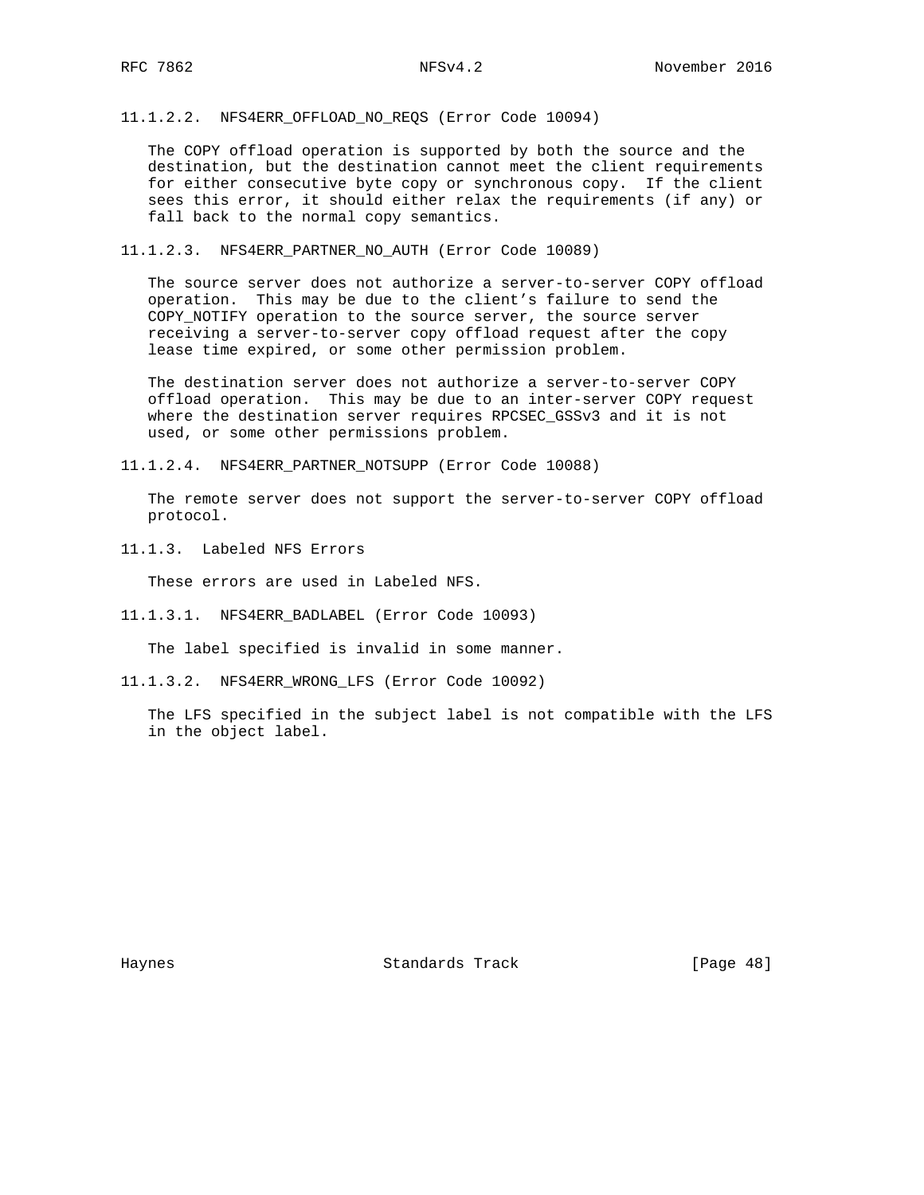#### 11.1.2.2. NFS4ERR_OFFLOAD_NO_REQS (Error Code 10094)

The COPY offload operation is supported by both the source and the destination, but the destination cannot meet the client requirements for either consecutive byte copy or synchronous copy. If the client sees this error, it should either relax the requirements (if any) or fall back to the normal copy semantics.

#### 11.1.2.3. NFS4ERR_PARTNER_NO_AUTH (Error Code 10089)

The source server does not authorize a server-to-server COPY offload operation. This may be due to the client's failure to send the COPY_NOTIFY operation to the source server, the source server receiving a server-to-server copy offload request after the copy lease time expired, or some other permission problem.

The destination server does not authorize a server-to-server COPY offload operation. This may be due to an inter-server COPY request where the destination server requires RPCSEC_GSSv3 and it is not used, or some other permissions problem.

#### 11.1.2.4. NFS4ERR_PARTNER_NOTSUPP (Error Code 10088)

The remote server does not support the server-to-server COPY offload protocol.

### 11.1.3. Labeled NFS Errors

These errors are used in Labeled NFS.

#### 11.1.3.1. NFS4ERR_BADLABEL (Error Code 10093)

The label specified is invalid in some manner.

#### 11.1.3.2. NFS4ERR_WRONG_LFS (Error Code 10092)

The LFS specified in the subject label is not compatible with the LFS in the object label.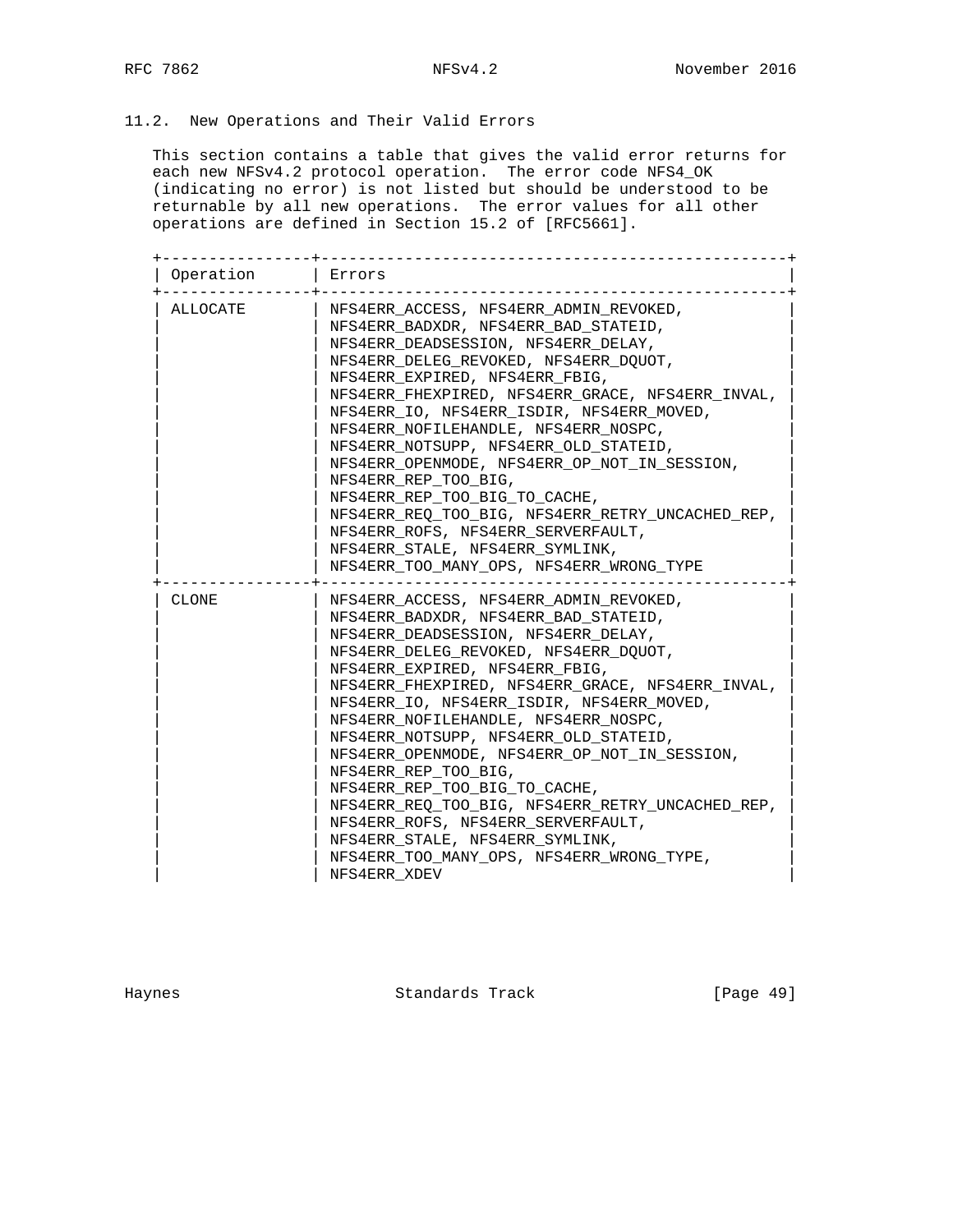## 11.2. New Operations and Their Valid Errors

This section contains a table that gives the valid error returns for each new NFSv4.2 protocol operation. The error code NFS4_OK (indicating no error) is not listed but should be understood to be returnable by all new operations. The error values for all other operations are defined in Section 15.2 of [RFC5661].

| Operation | Errors |
|---|---|
| ALLOCATE | NFS4ERR_ACCESS, NFS4ERR_ADMIN_REVOKED, NFS4ERR_BADXDR, NFS4ERR_BAD_STATEID, NFS4ERR_DEADSESSION, NFS4ERR_DELAY, NFS4ERR_DELEG_REVOKED, NFS4ERR_DQUOT, NFS4ERR_EXPIRED, NFS4ERR_FBIG, NFS4ERR_FHEXPIRED, NFS4ERR_GRACE, NFS4ERR_INVAL, NFS4ERR_IO, NFS4ERR_ISDIR, NFS4ERR_MOVED, NFS4ERR_NOFILEHANDLE, NFS4ERR_NOSPC, NFS4ERR_NOTSUPP, NFS4ERR_OLD_STATEID, NFS4ERR_OPENMODE, NFS4ERR_OP_NOT_IN_SESSION, NFS4ERR_REP_TOO_BIG, NFS4ERR_REP_TOO_BIG_TO_CACHE, NFS4ERR_REQ_TOO_BIG, NFS4ERR_RETRY_UNCACHED_REP, NFS4ERR_ROFS, NFS4ERR_SERVERFAULT, NFS4ERR_STALE, NFS4ERR_SYMLINK, NFS4ERR_TOO_MANY_OPS, NFS4ERR_WRONG_TYPE |
| CLONE | NFS4ERR_ACCESS, NFS4ERR_ADMIN_REVOKED, NFS4ERR_BADXDR, NFS4ERR_BAD_STATEID, NFS4ERR_DEADSESSION, NFS4ERR_DELAY, NFS4ERR_DELEG_REVOKED, NFS4ERR_DQUOT, NFS4ERR_EXPIRED, NFS4ERR_FBIG, NFS4ERR_FHEXPIRED, NFS4ERR_GRACE, NFS4ERR_INVAL, NFS4ERR_IO, NFS4ERR_ISDIR, NFS4ERR_MOVED, NFS4ERR_NOFILEHANDLE, NFS4ERR_NOSPC, NFS4ERR_NOTSUPP, NFS4ERR_OLD_STATEID, NFS4ERR_OPENMODE, NFS4ERR_OP_NOT_IN_SESSION, NFS4ERR_REP_TOO_BIG, NFS4ERR_REP_TOO_BIG_TO_CACHE, NFS4ERR_REQ_TOO_BIG, NFS4ERR_RETRY_UNCACHED_REP, NFS4ERR_ROFS, NFS4ERR_SERVERFAULT, NFS4ERR_STALE, NFS4ERR_SYMLINK, NFS4ERR_TOO_MANY_OPS, NFS4ERR_WRONG_TYPE, NFS4ERR_XDEV |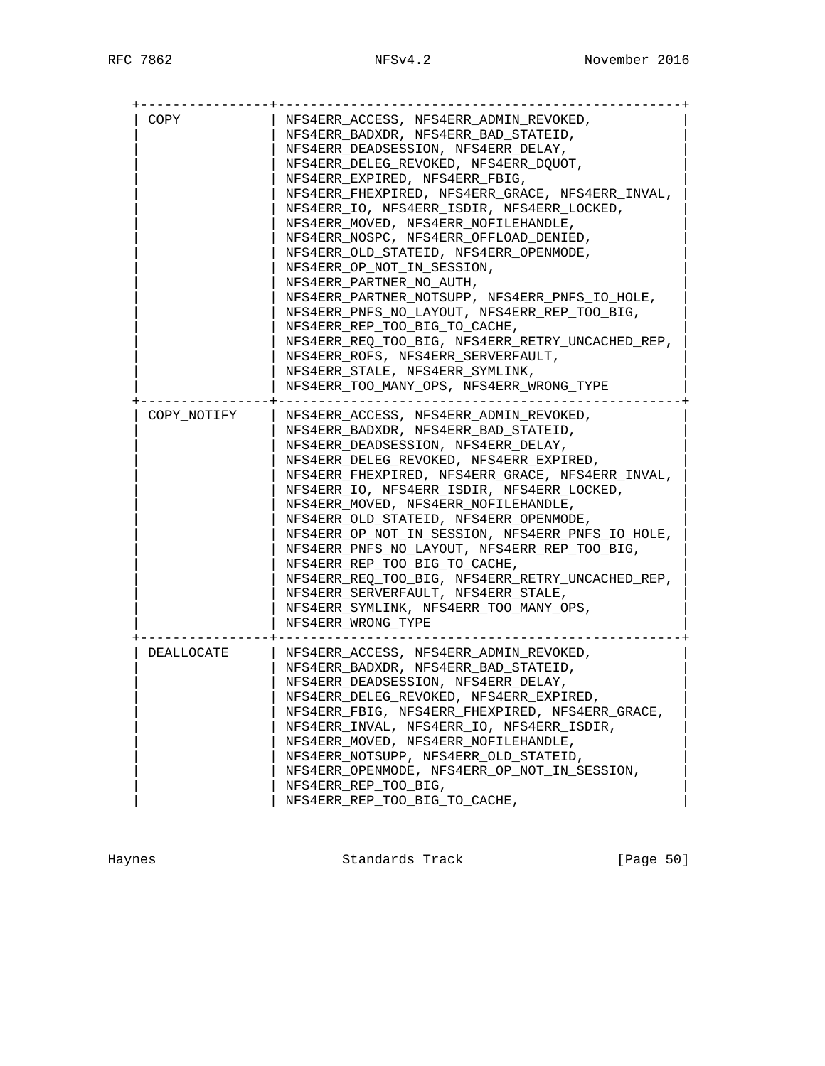| | |
|---|---|
| COPY | NFS4ERR_ACCESS, NFS4ERR_ADMIN_REVOKED, NFS4ERR_BADXDR, NFS4ERR_BAD_STATEID, NFS4ERR_DEADSESSION, NFS4ERR_DELAY, NFS4ERR_DELEG_REVOKED, NFS4ERR_DQUOT, NFS4ERR_EXPIRED, NFS4ERR_FBIG, NFS4ERR_FHEXPIRED, NFS4ERR_GRACE, NFS4ERR_INVAL, NFS4ERR_IO, NFS4ERR_ISDIR, NFS4ERR_LOCKED, NFS4ERR_MOVED, NFS4ERR_NOFILEHANDLE, NFS4ERR_NOSPC, NFS4ERR_OFFLOAD_DENIED, NFS4ERR_OLD_STATEID, NFS4ERR_OPENMODE, NFS4ERR_OP_NOT_IN_SESSION, NFS4ERR_PARTNER_NO_AUTH, NFS4ERR_PARTNER_NOTSUPP, NFS4ERR_PNFS_IO_HOLE, NFS4ERR_PNFS_NO_LAYOUT, NFS4ERR_REP_TOO_BIG, NFS4ERR_REP_TOO_BIG_TO_CACHE, NFS4ERR_REQ_TOO_BIG, NFS4ERR_RETRY_UNCACHED_REP, NFS4ERR_ROFS, NFS4ERR_SERVERFAULT, NFS4ERR_STALE, NFS4ERR_SYMLINK, NFS4ERR_TOO_MANY_OPS, NFS4ERR_WRONG_TYPE |
| COPY_NOTIFY | NFS4ERR_ACCESS, NFS4ERR_ADMIN_REVOKED, NFS4ERR_BADXDR, NFS4ERR_BAD_STATEID, NFS4ERR_DEADSESSION, NFS4ERR_DELAY, NFS4ERR_DELEG_REVOKED, NFS4ERR_EXPIRED, NFS4ERR_FHEXPIRED, NFS4ERR_GRACE, NFS4ERR_INVAL, NFS4ERR_IO, NFS4ERR_ISDIR, NFS4ERR_LOCKED, NFS4ERR_MOVED, NFS4ERR_NOFILEHANDLE, NFS4ERR_OLD_STATEID, NFS4ERR_OPENMODE, NFS4ERR_OP_NOT_IN_SESSION, NFS4ERR_PNFS_IO_HOLE, NFS4ERR_PNFS_NO_LAYOUT, NFS4ERR_REP_TOO_BIG, NFS4ERR_REP_TOO_BIG_TO_CACHE, NFS4ERR_REQ_TOO_BIG, NFS4ERR_RETRY_UNCACHED_REP, NFS4ERR_SERVERFAULT, NFS4ERR_STALE, NFS4ERR_SYMLINK, NFS4ERR_TOO_MANY_OPS, NFS4ERR_WRONG_TYPE |
| DEALLOCATE | NFS4ERR_ACCESS, NFS4ERR_ADMIN_REVOKED, NFS4ERR_BADXDR, NFS4ERR_BAD_STATEID, NFS4ERR_DEADSESSION, NFS4ERR_DELAY, NFS4ERR_DELEG_REVOKED, NFS4ERR_EXPIRED, NFS4ERR_FBIG, NFS4ERR_FHEXPIRED, NFS4ERR_GRACE, NFS4ERR_INVAL, NFS4ERR_IO, NFS4ERR_ISDIR, NFS4ERR_MOVED, NFS4ERR_NOFILEHANDLE, NFS4ERR_NOTSUPP, NFS4ERR_OLD_STATEID, NFS4ERR_OPENMODE, NFS4ERR_OP_NOT_IN_SESSION, NFS4ERR_REP_TOO_BIG, NFS4ERR_REP_TOO_BIG_TO_CACHE, |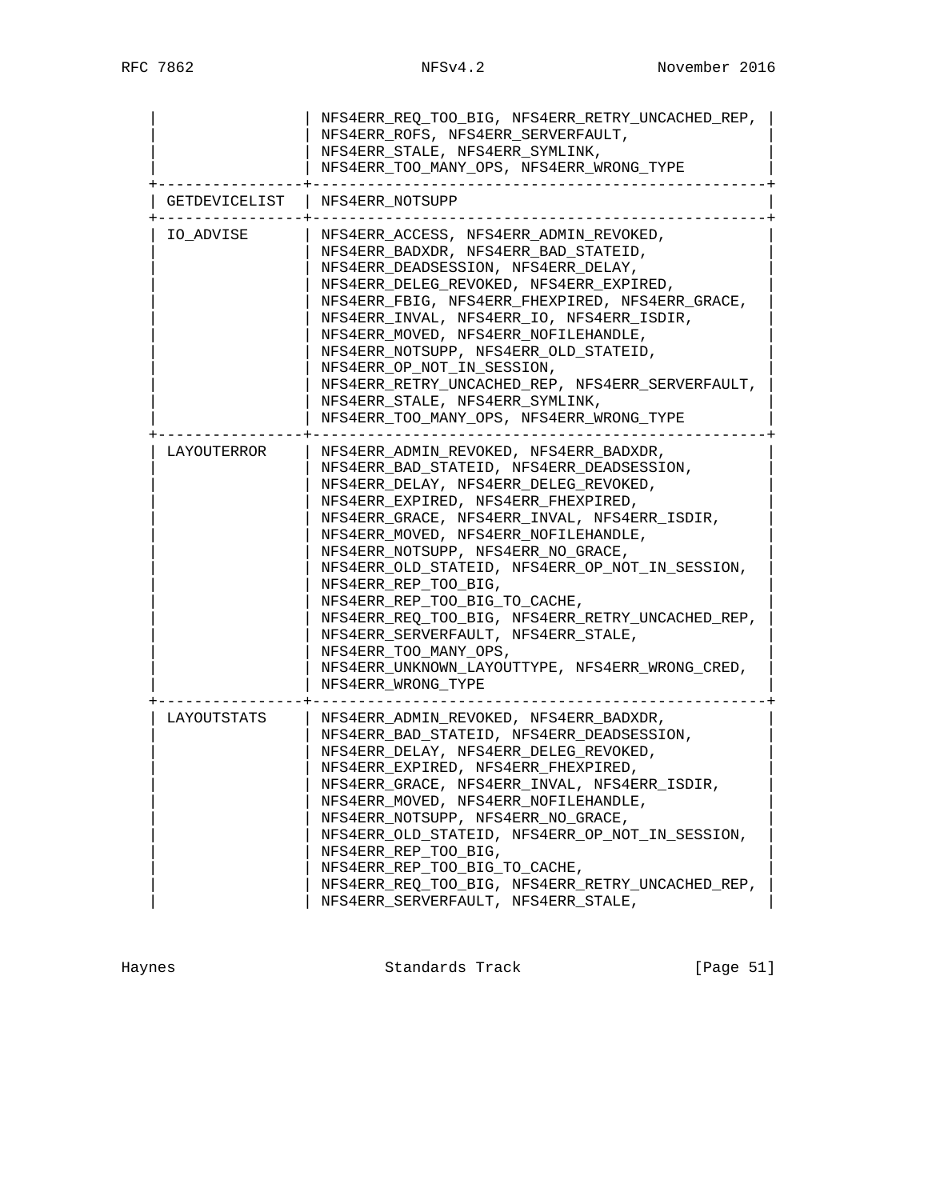| Operation | Errors |
|---|---|
| | NFS4ERR_REQ_TOO_BIG, NFS4ERR_RETRY_UNCACHED_REP, NFS4ERR_ROFS, NFS4ERR_SERVERFAULT, NFS4ERR_STALE, NFS4ERR_SYMLINK, NFS4ERR_TOO_MANY_OPS, NFS4ERR_WRONG_TYPE |
| GETDEVICELIST | NFS4ERR_NOTSUPP |
| IO_ADVISE | NFS4ERR_ACCESS, NFS4ERR_ADMIN_REVOKED, NFS4ERR_BADXDR, NFS4ERR_BAD_STATEID, NFS4ERR_DEADSESSION, NFS4ERR_DELAY, NFS4ERR_DELEG_REVOKED, NFS4ERR_EXPIRED, NFS4ERR_FBIG, NFS4ERR_FHEXPIRED, NFS4ERR_GRACE, NFS4ERR_INVAL, NFS4ERR_IO, NFS4ERR_ISDIR, NFS4ERR_MOVED, NFS4ERR_NOFILEHANDLE, NFS4ERR_NOTSUPP, NFS4ERR_OLD_STATEID, NFS4ERR_OP_NOT_IN_SESSION, NFS4ERR_RETRY_UNCACHED_REP, NFS4ERR_SERVERFAULT, NFS4ERR_STALE, NFS4ERR_SYMLINK, NFS4ERR_TOO_MANY_OPS, NFS4ERR_WRONG_TYPE |
| LAYOUTERROR | NFS4ERR_ADMIN_REVOKED, NFS4ERR_BADXDR, NFS4ERR_BAD_STATEID, NFS4ERR_DEADSESSION, NFS4ERR_DELAY, NFS4ERR_DELEG_REVOKED, NFS4ERR_EXPIRED, NFS4ERR_FHEXPIRED, NFS4ERR_GRACE, NFS4ERR_INVAL, NFS4ERR_ISDIR, NFS4ERR_MOVED, NFS4ERR_NOFILEHANDLE, NFS4ERR_NOTSUPP, NFS4ERR_NO_GRACE, NFS4ERR_OLD_STATEID, NFS4ERR_OP_NOT_IN_SESSION, NFS4ERR_REP_TOO_BIG, NFS4ERR_REP_TOO_BIG_TO_CACHE, NFS4ERR_REQ_TOO_BIG, NFS4ERR_RETRY_UNCACHED_REP, NFS4ERR_SERVERFAULT, NFS4ERR_STALE, NFS4ERR_TOO_MANY_OPS, NFS4ERR_UNKNOWN_LAYOUTTYPE, NFS4ERR_WRONG_CRED, NFS4ERR_WRONG_TYPE |
| LAYOUTSTATS | NFS4ERR_ADMIN_REVOKED, NFS4ERR_BADXDR, NFS4ERR_BAD_STATEID, NFS4ERR_DEADSESSION, NFS4ERR_DELAY, NFS4ERR_DELEG_REVOKED, NFS4ERR_EXPIRED, NFS4ERR_FHEXPIRED, NFS4ERR_GRACE, NFS4ERR_INVAL, NFS4ERR_ISDIR, NFS4ERR_MOVED, NFS4ERR_NOFILEHANDLE, NFS4ERR_NOTSUPP, NFS4ERR_NO_GRACE, NFS4ERR_OLD_STATEID, NFS4ERR_OP_NOT_IN_SESSION, NFS4ERR_REP_TOO_BIG, NFS4ERR_REP_TOO_BIG_TO_CACHE, NFS4ERR_REQ_TOO_BIG, NFS4ERR_RETRY_UNCACHED_REP, NFS4ERR_SERVERFAULT, NFS4ERR_STALE, |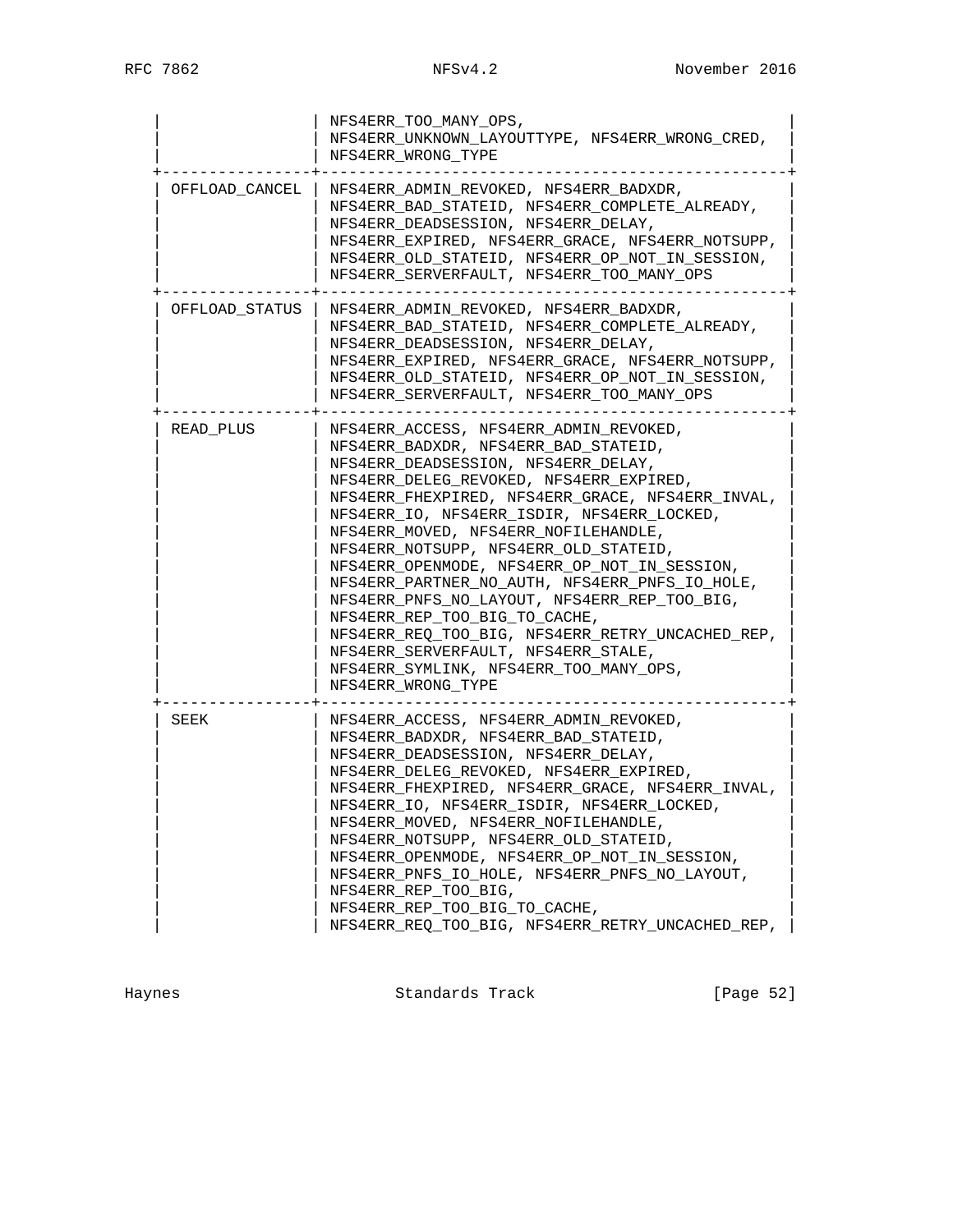| Operation | Errors |
|---|---|
| | NFS4ERR_TOO_MANY_OPS, NFS4ERR_UNKNOWN_LAYOUTTYPE, NFS4ERR_WRONG_CRED, NFS4ERR_WRONG_TYPE |
| OFFLOAD_CANCEL | NFS4ERR_ADMIN_REVOKED, NFS4ERR_BADXDR, NFS4ERR_BAD_STATEID, NFS4ERR_COMPLETE_ALREADY, NFS4ERR_DEADSESSION, NFS4ERR_DELAY, NFS4ERR_EXPIRED, NFS4ERR_GRACE, NFS4ERR_NOTSUPP, NFS4ERR_OLD_STATEID, NFS4ERR_OP_NOT_IN_SESSION, NFS4ERR_SERVERFAULT, NFS4ERR_TOO_MANY_OPS |
| OFFLOAD_STATUS | NFS4ERR_ADMIN_REVOKED, NFS4ERR_BADXDR, NFS4ERR_BAD_STATEID, NFS4ERR_COMPLETE_ALREADY, NFS4ERR_DEADSESSION, NFS4ERR_DELAY, NFS4ERR_EXPIRED, NFS4ERR_GRACE, NFS4ERR_NOTSUPP, NFS4ERR_OLD_STATEID, NFS4ERR_OP_NOT_IN_SESSION, NFS4ERR_SERVERFAULT, NFS4ERR_TOO_MANY_OPS |
| READ_PLUS | NFS4ERR_ACCESS, NFS4ERR_ADMIN_REVOKED, NFS4ERR_BADXDR, NFS4ERR_BAD_STATEID, NFS4ERR_DEADSESSION, NFS4ERR_DELAY, NFS4ERR_DELEG_REVOKED, NFS4ERR_EXPIRED, NFS4ERR_FHEXPIRED, NFS4ERR_GRACE, NFS4ERR_INVAL, NFS4ERR_IO, NFS4ERR_ISDIR, NFS4ERR_LOCKED, NFS4ERR_MOVED, NFS4ERR_NOFILEHANDLE, NFS4ERR_NOTSUPP, NFS4ERR_OLD_STATEID, NFS4ERR_OPENMODE, NFS4ERR_OP_NOT_IN_SESSION, NFS4ERR_PARTNER_NO_AUTH, NFS4ERR_PNFS_IO_HOLE, NFS4ERR_PNFS_NO_LAYOUT, NFS4ERR_REP_TOO_BIG, NFS4ERR_REP_TOO_BIG_TO_CACHE, NFS4ERR_REQ_TOO_BIG, NFS4ERR_RETRY_UNCACHED_REP, NFS4ERR_SERVERFAULT, NFS4ERR_STALE, NFS4ERR_SYMLINK, NFS4ERR_TOO_MANY_OPS, NFS4ERR_WRONG_TYPE |
| SEEK | NFS4ERR_ACCESS, NFS4ERR_ADMIN_REVOKED, NFS4ERR_BADXDR, NFS4ERR_BAD_STATEID, NFS4ERR_DEADSESSION, NFS4ERR_DELAY, NFS4ERR_DELEG_REVOKED, NFS4ERR_EXPIRED, NFS4ERR_FHEXPIRED, NFS4ERR_GRACE, NFS4ERR_INVAL, NFS4ERR_IO, NFS4ERR_ISDIR, NFS4ERR_LOCKED, NFS4ERR_MOVED, NFS4ERR_NOFILEHANDLE, NFS4ERR_NOTSUPP, NFS4ERR_OLD_STATEID, NFS4ERR_OPENMODE, NFS4ERR_OP_NOT_IN_SESSION, NFS4ERR_PNFS_IO_HOLE, NFS4ERR_PNFS_NO_LAYOUT, NFS4ERR_REP_TOO_BIG, NFS4ERR_REP_TOO_BIG_TO_CACHE, NFS4ERR_REQ_TOO_BIG, NFS4ERR_RETRY_UNCACHED_REP, |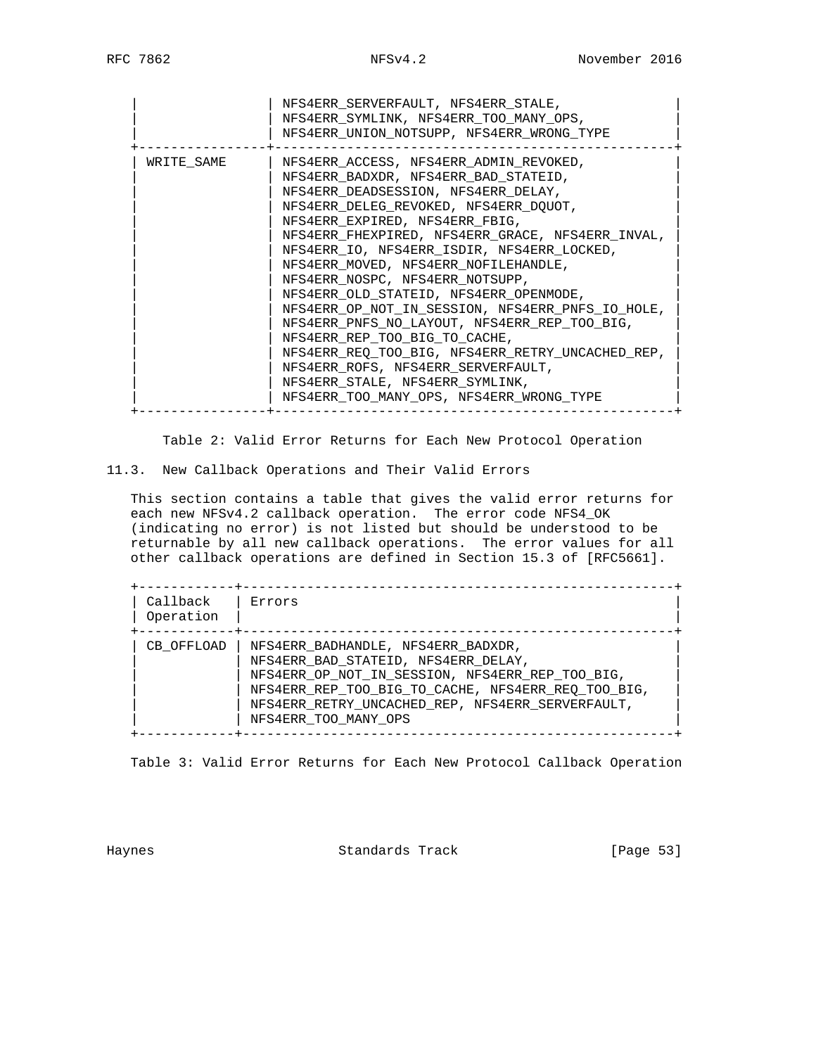| | |
|---|---|
| | NFS4ERR_SERVERFAULT, NFS4ERR_STALE, NFS4ERR_SYMLINK, NFS4ERR_TOO_MANY_OPS, NFS4ERR_UNION_NOTSUPP, NFS4ERR_WRONG_TYPE |
| WRITE_SAME | NFS4ERR_ACCESS, NFS4ERR_ADMIN_REVOKED, NFS4ERR_BADXDR, NFS4ERR_BAD_STATEID, NFS4ERR_DEADSESSION, NFS4ERR_DELAY, NFS4ERR_DELEG_REVOKED, NFS4ERR_DQUOT, NFS4ERR_EXPIRED, NFS4ERR_FBIG, NFS4ERR_FHEXPIRED, NFS4ERR_GRACE, NFS4ERR_INVAL, NFS4ERR_IO, NFS4ERR_ISDIR, NFS4ERR_LOCKED, NFS4ERR_MOVED, NFS4ERR_NOFILEHANDLE, NFS4ERR_NOSPC, NFS4ERR_NOTSUPP, NFS4ERR_OLD_STATEID, NFS4ERR_OPENMODE, NFS4ERR_OP_NOT_IN_SESSION, NFS4ERR_PNFS_IO_HOLE, NFS4ERR_PNFS_NO_LAYOUT, NFS4ERR_REP_TOO_BIG, NFS4ERR_REP_TOO_BIG_TO_CACHE, NFS4ERR_REQ_TOO_BIG, NFS4ERR_RETRY_UNCACHED_REP, NFS4ERR_ROFS, NFS4ERR_SERVERFAULT, NFS4ERR_STALE, NFS4ERR_SYMLINK, NFS4ERR_TOO_MANY_OPS, NFS4ERR_WRONG_TYPE |

Table 2: Valid Error Returns for Each New Protocol Operation

## 11.3. New Callback Operations and Their Valid Errors

This section contains a table that gives the valid error returns for each new NFSv4.2 callback operation. The error code NFS4_OK (indicating no error) is not listed but should be understood to be returnable by all new callback operations. The error values for all other callback operations are defined in Section 15.3 of [RFC5661].

| Callback Operation | Errors |
|---|---|
| CB_OFFLOAD | NFS4ERR_BADHANDLE, NFS4ERR_BADXDR, NFS4ERR_BAD_STATEID, NFS4ERR_DELAY, NFS4ERR_OP_NOT_IN_SESSION, NFS4ERR_REP_TOO_BIG, NFS4ERR_REP_TOO_BIG_TO_CACHE, NFS4ERR_REQ_TOO_BIG, NFS4ERR_RETRY_UNCACHED_REP, NFS4ERR_SERVERFAULT, NFS4ERR_TOO_MANY_OPS |

Table 3: Valid Error Returns for Each New Protocol Callback Operation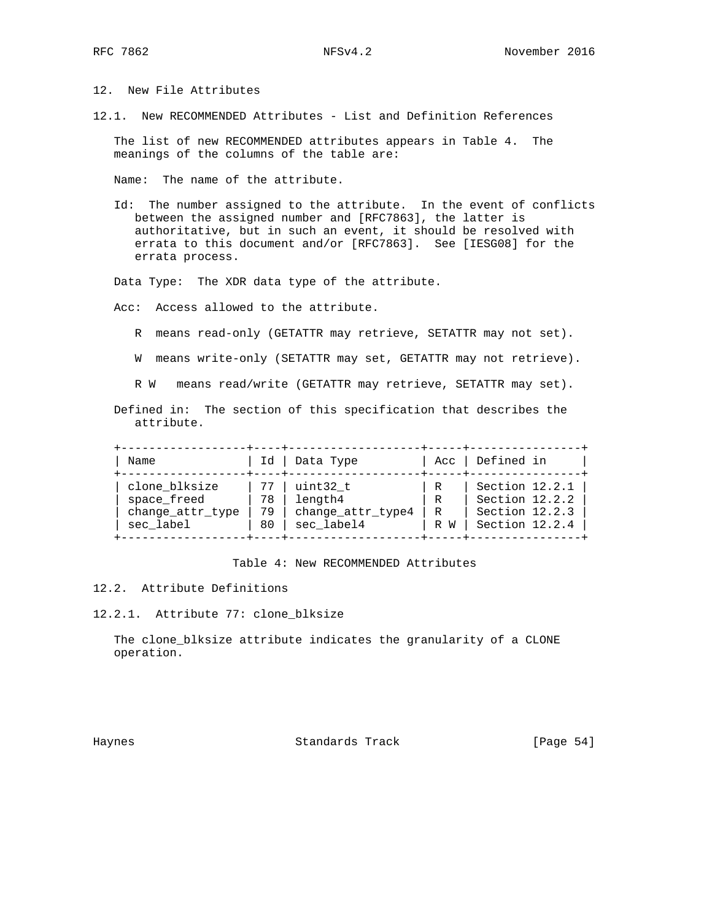# 12. New File Attributes

## 12.1. New RECOMMENDED Attributes - List and Definition References

The list of new RECOMMENDED attributes appears in Table 4. The meanings of the columns of the table are:

Name: The name of the attribute.

Id: The number assigned to the attribute. In the event of conflicts between the assigned number and [RFC7863], the latter is authoritative, but in such an event, it should be resolved with errata to this document and/or [RFC7863]. See [IESG08] for the errata process.

Data Type: The XDR data type of the attribute.

Acc: Access allowed to the attribute.

R means read-only (GETATTR may retrieve, SETATTR may not set).

W means write-only (SETATTR may set, GETATTR may not retrieve).

R W means read/write (GETATTR may retrieve, SETATTR may set).

Defined in: The section of this specification that describes the attribute.

| Name | Id | Data Type | Acc | Defined in |
|---|---|---|---|---|
| clone_blksize | 77 | uint32_t | R | Section 12.2.1 |
| space_freed | 78 | length4 | R | Section 12.2.2 |
| change_attr_type | 79 | change_attr_type4 | R | Section 12.2.3 |
| sec_label | 80 | sec_label4 | R W | Section 12.2.4 |

Table 4: New RECOMMENDED Attributes

## 12.2. Attribute Definitions

### 12.2.1. Attribute 77: clone_blksize

The clone_blksize attribute indicates the granularity of a CLONE operation.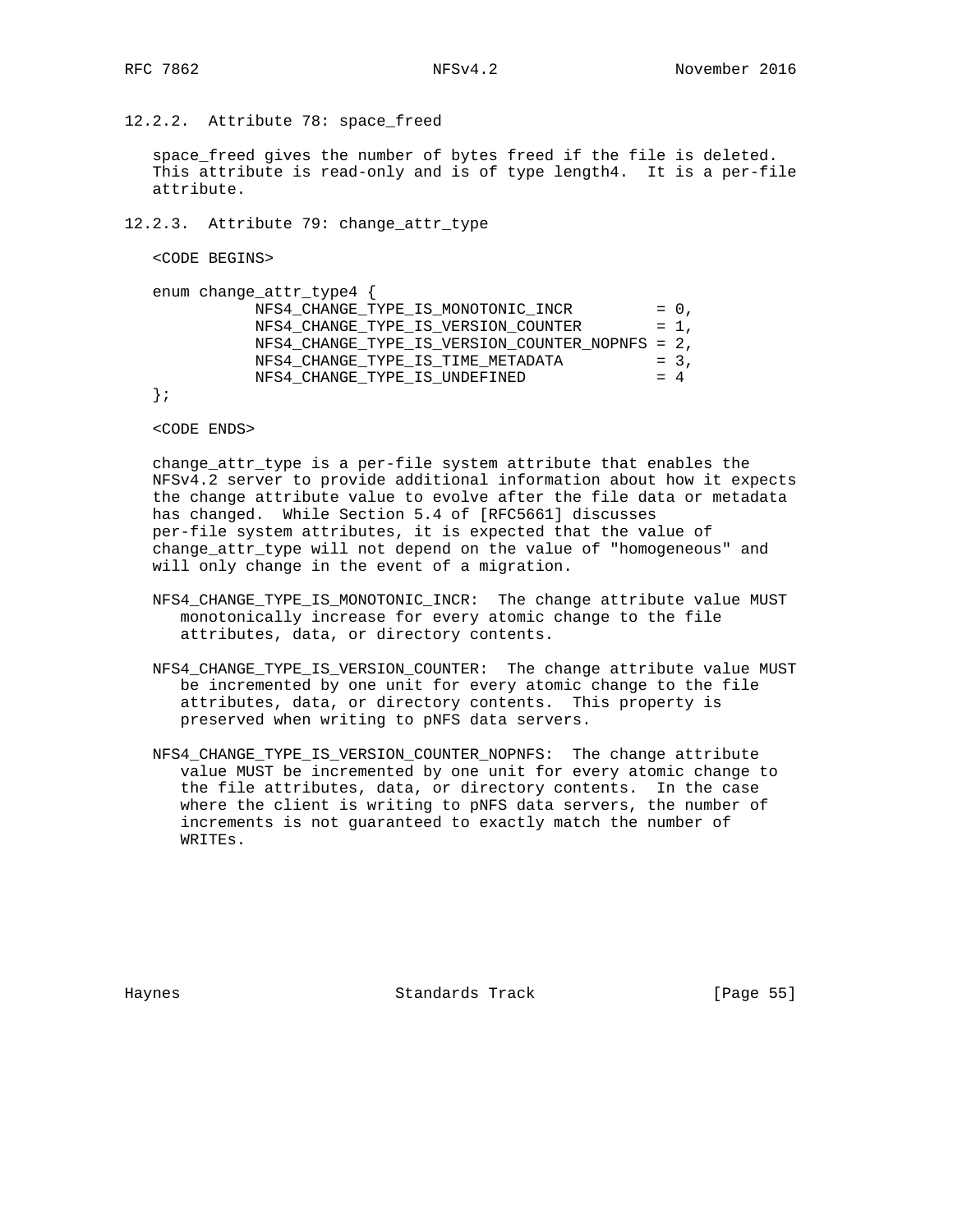### 12.2.2. Attribute 78: space_freed

space_freed gives the number of bytes freed if the file is deleted. This attribute is read-only and is of type length4. It is a per-file attribute.

### 12.2.3. Attribute 79: change_attr_type

<CODE BEGINS>

```
enum change_attr_type4 {
           NFS4_CHANGE_TYPE_IS_MONOTONIC_INCR         = 0,
           NFS4_CHANGE_TYPE_IS_VERSION_COUNTER        = 1,
           NFS4_CHANGE_TYPE_IS_VERSION_COUNTER_NOPNFS = 2,
           NFS4_CHANGE_TYPE_IS_TIME_METADATA          = 3,
           NFS4_CHANGE_TYPE_IS_UNDEFINED              = 4
};
```

<CODE ENDS>

change_attr_type is a per-file system attribute that enables the NFSv4.2 server to provide additional information about how it expects the change attribute value to evolve after the file data or metadata has changed. While Section 5.4 of [RFC5661] discusses per-file system attributes, it is expected that the value of change_attr_type will not depend on the value of "homogeneous" and will only change in the event of a migration.

NFS4_CHANGE_TYPE_IS_MONOTONIC_INCR: The change attribute value MUST monotonically increase for every atomic change to the file attributes, data, or directory contents.

NFS4_CHANGE_TYPE_IS_VERSION_COUNTER: The change attribute value MUST be incremented by one unit for every atomic change to the file attributes, data, or directory contents. This property is preserved when writing to pNFS data servers.

NFS4_CHANGE_TYPE_IS_VERSION_COUNTER_NOPNFS: The change attribute value MUST be incremented by one unit for every atomic change to the file attributes, data, or directory contents. In the case where the client is writing to pNFS data servers, the number of increments is not guaranteed to exactly match the number of WRITEs.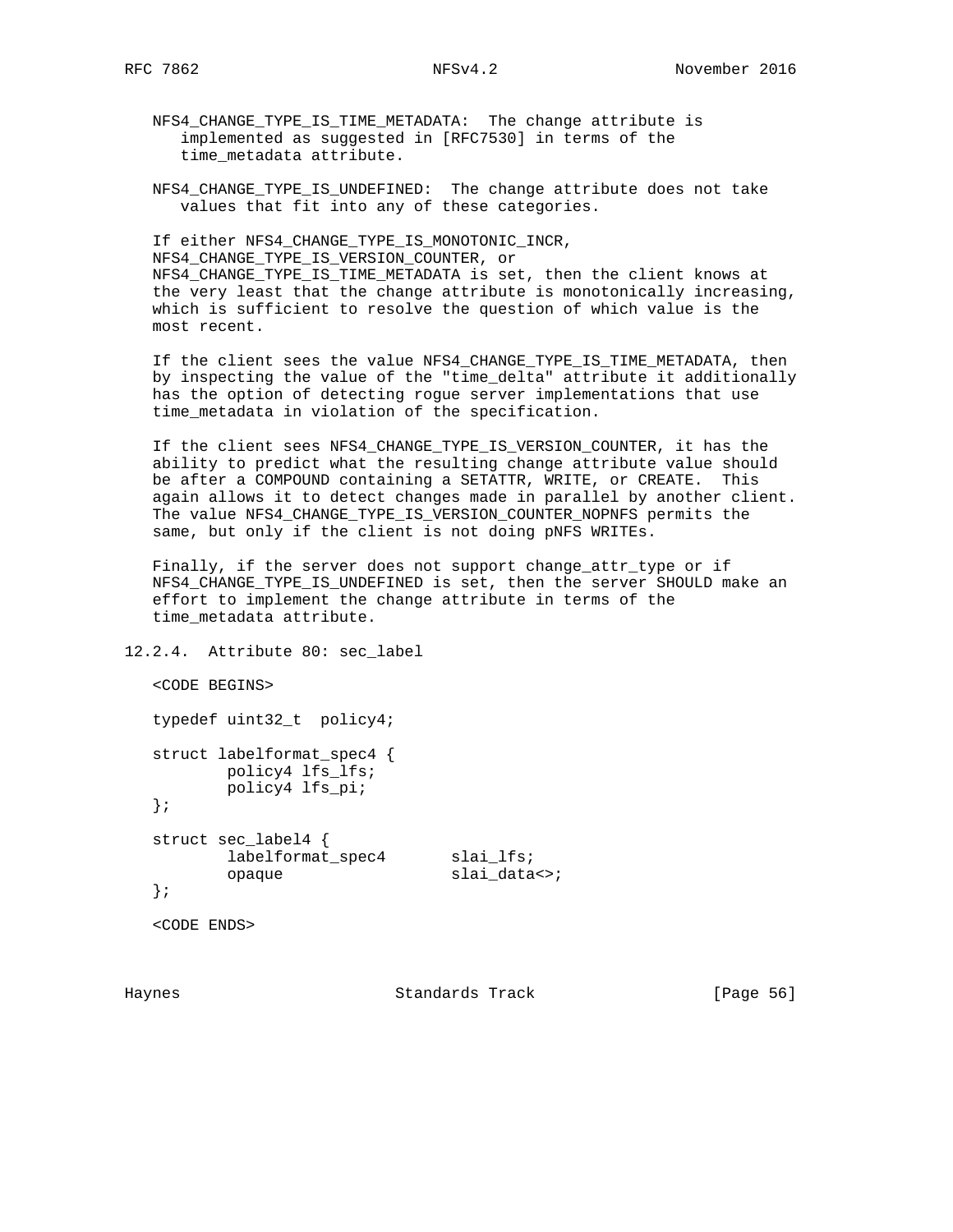NFS4_CHANGE_TYPE_IS_TIME_METADATA: The change attribute is implemented as suggested in [RFC7530] in terms of the time_metadata attribute.

NFS4_CHANGE_TYPE_IS_UNDEFINED: The change attribute does not take values that fit into any of these categories.

If either NFS4_CHANGE_TYPE_IS_MONOTONIC_INCR, NFS4_CHANGE_TYPE_IS_VERSION_COUNTER, or NFS4_CHANGE_TYPE_IS_TIME_METADATA is set, then the client knows at the very least that the change attribute is monotonically increasing, which is sufficient to resolve the question of which value is the most recent.

If the client sees the value NFS4_CHANGE_TYPE_IS_TIME_METADATA, then by inspecting the value of the "time_delta" attribute it additionally has the option of detecting rogue server implementations that use time_metadata in violation of the specification.

If the client sees NFS4_CHANGE_TYPE_IS_VERSION_COUNTER, it has the ability to predict what the resulting change attribute value should be after a COMPOUND containing a SETATTR, WRITE, or CREATE. This again allows it to detect changes made in parallel by another client. The value NFS4_CHANGE_TYPE_IS_VERSION_COUNTER_NOPNFS permits the same, but only if the client is not doing pNFS WRITEs.

Finally, if the server does not support change_attr_type or if NFS4_CHANGE_TYPE_IS_UNDEFINED is set, then the server SHOULD make an effort to implement the change attribute in terms of the time_metadata attribute.

### 12.2.4. Attribute 80: sec_label

```
<CODE BEGINS>

typedef uint32_t  policy4;

struct labelformat_spec4 {
        policy4 lfs_lfs;
        policy4 lfs_pi;
};

struct sec_label4 {
        labelformat_spec4       slai_lfs;
        opaque                  slai_data<>;
};

<CODE ENDS>
```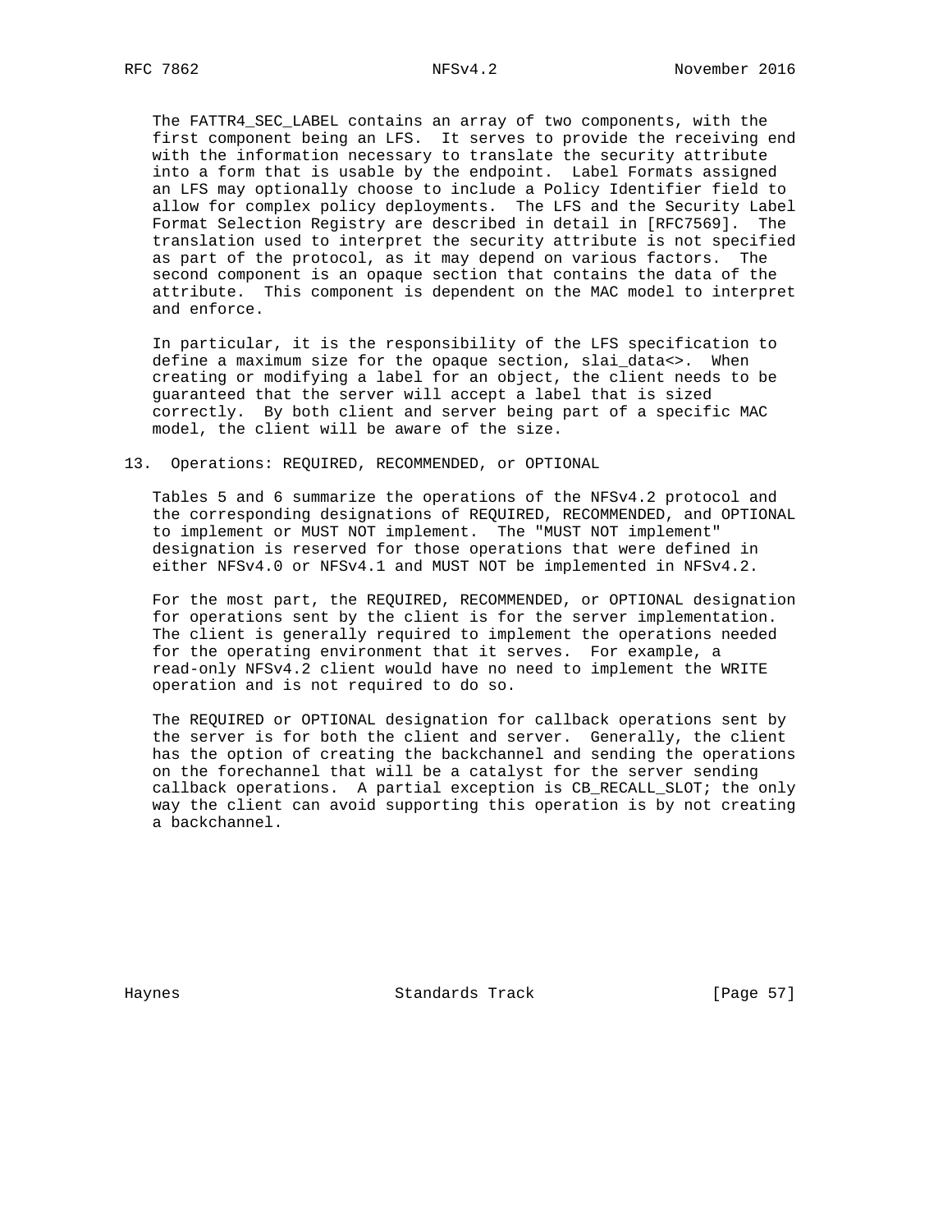The FATTR4_SEC_LABEL contains an array of two components, with the first component being an LFS. It serves to provide the receiving end with the information necessary to translate the security attribute into a form that is usable by the endpoint. Label Formats assigned an LFS may optionally choose to include a Policy Identifier field to allow for complex policy deployments. The LFS and the Security Label Format Selection Registry are described in detail in [RFC7569]. The translation used to interpret the security attribute is not specified as part of the protocol, as it may depend on various factors. The second component is an opaque section that contains the data of the attribute. This component is dependent on the MAC model to interpret and enforce.

In particular, it is the responsibility of the LFS specification to define a maximum size for the opaque section, slai_data<>. When creating or modifying a label for an object, the client needs to be guaranteed that the server will accept a label that is sized correctly. By both client and server being part of a specific MAC model, the client will be aware of the size.

# 13. Operations: REQUIRED, RECOMMENDED, or OPTIONAL

Tables 5 and 6 summarize the operations of the NFSv4.2 protocol and the corresponding designations of REQUIRED, RECOMMENDED, and OPTIONAL to implement or MUST NOT implement. The "MUST NOT implement" designation is reserved for those operations that were defined in either NFSv4.0 or NFSv4.1 and MUST NOT be implemented in NFSv4.2.

For the most part, the REQUIRED, RECOMMENDED, or OPTIONAL designation for operations sent by the client is for the server implementation. The client is generally required to implement the operations needed for the operating environment that it serves. For example, a read-only NFSv4.2 client would have no need to implement the WRITE operation and is not required to do so.

The REQUIRED or OPTIONAL designation for callback operations sent by the server is for both the client and server. Generally, the client has the option of creating the backchannel and sending the operations on the forechannel that will be a catalyst for the server sending callback operations. A partial exception is CB_RECALL_SLOT; the only way the client can avoid supporting this operation is by not creating a backchannel.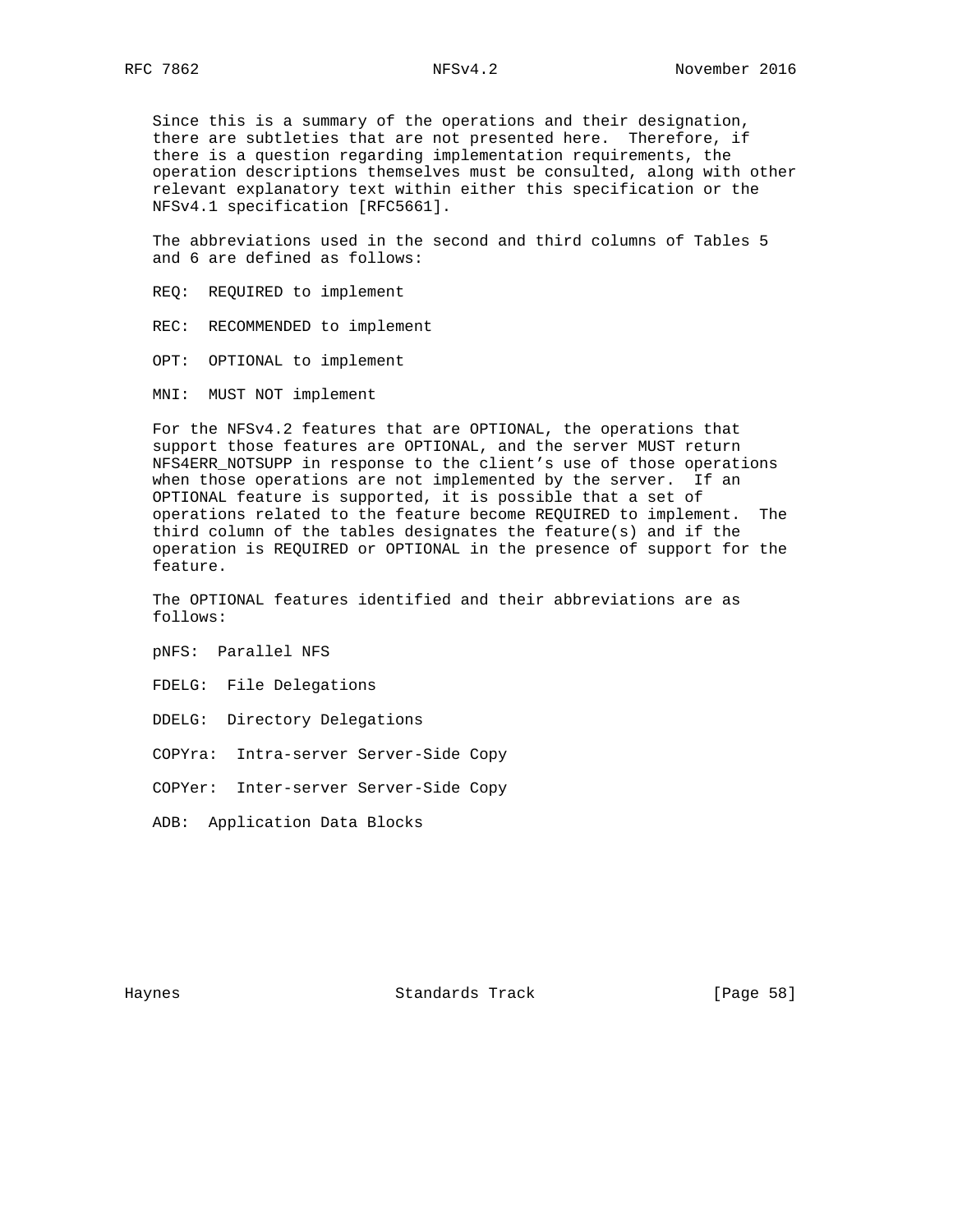Since this is a summary of the operations and their designation, there are subtleties that are not presented here. Therefore, if there is a question regarding implementation requirements, the operation descriptions themselves must be consulted, along with other relevant explanatory text within either this specification or the NFSv4.1 specification [RFC5661].

The abbreviations used in the second and third columns of Tables 5 and 6 are defined as follows:

REQ: REQUIRED to implement

REC: RECOMMENDED to implement

OPT: OPTIONAL to implement

MNI: MUST NOT implement

For the NFSv4.2 features that are OPTIONAL, the operations that support those features are OPTIONAL, and the server MUST return NFS4ERR_NOTSUPP in response to the client's use of those operations when those operations are not implemented by the server. If an OPTIONAL feature is supported, it is possible that a set of operations related to the feature become REQUIRED to implement. The third column of the tables designates the feature(s) and if the operation is REQUIRED or OPTIONAL in the presence of support for the feature.

The OPTIONAL features identified and their abbreviations are as follows:

pNFS: Parallel NFS

FDELG: File Delegations

DDELG: Directory Delegations

COPYra: Intra-server Server-Side Copy

COPYer: Inter-server Server-Side Copy

ADB: Application Data Blocks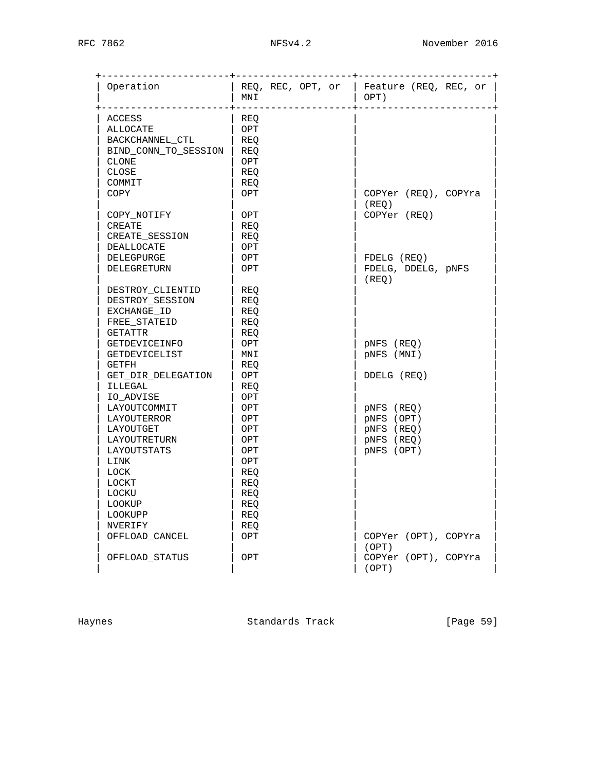| Operation | REQ, REC, OPT, or MNI | Feature (REQ, REC, or OPT) |
|---|---|---|
| ACCESS | REQ | |
| ALLOCATE | OPT | |
| BACKCHANNEL_CTL | REQ | |
| BIND_CONN_TO_SESSION | REQ | |
| CLONE | OPT | |
| CLOSE | REQ | |
| COMMIT | REQ | |
| COPY | OPT | COPYer (REQ), COPYra (REQ) |
| COPY_NOTIFY | OPT | COPYer (REQ) |
| CREATE | REQ | |
| CREATE_SESSION | REQ | |
| DEALLOCATE | OPT | |
| DELEGPURGE | OPT | FDELG (REQ) |
| DELEGRETURN | OPT | FDELG, DDELG, pNFS (REQ) |
| DESTROY_CLIENTID | REQ | |
| DESTROY_SESSION | REQ | |
| EXCHANGE_ID | REQ | |
| FREE_STATEID | REQ | |
| GETATTR | REQ | |
| GETDEVICEINFO | OPT | pNFS (REQ) |
| GETDEVICELIST | MNI | pNFS (MNI) |
| GETFH | REQ | |
| GET_DIR_DELEGATION | OPT | DDELG (REQ) |
| ILLEGAL | REQ | |
| IO_ADVISE | OPT | |
| LAYOUTCOMMIT | OPT | pNFS (REQ) |
| LAYOUTERROR | OPT | pNFS (OPT) |
| LAYOUTGET | OPT | pNFS (REQ) |
| LAYOUTRETURN | OPT | pNFS (REQ) |
| LAYOUTSTATS | OPT | pNFS (OPT) |
| LINK | OPT | |
| LOCK | REQ | |
| LOCKT | REQ | |
| LOCKU | REQ | |
| LOOKUP | REQ | |
| LOOKUPP | REQ | |
| NVERIFY | REQ | |
| OFFLOAD_CANCEL | OPT | COPYer (OPT), COPYra (OPT) |
| OFFLOAD_STATUS | OPT | COPYer (OPT), COPYra (OPT) |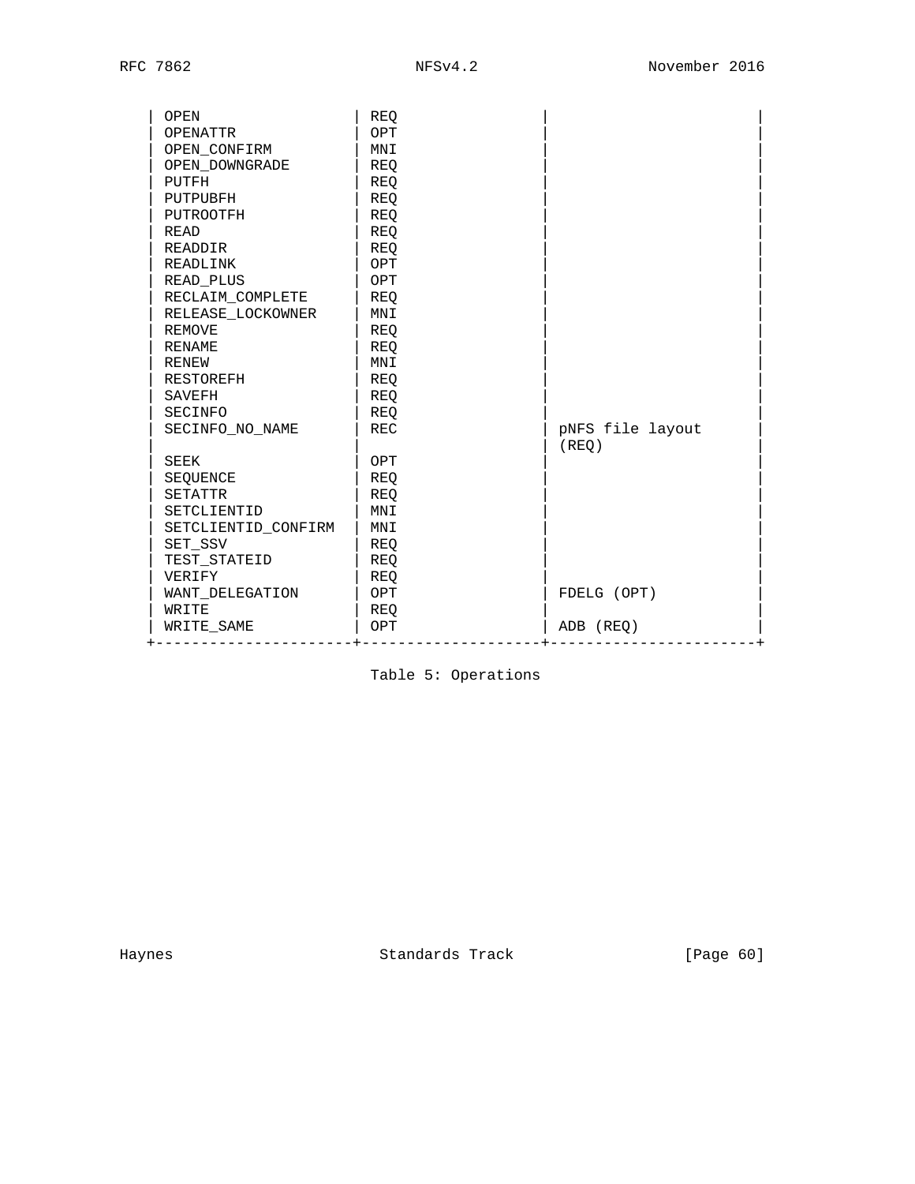| Operation | REQ, REC, OPT, or MNI | Feature (REQ, REC, or OPT) |
|---|---|---|
| OPEN | REQ | |
| OPENATTR | OPT | |
| OPEN_CONFIRM | MNI | |
| OPEN_DOWNGRADE | REQ | |
| PUTFH | REQ | |
| PUTPUBFH | REQ | |
| PUTROOTFH | REQ | |
| READ | REQ | |
| READDIR | REQ | |
| READLINK | OPT | |
| READ_PLUS | OPT | |
| RECLAIM_COMPLETE | REQ | |
| RELEASE_LOCKOWNER | MNI | |
| REMOVE | REQ | |
| RENAME | REQ | |
| RENEW | MNI | |
| RESTOREFH | REQ | |
| SAVEFH | REQ | |
| SECINFO | REQ | |
| SECINFO_NO_NAME | REC | pNFS file layout (REQ) |
| SEEK | OPT | |
| SEQUENCE | REQ | |
| SETATTR | REQ | |
| SETCLIENTID | MNI | |
| SETCLIENTID_CONFIRM | MNI | |
| SET_SSV | REQ | |
| TEST_STATEID | REQ | |
| VERIFY | REQ | |
| WANT_DELEGATION | OPT | FDELG (OPT) |
| WRITE | REQ | |
| WRITE_SAME | OPT | ADB (REQ) |

Table 5: Operations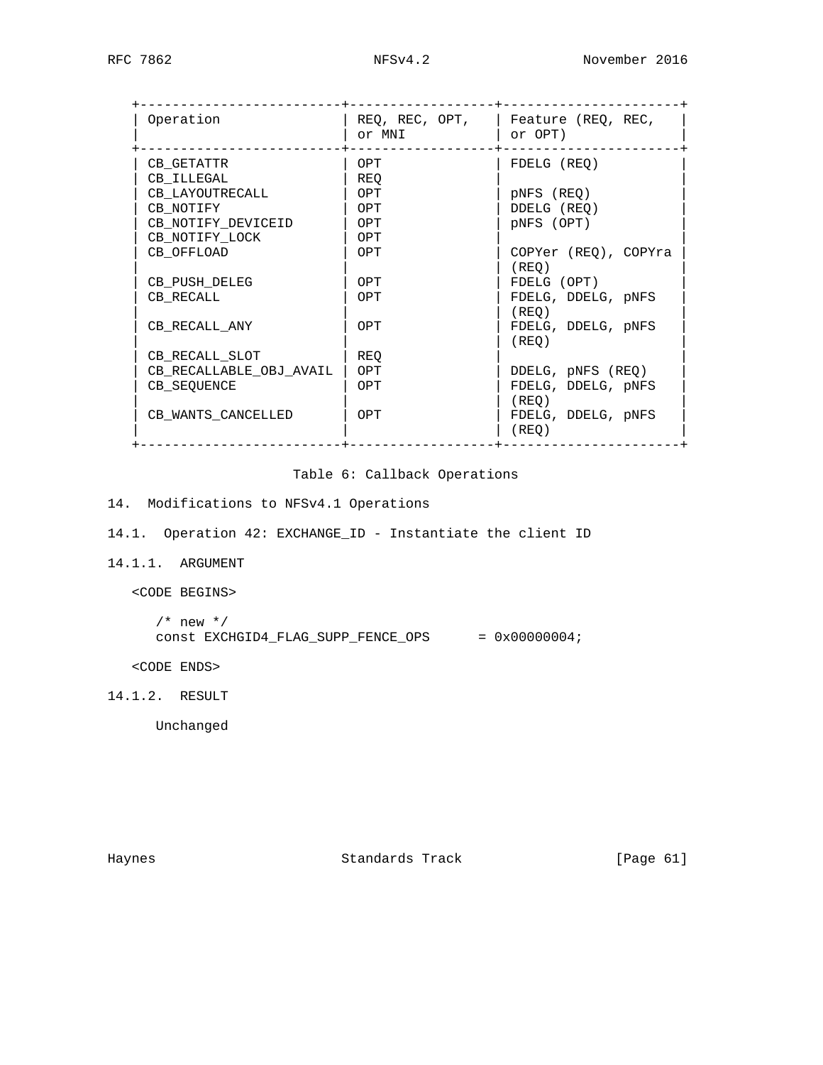| Operation | REQ, REC, OPT, or MNI | Feature (REQ, REC, or OPT) |
|---|---|---|
| CB_GETATTR | OPT | FDELG (REQ) |
| CB_ILLEGAL | REQ | |
| CB_LAYOUTRECALL | OPT | pNFS (REQ) |
| CB_NOTIFY | OPT | DDELG (REQ) |
| CB_NOTIFY_DEVICEID | OPT | pNFS (OPT) |
| CB_NOTIFY_LOCK | OPT | |
| CB_OFFLOAD | OPT | COPYer (REQ), COPYra (REQ) |
| CB_PUSH_DELEG | OPT | FDELG (OPT) |
| CB_RECALL | OPT | FDELG, DDELG, pNFS (REQ) |
| CB_RECALL_ANY | OPT | FDELG, DDELG, pNFS (REQ) |
| CB_RECALL_SLOT | REQ | |
| CB_RECALLABLE_OBJ_AVAIL | OPT | DDELG, pNFS (REQ) |
| CB_SEQUENCE | OPT | FDELG, DDELG, pNFS (REQ) |
| CB_WANTS_CANCELLED | OPT | FDELG, DDELG, pNFS (REQ) |

Table 6: Callback Operations

# 14. Modifications to NFSv4.1 Operations

## 14.1. Operation 42: EXCHANGE_ID - Instantiate the client ID

### 14.1.1. ARGUMENT

<CODE BEGINS>

```
/* new */
const EXCHGID4_FLAG_SUPP_FENCE_OPS      = 0x00000004;
```

<CODE ENDS>

### 14.1.2. RESULT

Unchanged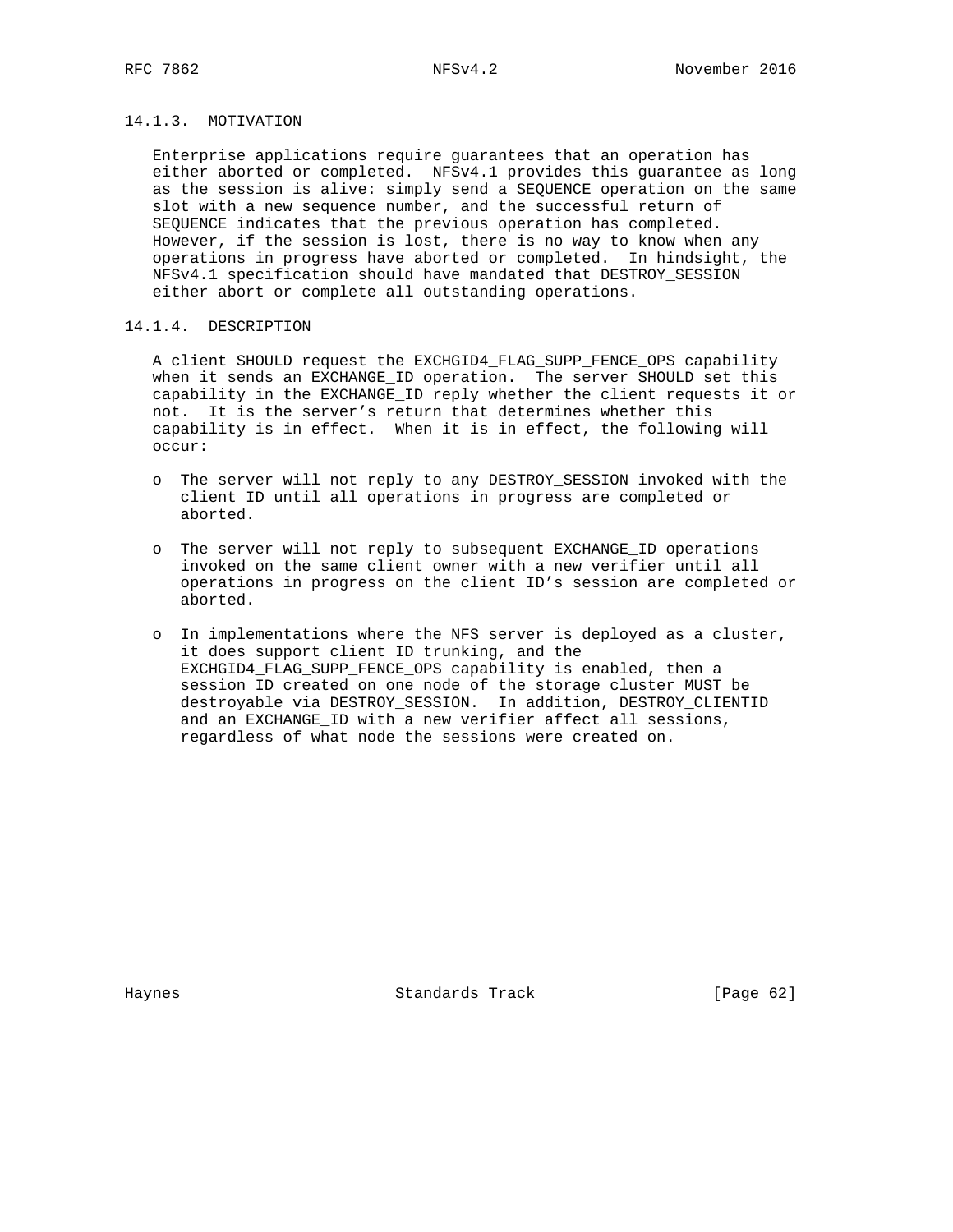### 14.1.3. MOTIVATION

Enterprise applications require guarantees that an operation has either aborted or completed. NFSv4.1 provides this guarantee as long as the session is alive: simply send a SEQUENCE operation on the same slot with a new sequence number, and the successful return of SEQUENCE indicates that the previous operation has completed. However, if the session is lost, there is no way to know when any operations in progress have aborted or completed. In hindsight, the NFSv4.1 specification should have mandated that DESTROY_SESSION either abort or complete all outstanding operations.

### 14.1.4. DESCRIPTION

A client SHOULD request the EXCHGID4_FLAG_SUPP_FENCE_OPS capability when it sends an EXCHANGE_ID operation. The server SHOULD set this capability in the EXCHANGE_ID reply whether the client requests it or not. It is the server's return that determines whether this capability is in effect. When it is in effect, the following will occur:

- The server will not reply to any DESTROY_SESSION invoked with the client ID until all operations in progress are completed or aborted.

- The server will not reply to subsequent EXCHANGE_ID operations invoked on the same client owner with a new verifier until all operations in progress on the client ID's session are completed or aborted.

- In implementations where the NFS server is deployed as a cluster, it does support client ID trunking, and the EXCHGID4_FLAG_SUPP_FENCE_OPS capability is enabled, then a session ID created on one node of the storage cluster MUST be destroyable via DESTROY_SESSION. In addition, DESTROY_CLIENTID and an EXCHANGE_ID with a new verifier affect all sessions, regardless of what node the sessions were created on.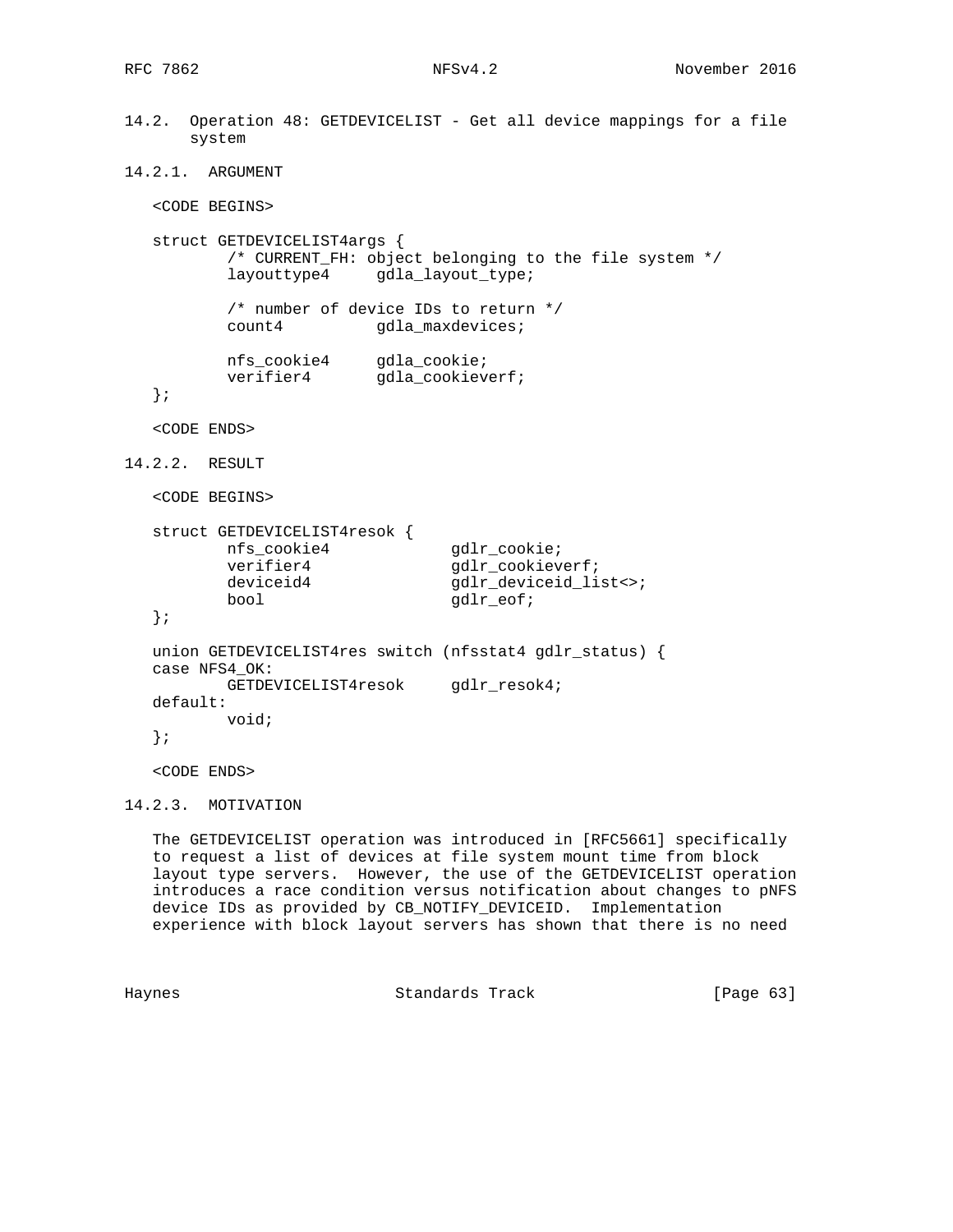## 14.2. Operation 48: GETDEVICELIST - Get all device mappings for a file system

### 14.2.1. ARGUMENT

```
<CODE BEGINS>

struct GETDEVICELIST4args {
        /* CURRENT_FH: object belonging to the file system */
        layouttype4     gdla_layout_type;

        /* number of device IDs to return */
        count4          gdla_maxdevices;

        nfs_cookie4     gdla_cookie;
        verifier4       gdla_cookieverf;
};

<CODE ENDS>
```

### 14.2.2. RESULT

```
<CODE BEGINS>

struct GETDEVICELIST4resok {
        nfs_cookie4             gdlr_cookie;
        verifier4               gdlr_cookieverf;
        deviceid4               gdlr_deviceid_list<>;
        bool                    gdlr_eof;
};

union GETDEVICELIST4res switch (nfsstat4 gdlr_status) {
case NFS4_OK:
        GETDEVICELIST4resok     gdlr_resok4;
default:
        void;
};

<CODE ENDS>
```

### 14.2.3. MOTIVATION

The GETDEVICELIST operation was introduced in [RFC5661] specifically to request a list of devices at file system mount time from block layout type servers. However, the use of the GETDEVICELIST operation introduces a race condition versus notification about changes to pNFS device IDs as provided by CB_NOTIFY_DEVICEID. Implementation experience with block layout servers has shown that there is no need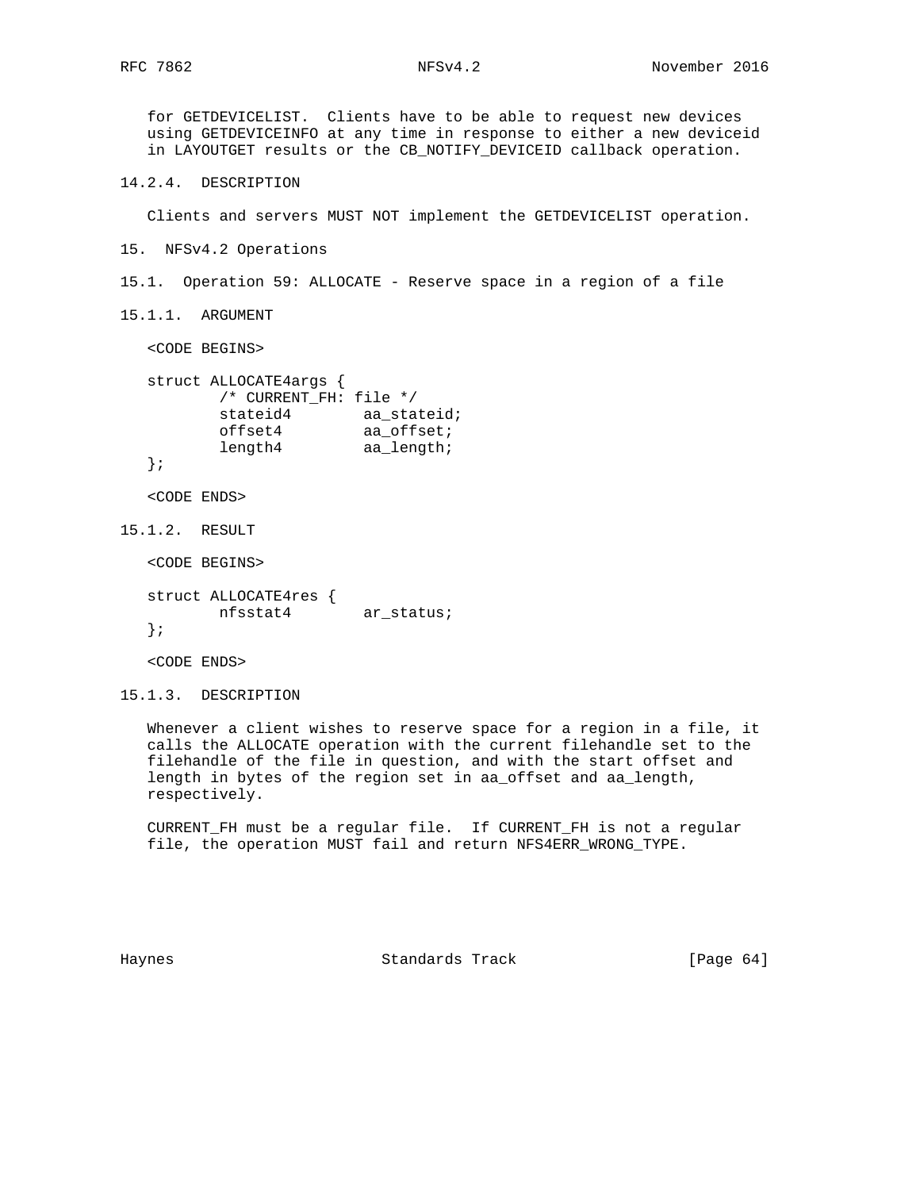for GETDEVICELIST. Clients have to be able to request new devices using GETDEVICEINFO at any time in response to either a new deviceid in LAYOUTGET results or the CB_NOTIFY_DEVICEID callback operation.

#### 14.2.4. DESCRIPTION

Clients and servers MUST NOT implement the GETDEVICELIST operation.

## 15. NFSv4.2 Operations

### 15.1. Operation 59: ALLOCATE - Reserve space in a region of a file

#### 15.1.1. ARGUMENT

```
<CODE BEGINS>

struct ALLOCATE4args {
        /* CURRENT_FH: file */
        stateid4        aa_stateid;
        offset4         aa_offset;
        length4         aa_length;
};

<CODE ENDS>
```

#### 15.1.2. RESULT

```
<CODE BEGINS>

struct ALLOCATE4res {
        nfsstat4        ar_status;
};

<CODE ENDS>
```

#### 15.1.3. DESCRIPTION

Whenever a client wishes to reserve space for a region in a file, it calls the ALLOCATE operation with the current filehandle set to the filehandle of the file in question, and with the start offset and length in bytes of the region set in aa_offset and aa_length, respectively.

CURRENT_FH must be a regular file. If CURRENT_FH is not a regular file, the operation MUST fail and return NFS4ERR_WRONG_TYPE.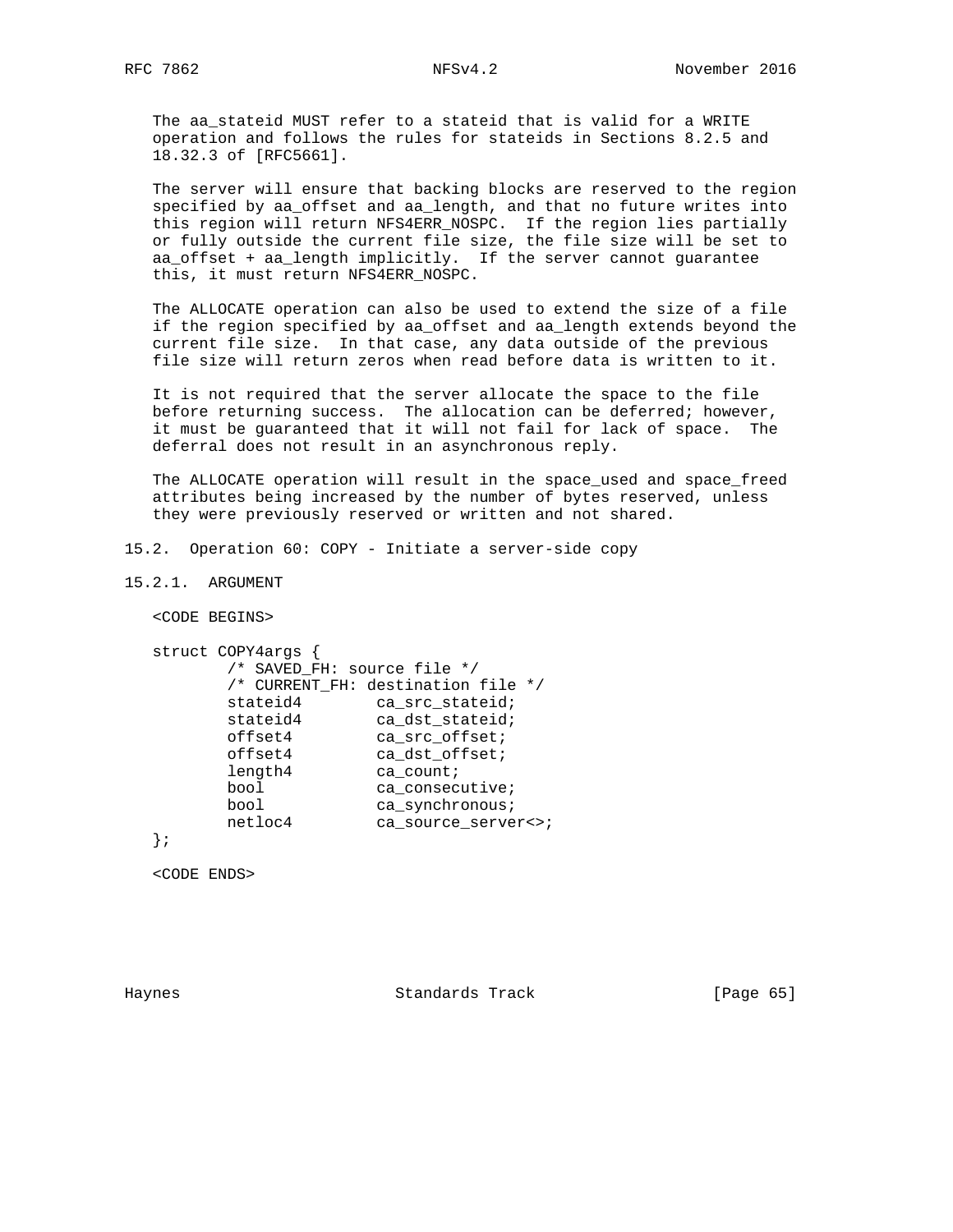The aa_stateid MUST refer to a stateid that is valid for a WRITE operation and follows the rules for stateids in Sections 8.2.5 and 18.32.3 of [RFC5661].

The server will ensure that backing blocks are reserved to the region specified by aa_offset and aa_length, and that no future writes into this region will return NFS4ERR_NOSPC. If the region lies partially or fully outside the current file size, the file size will be set to aa_offset + aa_length implicitly. If the server cannot guarantee this, it must return NFS4ERR_NOSPC.

The ALLOCATE operation can also be used to extend the size of a file if the region specified by aa_offset and aa_length extends beyond the current file size. In that case, any data outside of the previous file size will return zeros when read before data is written to it.

It is not required that the server allocate the space to the file before returning success. The allocation can be deferred; however, it must be guaranteed that it will not fail for lack of space. The deferral does not result in an asynchronous reply.

The ALLOCATE operation will result in the space_used and space_freed attributes being increased by the number of bytes reserved, unless they were previously reserved or written and not shared.

## 15.2. Operation 60: COPY - Initiate a server-side copy

### 15.2.1. ARGUMENT

```
<CODE BEGINS>

struct COPY4args {
        /* SAVED_FH: source file */
        /* CURRENT_FH: destination file */
        stateid4        ca_src_stateid;
        stateid4        ca_dst_stateid;
        offset4         ca_src_offset;
        offset4         ca_dst_offset;
        length4         ca_count;
        bool            ca_consecutive;
        bool            ca_synchronous;
        netloc4         ca_source_server<>;
};

<CODE ENDS>
```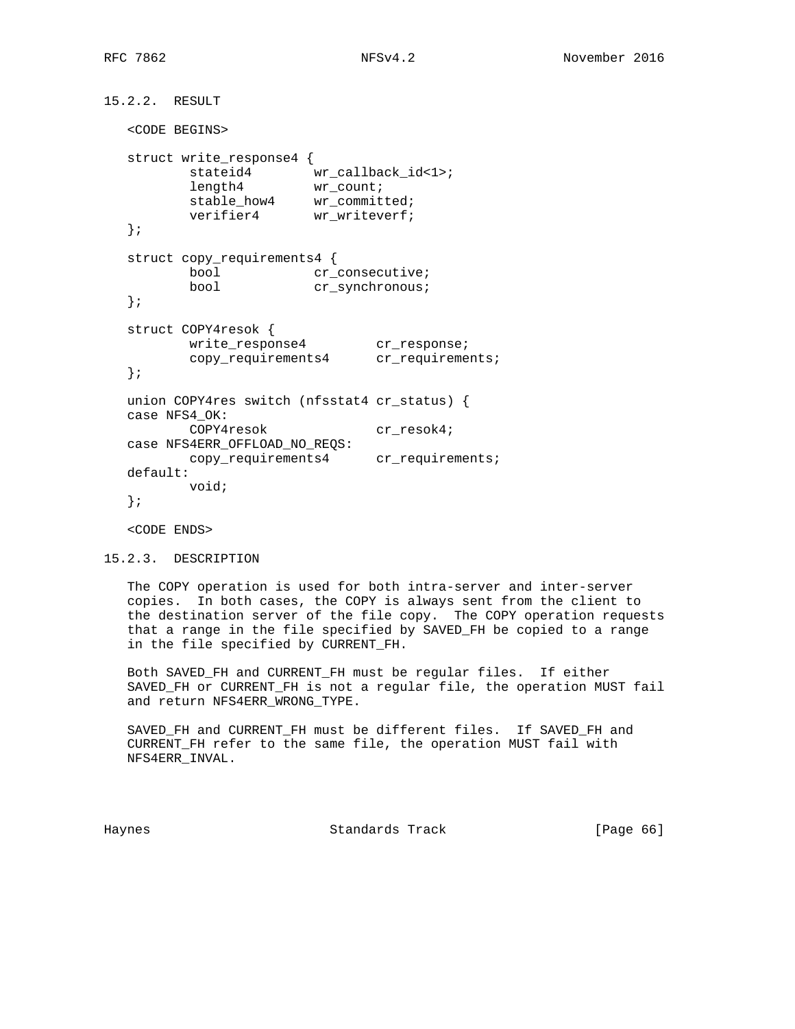### 15.2.2. RESULT

```
<CODE BEGINS>

struct write_response4 {
        stateid4        wr_callback_id<1>;
        length4         wr_count;
        stable_how4     wr_committed;
        verifier4       wr_writeverf;
};

struct copy_requirements4 {
        bool            cr_consecutive;
        bool            cr_synchronous;
};

struct COPY4resok {
        write_response4         cr_response;
        copy_requirements4      cr_requirements;
};

union COPY4res switch (nfsstat4 cr_status) {
case NFS4_OK:
        COPY4resok              cr_resok4;
case NFS4ERR_OFFLOAD_NO_REQS:
        copy_requirements4      cr_requirements;
default:
        void;
};

<CODE ENDS>
```

### 15.2.3. DESCRIPTION

The COPY operation is used for both intra-server and inter-server copies. In both cases, the COPY is always sent from the client to the destination server of the file copy. The COPY operation requests that a range in the file specified by SAVED_FH be copied to a range in the file specified by CURRENT_FH.

Both SAVED_FH and CURRENT_FH must be regular files. If either SAVED_FH or CURRENT_FH is not a regular file, the operation MUST fail and return NFS4ERR_WRONG_TYPE.

SAVED_FH and CURRENT_FH must be different files. If SAVED_FH and CURRENT_FH refer to the same file, the operation MUST fail with NFS4ERR_INVAL.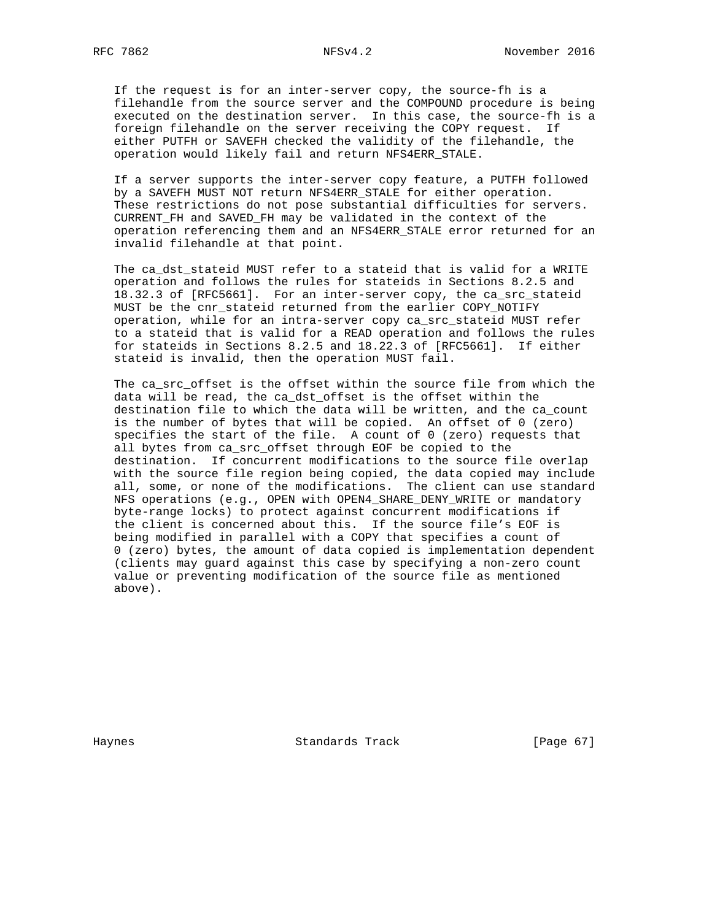If the request is for an inter-server copy, the source-fh is a filehandle from the source server and the COMPOUND procedure is being executed on the destination server. In this case, the source-fh is a foreign filehandle on the server receiving the COPY request. If either PUTFH or SAVEFH checked the validity of the filehandle, the operation would likely fail and return NFS4ERR_STALE.

If a server supports the inter-server copy feature, a PUTFH followed by a SAVEFH MUST NOT return NFS4ERR_STALE for either operation. These restrictions do not pose substantial difficulties for servers. CURRENT_FH and SAVED_FH may be validated in the context of the operation referencing them and an NFS4ERR_STALE error returned for an invalid filehandle at that point.

The ca_dst_stateid MUST refer to a stateid that is valid for a WRITE operation and follows the rules for stateids in Sections 8.2.5 and 18.32.3 of [RFC5661]. For an inter-server copy, the ca_src_stateid MUST be the cnr_stateid returned from the earlier COPY_NOTIFY operation, while for an intra-server copy ca_src_stateid MUST refer to a stateid that is valid for a READ operation and follows the rules for stateids in Sections 8.2.5 and 18.22.3 of [RFC5661]. If either stateid is invalid, then the operation MUST fail.

The ca_src_offset is the offset within the source file from which the data will be read, the ca_dst_offset is the offset within the destination file to which the data will be written, and the ca_count is the number of bytes that will be copied. An offset of 0 (zero) specifies the start of the file. A count of 0 (zero) requests that all bytes from ca_src_offset through EOF be copied to the destination. If concurrent modifications to the source file overlap with the source file region being copied, the data copied may include all, some, or none of the modifications. The client can use standard NFS operations (e.g., OPEN with OPEN4_SHARE_DENY_WRITE or mandatory byte-range locks) to protect against concurrent modifications if the client is concerned about this. If the source file's EOF is being modified in parallel with a COPY that specifies a count of 0 (zero) bytes, the amount of data copied is implementation dependent (clients may guard against this case by specifying a non-zero count value or preventing modification of the source file as mentioned above).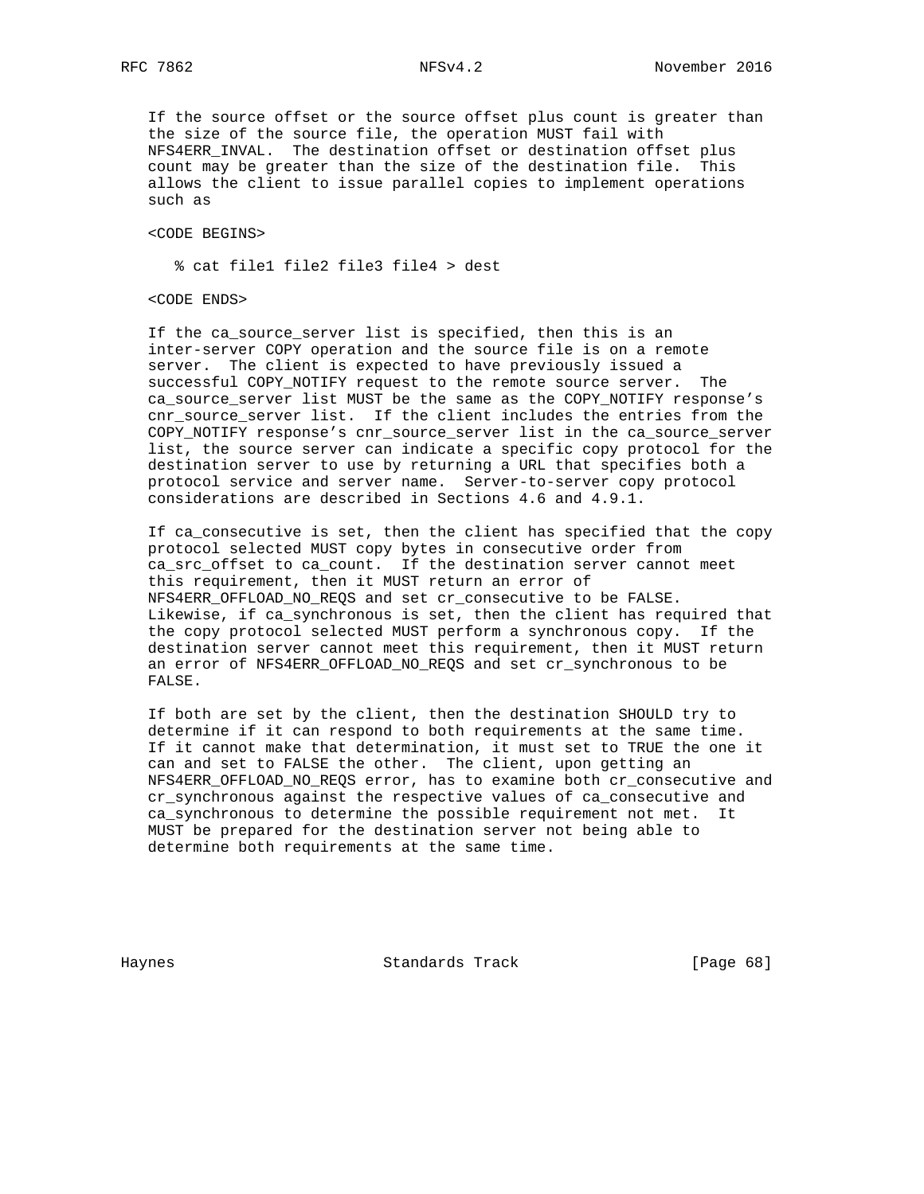If the source offset or the source offset plus count is greater than the size of the source file, the operation MUST fail with NFS4ERR_INVAL. The destination offset or destination offset plus count may be greater than the size of the destination file. This allows the client to issue parallel copies to implement operations such as

<CODE BEGINS>

```
% cat file1 file2 file3 file4 > dest
```

<CODE ENDS>

If the ca_source_server list is specified, then this is an inter-server COPY operation and the source file is on a remote server. The client is expected to have previously issued a successful COPY_NOTIFY request to the remote source server. The ca_source_server list MUST be the same as the COPY_NOTIFY response's cnr_source_server list. If the client includes the entries from the COPY_NOTIFY response's cnr_source_server list in the ca_source_server list, the source server can indicate a specific copy protocol for the destination server to use by returning a URL that specifies both a protocol service and server name. Server-to-server copy protocol considerations are described in Sections 4.6 and 4.9.1.

If ca_consecutive is set, then the client has specified that the copy protocol selected MUST copy bytes in consecutive order from ca_src_offset to ca_count. If the destination server cannot meet this requirement, then it MUST return an error of NFS4ERR_OFFLOAD_NO_REQS and set cr_consecutive to be FALSE. Likewise, if ca_synchronous is set, then the client has required that the copy protocol selected MUST perform a synchronous copy. If the destination server cannot meet this requirement, then it MUST return an error of NFS4ERR_OFFLOAD_NO_REQS and set cr_synchronous to be FALSE.

If both are set by the client, then the destination SHOULD try to determine if it can respond to both requirements at the same time. If it cannot make that determination, it must set to TRUE the one it can and set to FALSE the other. The client, upon getting an NFS4ERR_OFFLOAD_NO_REQS error, has to examine both cr_consecutive and cr_synchronous against the respective values of ca_consecutive and ca_synchronous to determine the possible requirement not met. It MUST be prepared for the destination server not being able to determine both requirements at the same time.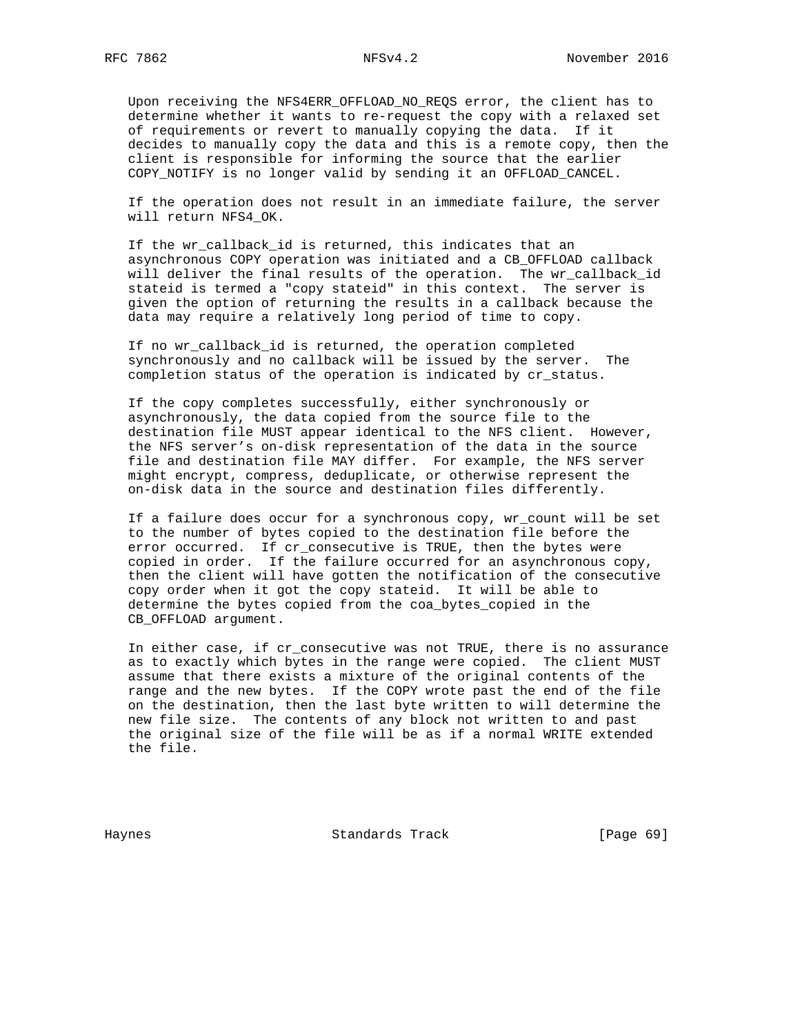Upon receiving the NFS4ERR_OFFLOAD_NO_REQS error, the client has to determine whether it wants to re-request the copy with a relaxed set of requirements or revert to manually copying the data. If it decides to manually copy the data and this is a remote copy, then the client is responsible for informing the source that the earlier COPY_NOTIFY is no longer valid by sending it an OFFLOAD_CANCEL.

If the operation does not result in an immediate failure, the server will return NFS4_OK.

If the wr_callback_id is returned, this indicates that an asynchronous COPY operation was initiated and a CB_OFFLOAD callback will deliver the final results of the operation. The wr_callback_id stateid is termed a "copy stateid" in this context. The server is given the option of returning the results in a callback because the data may require a relatively long period of time to copy.

If no wr_callback_id is returned, the operation completed synchronously and no callback will be issued by the server. The completion status of the operation is indicated by cr_status.

If the copy completes successfully, either synchronously or asynchronously, the data copied from the source file to the destination file MUST appear identical to the NFS client. However, the NFS server's on-disk representation of the data in the source file and destination file MAY differ. For example, the NFS server might encrypt, compress, deduplicate, or otherwise represent the on-disk data in the source and destination files differently.

If a failure does occur for a synchronous copy, wr_count will be set to the number of bytes copied to the destination file before the error occurred. If cr_consecutive is TRUE, then the bytes were copied in order. If the failure occurred for an asynchronous copy, then the client will have gotten the notification of the consecutive copy order when it got the copy stateid. It will be able to determine the bytes copied from the coa_bytes_copied in the CB_OFFLOAD argument.

In either case, if cr_consecutive was not TRUE, there is no assurance as to exactly which bytes in the range were copied. The client MUST assume that there exists a mixture of the original contents of the range and the new bytes. If the COPY wrote past the end of the file on the destination, then the last byte written to will determine the new file size. The contents of any block not written to and past the original size of the file will be as if a normal WRITE extended the file.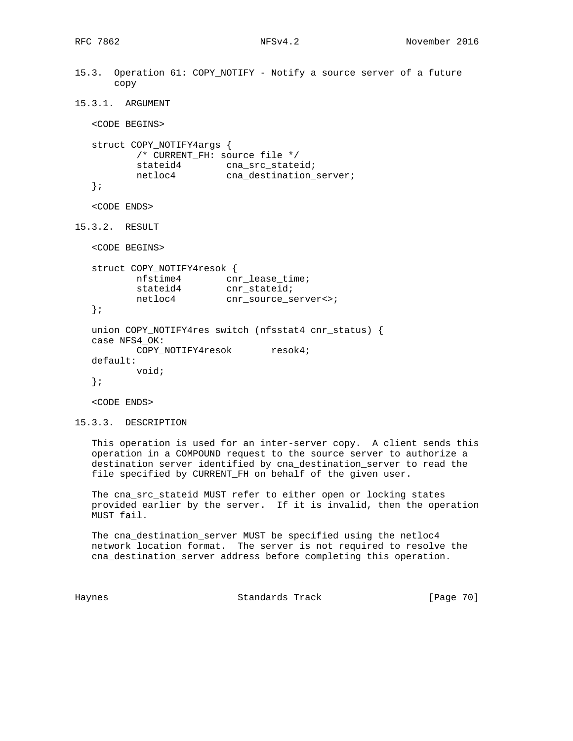### 15.3. Operation 61: COPY_NOTIFY - Notify a source server of a future copy

#### 15.3.1. ARGUMENT

```
<CODE BEGINS>

struct COPY_NOTIFY4args {
        /* CURRENT_FH: source file */
        stateid4        cna_src_stateid;
        netloc4         cna_destination_server;
};

<CODE ENDS>
```

#### 15.3.2. RESULT

```
<CODE BEGINS>

struct COPY_NOTIFY4resok {
        nfstime4        cnr_lease_time;
        stateid4        cnr_stateid;
        netloc4         cnr_source_server<>;
};

union COPY_NOTIFY4res switch (nfsstat4 cnr_status) {
case NFS4_OK:
        COPY_NOTIFY4resok       resok4;
default:
        void;
};

<CODE ENDS>
```

#### 15.3.3. DESCRIPTION

This operation is used for an inter-server copy. A client sends this operation in a COMPOUND request to the source server to authorize a destination server identified by cna_destination_server to read the file specified by CURRENT_FH on behalf of the given user.

The cna_src_stateid MUST refer to either open or locking states provided earlier by the server. If it is invalid, then the operation MUST fail.

The cna_destination_server MUST be specified using the netloc4 network location format. The server is not required to resolve the cna_destination_server address before completing this operation.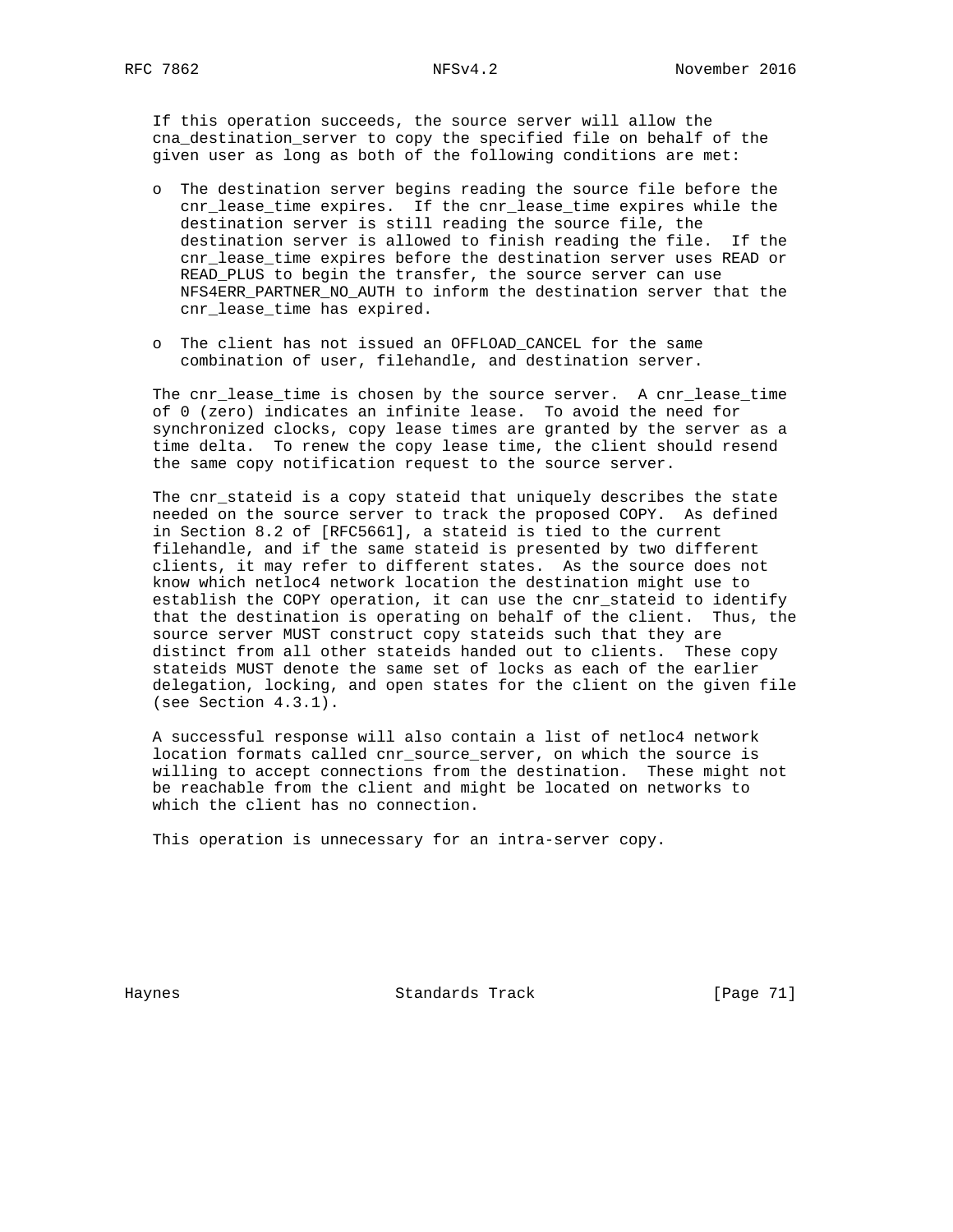If this operation succeeds, the source server will allow the cna_destination_server to copy the specified file on behalf of the given user as long as both of the following conditions are met:

- The destination server begins reading the source file before the cnr_lease_time expires. If the cnr_lease_time expires while the destination server is still reading the source file, the destination server is allowed to finish reading the file. If the cnr_lease_time expires before the destination server uses READ or READ_PLUS to begin the transfer, the source server can use NFS4ERR_PARTNER_NO_AUTH to inform the destination server that the cnr_lease_time has expired.

- The client has not issued an OFFLOAD_CANCEL for the same combination of user, filehandle, and destination server.

The cnr_lease_time is chosen by the source server. A cnr_lease_time of 0 (zero) indicates an infinite lease. To avoid the need for synchronized clocks, copy lease times are granted by the server as a time delta. To renew the copy lease time, the client should resend the same copy notification request to the source server.

The cnr_stateid is a copy stateid that uniquely describes the state needed on the source server to track the proposed COPY. As defined in Section 8.2 of [RFC5661], a stateid is tied to the current filehandle, and if the same stateid is presented by two different clients, it may refer to different states. As the source does not know which netloc4 network location the destination might use to establish the COPY operation, it can use the cnr_stateid to identify that the destination is operating on behalf of the client. Thus, the source server MUST construct copy stateids such that they are distinct from all other stateids handed out to clients. These copy stateids MUST denote the same set of locks as each of the earlier delegation, locking, and open states for the client on the given file (see Section 4.3.1).

A successful response will also contain a list of netloc4 network location formats called cnr_source_server, on which the source is willing to accept connections from the destination. These might not be reachable from the client and might be located on networks to which the client has no connection.

This operation is unnecessary for an intra-server copy.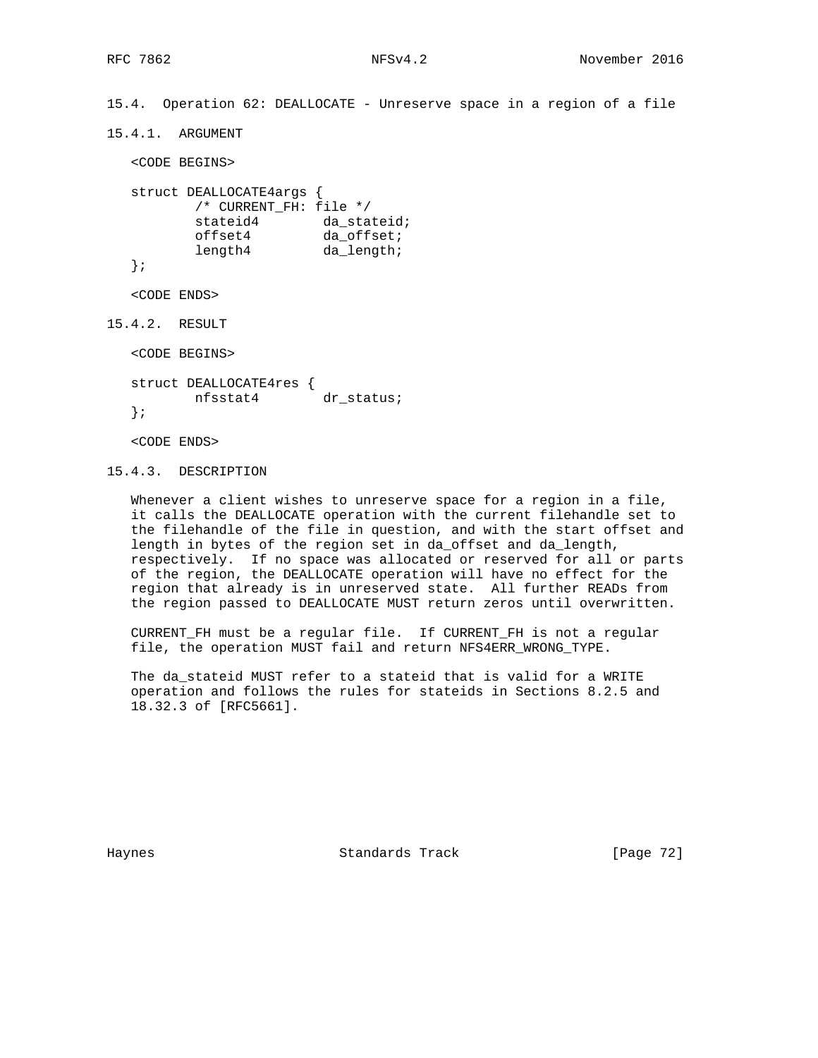### 15.4. Operation 62: DEALLOCATE - Unreserve space in a region of a file

#### 15.4.1. ARGUMENT

```
<CODE BEGINS>

struct DEALLOCATE4args {
        /* CURRENT_FH: file */
        stateid4        da_stateid;
        offset4         da_offset;
        length4         da_length;
};

<CODE ENDS>
```

#### 15.4.2. RESULT

```
<CODE BEGINS>

struct DEALLOCATE4res {
        nfsstat4        dr_status;
};

<CODE ENDS>
```

#### 15.4.3. DESCRIPTION

Whenever a client wishes to unreserve space for a region in a file, it calls the DEALLOCATE operation with the current filehandle set to the filehandle of the file in question, and with the start offset and length in bytes of the region set in da_offset and da_length, respectively. If no space was allocated or reserved for all or parts of the region, the DEALLOCATE operation will have no effect for the region that already is in unreserved state. All further READs from the region passed to DEALLOCATE MUST return zeros until overwritten.

CURRENT_FH must be a regular file. If CURRENT_FH is not a regular file, the operation MUST fail and return NFS4ERR_WRONG_TYPE.

The da_stateid MUST refer to a stateid that is valid for a WRITE operation and follows the rules for stateids in Sections 8.2.5 and 18.32.3 of [RFC5661].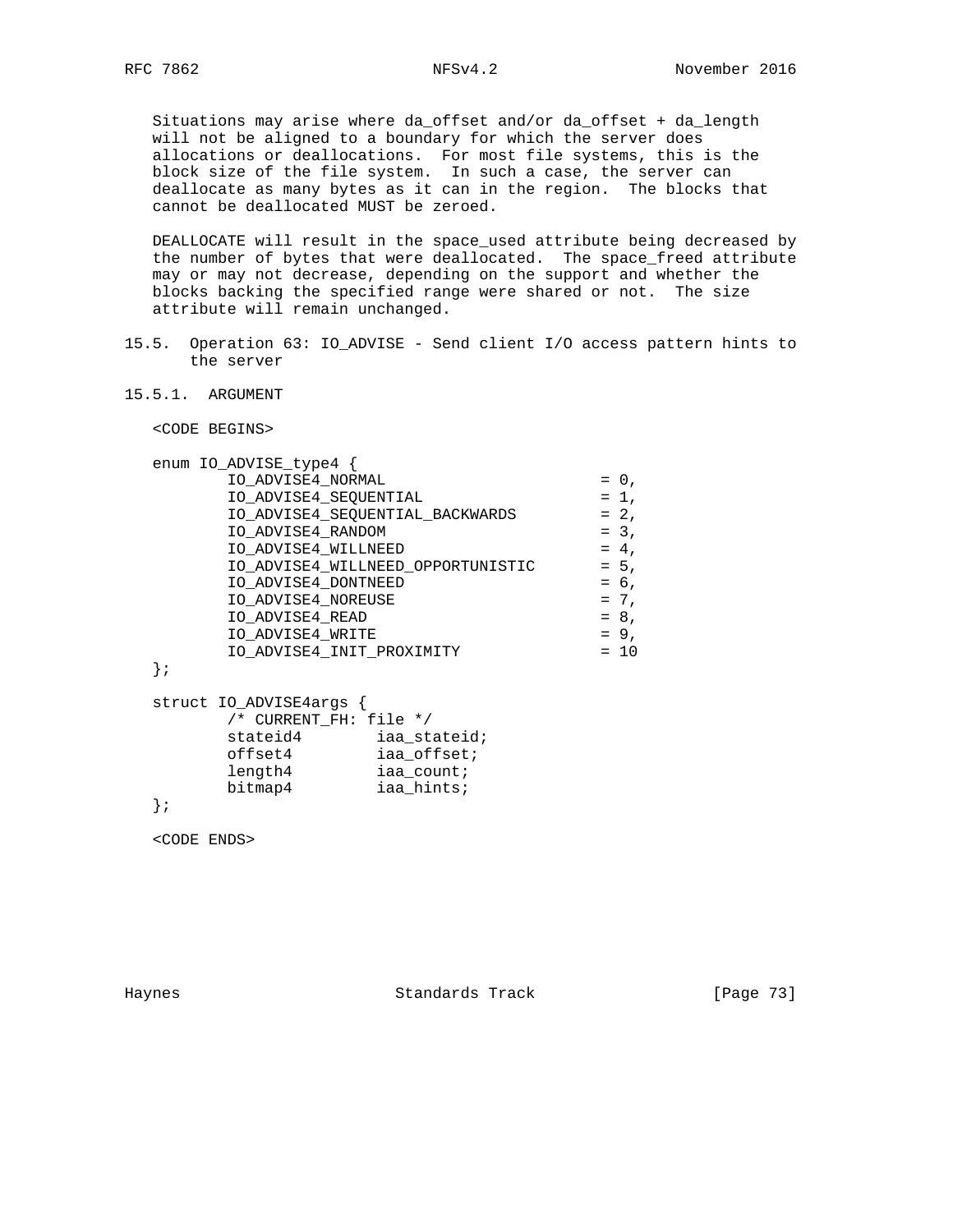Situations may arise where da_offset and/or da_offset + da_length will not be aligned to a boundary for which the server does allocations or deallocations. For most file systems, this is the block size of the file system. In such a case, the server can deallocate as many bytes as it can in the region. The blocks that cannot be deallocated MUST be zeroed.

DEALLOCATE will result in the space_used attribute being decreased by the number of bytes that were deallocated. The space_freed attribute may or may not decrease, depending on the support and whether the blocks backing the specified range were shared or not. The size attribute will remain unchanged.

## 15.5. Operation 63: IO_ADVISE - Send client I/O access pattern hints to the server

### 15.5.1. ARGUMENT

```
<CODE BEGINS>

enum IO_ADVISE_type4 {
        IO_ADVISE4_NORMAL                       = 0,
        IO_ADVISE4_SEQUENTIAL                   = 1,
        IO_ADVISE4_SEQUENTIAL_BACKWARDS         = 2,
        IO_ADVISE4_RANDOM                       = 3,
        IO_ADVISE4_WILLNEED                     = 4,
        IO_ADVISE4_WILLNEED_OPPORTUNISTIC       = 5,
        IO_ADVISE4_DONTNEED                     = 6,
        IO_ADVISE4_NOREUSE                      = 7,
        IO_ADVISE4_READ                         = 8,
        IO_ADVISE4_WRITE                        = 9,
        IO_ADVISE4_INIT_PROXIMITY               = 10
};

struct IO_ADVISE4args {
        /* CURRENT_FH: file */
        stateid4        iaa_stateid;
        offset4         iaa_offset;
        length4         iaa_count;
        bitmap4         iaa_hints;
};

<CODE ENDS>
```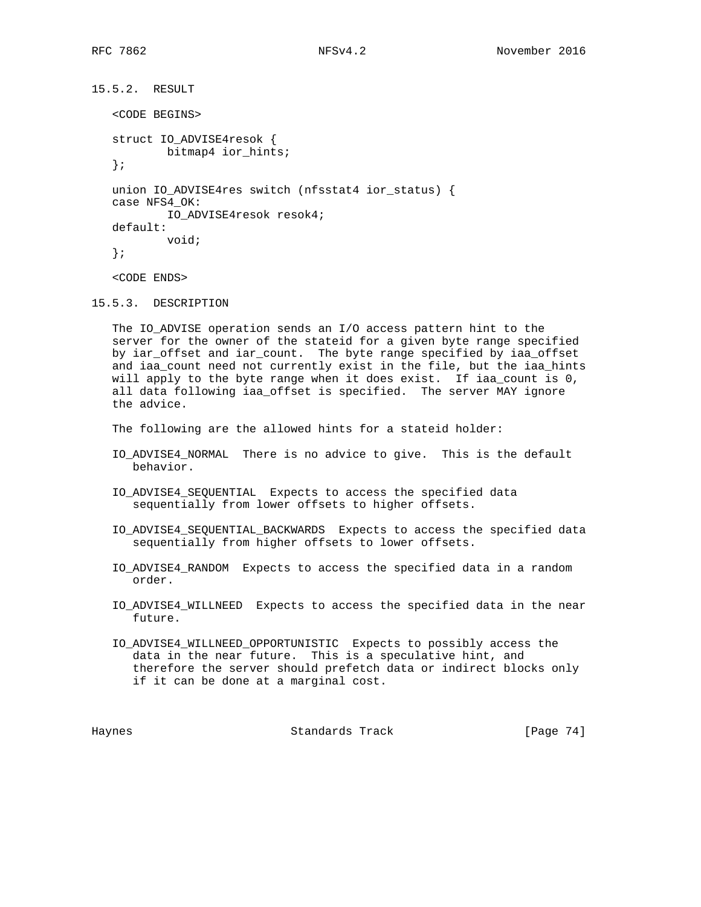### 15.5.2. RESULT

```
<CODE BEGINS>

struct IO_ADVISE4resok {
        bitmap4 ior_hints;
};

union IO_ADVISE4res switch (nfsstat4 ior_status) {
case NFS4_OK:
        IO_ADVISE4resok resok4;
default:
        void;
};

<CODE ENDS>
```

### 15.5.3. DESCRIPTION

The IO_ADVISE operation sends an I/O access pattern hint to the server for the owner of the stateid for a given byte range specified by iar_offset and iar_count. The byte range specified by iaa_offset and iaa_count need not currently exist in the file, but the iaa_hints will apply to the byte range when it does exist. If iaa_count is 0, all data following iaa_offset is specified. The server MAY ignore the advice.

The following are the allowed hints for a stateid holder:

IO_ADVISE4_NORMAL There is no advice to give. This is the default behavior.

IO_ADVISE4_SEQUENTIAL Expects to access the specified data sequentially from lower offsets to higher offsets.

IO_ADVISE4_SEQUENTIAL_BACKWARDS Expects to access the specified data sequentially from higher offsets to lower offsets.

IO_ADVISE4_RANDOM Expects to access the specified data in a random order.

IO_ADVISE4_WILLNEED Expects to access the specified data in the near future.

IO_ADVISE4_WILLNEED_OPPORTUNISTIC Expects to possibly access the data in the near future. This is a speculative hint, and therefore the server should prefetch data or indirect blocks only if it can be done at a marginal cost.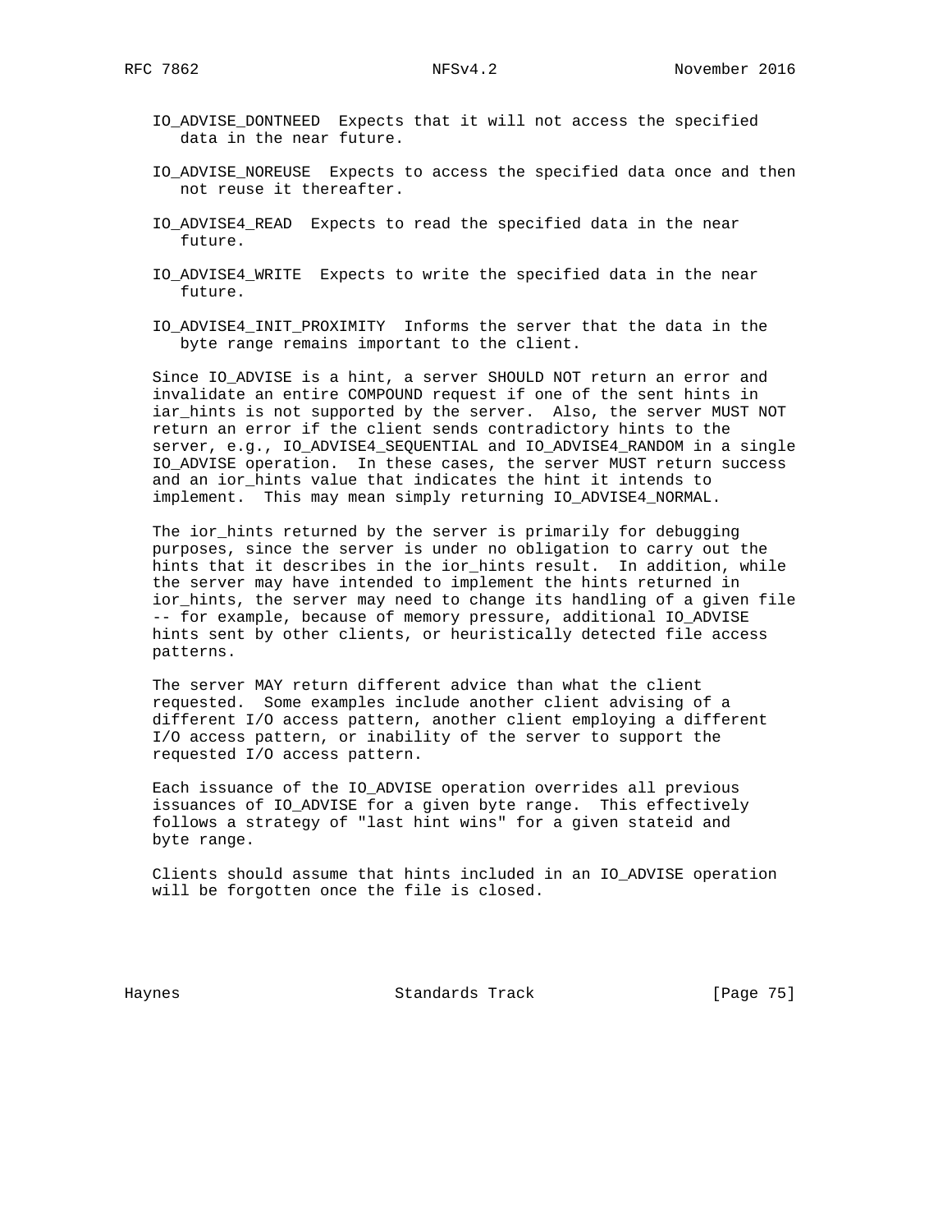IO_ADVISE_DONTNEED  Expects that it will not access the specified data in the near future.

IO_ADVISE_NOREUSE  Expects to access the specified data once and then not reuse it thereafter.

IO_ADVISE4_READ  Expects to read the specified data in the near future.

IO_ADVISE4_WRITE  Expects to write the specified data in the near future.

IO_ADVISE4_INIT_PROXIMITY  Informs the server that the data in the byte range remains important to the client.

Since IO_ADVISE is a hint, a server SHOULD NOT return an error and invalidate an entire COMPOUND request if one of the sent hints in iar_hints is not supported by the server. Also, the server MUST NOT return an error if the client sends contradictory hints to the server, e.g., IO_ADVISE4_SEQUENTIAL and IO_ADVISE4_RANDOM in a single IO_ADVISE operation. In these cases, the server MUST return success and an ior_hints value that indicates the hint it intends to implement. This may mean simply returning IO_ADVISE4_NORMAL.

The ior_hints returned by the server is primarily for debugging purposes, since the server is under no obligation to carry out the hints that it describes in the ior_hints result. In addition, while the server may have intended to implement the hints returned in ior_hints, the server may need to change its handling of a given file -- for example, because of memory pressure, additional IO_ADVISE hints sent by other clients, or heuristically detected file access patterns.

The server MAY return different advice than what the client requested. Some examples include another client advising of a different I/O access pattern, another client employing a different I/O access pattern, or inability of the server to support the requested I/O access pattern.

Each issuance of the IO_ADVISE operation overrides all previous issuances of IO_ADVISE for a given byte range. This effectively follows a strategy of "last hint wins" for a given stateid and byte range.

Clients should assume that hints included in an IO_ADVISE operation will be forgotten once the file is closed.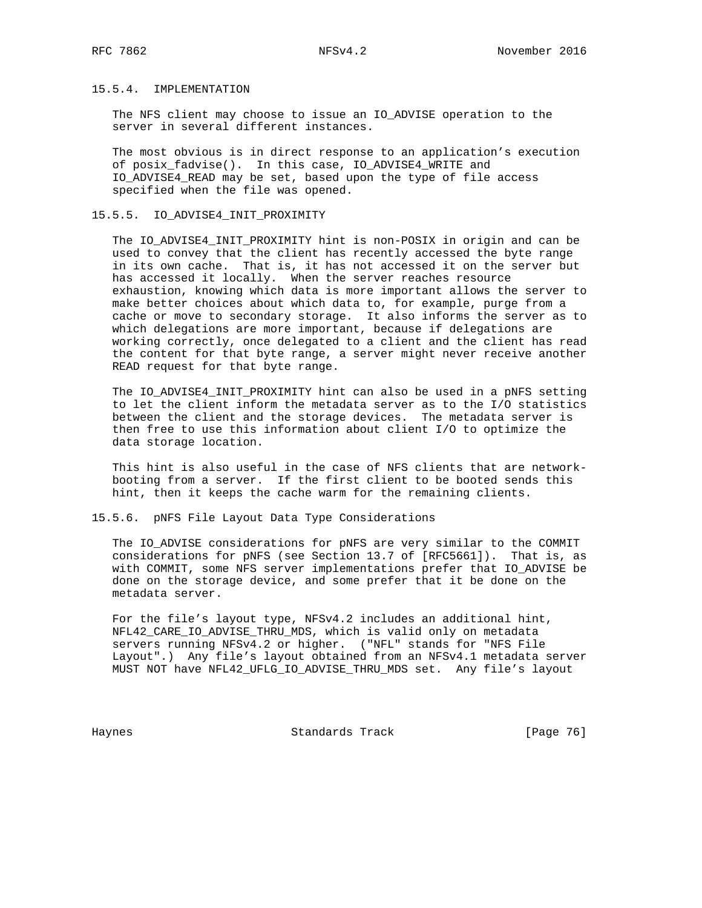### 15.5.4. IMPLEMENTATION

The NFS client may choose to issue an IO_ADVISE operation to the server in several different instances.

The most obvious is in direct response to an application's execution of posix_fadvise(). In this case, IO_ADVISE4_WRITE and IO_ADVISE4_READ may be set, based upon the type of file access specified when the file was opened.

### 15.5.5. IO_ADVISE4_INIT_PROXIMITY

The IO_ADVISE4_INIT_PROXIMITY hint is non-POSIX in origin and can be used to convey that the client has recently accessed the byte range in its own cache. That is, it has not accessed it on the server but has accessed it locally. When the server reaches resource exhaustion, knowing which data is more important allows the server to make better choices about which data to, for example, purge from a cache or move to secondary storage. It also informs the server as to which delegations are more important, because if delegations are working correctly, once delegated to a client and the client has read the content for that byte range, a server might never receive another READ request for that byte range.

The IO_ADVISE4_INIT_PROXIMITY hint can also be used in a pNFS setting to let the client inform the metadata server as to the I/O statistics between the client and the storage devices. The metadata server is then free to use this information about client I/O to optimize the data storage location.

This hint is also useful in the case of NFS clients that are network-booting from a server. If the first client to be booted sends this hint, then it keeps the cache warm for the remaining clients.

### 15.5.6. pNFS File Layout Data Type Considerations

The IO_ADVISE considerations for pNFS are very similar to the COMMIT considerations for pNFS (see Section 13.7 of [RFC5661]). That is, as with COMMIT, some NFS server implementations prefer that IO_ADVISE be done on the storage device, and some prefer that it be done on the metadata server.

For the file's layout type, NFSv4.2 includes an additional hint, NFL42_CARE_IO_ADVISE_THRU_MDS, which is valid only on metadata servers running NFSv4.2 or higher. ("NFL" stands for "NFS File Layout".) Any file's layout obtained from an NFSv4.1 metadata server MUST NOT have NFL42_UFLG_IO_ADVISE_THRU_MDS set. Any file's layout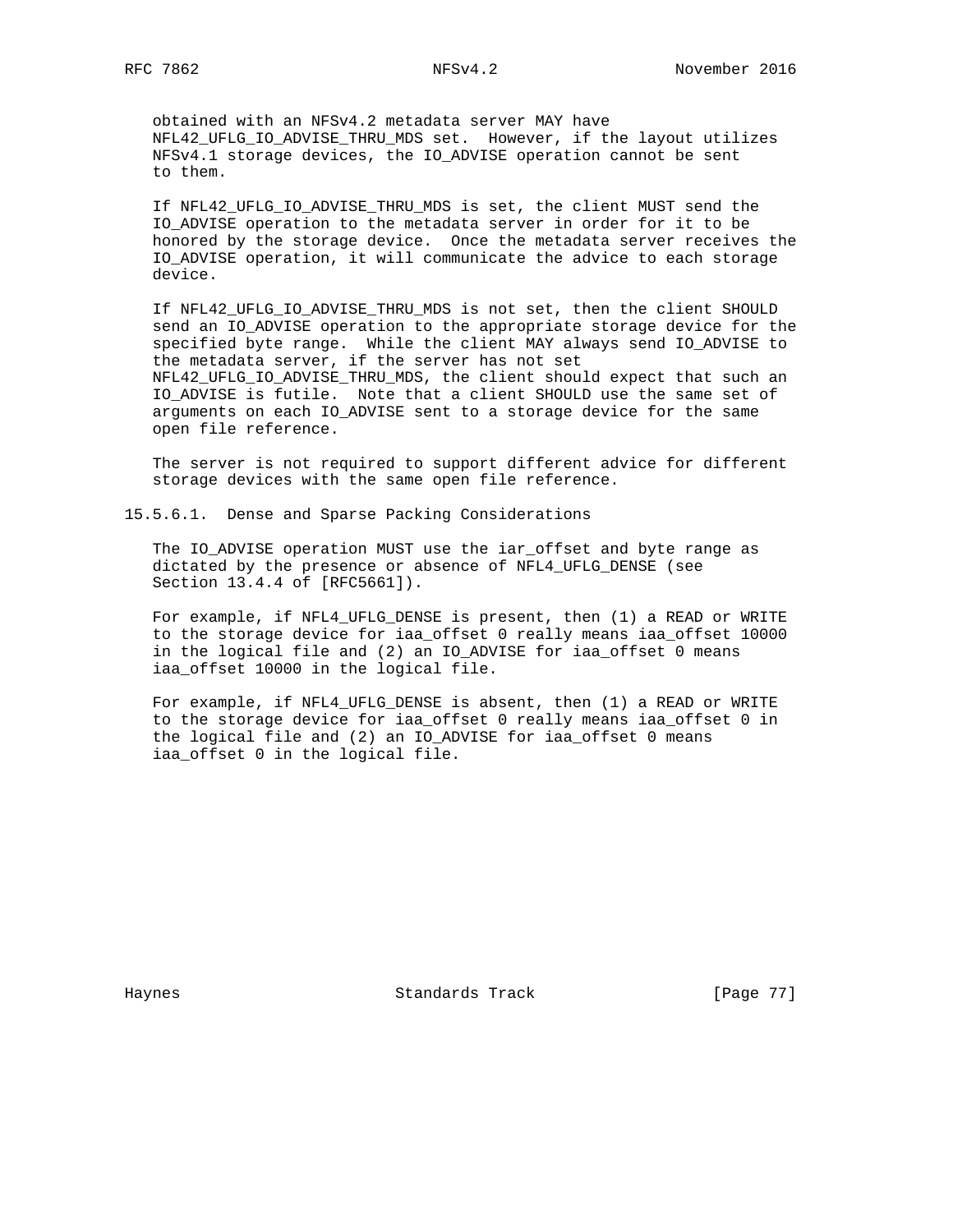obtained with an NFSv4.2 metadata server MAY have NFL42_UFLG_IO_ADVISE_THRU_MDS set. However, if the layout utilizes NFSv4.1 storage devices, the IO_ADVISE operation cannot be sent to them.

If NFL42_UFLG_IO_ADVISE_THRU_MDS is set, the client MUST send the IO_ADVISE operation to the metadata server in order for it to be honored by the storage device. Once the metadata server receives the IO_ADVISE operation, it will communicate the advice to each storage device.

If NFL42_UFLG_IO_ADVISE_THRU_MDS is not set, then the client SHOULD send an IO_ADVISE operation to the appropriate storage device for the specified byte range. While the client MAY always send IO_ADVISE to the metadata server, if the server has not set NFL42_UFLG_IO_ADVISE_THRU_MDS, the client should expect that such an IO_ADVISE is futile. Note that a client SHOULD use the same set of arguments on each IO_ADVISE sent to a storage device for the same open file reference.

The server is not required to support different advice for different storage devices with the same open file reference.

#### 15.5.6.1. Dense and Sparse Packing Considerations

The IO_ADVISE operation MUST use the iar_offset and byte range as dictated by the presence or absence of NFL4_UFLG_DENSE (see Section 13.4.4 of [RFC5661]).

For example, if NFL4_UFLG_DENSE is present, then (1) a READ or WRITE to the storage device for iaa_offset 0 really means iaa_offset 10000 in the logical file and (2) an IO_ADVISE for iaa_offset 0 means iaa_offset 10000 in the logical file.

For example, if NFL4_UFLG_DENSE is absent, then (1) a READ or WRITE to the storage device for iaa_offset 0 really means iaa_offset 0 in the logical file and (2) an IO_ADVISE for iaa_offset 0 means iaa_offset 0 in the logical file.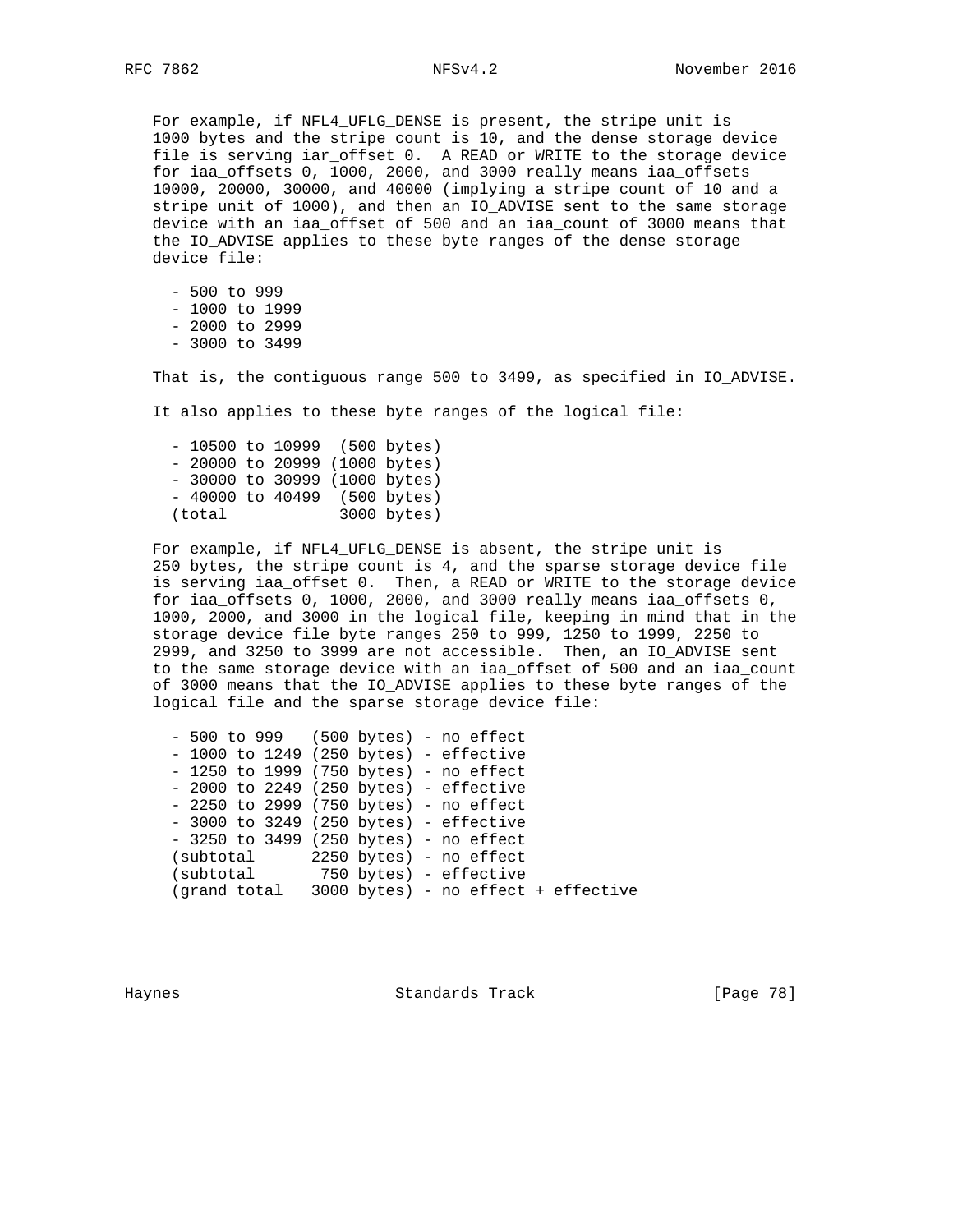For example, if NFL4_UFLG_DENSE is present, the stripe unit is 1000 bytes and the stripe count is 10, and the dense storage device file is serving iar_offset 0. A READ or WRITE to the storage device for iaa_offsets 0, 1000, 2000, and 3000 really means iaa_offsets 10000, 20000, 30000, and 40000 (implying a stripe count of 10 and a stripe unit of 1000), and then an IO_ADVISE sent to the same storage device with an iaa_offset of 500 and an iaa_count of 3000 means that the IO_ADVISE applies to these byte ranges of the dense storage device file:

- 500 to 999
- 1000 to 1999
- 2000 to 2999
- 3000 to 3499

That is, the contiguous range 500 to 3499, as specified in IO_ADVISE.

It also applies to these byte ranges of the logical file:

```
- 10500 to 10999  (500 bytes)
- 20000 to 20999 (1000 bytes)
- 30000 to 30999 (1000 bytes)
- 40000 to 40499  (500 bytes)
(total            3000 bytes)
```

For example, if NFL4_UFLG_DENSE is absent, the stripe unit is 250 bytes, the stripe count is 4, and the sparse storage device file is serving iaa_offset 0. Then, a READ or WRITE to the storage device for iaa_offsets 0, 1000, 2000, and 3000 really means iaa_offsets 0, 1000, 2000, and 3000 in the logical file, keeping in mind that in the storage device file byte ranges 250 to 999, 1250 to 1999, 2250 to 2999, and 3250 to 3999 are not accessible. Then, an IO_ADVISE sent to the same storage device with an iaa_offset of 500 and an iaa_count of 3000 means that the IO_ADVISE applies to these byte ranges of the logical file and the sparse storage device file:

```
- 500 to 999   (500 bytes) - no effect
- 1000 to 1249 (250 bytes) - effective
- 1250 to 1999 (750 bytes) - no effect
- 2000 to 2249 (250 bytes) - effective
- 2250 to 2999 (750 bytes) - no effect
- 3000 to 3249 (250 bytes) - effective
- 3250 to 3499 (250 bytes) - no effect
(subtotal      2250 bytes) - no effect
(subtotal       750 bytes) - effective
(grand total   3000 bytes) - no effect + effective
```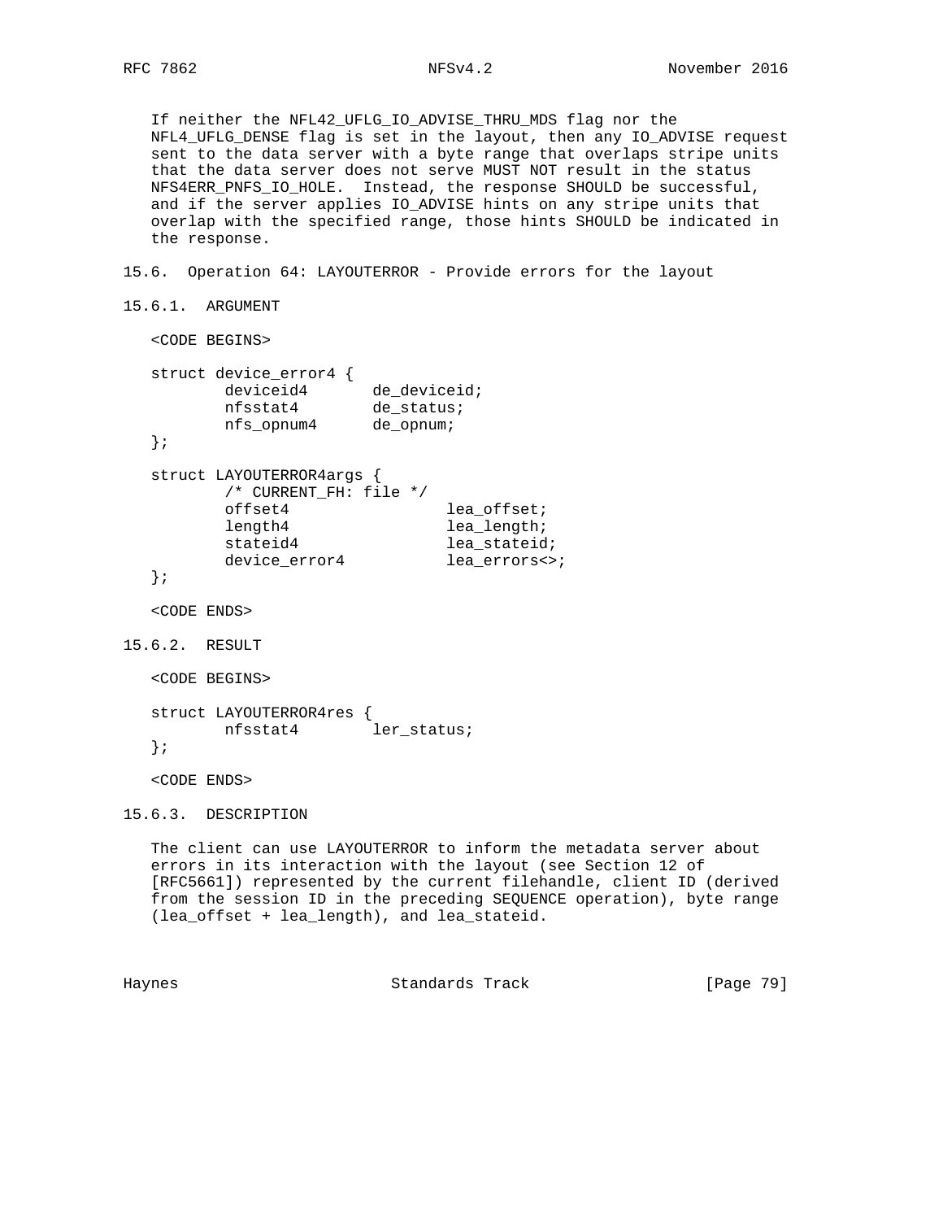If neither the NFL42_UFLG_IO_ADVISE_THRU_MDS flag nor the NFL4_UFLG_DENSE flag is set in the layout, then any IO_ADVISE request sent to the data server with a byte range that overlaps stripe units that the data server does not serve MUST NOT result in the status NFS4ERR_PNFS_IO_HOLE. Instead, the response SHOULD be successful, and if the server applies IO_ADVISE hints on any stripe units that overlap with the specified range, those hints SHOULD be indicated in the response.

## 15.6. Operation 64: LAYOUTERROR - Provide errors for the layout

### 15.6.1. ARGUMENT

<CODE BEGINS>

```
struct device_error4 {
        deviceid4       de_deviceid;
        nfsstat4        de_status;
        nfs_opnum4      de_opnum;
};

struct LAYOUTERROR4args {
        /* CURRENT_FH: file */
        offset4                 lea_offset;
        length4                 lea_length;
        stateid4                lea_stateid;
        device_error4           lea_errors<>;
};
```

<CODE ENDS>

### 15.6.2. RESULT

<CODE BEGINS>

```
struct LAYOUTERROR4res {
        nfsstat4        ler_status;
};
```

<CODE ENDS>

### 15.6.3. DESCRIPTION

The client can use LAYOUTERROR to inform the metadata server about errors in its interaction with the layout (see Section 12 of [RFC5661]) represented by the current filehandle, client ID (derived from the session ID in the preceding SEQUENCE operation), byte range (lea_offset + lea_length), and lea_stateid.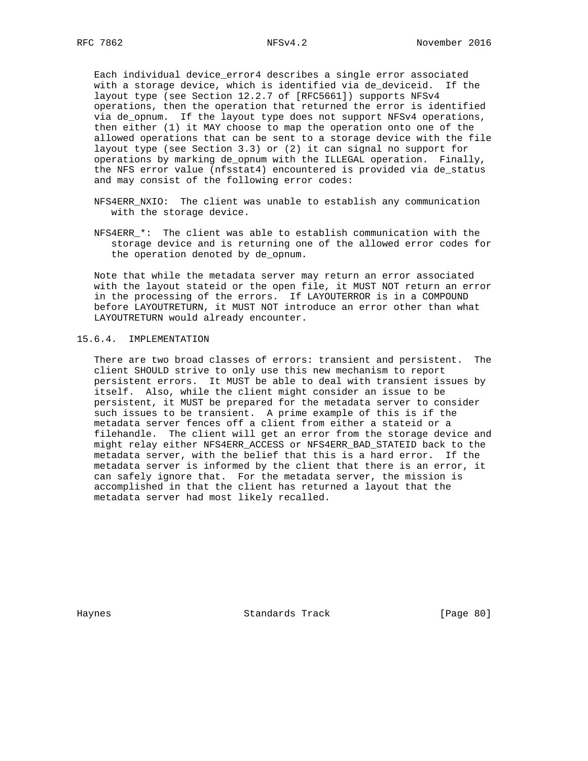Each individual device_error4 describes a single error associated with a storage device, which is identified via de_deviceid. If the layout type (see Section 12.2.7 of [RFC5661]) supports NFSv4 operations, then the operation that returned the error is identified via de_opnum. If the layout type does not support NFSv4 operations, then either (1) it MAY choose to map the operation onto one of the allowed operations that can be sent to a storage device with the file layout type (see Section 3.3) or (2) it can signal no support for operations by marking de_opnum with the ILLEGAL operation. Finally, the NFS error value (nfsstat4) encountered is provided via de_status and may consist of the following error codes:

NFS4ERR_NXIO: The client was unable to establish any communication with the storage device.

NFS4ERR_*: The client was able to establish communication with the storage device and is returning one of the allowed error codes for the operation denoted by de_opnum.

Note that while the metadata server may return an error associated with the layout stateid or the open file, it MUST NOT return an error in the processing of the errors. If LAYOUTERROR is in a COMPOUND before LAYOUTRETURN, it MUST NOT introduce an error other than what LAYOUTRETURN would already encounter.

### 15.6.4. IMPLEMENTATION

There are two broad classes of errors: transient and persistent. The client SHOULD strive to only use this new mechanism to report persistent errors. It MUST be able to deal with transient issues by itself. Also, while the client might consider an issue to be persistent, it MUST be prepared for the metadata server to consider such issues to be transient. A prime example of this is if the metadata server fences off a client from either a stateid or a filehandle. The client will get an error from the storage device and might relay either NFS4ERR_ACCESS or NFS4ERR_BAD_STATEID back to the metadata server, with the belief that this is a hard error. If the metadata server is informed by the client that there is an error, it can safely ignore that. For the metadata server, the mission is accomplished in that the client has returned a layout that the metadata server had most likely recalled.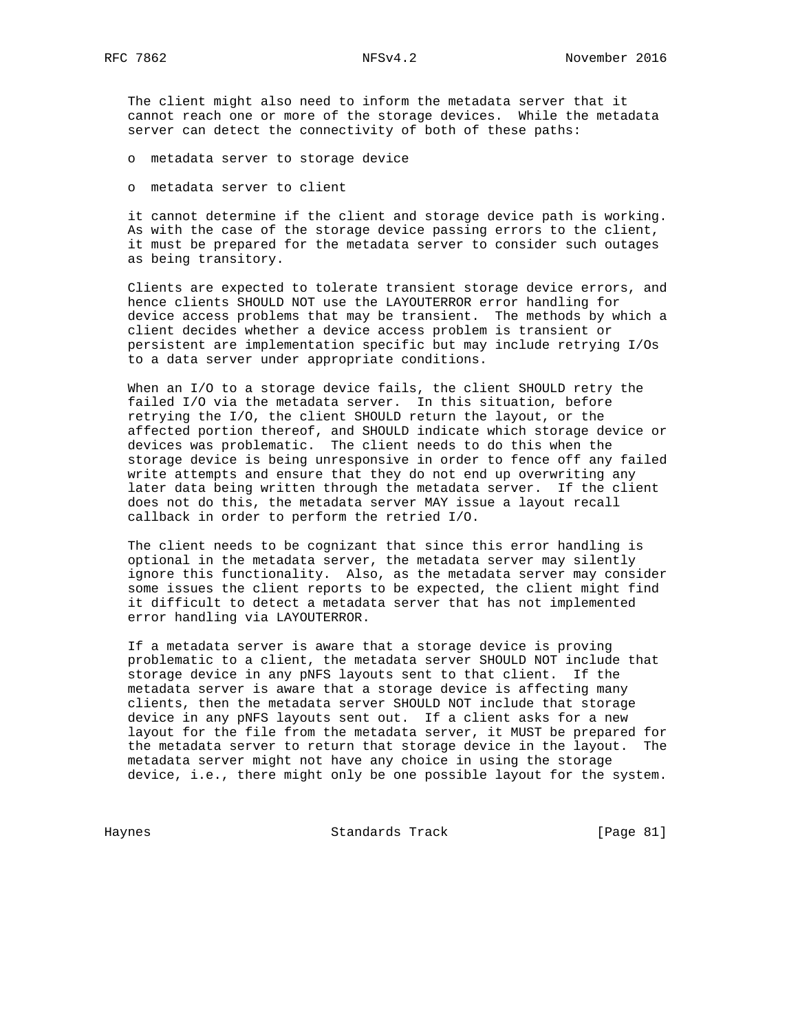The client might also need to inform the metadata server that it cannot reach one or more of the storage devices. While the metadata server can detect the connectivity of both of these paths:

- metadata server to storage device
- metadata server to client

it cannot determine if the client and storage device path is working. As with the case of the storage device passing errors to the client, it must be prepared for the metadata server to consider such outages as being transitory.

Clients are expected to tolerate transient storage device errors, and hence clients SHOULD NOT use the LAYOUTERROR error handling for device access problems that may be transient. The methods by which a client decides whether a device access problem is transient or persistent are implementation specific but may include retrying I/Os to a data server under appropriate conditions.

When an I/O to a storage device fails, the client SHOULD retry the failed I/O via the metadata server. In this situation, before retrying the I/O, the client SHOULD return the layout, or the affected portion thereof, and SHOULD indicate which storage device or devices was problematic. The client needs to do this when the storage device is being unresponsive in order to fence off any failed write attempts and ensure that they do not end up overwriting any later data being written through the metadata server. If the client does not do this, the metadata server MAY issue a layout recall callback in order to perform the retried I/O.

The client needs to be cognizant that since this error handling is optional in the metadata server, the metadata server may silently ignore this functionality. Also, as the metadata server may consider some issues the client reports to be expected, the client might find it difficult to detect a metadata server that has not implemented error handling via LAYOUTERROR.

If a metadata server is aware that a storage device is proving problematic to a client, the metadata server SHOULD NOT include that storage device in any pNFS layouts sent to that client. If the metadata server is aware that a storage device is affecting many clients, then the metadata server SHOULD NOT include that storage device in any pNFS layouts sent out. If a client asks for a new layout for the file from the metadata server, it MUST be prepared for the metadata server to return that storage device in the layout. The metadata server might not have any choice in using the storage device, i.e., there might only be one possible layout for the system.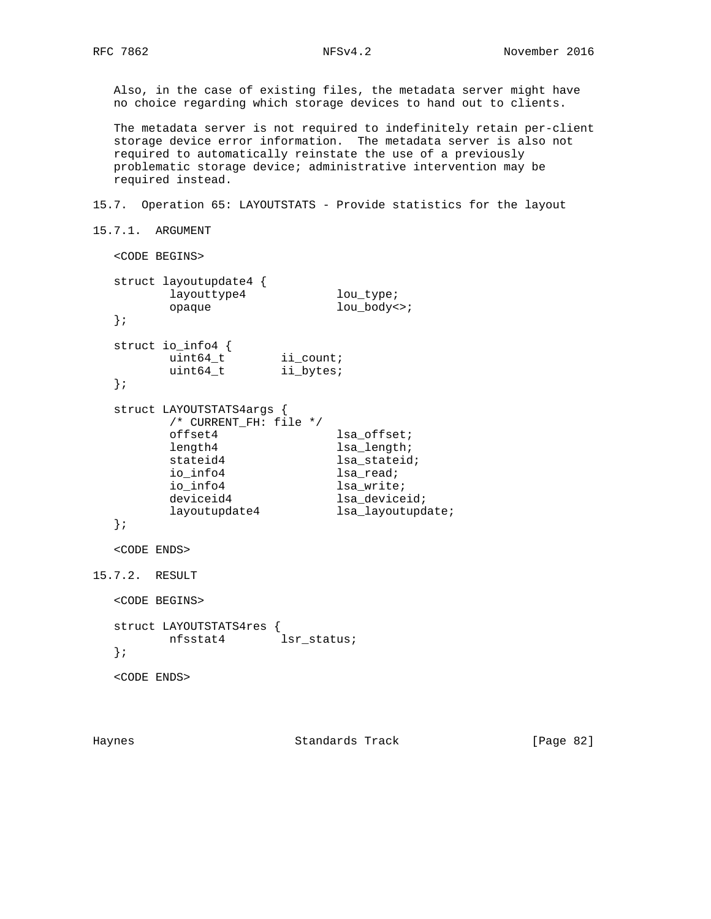Also, in the case of existing files, the metadata server might have no choice regarding which storage devices to hand out to clients.

The metadata server is not required to indefinitely retain per-client storage device error information. The metadata server is also not required to automatically reinstate the use of a previously problematic storage device; administrative intervention may be required instead.

## 15.7. Operation 65: LAYOUTSTATS - Provide statistics for the layout

### 15.7.1. ARGUMENT

```
<CODE BEGINS>

struct layoutupdate4 {
        layouttype4             lou_type;
        opaque                  lou_body<>;
};

struct io_info4 {
        uint64_t        ii_count;
        uint64_t        ii_bytes;
};

struct LAYOUTSTATS4args {
        /* CURRENT_FH: file */
        offset4                 lsa_offset;
        length4                 lsa_length;
        stateid4                lsa_stateid;
        io_info4                lsa_read;
        io_info4                lsa_write;
        deviceid4               lsa_deviceid;
        layoutupdate4           lsa_layoutupdate;
};

<CODE ENDS>
```

### 15.7.2. RESULT

```
<CODE BEGINS>

struct LAYOUTSTATS4res {
        nfsstat4        lsr_status;
};

<CODE ENDS>
```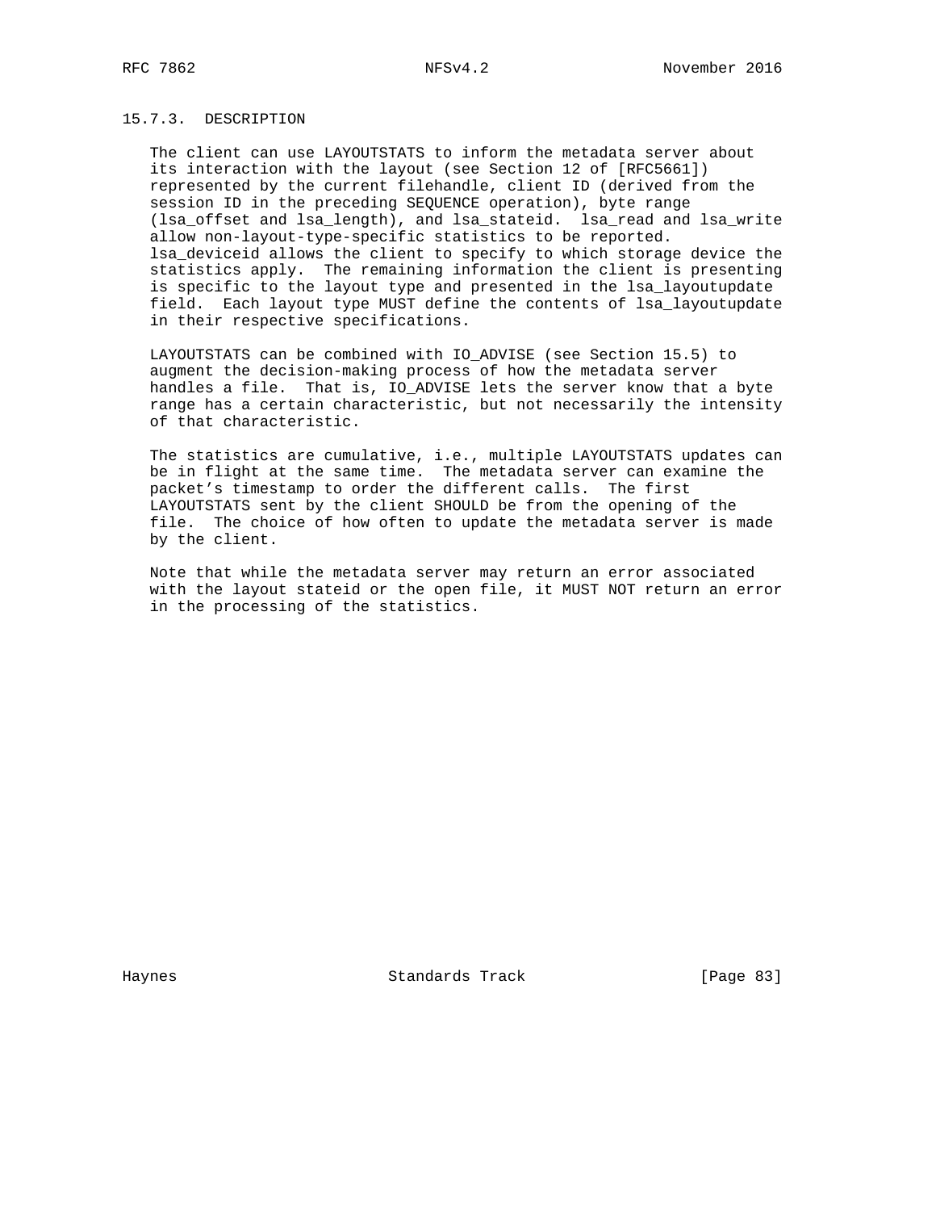### 15.7.3. DESCRIPTION

The client can use LAYOUTSTATS to inform the metadata server about its interaction with the layout (see Section 12 of [RFC5661]) represented by the current filehandle, client ID (derived from the session ID in the preceding SEQUENCE operation), byte range (lsa_offset and lsa_length), and lsa_stateid. lsa_read and lsa_write allow non-layout-type-specific statistics to be reported. lsa_deviceid allows the client to specify to which storage device the statistics apply. The remaining information the client is presenting is specific to the layout type and presented in the lsa_layoutupdate field. Each layout type MUST define the contents of lsa_layoutupdate in their respective specifications.

LAYOUTSTATS can be combined with IO_ADVISE (see Section 15.5) to augment the decision-making process of how the metadata server handles a file. That is, IO_ADVISE lets the server know that a byte range has a certain characteristic, but not necessarily the intensity of that characteristic.

The statistics are cumulative, i.e., multiple LAYOUTSTATS updates can be in flight at the same time. The metadata server can examine the packet's timestamp to order the different calls. The first LAYOUTSTATS sent by the client SHOULD be from the opening of the file. The choice of how often to update the metadata server is made by the client.

Note that while the metadata server may return an error associated with the layout stateid or the open file, it MUST NOT return an error in the processing of the statistics.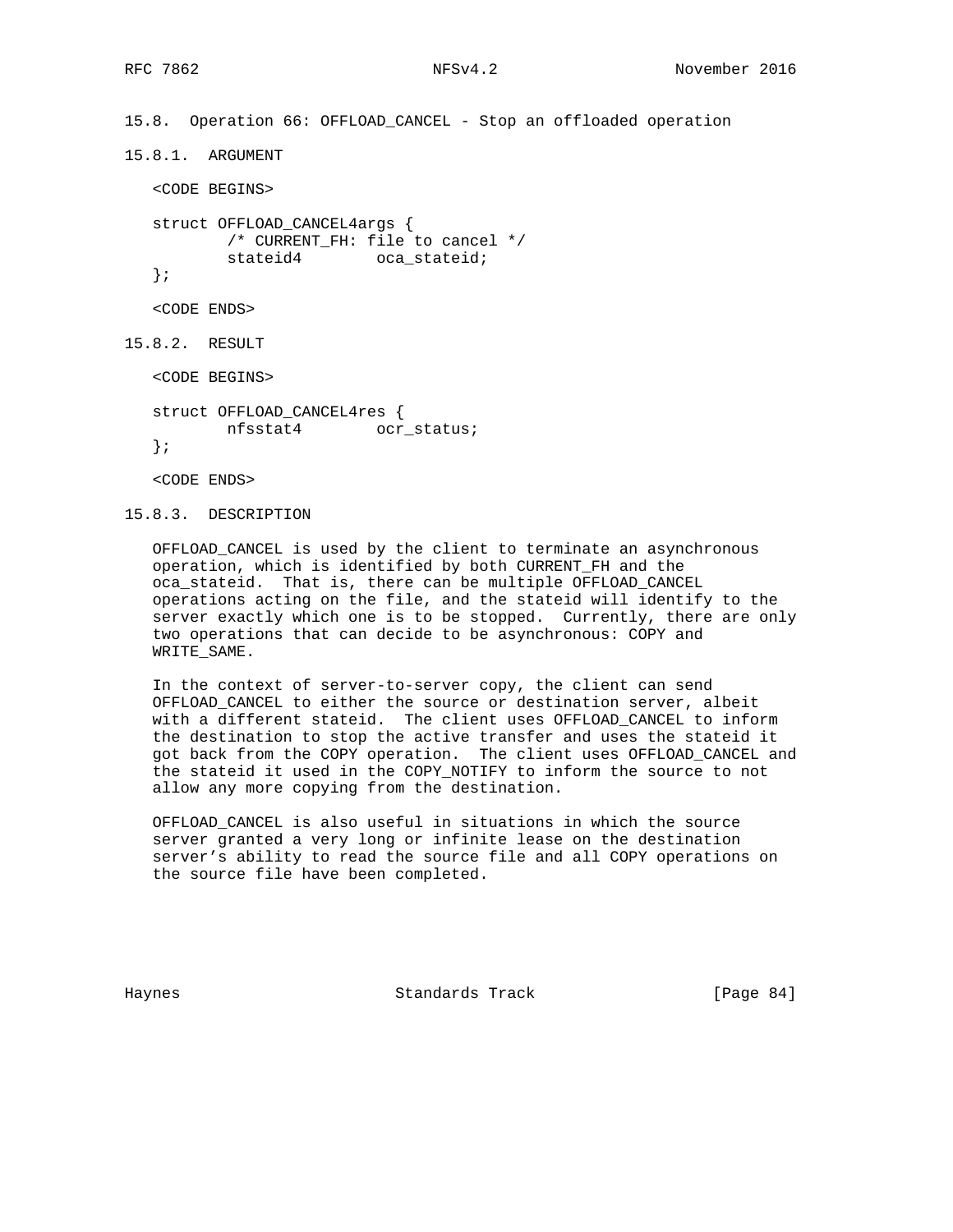## 15.8. Operation 66: OFFLOAD_CANCEL - Stop an offloaded operation

### 15.8.1. ARGUMENT

<CODE BEGINS>

```
struct OFFLOAD_CANCEL4args {
        /* CURRENT_FH: file to cancel */
        stateid4        oca_stateid;
};
```

<CODE ENDS>

### 15.8.2. RESULT

<CODE BEGINS>

```
struct OFFLOAD_CANCEL4res {
        nfsstat4        ocr_status;
};
```

<CODE ENDS>

### 15.8.3. DESCRIPTION

OFFLOAD_CANCEL is used by the client to terminate an asynchronous operation, which is identified by both CURRENT_FH and the oca_stateid. That is, there can be multiple OFFLOAD_CANCEL operations acting on the file, and the stateid will identify to the server exactly which one is to be stopped. Currently, there are only two operations that can decide to be asynchronous: COPY and WRITE_SAME.

In the context of server-to-server copy, the client can send OFFLOAD_CANCEL to either the source or destination server, albeit with a different stateid. The client uses OFFLOAD_CANCEL to inform the destination to stop the active transfer and uses the stateid it got back from the COPY operation. The client uses OFFLOAD_CANCEL and the stateid it used in the COPY_NOTIFY to inform the source to not allow any more copying from the destination.

OFFLOAD_CANCEL is also useful in situations in which the source server granted a very long or infinite lease on the destination server's ability to read the source file and all COPY operations on the source file have been completed.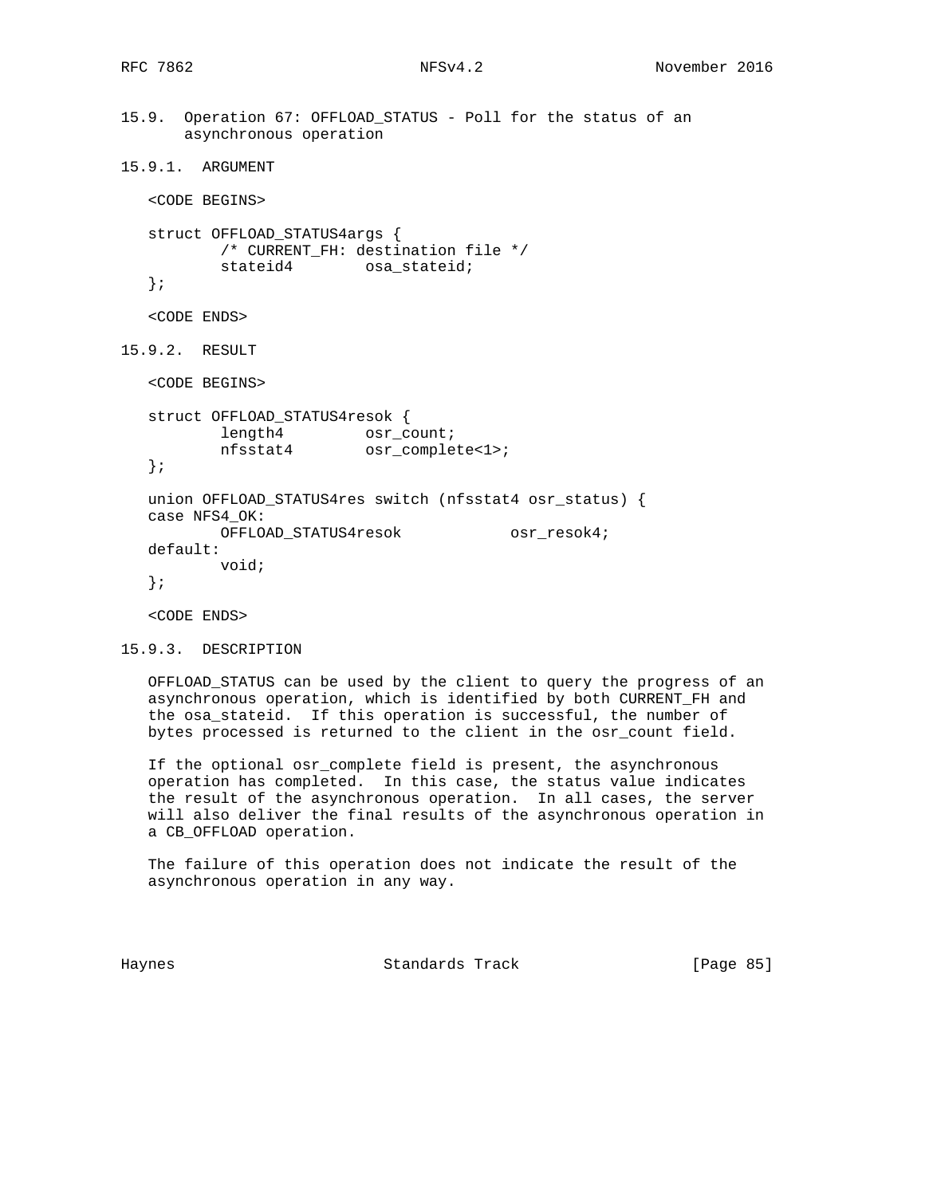## 15.9. Operation 67: OFFLOAD_STATUS - Poll for the status of an asynchronous operation

### 15.9.1. ARGUMENT

```
<CODE BEGINS>

struct OFFLOAD_STATUS4args {
        /* CURRENT_FH: destination file */
        stateid4        osa_stateid;
};

<CODE ENDS>
```

### 15.9.2. RESULT

```
<CODE BEGINS>

struct OFFLOAD_STATUS4resok {
        length4         osr_count;
        nfsstat4        osr_complete<1>;
};

union OFFLOAD_STATUS4res switch (nfsstat4 osr_status) {
case NFS4_OK:
        OFFLOAD_STATUS4resok            osr_resok4;
default:
        void;
};

<CODE ENDS>
```

### 15.9.3. DESCRIPTION

OFFLOAD_STATUS can be used by the client to query the progress of an asynchronous operation, which is identified by both CURRENT_FH and the osa_stateid. If this operation is successful, the number of bytes processed is returned to the client in the osr_count field.

If the optional osr_complete field is present, the asynchronous operation has completed. In this case, the status value indicates the result of the asynchronous operation. In all cases, the server will also deliver the final results of the asynchronous operation in a CB_OFFLOAD operation.

The failure of this operation does not indicate the result of the asynchronous operation in any way.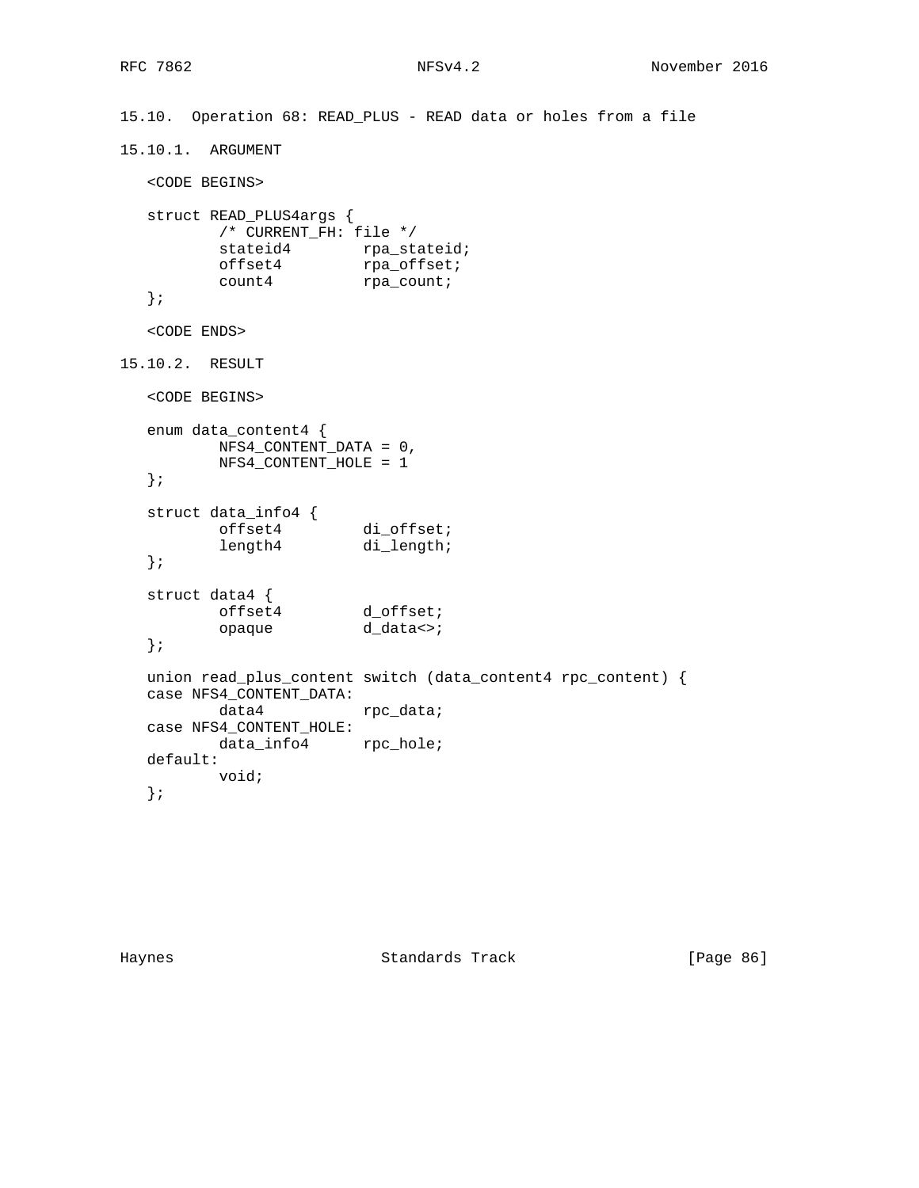## 15.10. Operation 68: READ_PLUS - READ data or holes from a file

### 15.10.1. ARGUMENT

```
<CODE BEGINS>

struct READ_PLUS4args {
        /* CURRENT_FH: file */
        stateid4        rpa_stateid;
        offset4         rpa_offset;
        count4          rpa_count;
};

<CODE ENDS>
```

### 15.10.2. RESULT

```
<CODE BEGINS>

enum data_content4 {
        NFS4_CONTENT_DATA = 0,
        NFS4_CONTENT_HOLE = 1
};

struct data_info4 {
        offset4         di_offset;
        length4         di_length;
};

struct data4 {
        offset4         d_offset;
        opaque          d_data<>;
};

union read_plus_content switch (data_content4 rpc_content) {
case NFS4_CONTENT_DATA:
        data4           rpc_data;
case NFS4_CONTENT_HOLE:
        data_info4      rpc_hole;
default:
        void;
};
```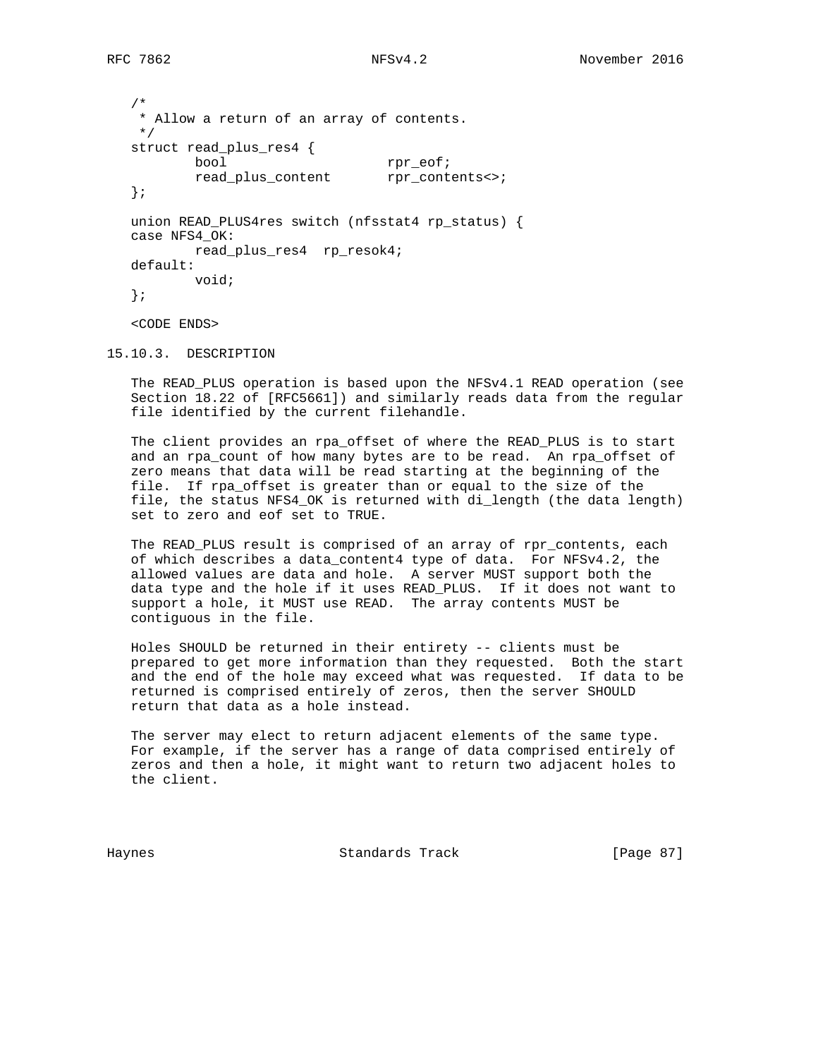```
/*
 * Allow a return of an array of contents.
 */
struct read_plus_res4 {
        bool                    rpr_eof;
        read_plus_content       rpr_contents<>;
};

union READ_PLUS4res switch (nfsstat4 rp_status) {
case NFS4_OK:
        read_plus_res4  rp_resok4;
default:
        void;
};

<CODE ENDS>
```

### 15.10.3. DESCRIPTION

The READ_PLUS operation is based upon the NFSv4.1 READ operation (see Section 18.22 of [RFC5661]) and similarly reads data from the regular file identified by the current filehandle.

The client provides an rpa_offset of where the READ_PLUS is to start and an rpa_count of how many bytes are to be read. An rpa_offset of zero means that data will be read starting at the beginning of the file. If rpa_offset is greater than or equal to the size of the file, the status NFS4_OK is returned with di_length (the data length) set to zero and eof set to TRUE.

The READ_PLUS result is comprised of an array of rpr_contents, each of which describes a data_content4 type of data. For NFSv4.2, the allowed values are data and hole. A server MUST support both the data type and the hole if it uses READ_PLUS. If it does not want to support a hole, it MUST use READ. The array contents MUST be contiguous in the file.

Holes SHOULD be returned in their entirety -- clients must be prepared to get more information than they requested. Both the start and the end of the hole may exceed what was requested. If data to be returned is comprised entirely of zeros, then the server SHOULD return that data as a hole instead.

The server may elect to return adjacent elements of the same type. For example, if the server has a range of data comprised entirely of zeros and then a hole, it might want to return two adjacent holes to the client.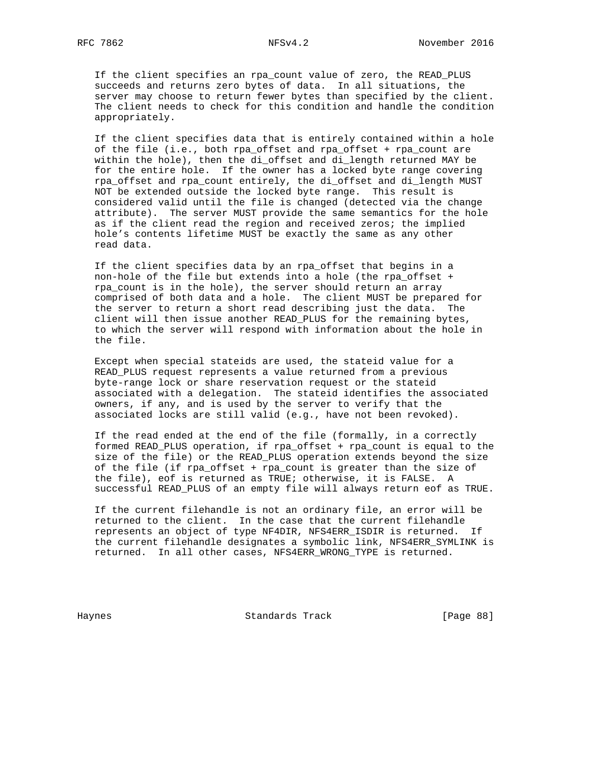If the client specifies an rpa_count value of zero, the READ_PLUS succeeds and returns zero bytes of data. In all situations, the server may choose to return fewer bytes than specified by the client. The client needs to check for this condition and handle the condition appropriately.

If the client specifies data that is entirely contained within a hole of the file (i.e., both rpa_offset and rpa_offset + rpa_count are within the hole), then the di_offset and di_length returned MAY be for the entire hole. If the owner has a locked byte range covering rpa_offset and rpa_count entirely, the di_offset and di_length MUST NOT be extended outside the locked byte range. This result is considered valid until the file is changed (detected via the change attribute). The server MUST provide the same semantics for the hole as if the client read the region and received zeros; the implied hole's contents lifetime MUST be exactly the same as any other read data.

If the client specifies data by an rpa_offset that begins in a non-hole of the file but extends into a hole (the rpa_offset + rpa_count is in the hole), the server should return an array comprised of both data and a hole. The client MUST be prepared for the server to return a short read describing just the data. The client will then issue another READ_PLUS for the remaining bytes, to which the server will respond with information about the hole in the file.

Except when special stateids are used, the stateid value for a READ_PLUS request represents a value returned from a previous byte-range lock or share reservation request or the stateid associated with a delegation. The stateid identifies the associated owners, if any, and is used by the server to verify that the associated locks are still valid (e.g., have not been revoked).

If the read ended at the end of the file (formally, in a correctly formed READ_PLUS operation, if rpa_offset + rpa_count is equal to the size of the file) or the READ_PLUS operation extends beyond the size of the file (if rpa_offset + rpa_count is greater than the size of the file), eof is returned as TRUE; otherwise, it is FALSE. A successful READ_PLUS of an empty file will always return eof as TRUE.

If the current filehandle is not an ordinary file, an error will be returned to the client. In the case that the current filehandle represents an object of type NF4DIR, NFS4ERR_ISDIR is returned. If the current filehandle designates a symbolic link, NFS4ERR_SYMLINK is returned. In all other cases, NFS4ERR_WRONG_TYPE is returned.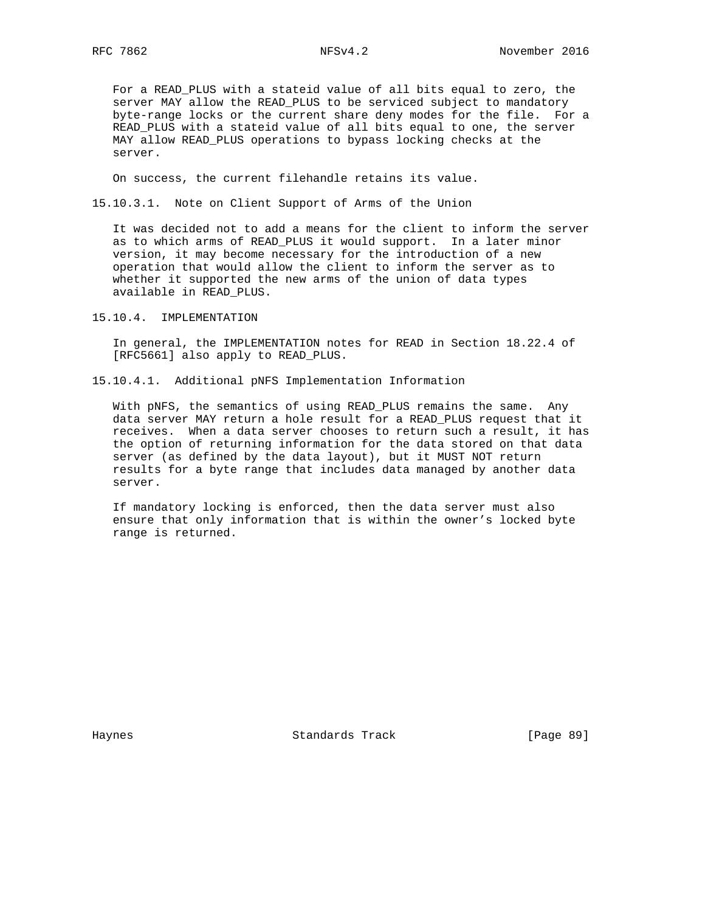For a READ_PLUS with a stateid value of all bits equal to zero, the server MAY allow the READ_PLUS to be serviced subject to mandatory byte-range locks or the current share deny modes for the file. For a READ_PLUS with a stateid value of all bits equal to one, the server MAY allow READ_PLUS operations to bypass locking checks at the server.

On success, the current filehandle retains its value.

#### 15.10.3.1. Note on Client Support of Arms of the Union

It was decided not to add a means for the client to inform the server as to which arms of READ_PLUS it would support. In a later minor version, it may become necessary for the introduction of a new operation that would allow the client to inform the server as to whether it supported the new arms of the union of data types available in READ_PLUS.

### 15.10.4. IMPLEMENTATION

In general, the IMPLEMENTATION notes for READ in Section 18.22.4 of [RFC5661] also apply to READ_PLUS.

#### 15.10.4.1. Additional pNFS Implementation Information

With pNFS, the semantics of using READ_PLUS remains the same. Any data server MAY return a hole result for a READ_PLUS request that it receives. When a data server chooses to return such a result, it has the option of returning information for the data stored on that data server (as defined by the data layout), but it MUST NOT return results for a byte range that includes data managed by another data server.

If mandatory locking is enforced, then the data server must also ensure that only information that is within the owner's locked byte range is returned.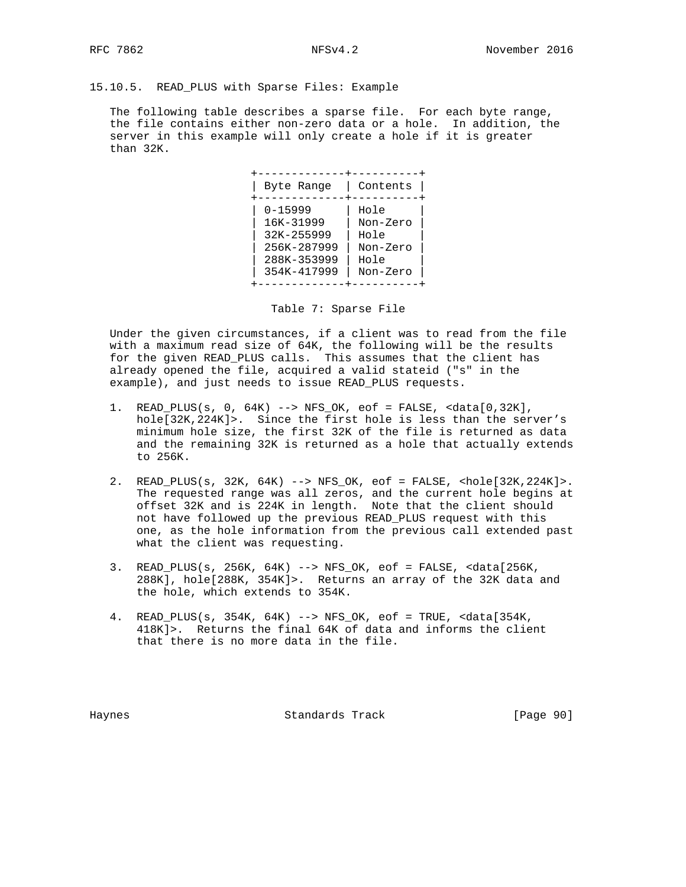### 15.10.5. READ_PLUS with Sparse Files: Example

The following table describes a sparse file. For each byte range, the file contains either non-zero data or a hole. In addition, the server in this example will only create a hole if it is greater than 32K.

| Byte Range | Contents |
|---|---|
| 0-15999 | Hole |
| 16K-31999 | Non-Zero |
| 32K-255999 | Hole |
| 256K-287999 | Non-Zero |
| 288K-353999 | Hole |
| 354K-417999 | Non-Zero |

Table 7: Sparse File

Under the given circumstances, if a client was to read from the file with a maximum read size of 64K, the following will be the results for the given READ_PLUS calls. This assumes that the client has already opened the file, acquired a valid stateid ("s" in the example), and just needs to issue READ_PLUS requests.

1. READ_PLUS(s, 0, 64K) --> NFS_OK, eof = FALSE, <data[0,32K], hole[32K,224K]>. Since the first hole is less than the server's minimum hole size, the first 32K of the file is returned as data and the remaining 32K is returned as a hole that actually extends to 256K.

2. READ_PLUS(s, 32K, 64K) --> NFS_OK, eof = FALSE, <hole[32K,224K]>. The requested range was all zeros, and the current hole begins at offset 32K and is 224K in length. Note that the client should not have followed up the previous READ_PLUS request with this one, as the hole information from the previous call extended past what the client was requesting.

3. READ_PLUS(s, 256K, 64K) --> NFS_OK, eof = FALSE, <data[256K, 288K], hole[288K, 354K]>. Returns an array of the 32K data and the hole, which extends to 354K.

4. READ_PLUS(s, 354K, 64K) --> NFS_OK, eof = TRUE, <data[354K, 418K]>. Returns the final 64K of data and informs the client that there is no more data in the file.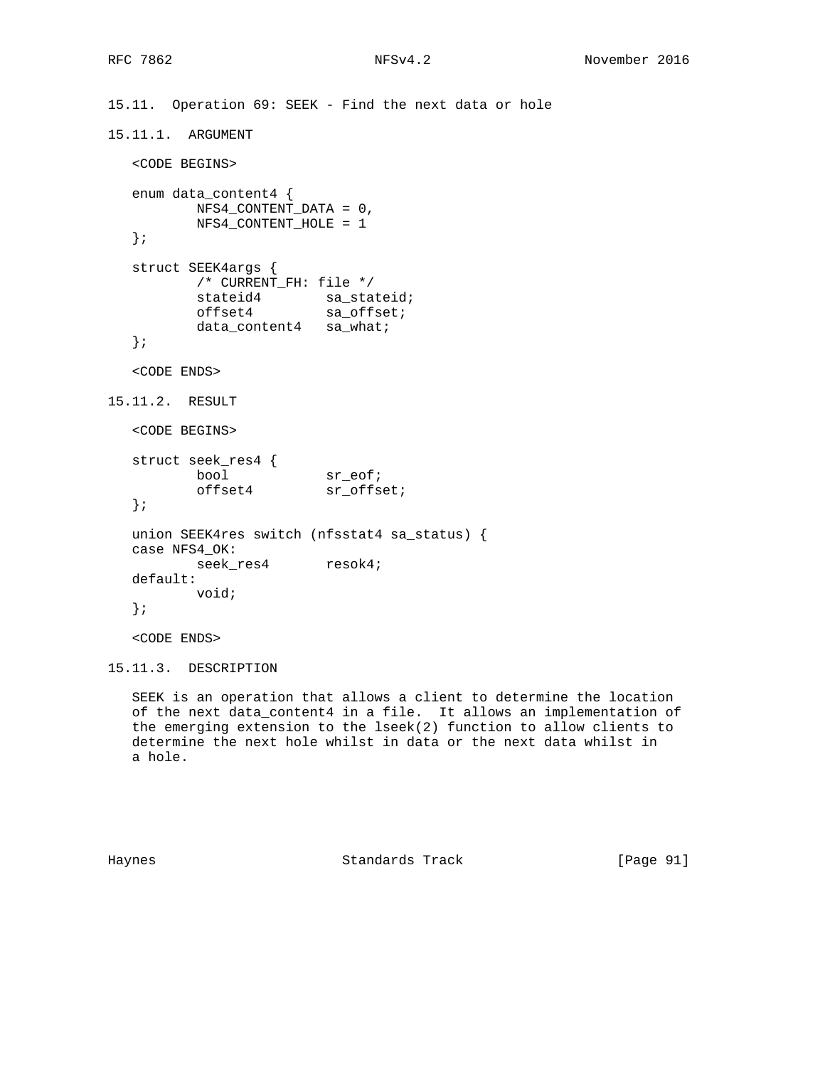## 15.11. Operation 69: SEEK - Find the next data or hole

### 15.11.1. ARGUMENT

<CODE BEGINS>

```
enum data_content4 {
        NFS4_CONTENT_DATA = 0,
        NFS4_CONTENT_HOLE = 1
};

struct SEEK4args {
        /* CURRENT_FH: file */
        stateid4        sa_stateid;
        offset4         sa_offset;
        data_content4   sa_what;
};
```

<CODE ENDS>

### 15.11.2. RESULT

<CODE BEGINS>

```
struct seek_res4 {
        bool            sr_eof;
        offset4         sr_offset;
};

union SEEK4res switch (nfsstat4 sa_status) {
case NFS4_OK:
        seek_res4       resok4;
default:
        void;
};
```

<CODE ENDS>

### 15.11.3. DESCRIPTION

SEEK is an operation that allows a client to determine the location of the next data_content4 in a file. It allows an implementation of the emerging extension to the lseek(2) function to allow clients to determine the next hole whilst in data or the next data whilst in a hole.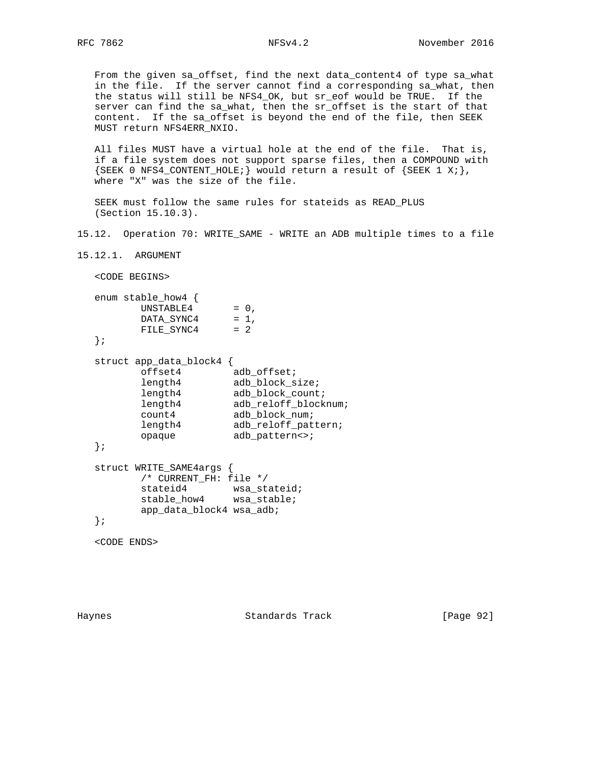From the given sa_offset, find the next data_content4 of type sa_what in the file. If the server cannot find a corresponding sa_what, then the status will still be NFS4_OK, but sr_eof would be TRUE. If the server can find the sa_what, then the sr_offset is the start of that content. If the sa_offset is beyond the end of the file, then SEEK MUST return NFS4ERR_NXIO.

All files MUST have a virtual hole at the end of the file. That is, if a file system does not support sparse files, then a COMPOUND with {SEEK 0 NFS4_CONTENT_HOLE;} would return a result of {SEEK 1 X;}, where "X" was the size of the file.

SEEK must follow the same rules for stateids as READ_PLUS (Section 15.10.3).

## 15.12. Operation 70: WRITE_SAME - WRITE an ADB multiple times to a file

### 15.12.1. ARGUMENT

```
<CODE BEGINS>

enum stable_how4 {
        UNSTABLE4       = 0,
        DATA_SYNC4      = 1,
        FILE_SYNC4      = 2
};

struct app_data_block4 {
        offset4         adb_offset;
        length4         adb_block_size;
        length4         adb_block_count;
        length4         adb_reloff_blocknum;
        count4          adb_block_num;
        length4         adb_reloff_pattern;
        opaque          adb_pattern<>;
};

struct WRITE_SAME4args {
        /* CURRENT_FH: file */
        stateid4        wsa_stateid;
        stable_how4     wsa_stable;
        app_data_block4 wsa_adb;
};

<CODE ENDS>
```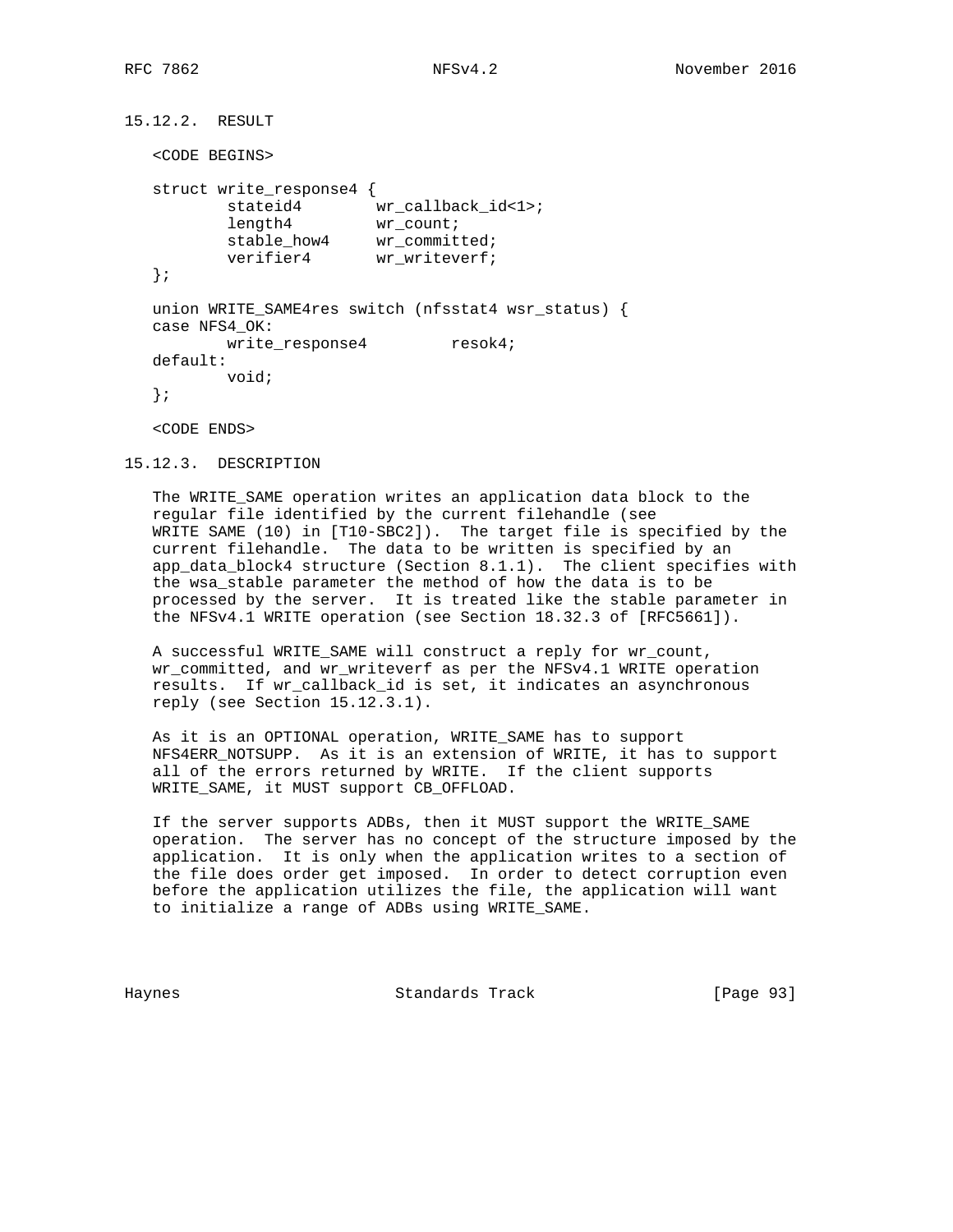### 15.12.2. RESULT

<CODE BEGINS>

```
struct write_response4 {
        stateid4        wr_callback_id<1>;
        length4         wr_count;
        stable_how4     wr_committed;
        verifier4       wr_writeverf;
};

union WRITE_SAME4res switch (nfsstat4 wsr_status) {
case NFS4_OK:
        write_response4         resok4;
default:
        void;
};
```

<CODE ENDS>

### 15.12.3. DESCRIPTION

The WRITE_SAME operation writes an application data block to the regular file identified by the current filehandle (see WRITE SAME (10) in [T10-SBC2]). The target file is specified by the current filehandle. The data to be written is specified by an app_data_block4 structure (Section 8.1.1). The client specifies with the wsa_stable parameter the method of how the data is to be processed by the server. It is treated like the stable parameter in the NFSv4.1 WRITE operation (see Section 18.32.3 of [RFC5661]).

A successful WRITE_SAME will construct a reply for wr_count, wr_committed, and wr_writeverf as per the NFSv4.1 WRITE operation results. If wr_callback_id is set, it indicates an asynchronous reply (see Section 15.12.3.1).

As it is an OPTIONAL operation, WRITE_SAME has to support NFS4ERR_NOTSUPP. As it is an extension of WRITE, it has to support all of the errors returned by WRITE. If the client supports WRITE_SAME, it MUST support CB_OFFLOAD.

If the server supports ADBs, then it MUST support the WRITE_SAME operation. The server has no concept of the structure imposed by the application. It is only when the application writes to a section of the file does order get imposed. In order to detect corruption even before the application utilizes the file, the application will want to initialize a range of ADBs using WRITE_SAME.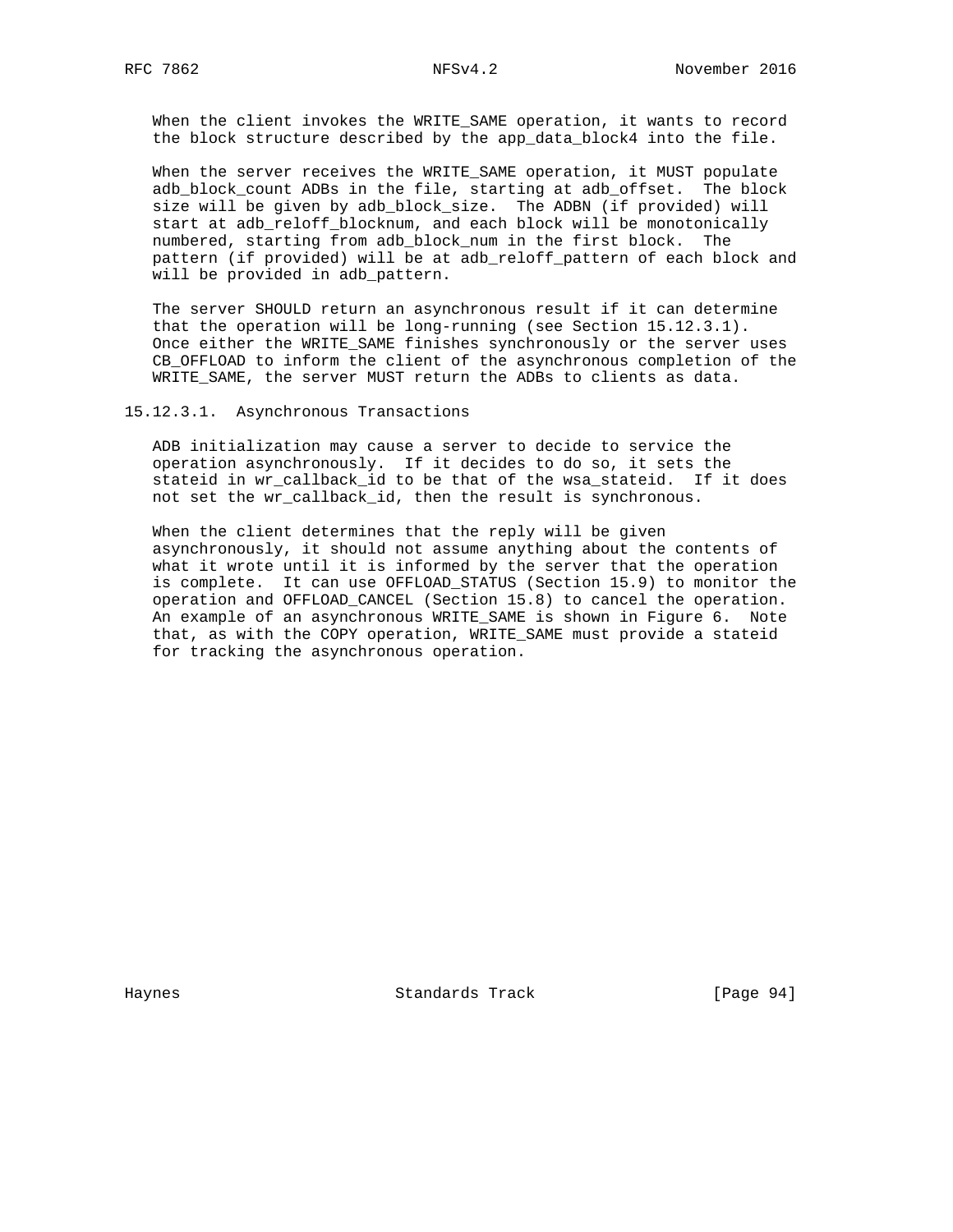When the client invokes the WRITE_SAME operation, it wants to record the block structure described by the app_data_block4 into the file.

When the server receives the WRITE_SAME operation, it MUST populate adb_block_count ADBs in the file, starting at adb_offset. The block size will be given by adb_block_size. The ADBN (if provided) will start at adb_reloff_blocknum, and each block will be monotonically numbered, starting from adb_block_num in the first block. The pattern (if provided) will be at adb_reloff_pattern of each block and will be provided in adb_pattern.

The server SHOULD return an asynchronous result if it can determine that the operation will be long-running (see Section 15.12.3.1). Once either the WRITE_SAME finishes synchronously or the server uses CB_OFFLOAD to inform the client of the asynchronous completion of the WRITE_SAME, the server MUST return the ADBs to clients as data.

#### 15.12.3.1. Asynchronous Transactions

ADB initialization may cause a server to decide to service the operation asynchronously. If it decides to do so, it sets the stateid in wr_callback_id to be that of the wsa_stateid. If it does not set the wr_callback_id, then the result is synchronous.

When the client determines that the reply will be given asynchronously, it should not assume anything about the contents of what it wrote until it is informed by the server that the operation is complete. It can use OFFLOAD_STATUS (Section 15.9) to monitor the operation and OFFLOAD_CANCEL (Section 15.8) to cancel the operation. An example of an asynchronous WRITE_SAME is shown in Figure 6. Note that, as with the COPY operation, WRITE_SAME must provide a stateid for tracking the asynchronous operation.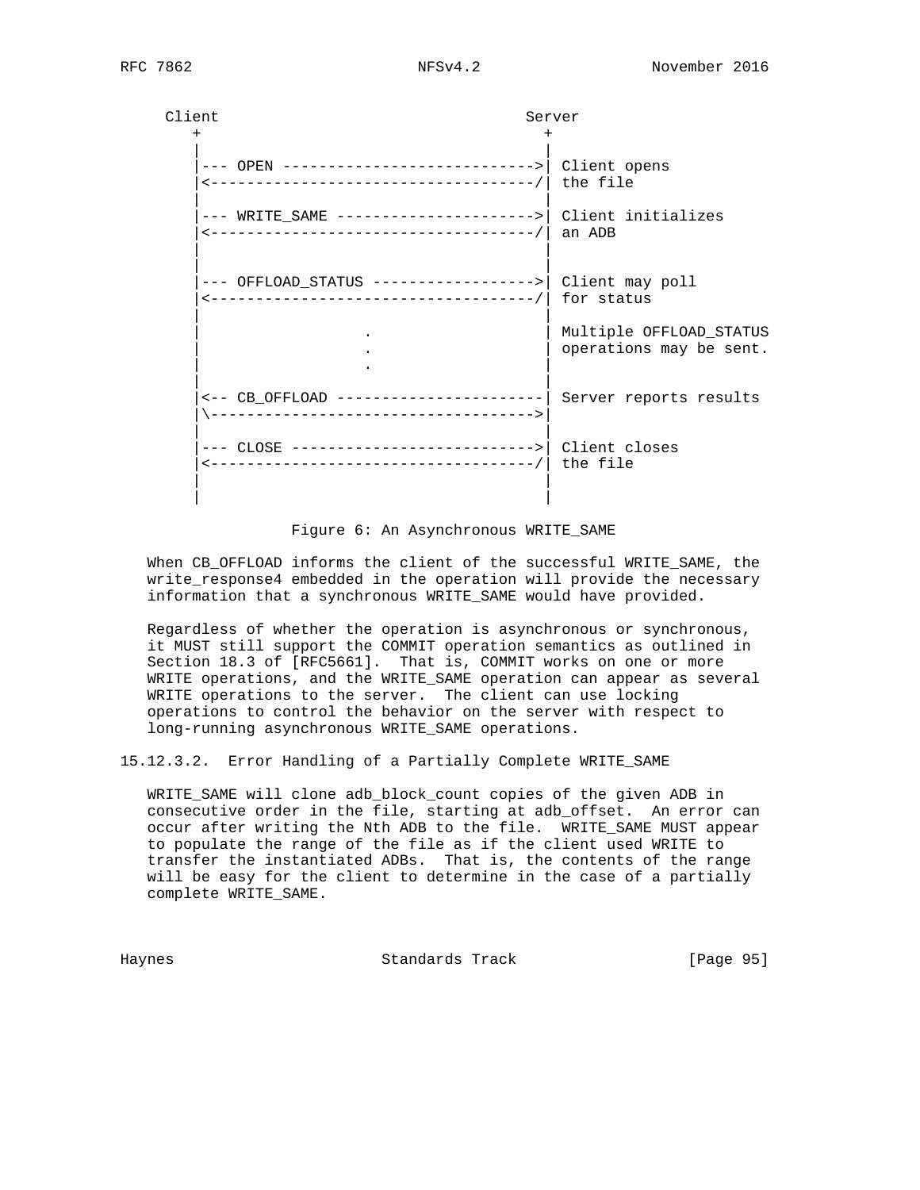```
     Client                                Server
        +                                     +
        |                                     |
        |--- OPEN ---------------------------->| Client opens
        |<------------------------------------/| the file
        |                                     |
        |--- WRITE_SAME ---------------------->| Client initializes
        |<------------------------------------/| an ADB
        |                                     |
        |                                     |
        |--- OFFLOAD_STATUS ------------------>| Client may poll
        |<------------------------------------/| for status
        |                                     |
        |                  .                  | Multiple OFFLOAD_STATUS
        |                  .                  | operations may be sent.
        |                  .                  |
        |                                     |
        |<-- CB_OFFLOAD -----------------------| Server reports results
        |\------------------------------------>|
        |                                     |
        |--- CLOSE --------------------------->| Client closes
        |<------------------------------------/| the file
        |                                     |
        |                                     |
```

Figure 6: An Asynchronous WRITE_SAME

When CB_OFFLOAD informs the client of the successful WRITE_SAME, the write_response4 embedded in the operation will provide the necessary information that a synchronous WRITE_SAME would have provided.

Regardless of whether the operation is asynchronous or synchronous, it MUST still support the COMMIT operation semantics as outlined in Section 18.3 of [RFC5661]. That is, COMMIT works on one or more WRITE operations, and the WRITE_SAME operation can appear as several WRITE operations to the server. The client can use locking operations to control the behavior on the server with respect to long-running asynchronous WRITE_SAME operations.

#### 15.12.3.2. Error Handling of a Partially Complete WRITE_SAME

WRITE_SAME will clone adb_block_count copies of the given ADB in consecutive order in the file, starting at adb_offset. An error can occur after writing the Nth ADB to the file. WRITE_SAME MUST appear to populate the range of the file as if the client used WRITE to transfer the instantiated ADBs. That is, the contents of the range will be easy for the client to determine in the case of a partially complete WRITE_SAME.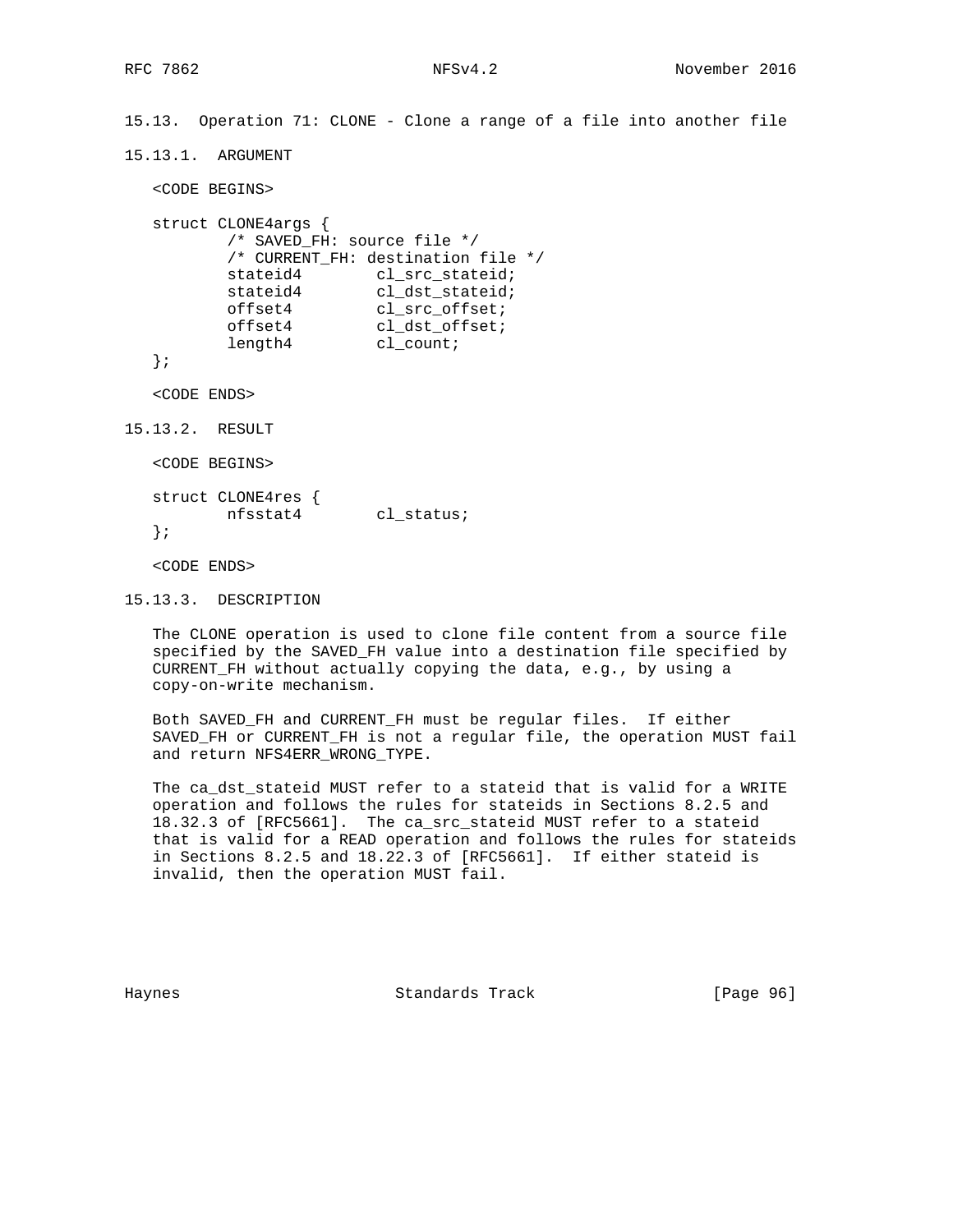### 15.13. Operation 71: CLONE - Clone a range of a file into another file

#### 15.13.1. ARGUMENT

```
<CODE BEGINS>

struct CLONE4args {
        /* SAVED_FH: source file */
        /* CURRENT_FH: destination file */
        stateid4        cl_src_stateid;
        stateid4        cl_dst_stateid;
        offset4         cl_src_offset;
        offset4         cl_dst_offset;
        length4         cl_count;
};

<CODE ENDS>
```

#### 15.13.2. RESULT

```
<CODE BEGINS>

struct CLONE4res {
        nfsstat4        cl_status;
};

<CODE ENDS>
```

#### 15.13.3. DESCRIPTION

The CLONE operation is used to clone file content from a source file specified by the SAVED_FH value into a destination file specified by CURRENT_FH without actually copying the data, e.g., by using a copy-on-write mechanism.

Both SAVED_FH and CURRENT_FH must be regular files. If either SAVED_FH or CURRENT_FH is not a regular file, the operation MUST fail and return NFS4ERR_WRONG_TYPE.

The ca_dst_stateid MUST refer to a stateid that is valid for a WRITE operation and follows the rules for stateids in Sections 8.2.5 and 18.32.3 of [RFC5661]. The ca_src_stateid MUST refer to a stateid that is valid for a READ operation and follows the rules for stateids in Sections 8.2.5 and 18.22.3 of [RFC5661]. If either stateid is invalid, then the operation MUST fail.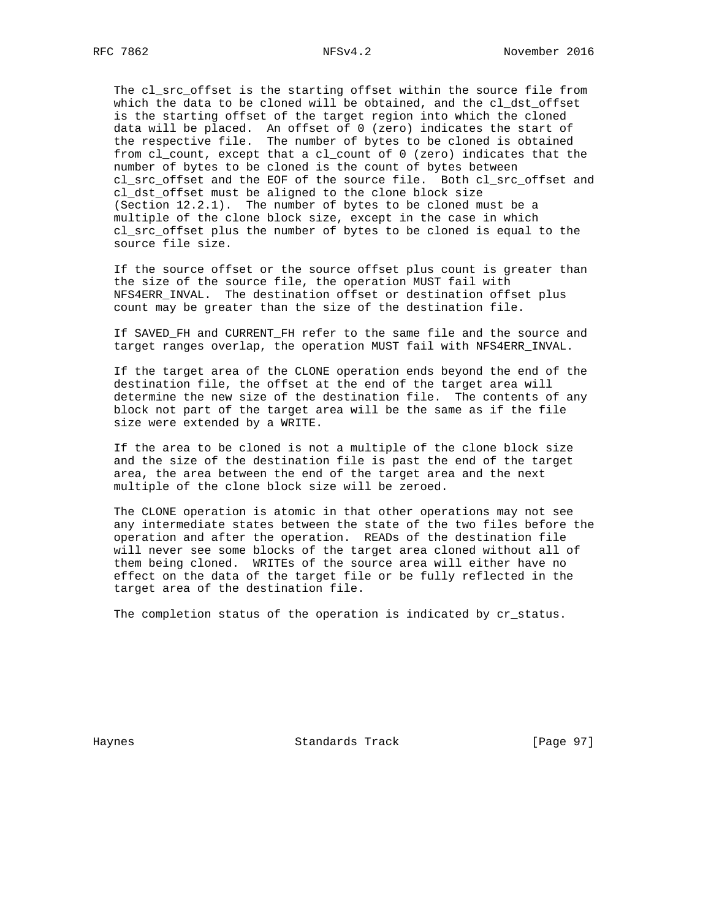The cl_src_offset is the starting offset within the source file from which the data to be cloned will be obtained, and the cl_dst_offset is the starting offset of the target region into which the cloned data will be placed. An offset of 0 (zero) indicates the start of the respective file. The number of bytes to be cloned is obtained from cl_count, except that a cl_count of 0 (zero) indicates that the number of bytes to be cloned is the count of bytes between cl_src_offset and the EOF of the source file. Both cl_src_offset and cl_dst_offset must be aligned to the clone block size (Section 12.2.1). The number of bytes to be cloned must be a multiple of the clone block size, except in the case in which cl_src_offset plus the number of bytes to be cloned is equal to the source file size.

If the source offset or the source offset plus count is greater than the size of the source file, the operation MUST fail with NFS4ERR_INVAL. The destination offset or destination offset plus count may be greater than the size of the destination file.

If SAVED_FH and CURRENT_FH refer to the same file and the source and target ranges overlap, the operation MUST fail with NFS4ERR_INVAL.

If the target area of the CLONE operation ends beyond the end of the destination file, the offset at the end of the target area will determine the new size of the destination file. The contents of any block not part of the target area will be the same as if the file size were extended by a WRITE.

If the area to be cloned is not a multiple of the clone block size and the size of the destination file is past the end of the target area, the area between the end of the target area and the next multiple of the clone block size will be zeroed.

The CLONE operation is atomic in that other operations may not see any intermediate states between the state of the two files before the operation and after the operation. READs of the destination file will never see some blocks of the target area cloned without all of them being cloned. WRITEs of the source area will either have no effect on the data of the target file or be fully reflected in the target area of the destination file.

The completion status of the operation is indicated by cr_status.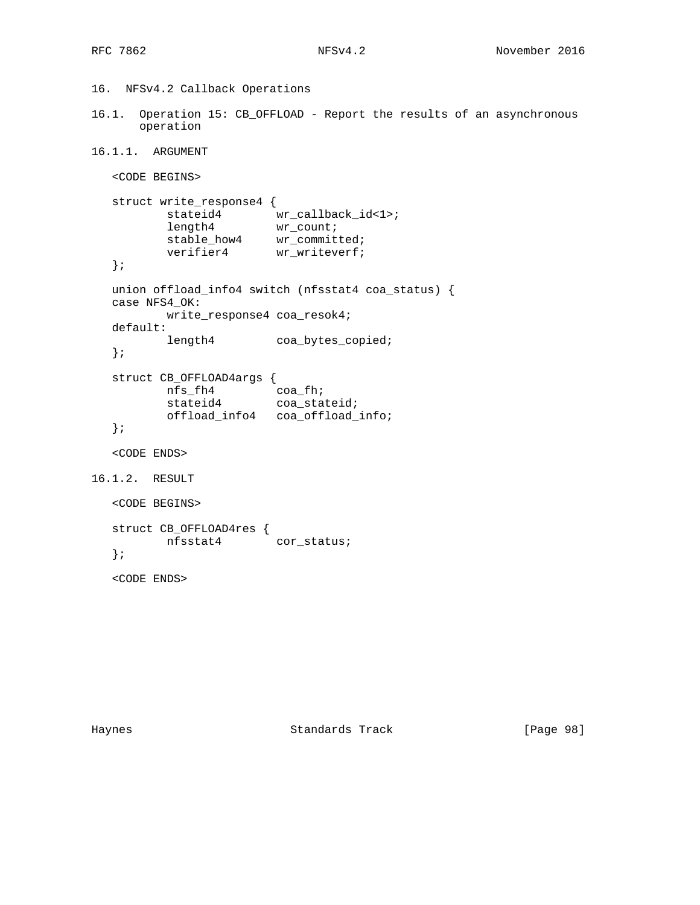# 16. NFSv4.2 Callback Operations

## 16.1. Operation 15: CB_OFFLOAD - Report the results of an asynchronous operation

### 16.1.1. ARGUMENT

```
<CODE BEGINS>

struct write_response4 {
        stateid4        wr_callback_id<1>;
        length4         wr_count;
        stable_how4     wr_committed;
        verifier4       wr_writeverf;
};

union offload_info4 switch (nfsstat4 coa_status) {
case NFS4_OK:
        write_response4 coa_resok4;
default:
        length4         coa_bytes_copied;
};

struct CB_OFFLOAD4args {
        nfs_fh4         coa_fh;
        stateid4        coa_stateid;
        offload_info4   coa_offload_info;
};

<CODE ENDS>
```

### 16.1.2. RESULT

```
<CODE BEGINS>

struct CB_OFFLOAD4res {
        nfsstat4        cor_status;
};

<CODE ENDS>
```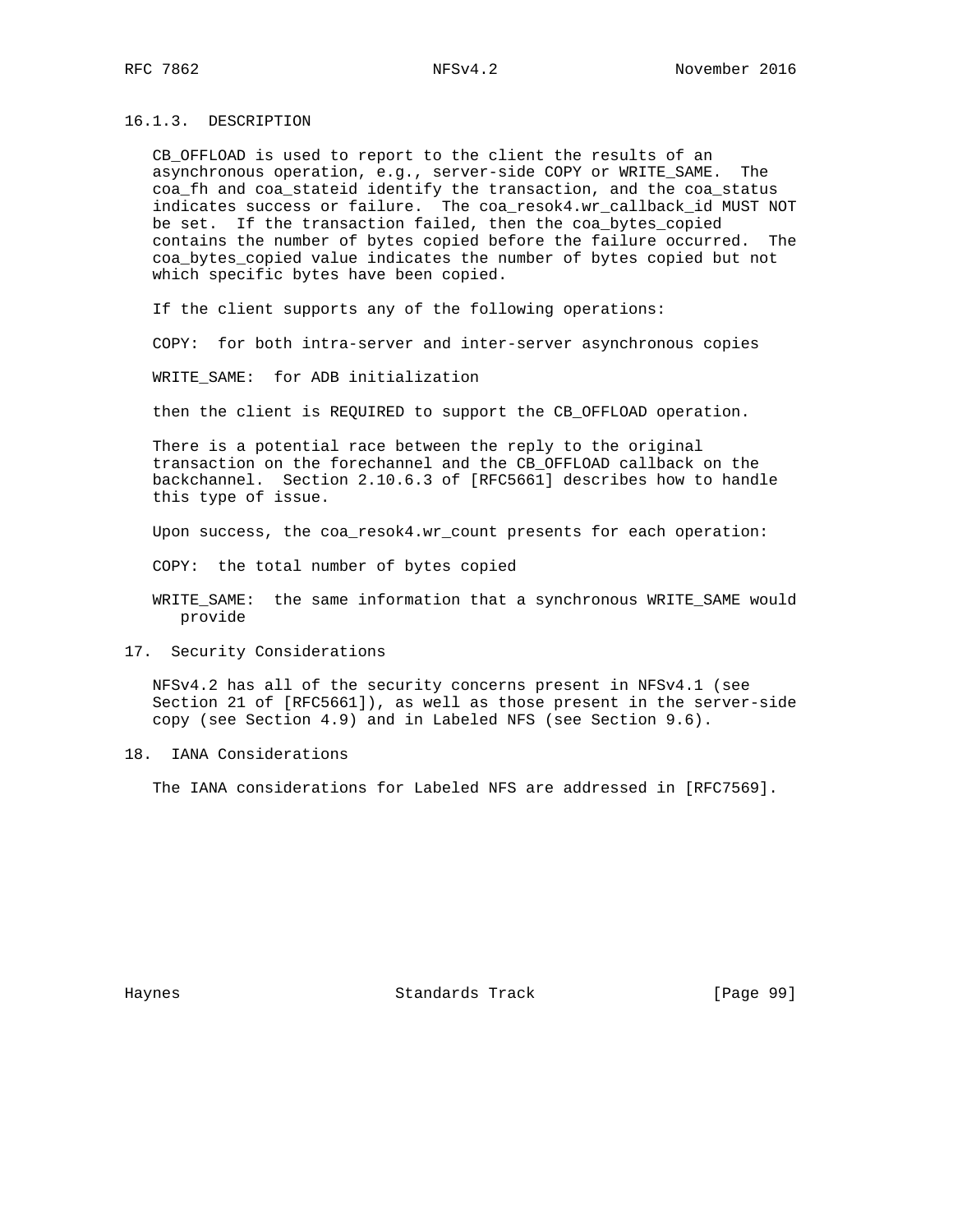### 16.1.3. DESCRIPTION

CB_OFFLOAD is used to report to the client the results of an asynchronous operation, e.g., server-side COPY or WRITE_SAME. The coa_fh and coa_stateid identify the transaction, and the coa_status indicates success or failure. The coa_resok4.wr_callback_id MUST NOT be set. If the transaction failed, then the coa_bytes_copied contains the number of bytes copied before the failure occurred. The coa_bytes_copied value indicates the number of bytes copied but not which specific bytes have been copied.

If the client supports any of the following operations:

COPY: for both intra-server and inter-server asynchronous copies

WRITE_SAME: for ADB initialization

then the client is REQUIRED to support the CB_OFFLOAD operation.

There is a potential race between the reply to the original transaction on the forechannel and the CB_OFFLOAD callback on the backchannel. Section 2.10.6.3 of [RFC5661] describes how to handle this type of issue.

Upon success, the coa_resok4.wr_count presents for each operation:

COPY: the total number of bytes copied

WRITE_SAME: the same information that a synchronous WRITE_SAME would provide

## 17. Security Considerations

NFSv4.2 has all of the security concerns present in NFSv4.1 (see Section 21 of [RFC5661]), as well as those present in the server-side copy (see Section 4.9) and in Labeled NFS (see Section 9.6).

## 18. IANA Considerations

The IANA considerations for Labeled NFS are addressed in [RFC7569].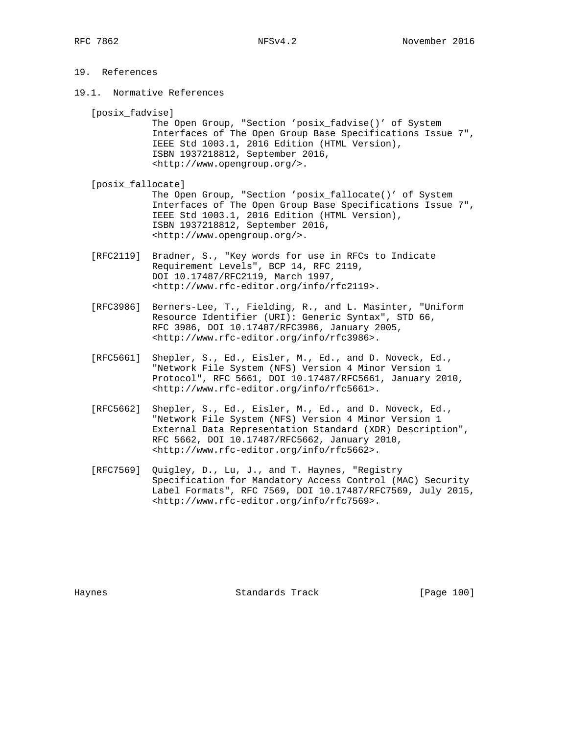# 19. References

## 19.1. Normative References

[posix_fadvise]
The Open Group, "Section 'posix_fadvise()' of System Interfaces of The Open Group Base Specifications Issue 7", IEEE Std 1003.1, 2016 Edition (HTML Version), ISBN 1937218812, September 2016, <http://www.opengroup.org/>.

[posix_fallocate]
The Open Group, "Section 'posix_fallocate()' of System Interfaces of The Open Group Base Specifications Issue 7", IEEE Std 1003.1, 2016 Edition (HTML Version), ISBN 1937218812, September 2016, <http://www.opengroup.org/>.

[RFC2119] Bradner, S., "Key words for use in RFCs to Indicate Requirement Levels", BCP 14, RFC 2119, DOI 10.17487/RFC2119, March 1997, <http://www.rfc-editor.org/info/rfc2119>.

[RFC3986] Berners-Lee, T., Fielding, R., and L. Masinter, "Uniform Resource Identifier (URI): Generic Syntax", STD 66, RFC 3986, DOI 10.17487/RFC3986, January 2005, <http://www.rfc-editor.org/info/rfc3986>.

[RFC5661] Shepler, S., Ed., Eisler, M., Ed., and D. Noveck, Ed., "Network File System (NFS) Version 4 Minor Version 1 Protocol", RFC 5661, DOI 10.17487/RFC5661, January 2010, <http://www.rfc-editor.org/info/rfc5661>.

[RFC5662] Shepler, S., Ed., Eisler, M., Ed., and D. Noveck, Ed., "Network File System (NFS) Version 4 Minor Version 1 External Data Representation Standard (XDR) Description", RFC 5662, DOI 10.17487/RFC5662, January 2010, <http://www.rfc-editor.org/info/rfc5662>.

[RFC7569] Quigley, D., Lu, J., and T. Haynes, "Registry Specification for Mandatory Access Control (MAC) Security Label Formats", RFC 7569, DOI 10.17487/RFC7569, July 2015, <http://www.rfc-editor.org/info/rfc7569>.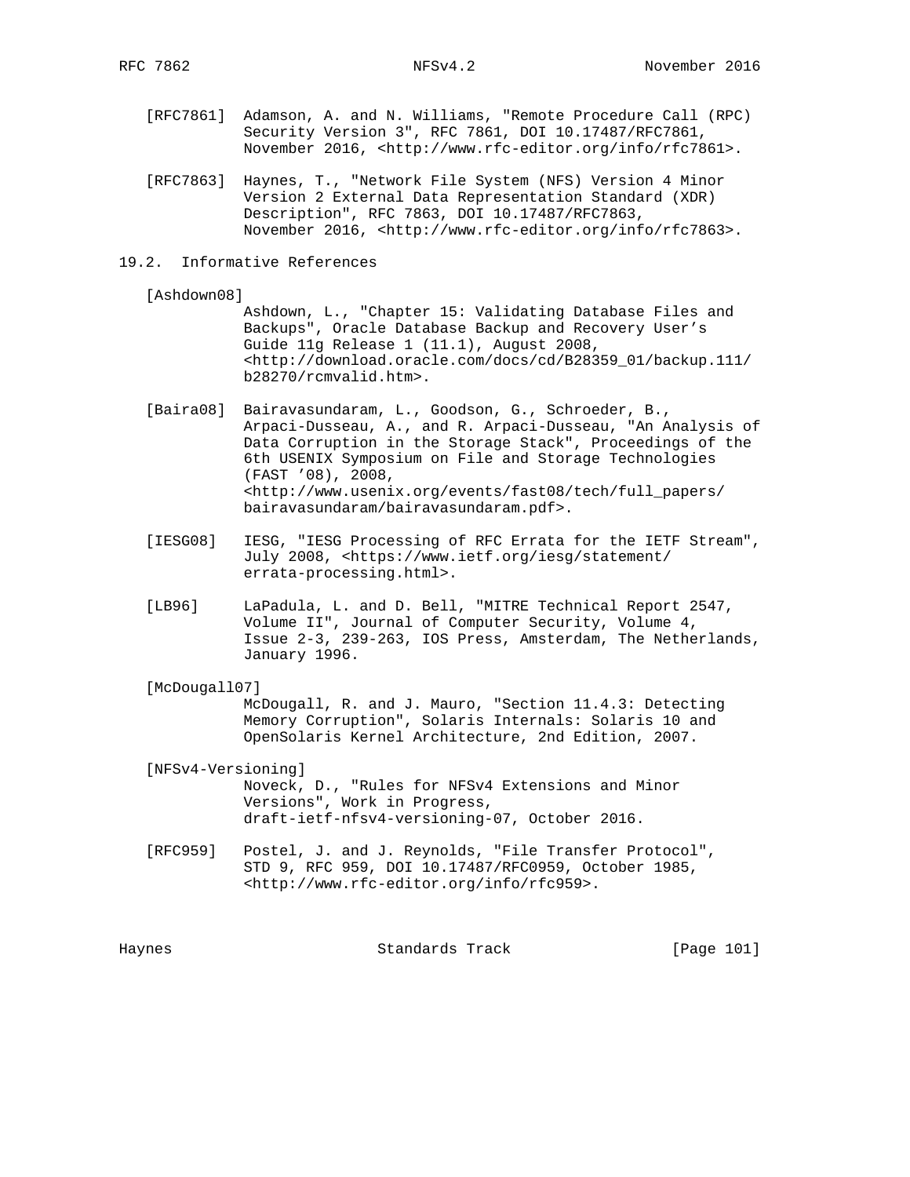[RFC7861] Adamson, A. and N. Williams, "Remote Procedure Call (RPC) Security Version 3", RFC 7861, DOI 10.17487/RFC7861, November 2016, <http://www.rfc-editor.org/info/rfc7861>.

[RFC7863] Haynes, T., "Network File System (NFS) Version 4 Minor Version 2 External Data Representation Standard (XDR) Description", RFC 7863, DOI 10.17487/RFC7863, November 2016, <http://www.rfc-editor.org/info/rfc7863>.

## 19.2. Informative References

[Ashdown08] Ashdown, L., "Chapter 15: Validating Database Files and Backups", Oracle Database Backup and Recovery User's Guide 11g Release 1 (11.1), August 2008, <http://download.oracle.com/docs/cd/B28359_01/backup.111/b28270/rcmvalid.htm>.

[Baira08] Bairavasundaram, L., Goodson, G., Schroeder, B., Arpaci-Dusseau, A., and R. Arpaci-Dusseau, "An Analysis of Data Corruption in the Storage Stack", Proceedings of the 6th USENIX Symposium on File and Storage Technologies (FAST '08), 2008, <http://www.usenix.org/events/fast08/tech/full_papers/bairavasundaram/bairavasundaram.pdf>.

[IESG08] IESG, "IESG Processing of RFC Errata for the IETF Stream", July 2008, <https://www.ietf.org/iesg/statement/errata-processing.html>.

[LB96] LaPadula, L. and D. Bell, "MITRE Technical Report 2547, Volume II", Journal of Computer Security, Volume 4, Issue 2-3, 239-263, IOS Press, Amsterdam, The Netherlands, January 1996.

[McDougall07] McDougall, R. and J. Mauro, "Section 11.4.3: Detecting Memory Corruption", Solaris Internals: Solaris 10 and OpenSolaris Kernel Architecture, 2nd Edition, 2007.

[NFSv4-Versioning] Noveck, D., "Rules for NFSv4 Extensions and Minor Versions", Work in Progress, draft-ietf-nfsv4-versioning-07, October 2016.

[RFC959] Postel, J. and J. Reynolds, "File Transfer Protocol", STD 9, RFC 959, DOI 10.17487/RFC0959, October 1985, <http://www.rfc-editor.org/info/rfc959>.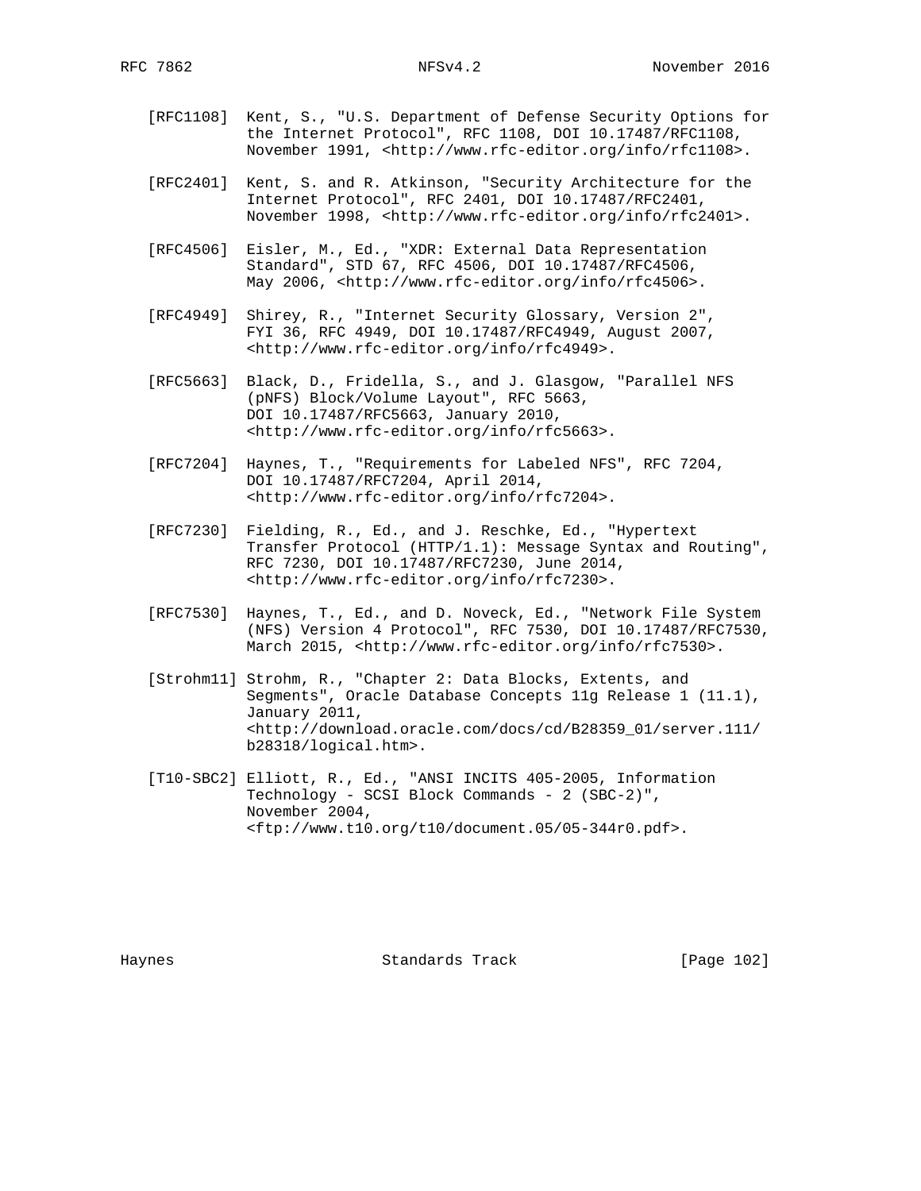[RFC1108] Kent, S., "U.S. Department of Defense Security Options for the Internet Protocol", RFC 1108, DOI 10.17487/RFC1108, November 1991, <http://www.rfc-editor.org/info/rfc1108>.

[RFC2401] Kent, S. and R. Atkinson, "Security Architecture for the Internet Protocol", RFC 2401, DOI 10.17487/RFC2401, November 1998, <http://www.rfc-editor.org/info/rfc2401>.

[RFC4506] Eisler, M., Ed., "XDR: External Data Representation Standard", STD 67, RFC 4506, DOI 10.17487/RFC4506, May 2006, <http://www.rfc-editor.org/info/rfc4506>.

[RFC4949] Shirey, R., "Internet Security Glossary, Version 2", FYI 36, RFC 4949, DOI 10.17487/RFC4949, August 2007, <http://www.rfc-editor.org/info/rfc4949>.

[RFC5663] Black, D., Fridella, S., and J. Glasgow, "Parallel NFS (pNFS) Block/Volume Layout", RFC 5663, DOI 10.17487/RFC5663, January 2010, <http://www.rfc-editor.org/info/rfc5663>.

[RFC7204] Haynes, T., "Requirements for Labeled NFS", RFC 7204, DOI 10.17487/RFC7204, April 2014, <http://www.rfc-editor.org/info/rfc7204>.

[RFC7230] Fielding, R., Ed., and J. Reschke, Ed., "Hypertext Transfer Protocol (HTTP/1.1): Message Syntax and Routing", RFC 7230, DOI 10.17487/RFC7230, June 2014, <http://www.rfc-editor.org/info/rfc7230>.

[RFC7530] Haynes, T., Ed., and D. Noveck, Ed., "Network File System (NFS) Version 4 Protocol", RFC 7530, DOI 10.17487/RFC7530, March 2015, <http://www.rfc-editor.org/info/rfc7530>.

[Strohm11] Strohm, R., "Chapter 2: Data Blocks, Extents, and Segments", Oracle Database Concepts 11g Release 1 (11.1), January 2011, <http://download.oracle.com/docs/cd/B28359_01/server.111/b28318/logical.htm>.

[T10-SBC2] Elliott, R., Ed., "ANSI INCITS 405-2005, Information Technology - SCSI Block Commands - 2 (SBC-2)", November 2004, <ftp://www.t10.org/t10/document.05/05-344r0.pdf>.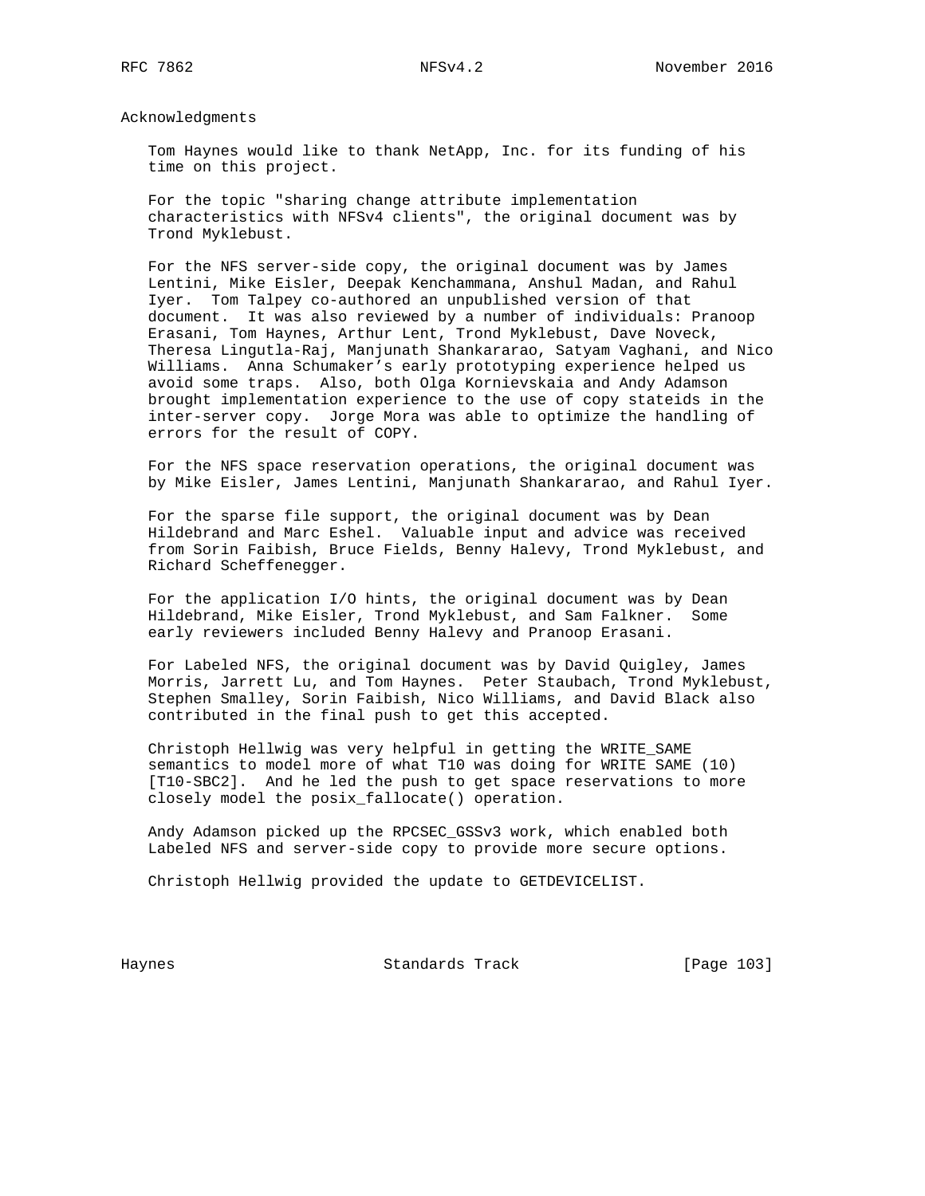## Acknowledgments

Tom Haynes would like to thank NetApp, Inc. for its funding of his time on this project.

For the topic "sharing change attribute implementation characteristics with NFSv4 clients", the original document was by Trond Myklebust.

For the NFS server-side copy, the original document was by James Lentini, Mike Eisler, Deepak Kenchammana, Anshul Madan, and Rahul Iyer. Tom Talpey co-authored an unpublished version of that document. It was also reviewed by a number of individuals: Pranoop Erasani, Tom Haynes, Arthur Lent, Trond Myklebust, Dave Noveck, Theresa Lingutla-Raj, Manjunath Shankararao, Satyam Vaghani, and Nico Williams. Anna Schumaker's early prototyping experience helped us avoid some traps. Also, both Olga Kornievskaia and Andy Adamson brought implementation experience to the use of copy stateids in the inter-server copy. Jorge Mora was able to optimize the handling of errors for the result of COPY.

For the NFS space reservation operations, the original document was by Mike Eisler, James Lentini, Manjunath Shankararao, and Rahul Iyer.

For the sparse file support, the original document was by Dean Hildebrand and Marc Eshel. Valuable input and advice was received from Sorin Faibish, Bruce Fields, Benny Halevy, Trond Myklebust, and Richard Scheffenegger.

For the application I/O hints, the original document was by Dean Hildebrand, Mike Eisler, Trond Myklebust, and Sam Falkner. Some early reviewers included Benny Halevy and Pranoop Erasani.

For Labeled NFS, the original document was by David Quigley, James Morris, Jarrett Lu, and Tom Haynes. Peter Staubach, Trond Myklebust, Stephen Smalley, Sorin Faibish, Nico Williams, and David Black also contributed in the final push to get this accepted.

Christoph Hellwig was very helpful in getting the WRITE_SAME semantics to model more of what T10 was doing for WRITE SAME (10) [T10-SBC2]. And he led the push to get space reservations to more closely model the posix_fallocate() operation.

Andy Adamson picked up the RPCSEC_GSSv3 work, which enabled both Labeled NFS and server-side copy to provide more secure options.

Christoph Hellwig provided the update to GETDEVICELIST.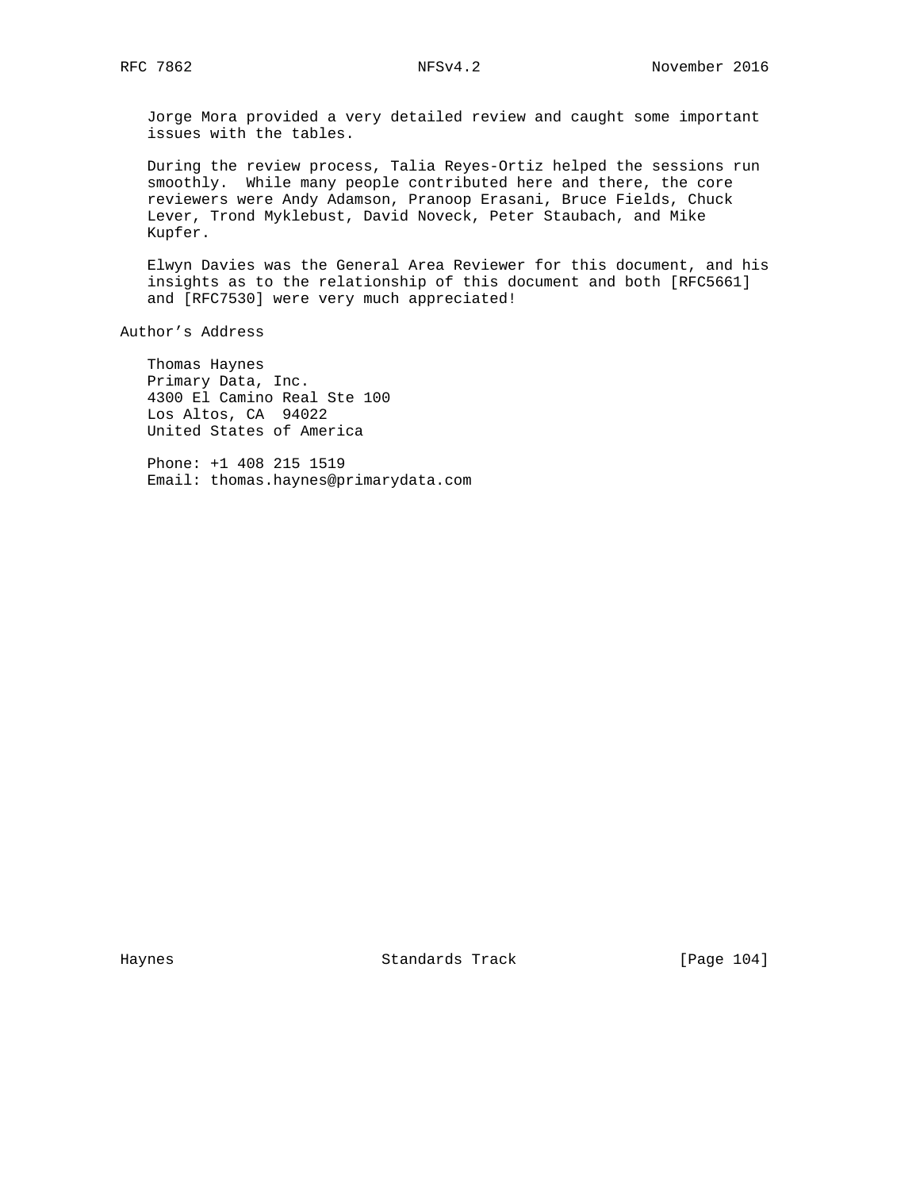Jorge Mora provided a very detailed review and caught some important issues with the tables.

During the review process, Talia Reyes-Ortiz helped the sessions run smoothly. While many people contributed here and there, the core reviewers were Andy Adamson, Pranoop Erasani, Bruce Fields, Chuck Lever, Trond Myklebust, David Noveck, Peter Staubach, and Mike Kupfer.

Elwyn Davies was the General Area Reviewer for this document, and his insights as to the relationship of this document and both [RFC5661] and [RFC7530] were very much appreciated!

# Author's Address

Thomas Haynes
Primary Data, Inc.
4300 El Camino Real Ste 100
Los Altos, CA 94022
United States of America

Phone: +1 408 215 1519
Email: thomas.haynes@primarydata.com